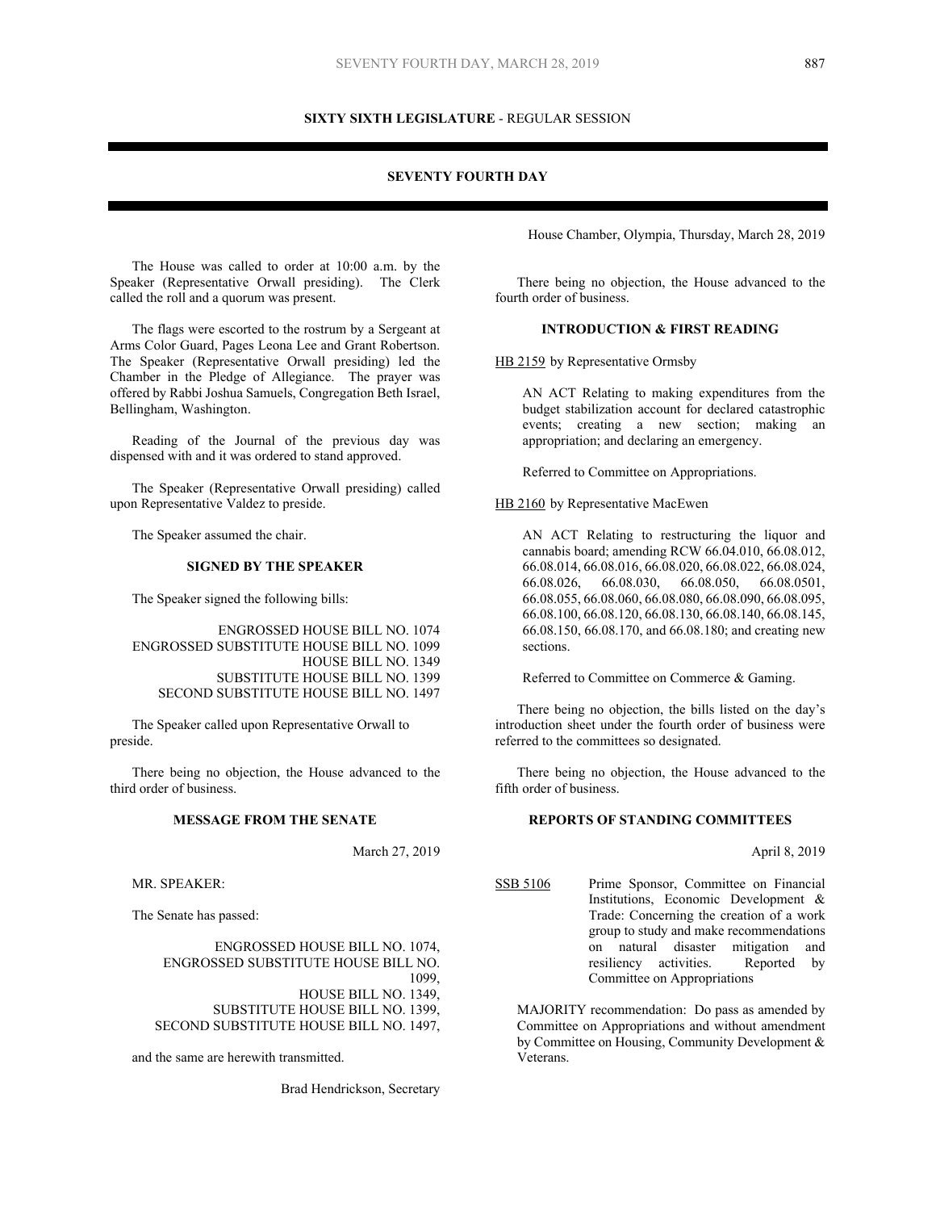## SIXTY SIXTH LEGISLATURE - REGULAR SESSION

## SEVENTY FOURTH DAY

House Chamber, Olympia, Thursday, March 28, 2019

The House was called to order at 10:00 a.m. by the Speaker (Representative Orwall presiding). The Clerk called the roll and a quorum was present.

The flags were escorted to the rostrum by a Sergeant at Arms Color Guard, Pages Leona Lee and Grant Robertson. The Speaker (Representative Orwall presiding) led the Chamber in the Pledge of Allegiance. The prayer was offered by Rabbi Joshua Samuels, Congregation Beth Israel, Bellingham, Washington.

Reading of the Journal of the previous day was dispensed with and it was ordered to stand approved.

The Speaker (Representative Orwall presiding) called upon Representative Valdez to preside.

The Speaker assumed the chair.

### SIGNED BY THE SPEAKER

The Speaker signed the following bills:

ENGROSSED HOUSE BILL NO. 1074
ENGROSSED SUBSTITUTE HOUSE BILL NO. 1099
HOUSE BILL NO. 1349
SUBSTITUTE HOUSE BILL NO. 1399
SECOND SUBSTITUTE HOUSE BILL NO. 1497

The Speaker called upon Representative Orwall to preside.

There being no objection, the House advanced to the third order of business.

### MESSAGE FROM THE SENATE

March 27, 2019

MR. SPEAKER:

The Senate has passed:

ENGROSSED HOUSE BILL NO. 1074,
ENGROSSED SUBSTITUTE HOUSE BILL NO. 1099,
HOUSE BILL NO. 1349,
SUBSTITUTE HOUSE BILL NO. 1399,
SECOND SUBSTITUTE HOUSE BILL NO. 1497,

and the same are herewith transmitted.

Brad Hendrickson, Secretary

There being no objection, the House advanced to the fourth order of business.

### INTRODUCTION & FIRST READING

HB 2159 by Representative Ormsby

> AN ACT Relating to making expenditures from the budget stabilization account for declared catastrophic events; creating a new section; making an appropriation; and declaring an emergency.
>
> Referred to Committee on Appropriations.

HB 2160 by Representative MacEwen

> AN ACT Relating to restructuring the liquor and cannabis board; amending RCW 66.04.010, 66.08.012, 66.08.014, 66.08.016, 66.08.020, 66.08.022, 66.08.024, 66.08.026, 66.08.030, 66.08.050, 66.08.0501, 66.08.055, 66.08.060, 66.08.080, 66.08.090, 66.08.095, 66.08.100, 66.08.120, 66.08.130, 66.08.140, 66.08.145, 66.08.150, 66.08.170, and 66.08.180; and creating new sections.
>
> Referred to Committee on Commerce & Gaming.

There being no objection, the bills listed on the day's introduction sheet under the fourth order of business were referred to the committees so designated.

There being no objection, the House advanced to the fifth order of business.

### REPORTS OF STANDING COMMITTEES

April 8, 2019

SSB 5106 Prime Sponsor, Committee on Financial Institutions, Economic Development & Trade: Concerning the creation of a work group to study and make recommendations on natural disaster mitigation and resiliency activities. Reported by Committee on Appropriations

MAJORITY recommendation: Do pass as amended by Committee on Appropriations and without amendment by Committee on Housing, Community Development & Veterans.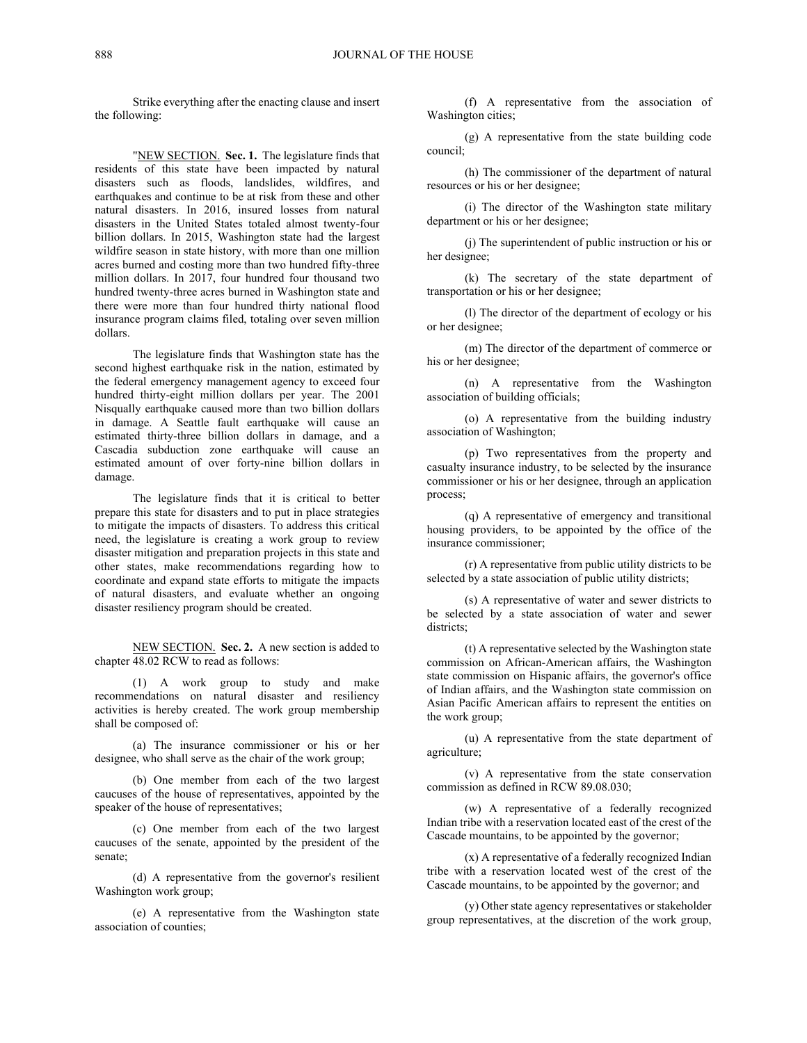Strike everything after the enacting clause and insert the following:

"NEW SECTION. **Sec. 1.** The legislature finds that residents of this state have been impacted by natural disasters such as floods, landslides, wildfires, and earthquakes and continue to be at risk from these and other natural disasters. In 2016, insured losses from natural disasters in the United States totaled almost twenty-four billion dollars. In 2015, Washington state had the largest wildfire season in state history, with more than one million acres burned and costing more than two hundred fifty-three million dollars. In 2017, four hundred four thousand two hundred twenty-three acres burned in Washington state and there were more than four hundred thirty national flood insurance program claims filed, totaling over seven million dollars.

The legislature finds that Washington state has the second highest earthquake risk in the nation, estimated by the federal emergency management agency to exceed four hundred thirty-eight million dollars per year. The 2001 Nisqually earthquake caused more than two billion dollars in damage. A Seattle fault earthquake will cause an estimated thirty-three billion dollars in damage, and a Cascadia subduction zone earthquake will cause an estimated amount of over forty-nine billion dollars in damage.

The legislature finds that it is critical to better prepare this state for disasters and to put in place strategies to mitigate the impacts of disasters. To address this critical need, the legislature is creating a work group to review disaster mitigation and preparation projects in this state and other states, make recommendations regarding how to coordinate and expand state efforts to mitigate the impacts of natural disasters, and evaluate whether an ongoing disaster resiliency program should be created.

NEW SECTION. **Sec. 2.** A new section is added to chapter 48.02 RCW to read as follows:

(1) A work group to study and make recommendations on natural disaster and resiliency activities is hereby created. The work group membership shall be composed of:

(a) The insurance commissioner or his or her designee, who shall serve as the chair of the work group;

(b) One member from each of the two largest caucuses of the house of representatives, appointed by the speaker of the house of representatives;

(c) One member from each of the two largest caucuses of the senate, appointed by the president of the senate;

(d) A representative from the governor's resilient Washington work group;

(e) A representative from the Washington state association of counties;

(f) A representative from the association of Washington cities;

(g) A representative from the state building code council;

(h) The commissioner of the department of natural resources or his or her designee;

(i) The director of the Washington state military department or his or her designee;

(j) The superintendent of public instruction or his or her designee;

(k) The secretary of the state department of transportation or his or her designee;

(l) The director of the department of ecology or his or her designee;

(m) The director of the department of commerce or his or her designee;

(n) A representative from the Washington association of building officials;

(o) A representative from the building industry association of Washington;

(p) Two representatives from the property and casualty insurance industry, to be selected by the insurance commissioner or his or her designee, through an application process;

(q) A representative of emergency and transitional housing providers, to be appointed by the office of the insurance commissioner;

(r) A representative from public utility districts to be selected by a state association of public utility districts;

(s) A representative of water and sewer districts to be selected by a state association of water and sewer districts;

(t) A representative selected by the Washington state commission on African-American affairs, the Washington state commission on Hispanic affairs, the governor's office of Indian affairs, and the Washington state commission on Asian Pacific American affairs to represent the entities on the work group;

(u) A representative from the state department of agriculture;

(v) A representative from the state conservation commission as defined in RCW 89.08.030;

(w) A representative of a federally recognized Indian tribe with a reservation located east of the crest of the Cascade mountains, to be appointed by the governor;

(x) A representative of a federally recognized Indian tribe with a reservation located west of the crest of the Cascade mountains, to be appointed by the governor; and

(y) Other state agency representatives or stakeholder group representatives, at the discretion of the work group,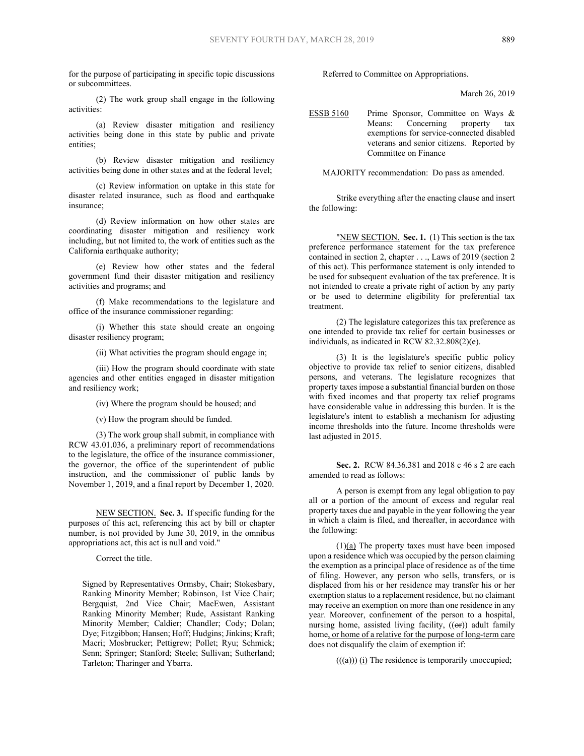for the purpose of participating in specific topic discussions or subcommittees.

(2) The work group shall engage in the following activities:

(a) Review disaster mitigation and resiliency activities being done in this state by public and private entities;

(b) Review disaster mitigation and resiliency activities being done in other states and at the federal level;

(c) Review information on uptake in this state for disaster related insurance, such as flood and earthquake insurance;

(d) Review information on how other states are coordinating disaster mitigation and resiliency work including, but not limited to, the work of entities such as the California earthquake authority;

(e) Review how other states and the federal government fund their disaster mitigation and resiliency activities and programs; and

(f) Make recommendations to the legislature and office of the insurance commissioner regarding:

(i) Whether this state should create an ongoing disaster resiliency program;

(ii) What activities the program should engage in;

(iii) How the program should coordinate with state agencies and other entities engaged in disaster mitigation and resiliency work;

(iv) Where the program should be housed; and

(v) How the program should be funded.

(3) The work group shall submit, in compliance with RCW 43.01.036, a preliminary report of recommendations to the legislature, the office of the insurance commissioner, the governor, the office of the superintendent of public instruction, and the commissioner of public lands by November 1, 2019, and a final report by December 1, 2020.

NEW SECTION. **Sec. 3.** If specific funding for the purposes of this act, referencing this act by bill or chapter number, is not provided by June 30, 2019, in the omnibus appropriations act, this act is null and void."

Correct the title.

Signed by Representatives Ormsby, Chair; Stokesbary, Ranking Minority Member; Robinson, 1st Vice Chair; Bergquist, 2nd Vice Chair; MacEwen, Assistant Ranking Minority Member; Rude, Assistant Ranking Minority Member; Caldier; Chandler; Cody; Dolan; Dye; Fitzgibbon; Hansen; Hoff; Hudgins; Jinkins; Kraft; Macri; Mosbrucker; Pettigrew; Pollet; Ryu; Schmick; Senn; Springer; Stanford; Steele; Sullivan; Sutherland; Tarleton; Tharinger and Ybarra.

Referred to Committee on Appropriations.

March 26, 2019

ESSB 5160 Prime Sponsor, Committee on Ways & Means: Concerning property tax exemptions for service-connected disabled veterans and senior citizens. Reported by Committee on Finance

MAJORITY recommendation: Do pass as amended.

Strike everything after the enacting clause and insert the following:

"NEW SECTION. **Sec. 1.** (1) This section is the tax preference performance statement for the tax preference contained in section 2, chapter . . ., Laws of 2019 (section 2 of this act). This performance statement is only intended to be used for subsequent evaluation of the tax preference. It is not intended to create a private right of action by any party or be used to determine eligibility for preferential tax treatment.

(2) The legislature categorizes this tax preference as one intended to provide tax relief for certain businesses or individuals, as indicated in RCW 82.32.808(2)(e).

(3) It is the legislature's specific public policy objective to provide tax relief to senior citizens, disabled persons, and veterans. The legislature recognizes that property taxes impose a substantial financial burden on those with fixed incomes and that property tax relief programs have considerable value in addressing this burden. It is the legislature's intent to establish a mechanism for adjusting income thresholds into the future. Income thresholds were last adjusted in 2015.

**Sec. 2.** RCW 84.36.381 and 2018 c 46 s 2 are each amended to read as follows:

A person is exempt from any legal obligation to pay all or a portion of the amount of excess and regular real property taxes due and payable in the year following the year in which a claim is filed, and thereafter, in accordance with the following:

(1)(a) The property taxes must have been imposed upon a residence which was occupied by the person claiming the exemption as a principal place of residence as of the time of filing. However, any person who sells, transfers, or is displaced from his or her residence may transfer his or her exemption status to a replacement residence, but no claimant may receive an exemption on more than one residence in any year. Moreover, confinement of the person to a hospital, nursing home, assisted living facility, ((~~or~~)) adult family home, or home of a relative for the purpose of long-term care does not disqualify the claim of exemption if:

((~~(a)~~)) (i) The residence is temporarily unoccupied;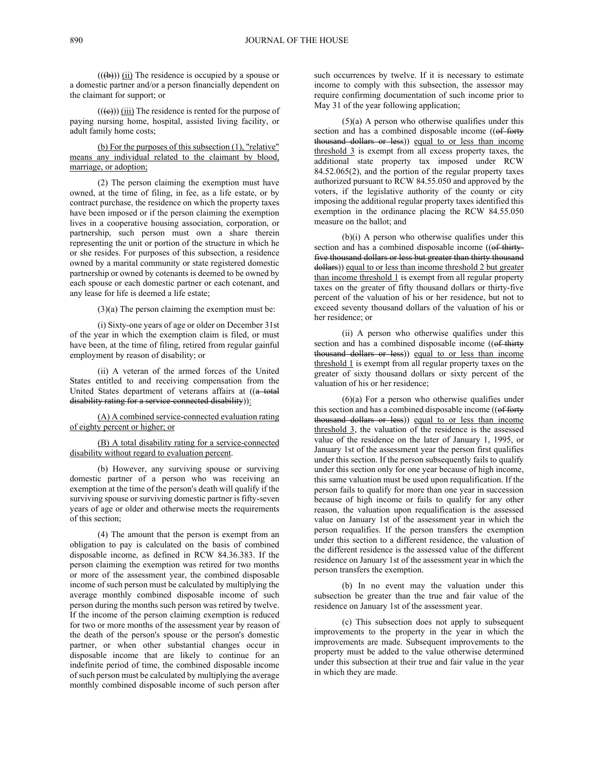(((b))) (ii) The residence is occupied by a spouse or a domestic partner and/or a person financially dependent on the claimant for support; or

(((c))) (iii) The residence is rented for the purpose of paying nursing home, hospital, assisted living facility, or adult family home costs;

(b) For the purposes of this subsection (1), "relative" means any individual related to the claimant by blood, marriage, or adoption;

(2) The person claiming the exemption must have owned, at the time of filing, in fee, as a life estate, or by contract purchase, the residence on which the property taxes have been imposed or if the person claiming the exemption lives in a cooperative housing association, corporation, or partnership, such person must own a share therein representing the unit or portion of the structure in which he or she resides. For purposes of this subsection, a residence owned by a marital community or state registered domestic partnership or owned by cotenants is deemed to be owned by each spouse or each domestic partner or each cotenant, and any lease for life is deemed a life estate;

(3)(a) The person claiming the exemption must be:

(i) Sixty-one years of age or older on December 31st of the year in which the exemption claim is filed, or must have been, at the time of filing, retired from regular gainful employment by reason of disability; or

(ii) A veteran of the armed forces of the United States entitled to and receiving compensation from the United States department of veterans affairs at ((~~a total disability rating for a service-connected disability~~)):

(A) A combined service-connected evaluation rating of eighty percent or higher; or

(B) A total disability rating for a service-connected disability without regard to evaluation percent.

(b) However, any surviving spouse or surviving domestic partner of a person who was receiving an exemption at the time of the person's death will qualify if the surviving spouse or surviving domestic partner is fifty-seven years of age or older and otherwise meets the requirements of this section;

(4) The amount that the person is exempt from an obligation to pay is calculated on the basis of combined disposable income, as defined in RCW 84.36.383. If the person claiming the exemption was retired for two months or more of the assessment year, the combined disposable income of such person must be calculated by multiplying the average monthly combined disposable income of such person during the months such person was retired by twelve. If the income of the person claiming exemption is reduced for two or more months of the assessment year by reason of the death of the person's spouse or the person's domestic partner, or when other substantial changes occur in disposable income that are likely to continue for an indefinite period of time, the combined disposable income of such person must be calculated by multiplying the average monthly combined disposable income of such person after such occurrences by twelve. If it is necessary to estimate income to comply with this subsection, the assessor may require confirming documentation of such income prior to May 31 of the year following application;

(5)(a) A person who otherwise qualifies under this section and has a combined disposable income ((~~of forty thousand dollars or less~~)) equal to or less than income threshold 3 is exempt from all excess property taxes, the additional state property tax imposed under RCW 84.52.065(2), and the portion of the regular property taxes authorized pursuant to RCW 84.55.050 and approved by the voters, if the legislative authority of the county or city imposing the additional regular property taxes identified this exemption in the ordinance placing the RCW 84.55.050 measure on the ballot; and

(b)(i) A person who otherwise qualifies under this section and has a combined disposable income ((~~of thirty-five thousand dollars or less but greater than thirty thousand dollars~~)) equal to or less than income threshold 2 but greater than income threshold 1 is exempt from all regular property taxes on the greater of fifty thousand dollars or thirty-five percent of the valuation of his or her residence, but not to exceed seventy thousand dollars of the valuation of his or her residence; or

(ii) A person who otherwise qualifies under this section and has a combined disposable income ((~~of thirty thousand dollars or less~~)) equal to or less than income threshold 1 is exempt from all regular property taxes on the greater of sixty thousand dollars or sixty percent of the valuation of his or her residence;

(6)(a) For a person who otherwise qualifies under this section and has a combined disposable income ((~~of forty thousand dollars or less~~)) equal to or less than income threshold 3, the valuation of the residence is the assessed value of the residence on the later of January 1, 1995, or January 1st of the assessment year the person first qualifies under this section. If the person subsequently fails to qualify under this section only for one year because of high income, this same valuation must be used upon requalification. If the person fails to qualify for more than one year in succession because of high income or fails to qualify for any other reason, the valuation upon requalification is the assessed value on January 1st of the assessment year in which the person requalifies. If the person transfers the exemption under this section to a different residence, the valuation of the different residence is the assessed value of the different residence on January 1st of the assessment year in which the person transfers the exemption.

(b) In no event may the valuation under this subsection be greater than the true and fair value of the residence on January 1st of the assessment year.

(c) This subsection does not apply to subsequent improvements to the property in the year in which the improvements are made. Subsequent improvements to the property must be added to the value otherwise determined under this subsection at their true and fair value in the year in which they are made.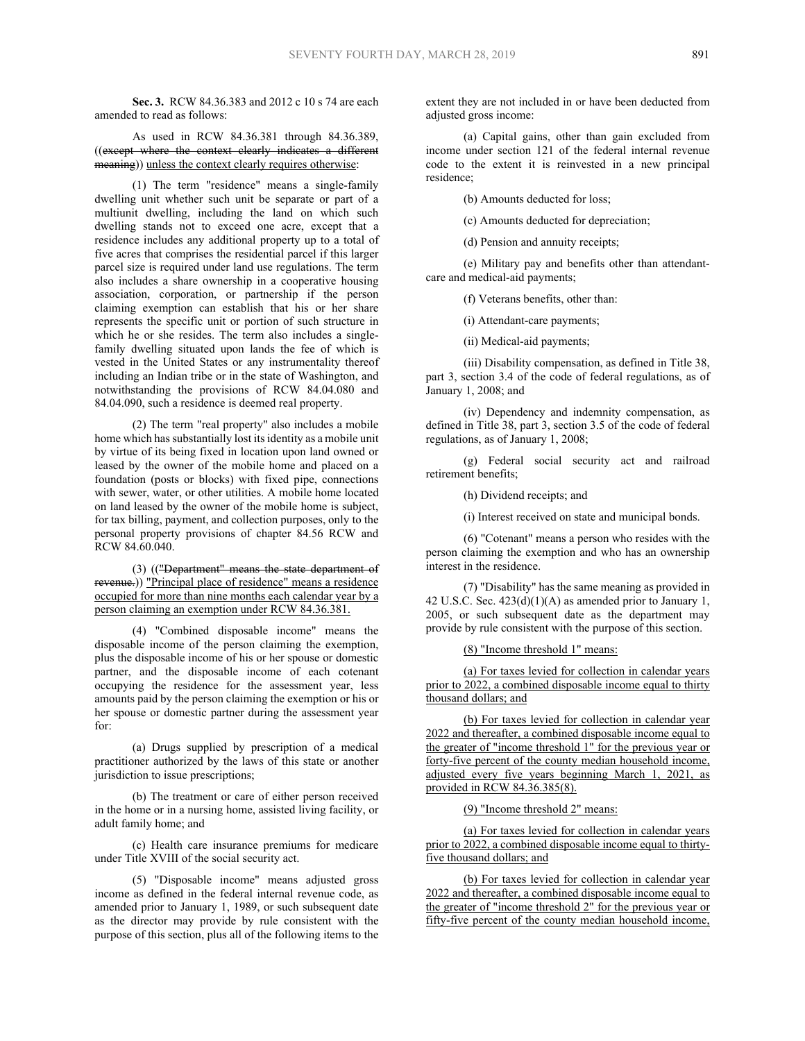**Sec. 3.** RCW 84.36.383 and 2012 c 10 s 74 are each amended to read as follows:

As used in RCW 84.36.381 through 84.36.389, ((~~except where the context clearly indicates a different meaning~~)) unless the context clearly requires otherwise:

(1) The term "residence" means a single-family dwelling unit whether such unit be separate or part of a multiunit dwelling, including the land on which such dwelling stands not to exceed one acre, except that a residence includes any additional property up to a total of five acres that comprises the residential parcel if this larger parcel size is required under land use regulations. The term also includes a share ownership in a cooperative housing association, corporation, or partnership if the person claiming exemption can establish that his or her share represents the specific unit or portion of such structure in which he or she resides. The term also includes a single-family dwelling situated upon lands the fee of which is vested in the United States or any instrumentality thereof including an Indian tribe or in the state of Washington, and notwithstanding the provisions of RCW 84.04.080 and 84.04.090, such a residence is deemed real property.

(2) The term "real property" also includes a mobile home which has substantially lost its identity as a mobile unit by virtue of its being fixed in location upon land owned or leased by the owner of the mobile home and placed on a foundation (posts or blocks) with fixed pipe, connections with sewer, water, or other utilities. A mobile home located on land leased by the owner of the mobile home is subject, for tax billing, payment, and collection purposes, only to the personal property provisions of chapter 84.56 RCW and RCW 84.60.040.

(3) ((~~"Department" means the state department of revenue.~~)) <u>"Principal place of residence" means a residence occupied for more than nine months each calendar year by a person claiming an exemption under RCW 84.36.381.</u>

(4) "Combined disposable income" means the disposable income of the person claiming the exemption, plus the disposable income of his or her spouse or domestic partner, and the disposable income of each cotenant occupying the residence for the assessment year, less amounts paid by the person claiming the exemption or his or her spouse or domestic partner during the assessment year for:

(a) Drugs supplied by prescription of a medical practitioner authorized by the laws of this state or another jurisdiction to issue prescriptions;

(b) The treatment or care of either person received in the home or in a nursing home, assisted living facility, or adult family home; and

(c) Health care insurance premiums for medicare under Title XVIII of the social security act.

(5) "Disposable income" means adjusted gross income as defined in the federal internal revenue code, as amended prior to January 1, 1989, or such subsequent date as the director may provide by rule consistent with the purpose of this section, plus all of the following items to the extent they are not included in or have been deducted from adjusted gross income:

(a) Capital gains, other than gain excluded from income under section 121 of the federal internal revenue code to the extent it is reinvested in a new principal residence;

(b) Amounts deducted for loss;

(c) Amounts deducted for depreciation;

(d) Pension and annuity receipts;

(e) Military pay and benefits other than attendant-care and medical-aid payments;

(f) Veterans benefits, other than:

(i) Attendant-care payments;

(ii) Medical-aid payments;

(iii) Disability compensation, as defined in Title 38, part 3, section 3.4 of the code of federal regulations, as of January 1, 2008; and

(iv) Dependency and indemnity compensation, as defined in Title 38, part 3, section 3.5 of the code of federal regulations, as of January 1, 2008;

(g) Federal social security act and railroad retirement benefits;

(h) Dividend receipts; and

(i) Interest received on state and municipal bonds.

(6) "Cotenant" means a person who resides with the person claiming the exemption and who has an ownership interest in the residence.

(7) "Disability" has the same meaning as provided in 42 U.S.C. Sec. 423(d)(1)(A) as amended prior to January 1, 2005, or such subsequent date as the department may provide by rule consistent with the purpose of this section.

<u>(8) "Income threshold 1" means:</u>

<u>(a) For taxes levied for collection in calendar years prior to 2022, a combined disposable income equal to thirty thousand dollars; and</u>

<u>(b) For taxes levied for collection in calendar year 2022 and thereafter, a combined disposable income equal to the greater of "income threshold 1" for the previous year or forty-five percent of the county median household income, adjusted every five years beginning March 1, 2021, as provided in RCW 84.36.385(8).</u>

<u>(9) "Income threshold 2" means:</u>

<u>(a) For taxes levied for collection in calendar years prior to 2022, a combined disposable income equal to thirty-five thousand dollars; and</u>

<u>(b) For taxes levied for collection in calendar year 2022 and thereafter, a combined disposable income equal to the greater of "income threshold 2" for the previous year or fifty-five percent of the county median household income,</u>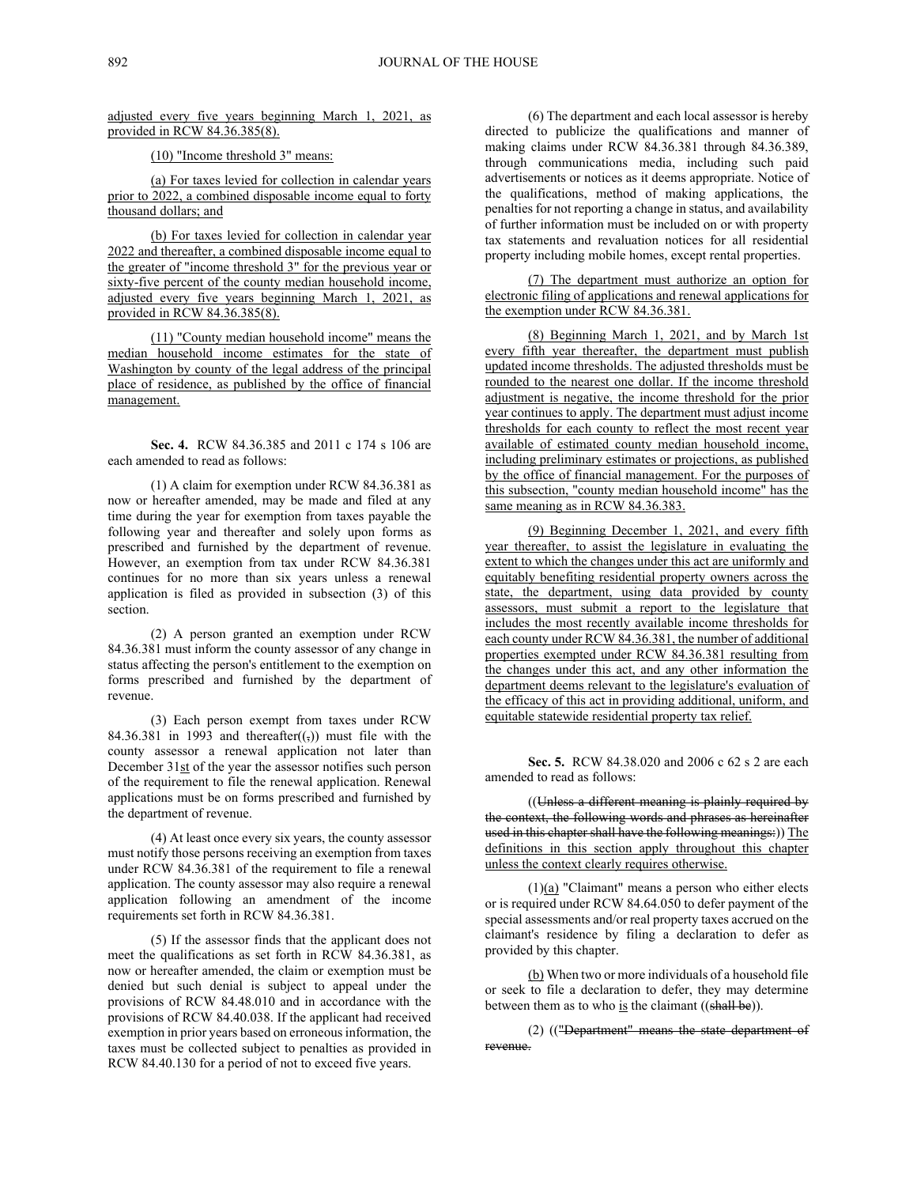adjusted every five years beginning March 1, 2021, as provided in RCW 84.36.385(8).

(10) "Income threshold 3" means:

(a) For taxes levied for collection in calendar years prior to 2022, a combined disposable income equal to forty thousand dollars; and

(b) For taxes levied for collection in calendar year 2022 and thereafter, a combined disposable income equal to the greater of "income threshold 3" for the previous year or sixty-five percent of the county median household income, adjusted every five years beginning March 1, 2021, as provided in RCW 84.36.385(8).

(11) "County median household income" means the median household income estimates for the state of Washington by county of the legal address of the principal place of residence, as published by the office of financial management.

**Sec. 4.** RCW 84.36.385 and 2011 c 174 s 106 are each amended to read as follows:

(1) A claim for exemption under RCW 84.36.381 as now or hereafter amended, may be made and filed at any time during the year for exemption from taxes payable the following year and thereafter and solely upon forms as prescribed and furnished by the department of revenue. However, an exemption from tax under RCW 84.36.381 continues for no more than six years unless a renewal application is filed as provided in subsection (3) of this section.

(2) A person granted an exemption under RCW 84.36.381 must inform the county assessor of any change in status affecting the person's entitlement to the exemption on forms prescribed and furnished by the department of revenue.

(3) Each person exempt from taxes under RCW 84.36.381 in 1993 and thereafter((,)) must file with the county assessor a renewal application not later than December 31st of the year the assessor notifies such person of the requirement to file the renewal application. Renewal applications must be on forms prescribed and furnished by the department of revenue.

(4) At least once every six years, the county assessor must notify those persons receiving an exemption from taxes under RCW 84.36.381 of the requirement to file a renewal application. The county assessor may also require a renewal application following an amendment of the income requirements set forth in RCW 84.36.381.

(5) If the assessor finds that the applicant does not meet the qualifications as set forth in RCW 84.36.381, as now or hereafter amended, the claim or exemption must be denied but such denial is subject to appeal under the provisions of RCW 84.48.010 and in accordance with the provisions of RCW 84.40.038. If the applicant had received exemption in prior years based on erroneous information, the taxes must be collected subject to penalties as provided in RCW 84.40.130 for a period of not to exceed five years.

(6) The department and each local assessor is hereby directed to publicize the qualifications and manner of making claims under RCW 84.36.381 through 84.36.389, through communications media, including such paid advertisements or notices as it deems appropriate. Notice of the qualifications, method of making applications, the penalties for not reporting a change in status, and availability of further information must be included on or with property tax statements and revaluation notices for all residential property including mobile homes, except rental properties.

(7) The department must authorize an option for electronic filing of applications and renewal applications for the exemption under RCW 84.36.381.

(8) Beginning March 1, 2021, and by March 1st every fifth year thereafter, the department must publish updated income thresholds. The adjusted thresholds must be rounded to the nearest one dollar. If the income threshold adjustment is negative, the income threshold for the prior year continues to apply. The department must adjust income thresholds for each county to reflect the most recent year available of estimated county median household income, including preliminary estimates or projections, as published by the office of financial management. For the purposes of this subsection, "county median household income" has the same meaning as in RCW 84.36.383.

(9) Beginning December 1, 2021, and every fifth year thereafter, to assist the legislature in evaluating the extent to which the changes under this act are uniformly and equitably benefiting residential property owners across the state, the department, using data provided by county assessors, must submit a report to the legislature that includes the most recently available income thresholds for each county under RCW 84.36.381, the number of additional properties exempted under RCW 84.36.381 resulting from the changes under this act, and any other information the department deems relevant to the legislature's evaluation of the efficacy of this act in providing additional, uniform, and equitable statewide residential property tax relief.

**Sec. 5.** RCW 84.38.020 and 2006 c 62 s 2 are each amended to read as follows:

((Unless a different meaning is plainly required by the context, the following words and phrases as hereinafter used in this chapter shall have the following meanings:)) The definitions in this section apply throughout this chapter unless the context clearly requires otherwise.

(1)(a) "Claimant" means a person who either elects or is required under RCW 84.64.050 to defer payment of the special assessments and/or real property taxes accrued on the claimant's residence by filing a declaration to defer as provided by this chapter.

(b) When two or more individuals of a household file or seek to file a declaration to defer, they may determine between them as to who is the claimant ((shall be)).

(2) (("Department" means the state department of revenue.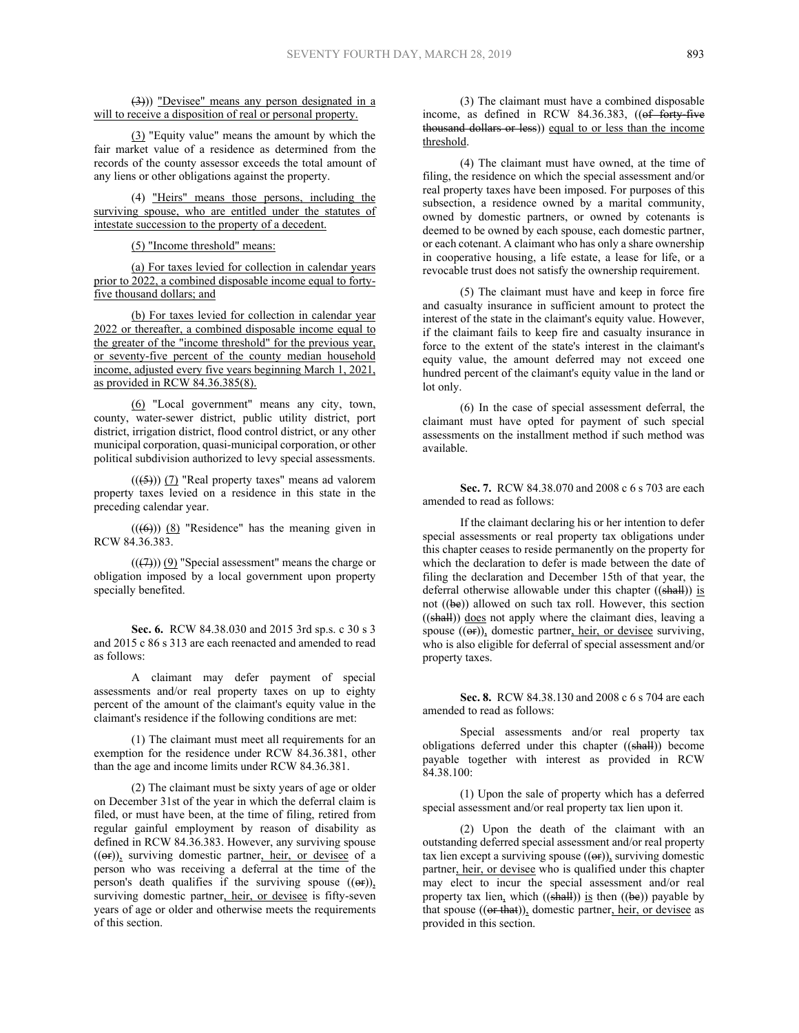((3))) "Devisee" means any person designated in a will to receive a disposition of real or personal property.

(3) "Equity value" means the amount by which the fair market value of a residence as determined from the records of the county assessor exceeds the total amount of any liens or other obligations against the property.

(4) "Heirs" means those persons, including the surviving spouse, who are entitled under the statutes of intestate succession to the property of a decedent.

(5) "Income threshold" means:

(a) For taxes levied for collection in calendar years prior to 2022, a combined disposable income equal to forty-five thousand dollars; and

(b) For taxes levied for collection in calendar year 2022 or thereafter, a combined disposable income equal to the greater of the "income threshold" for the previous year, or seventy-five percent of the county median household income, adjusted every five years beginning March 1, 2021, as provided in RCW 84.36.385(8).

(6) "Local government" means any city, town, county, water-sewer district, public utility district, port district, irrigation district, flood control district, or any other municipal corporation, quasi-municipal corporation, or other political subdivision authorized to levy special assessments.

(((5))) (7) "Real property taxes" means ad valorem property taxes levied on a residence in this state in the preceding calendar year.

(((6))) (8) "Residence" has the meaning given in RCW 84.36.383.

(((7))) (9) "Special assessment" means the charge or obligation imposed by a local government upon property specially benefited.

**Sec. 6.** RCW 84.38.030 and 2015 3rd sp.s. c 30 s 3 and 2015 c 86 s 313 are each reenacted and amended to read as follows:

A claimant may defer payment of special assessments and/or real property taxes on up to eighty percent of the amount of the claimant's equity value in the claimant's residence if the following conditions are met:

(1) The claimant must meet all requirements for an exemption for the residence under RCW 84.36.381, other than the age and income limits under RCW 84.36.381.

(2) The claimant must be sixty years of age or older on December 31st of the year in which the deferral claim is filed, or must have been, at the time of filing, retired from regular gainful employment by reason of disability as defined in RCW 84.36.383. However, any surviving spouse ((or)), surviving domestic partner, heir, or devisee of a person who was receiving a deferral at the time of the person's death qualifies if the surviving spouse ((or)), surviving domestic partner, heir, or devisee is fifty-seven years of age or older and otherwise meets the requirements of this section.

(3) The claimant must have a combined disposable income, as defined in RCW 84.36.383, ((of forty-five thousand dollars or less)) equal to or less than the income threshold.

(4) The claimant must have owned, at the time of filing, the residence on which the special assessment and/or real property taxes have been imposed. For purposes of this subsection, a residence owned by a marital community, owned by domestic partners, or owned by cotenants is deemed to be owned by each spouse, each domestic partner, or each cotenant. A claimant who has only a share ownership in cooperative housing, a life estate, a lease for life, or a revocable trust does not satisfy the ownership requirement.

(5) The claimant must have and keep in force fire and casualty insurance in sufficient amount to protect the interest of the state in the claimant's equity value. However, if the claimant fails to keep fire and casualty insurance in force to the extent of the state's interest in the claimant's equity value, the amount deferred may not exceed one hundred percent of the claimant's equity value in the land or lot only.

(6) In the case of special assessment deferral, the claimant must have opted for payment of such special assessments on the installment method if such method was available.

**Sec. 7.** RCW 84.38.070 and 2008 c 6 s 703 are each amended to read as follows:

If the claimant declaring his or her intention to defer special assessments or real property tax obligations under this chapter ceases to reside permanently on the property for which the declaration to defer is made between the date of filing the declaration and December 15th of that year, the deferral otherwise allowable under this chapter ((shall)) is not ((be)) allowed on such tax roll. However, this section ((shall)) does not apply where the claimant dies, leaving a spouse ((or)), domestic partner, heir, or devisee surviving, who is also eligible for deferral of special assessment and/or property taxes.

**Sec. 8.** RCW 84.38.130 and 2008 c 6 s 704 are each amended to read as follows:

Special assessments and/or real property tax obligations deferred under this chapter ((shall)) become payable together with interest as provided in RCW 84.38.100:

(1) Upon the sale of property which has a deferred special assessment and/or real property tax lien upon it.

(2) Upon the death of the claimant with an outstanding deferred special assessment and/or real property tax lien except a surviving spouse ((or)), surviving domestic partner, heir, or devisee who is qualified under this chapter may elect to incur the special assessment and/or real property tax lien, which ((shall)) is then ((be)) payable by that spouse ((or that)), domestic partner, heir, or devisee as provided in this section.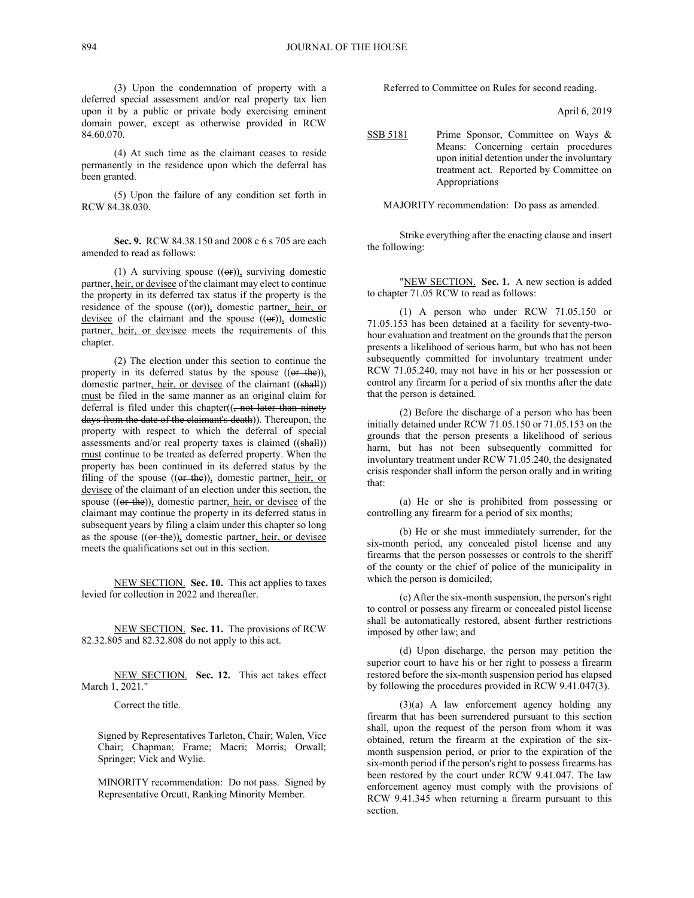(3) Upon the condemnation of property with a deferred special assessment and/or real property tax lien upon it by a public or private body exercising eminent domain power, except as otherwise provided in RCW 84.60.070.

(4) At such time as the claimant ceases to reside permanently in the residence upon which the deferral has been granted.

(5) Upon the failure of any condition set forth in RCW 84.38.030.

**Sec. 9.** RCW 84.38.150 and 2008 c 6 s 705 are each amended to read as follows:

(1) A surviving spouse ((~~or~~)), surviving domestic partner, heir, or devisee of the claimant may elect to continue the property in its deferred tax status if the property is the residence of the spouse ((~~or~~)), domestic partner, heir, or devisee of the claimant and the spouse ((~~or~~)), domestic partner, heir, or devisee meets the requirements of this chapter.

(2) The election under this section to continue the property in its deferred status by the spouse ((~~or the~~)), domestic partner, heir, or devisee of the claimant ((~~shall~~)) must be filed in the same manner as an original claim for deferral is filed under this chapter((~~, not later than ninety days from the date of the claimant's death~~)). Thereupon, the property with respect to which the deferral of special assessments and/or real property taxes is claimed ((~~shall~~)) must continue to be treated as deferred property. When the property has been continued in its deferred status by the filing of the spouse ((~~or the~~)), domestic partner, heir, or devisee of the claimant of an election under this section, the spouse ((~~or the~~)), domestic partner, heir, or devisee of the claimant may continue the property in its deferred status in subsequent years by filing a claim under this chapter so long as the spouse ((~~or the~~)), domestic partner, heir, or devisee meets the qualifications set out in this section.

NEW SECTION. **Sec. 10.** This act applies to taxes levied for collection in 2022 and thereafter.

NEW SECTION. **Sec. 11.** The provisions of RCW 82.32.805 and 82.32.808 do not apply to this act.

NEW SECTION. **Sec. 12.** This act takes effect March 1, 2021."

Correct the title.

Signed by Representatives Tarleton, Chair; Walen, Vice Chair; Chapman; Frame; Macri; Morris; Orwall; Springer; Vick and Wylie.

MINORITY recommendation: Do not pass. Signed by Representative Orcutt, Ranking Minority Member.

Referred to Committee on Rules for second reading.

April 6, 2019

SSB 5181 Prime Sponsor, Committee on Ways & Means: Concerning certain procedures upon initial detention under the involuntary treatment act. Reported by Committee on Appropriations

MAJORITY recommendation: Do pass as amended.

Strike everything after the enacting clause and insert the following:

"NEW SECTION. **Sec. 1.** A new section is added to chapter 71.05 RCW to read as follows:

(1) A person who under RCW 71.05.150 or 71.05.153 has been detained at a facility for seventy-two-hour evaluation and treatment on the grounds that the person presents a likelihood of serious harm, but who has not been subsequently committed for involuntary treatment under RCW 71.05.240, may not have in his or her possession or control any firearm for a period of six months after the date that the person is detained.

(2) Before the discharge of a person who has been initially detained under RCW 71.05.150 or 71.05.153 on the grounds that the person presents a likelihood of serious harm, but has not been subsequently committed for involuntary treatment under RCW 71.05.240, the designated crisis responder shall inform the person orally and in writing that:

(a) He or she is prohibited from possessing or controlling any firearm for a period of six months;

(b) He or she must immediately surrender, for the six-month period, any concealed pistol license and any firearms that the person possesses or controls to the sheriff of the county or the chief of police of the municipality in which the person is domiciled;

(c) After the six-month suspension, the person's right to control or possess any firearm or concealed pistol license shall be automatically restored, absent further restrictions imposed by other law; and

(d) Upon discharge, the person may petition the superior court to have his or her right to possess a firearm restored before the six-month suspension period has elapsed by following the procedures provided in RCW 9.41.047(3).

(3)(a) A law enforcement agency holding any firearm that has been surrendered pursuant to this section shall, upon the request of the person from whom it was obtained, return the firearm at the expiration of the six-month suspension period, or prior to the expiration of the six-month period if the person's right to possess firearms has been restored by the court under RCW 9.41.047. The law enforcement agency must comply with the provisions of RCW 9.41.345 when returning a firearm pursuant to this section.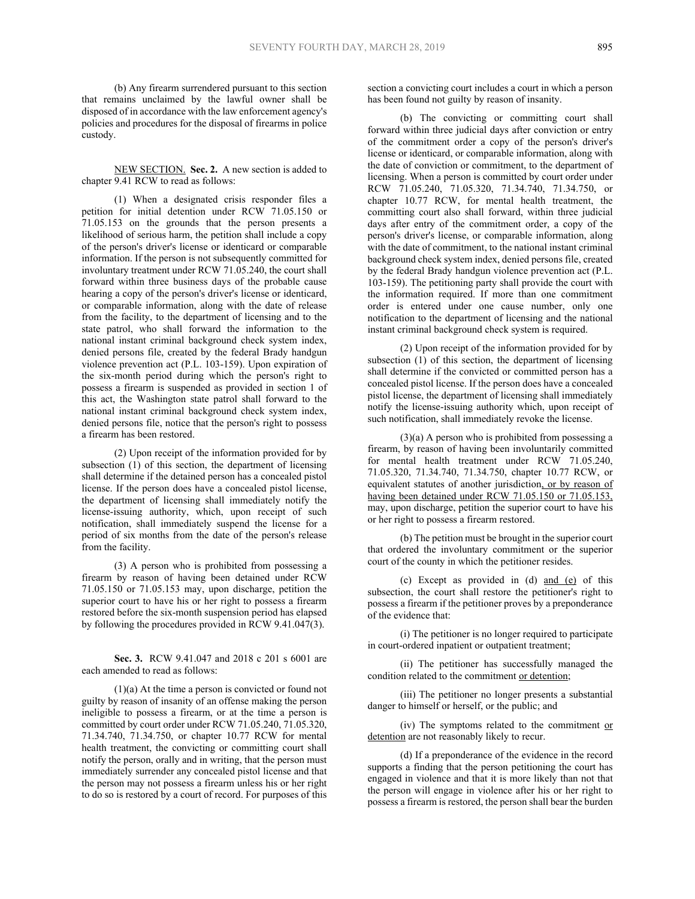(b) Any firearm surrendered pursuant to this section that remains unclaimed by the lawful owner shall be disposed of in accordance with the law enforcement agency's policies and procedures for the disposal of firearms in police custody.

NEW SECTION. **Sec. 2.** A new section is added to chapter 9.41 RCW to read as follows:

(1) When a designated crisis responder files a petition for initial detention under RCW 71.05.150 or 71.05.153 on the grounds that the person presents a likelihood of serious harm, the petition shall include a copy of the person's driver's license or identicard or comparable information. If the person is not subsequently committed for involuntary treatment under RCW 71.05.240, the court shall forward within three business days of the probable cause hearing a copy of the person's driver's license or identicard, or comparable information, along with the date of release from the facility, to the department of licensing and to the state patrol, who shall forward the information to the national instant criminal background check system index, denied persons file, created by the federal Brady handgun violence prevention act (P.L. 103-159). Upon expiration of the six-month period during which the person's right to possess a firearm is suspended as provided in section 1 of this act, the Washington state patrol shall forward to the national instant criminal background check system index, denied persons file, notice that the person's right to possess a firearm has been restored.

(2) Upon receipt of the information provided for by subsection (1) of this section, the department of licensing shall determine if the detained person has a concealed pistol license. If the person does have a concealed pistol license, the department of licensing shall immediately notify the license-issuing authority, which, upon receipt of such notification, shall immediately suspend the license for a period of six months from the date of the person's release from the facility.

(3) A person who is prohibited from possessing a firearm by reason of having been detained under RCW 71.05.150 or 71.05.153 may, upon discharge, petition the superior court to have his or her right to possess a firearm restored before the six-month suspension period has elapsed by following the procedures provided in RCW 9.41.047(3).

**Sec. 3.** RCW 9.41.047 and 2018 c 201 s 6001 are each amended to read as follows:

(1)(a) At the time a person is convicted or found not guilty by reason of insanity of an offense making the person ineligible to possess a firearm, or at the time a person is committed by court order under RCW 71.05.240, 71.05.320, 71.34.740, 71.34.750, or chapter 10.77 RCW for mental health treatment, the convicting or committing court shall notify the person, orally and in writing, that the person must immediately surrender any concealed pistol license and that the person may not possess a firearm unless his or her right to do so is restored by a court of record. For purposes of this section a convicting court includes a court in which a person has been found not guilty by reason of insanity.

(b) The convicting or committing court shall forward within three judicial days after conviction or entry of the commitment order a copy of the person's driver's license or identicard, or comparable information, along with the date of conviction or commitment, to the department of licensing. When a person is committed by court order under RCW 71.05.240, 71.05.320, 71.34.740, 71.34.750, or chapter 10.77 RCW, for mental health treatment, the committing court also shall forward, within three judicial days after entry of the commitment order, a copy of the person's driver's license, or comparable information, along with the date of commitment, to the national instant criminal background check system index, denied persons file, created by the federal Brady handgun violence prevention act (P.L. 103-159). The petitioning party shall provide the court with the information required. If more than one commitment order is entered under one cause number, only one notification to the department of licensing and the national instant criminal background check system is required.

(2) Upon receipt of the information provided for by subsection (1) of this section, the department of licensing shall determine if the convicted or committed person has a concealed pistol license. If the person does have a concealed pistol license, the department of licensing shall immediately notify the license-issuing authority which, upon receipt of such notification, shall immediately revoke the license.

(3)(a) A person who is prohibited from possessing a firearm, by reason of having been involuntarily committed for mental health treatment under RCW 71.05.240, 71.05.320, 71.34.740, 71.34.750, chapter 10.77 RCW, or equivalent statutes of another jurisdiction, or by reason of having been detained under RCW 71.05.150 or 71.05.153, may, upon discharge, petition the superior court to have his or her right to possess a firearm restored.

(b) The petition must be brought in the superior court that ordered the involuntary commitment or the superior court of the county in which the petitioner resides.

(c) Except as provided in (d) and (e) of this subsection, the court shall restore the petitioner's right to possess a firearm if the petitioner proves by a preponderance of the evidence that:

(i) The petitioner is no longer required to participate in court-ordered inpatient or outpatient treatment;

(ii) The petitioner has successfully managed the condition related to the commitment or detention;

(iii) The petitioner no longer presents a substantial danger to himself or herself, or the public; and

(iv) The symptoms related to the commitment or detention are not reasonably likely to recur.

(d) If a preponderance of the evidence in the record supports a finding that the person petitioning the court has engaged in violence and that it is more likely than not that the person will engage in violence after his or her right to possess a firearm is restored, the person shall bear the burden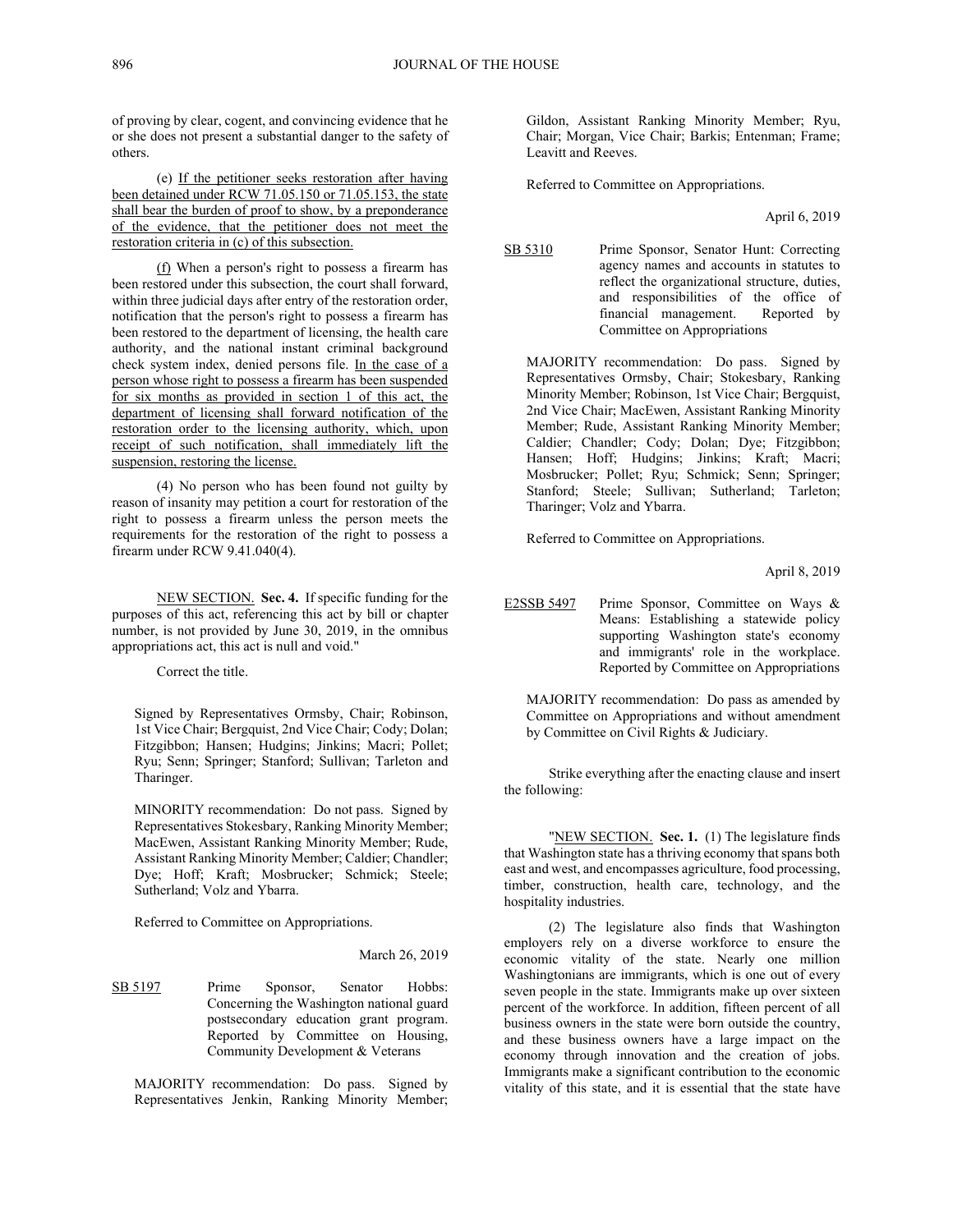of proving by clear, cogent, and convincing evidence that he or she does not present a substantial danger to the safety of others.

(e) If the petitioner seeks restoration after having been detained under RCW 71.05.150 or 71.05.153, the state shall bear the burden of proof to show, by a preponderance of the evidence, that the petitioner does not meet the restoration criteria in (c) of this subsection.

(f) When a person's right to possess a firearm has been restored under this subsection, the court shall forward, within three judicial days after entry of the restoration order, notification that the person's right to possess a firearm has been restored to the department of licensing, the health care authority, and the national instant criminal background check system index, denied persons file. In the case of a person whose right to possess a firearm has been suspended for six months as provided in section 1 of this act, the department of licensing shall forward notification of the restoration order to the licensing authority, which, upon receipt of such notification, shall immediately lift the suspension, restoring the license.

(4) No person who has been found not guilty by reason of insanity may petition a court for restoration of the right to possess a firearm unless the person meets the requirements for the restoration of the right to possess a firearm under RCW 9.41.040(4).

NEW SECTION. **Sec. 4.** If specific funding for the purposes of this act, referencing this act by bill or chapter number, is not provided by June 30, 2019, in the omnibus appropriations act, this act is null and void."

Correct the title.

Signed by Representatives Ormsby, Chair; Robinson, 1st Vice Chair; Bergquist, 2nd Vice Chair; Cody; Dolan; Fitzgibbon; Hansen; Hudgins; Jinkins; Macri; Pollet; Ryu; Senn; Springer; Stanford; Sullivan; Tarleton and Tharinger.

MINORITY recommendation: Do not pass. Signed by Representatives Stokesbary, Ranking Minority Member; MacEwen, Assistant Ranking Minority Member; Rude, Assistant Ranking Minority Member; Caldier; Chandler; Dye; Hoff; Kraft; Mosbrucker; Schmick; Steele; Sutherland; Volz and Ybarra.

Referred to Committee on Appropriations.

March 26, 2019

SB 5197 Prime Sponsor, Senator Hobbs: Concerning the Washington national guard postsecondary education grant program. Reported by Committee on Housing, Community Development & Veterans

MAJORITY recommendation: Do pass. Signed by Representatives Jenkin, Ranking Minority Member; Gildon, Assistant Ranking Minority Member; Ryu, Chair; Morgan, Vice Chair; Barkis; Entenman; Frame; Leavitt and Reeves.

Referred to Committee on Appropriations.

April 6, 2019

SB 5310 Prime Sponsor, Senator Hunt: Correcting agency names and accounts in statutes to reflect the organizational structure, duties, and responsibilities of the office of financial management. Reported by Committee on Appropriations

MAJORITY recommendation: Do pass. Signed by Representatives Ormsby, Chair; Stokesbary, Ranking Minority Member; Robinson, 1st Vice Chair; Bergquist, 2nd Vice Chair; MacEwen, Assistant Ranking Minority Member; Rude, Assistant Ranking Minority Member; Caldier; Chandler; Cody; Dolan; Dye; Fitzgibbon; Hansen; Hoff; Hudgins; Jinkins; Kraft; Macri; Mosbrucker; Pollet; Ryu; Schmick; Senn; Springer; Stanford; Steele; Sullivan; Sutherland; Tarleton; Tharinger; Volz and Ybarra.

Referred to Committee on Appropriations.

April 8, 2019

E2SSB 5497 Prime Sponsor, Committee on Ways & Means: Establishing a statewide policy supporting Washington state's economy and immigrants' role in the workplace. Reported by Committee on Appropriations

MAJORITY recommendation: Do pass as amended by Committee on Appropriations and without amendment by Committee on Civil Rights & Judiciary.

Strike everything after the enacting clause and insert the following:

"NEW SECTION. **Sec. 1.** (1) The legislature finds that Washington state has a thriving economy that spans both east and west, and encompasses agriculture, food processing, timber, construction, health care, technology, and the hospitality industries.

(2) The legislature also finds that Washington employers rely on a diverse workforce to ensure the economic vitality of the state. Nearly one million Washingtonians are immigrants, which is one out of every seven people in the state. Immigrants make up over sixteen percent of the workforce. In addition, fifteen percent of all business owners in the state were born outside the country, and these business owners have a large impact on the economy through innovation and the creation of jobs. Immigrants make a significant contribution to the economic vitality of this state, and it is essential that the state have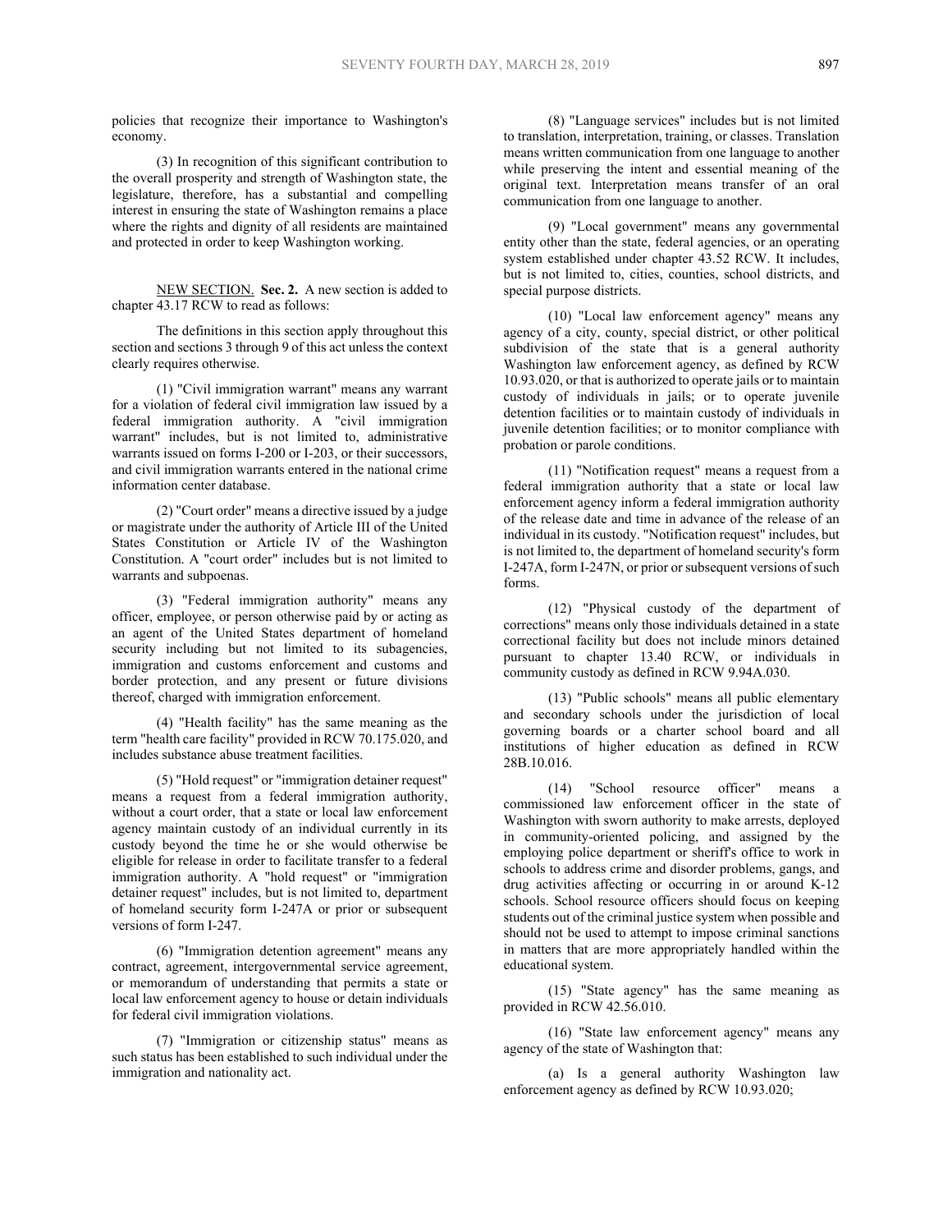policies that recognize their importance to Washington's economy.

(3) In recognition of this significant contribution to the overall prosperity and strength of Washington state, the legislature, therefore, has a substantial and compelling interest in ensuring the state of Washington remains a place where the rights and dignity of all residents are maintained and protected in order to keep Washington working.

NEW SECTION. **Sec. 2.** A new section is added to chapter 43.17 RCW to read as follows:

The definitions in this section apply throughout this section and sections 3 through 9 of this act unless the context clearly requires otherwise.

(1) "Civil immigration warrant" means any warrant for a violation of federal civil immigration law issued by a federal immigration authority. A "civil immigration warrant" includes, but is not limited to, administrative warrants issued on forms I-200 or I-203, or their successors, and civil immigration warrants entered in the national crime information center database.

(2) "Court order" means a directive issued by a judge or magistrate under the authority of Article III of the United States Constitution or Article IV of the Washington Constitution. A "court order" includes but is not limited to warrants and subpoenas.

(3) "Federal immigration authority" means any officer, employee, or person otherwise paid by or acting as an agent of the United States department of homeland security including but not limited to its subagencies, immigration and customs enforcement and customs and border protection, and any present or future divisions thereof, charged with immigration enforcement.

(4) "Health facility" has the same meaning as the term "health care facility" provided in RCW 70.175.020, and includes substance abuse treatment facilities.

(5) "Hold request" or "immigration detainer request" means a request from a federal immigration authority, without a court order, that a state or local law enforcement agency maintain custody of an individual currently in its custody beyond the time he or she would otherwise be eligible for release in order to facilitate transfer to a federal immigration authority. A "hold request" or "immigration detainer request" includes, but is not limited to, department of homeland security form I-247A or prior or subsequent versions of form I-247.

(6) "Immigration detention agreement" means any contract, agreement, intergovernmental service agreement, or memorandum of understanding that permits a state or local law enforcement agency to house or detain individuals for federal civil immigration violations.

(7) "Immigration or citizenship status" means as such status has been established to such individual under the immigration and nationality act.

(8) "Language services" includes but is not limited to translation, interpretation, training, or classes. Translation means written communication from one language to another while preserving the intent and essential meaning of the original text. Interpretation means transfer of an oral communication from one language to another.

(9) "Local government" means any governmental entity other than the state, federal agencies, or an operating system established under chapter 43.52 RCW. It includes, but is not limited to, cities, counties, school districts, and special purpose districts.

(10) "Local law enforcement agency" means any agency of a city, county, special district, or other political subdivision of the state that is a general authority Washington law enforcement agency, as defined by RCW 10.93.020, or that is authorized to operate jails or to maintain custody of individuals in jails; or to operate juvenile detention facilities or to maintain custody of individuals in juvenile detention facilities; or to monitor compliance with probation or parole conditions.

(11) "Notification request" means a request from a federal immigration authority that a state or local law enforcement agency inform a federal immigration authority of the release date and time in advance of the release of an individual in its custody. "Notification request" includes, but is not limited to, the department of homeland security's form I-247A, form I-247N, or prior or subsequent versions of such forms.

(12) "Physical custody of the department of corrections" means only those individuals detained in a state correctional facility but does not include minors detained pursuant to chapter 13.40 RCW, or individuals in community custody as defined in RCW 9.94A.030.

(13) "Public schools" means all public elementary and secondary schools under the jurisdiction of local governing boards or a charter school board and all institutions of higher education as defined in RCW 28B.10.016.

(14) "School resource officer" means a commissioned law enforcement officer in the state of Washington with sworn authority to make arrests, deployed in community-oriented policing, and assigned by the employing police department or sheriff's office to work in schools to address crime and disorder problems, gangs, and drug activities affecting or occurring in or around K-12 schools. School resource officers should focus on keeping students out of the criminal justice system when possible and should not be used to attempt to impose criminal sanctions in matters that are more appropriately handled within the educational system.

(15) "State agency" has the same meaning as provided in RCW 42.56.010.

(16) "State law enforcement agency" means any agency of the state of Washington that:

(a) Is a general authority Washington law enforcement agency as defined by RCW 10.93.020;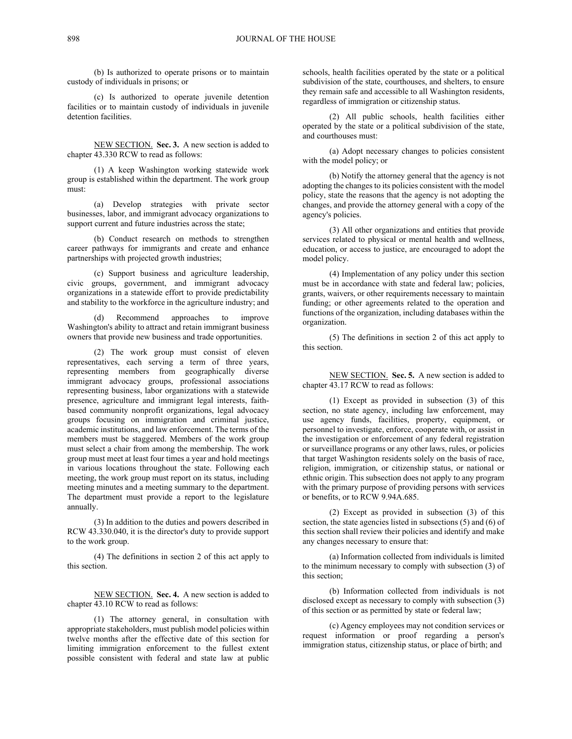(b) Is authorized to operate prisons or to maintain custody of individuals in prisons; or

(c) Is authorized to operate juvenile detention facilities or to maintain custody of individuals in juvenile detention facilities.

NEW SECTION. **Sec. 3.** A new section is added to chapter 43.330 RCW to read as follows:

(1) A keep Washington working statewide work group is established within the department. The work group must:

(a) Develop strategies with private sector businesses, labor, and immigrant advocacy organizations to support current and future industries across the state;

(b) Conduct research on methods to strengthen career pathways for immigrants and create and enhance partnerships with projected growth industries;

(c) Support business and agriculture leadership, civic groups, government, and immigrant advocacy organizations in a statewide effort to provide predictability and stability to the workforce in the agriculture industry; and

(d) Recommend approaches to improve Washington's ability to attract and retain immigrant business owners that provide new business and trade opportunities.

(2) The work group must consist of eleven representatives, each serving a term of three years, representing members from geographically diverse immigrant advocacy groups, professional associations representing business, labor organizations with a statewide presence, agriculture and immigrant legal interests, faith-based community nonprofit organizations, legal advocacy groups focusing on immigration and criminal justice, academic institutions, and law enforcement. The terms of the members must be staggered. Members of the work group must select a chair from among the membership. The work group must meet at least four times a year and hold meetings in various locations throughout the state. Following each meeting, the work group must report on its status, including meeting minutes and a meeting summary to the department. The department must provide a report to the legislature annually.

(3) In addition to the duties and powers described in RCW 43.330.040, it is the director's duty to provide support to the work group.

(4) The definitions in section 2 of this act apply to this section.

NEW SECTION. **Sec. 4.** A new section is added to chapter 43.10 RCW to read as follows:

(1) The attorney general, in consultation with appropriate stakeholders, must publish model policies within twelve months after the effective date of this section for limiting immigration enforcement to the fullest extent possible consistent with federal and state law at public schools, health facilities operated by the state or a political subdivision of the state, courthouses, and shelters, to ensure they remain safe and accessible to all Washington residents, regardless of immigration or citizenship status.

(2) All public schools, health facilities either operated by the state or a political subdivision of the state, and courthouses must:

(a) Adopt necessary changes to policies consistent with the model policy; or

(b) Notify the attorney general that the agency is not adopting the changes to its policies consistent with the model policy, state the reasons that the agency is not adopting the changes, and provide the attorney general with a copy of the agency's policies.

(3) All other organizations and entities that provide services related to physical or mental health and wellness, education, or access to justice, are encouraged to adopt the model policy.

(4) Implementation of any policy under this section must be in accordance with state and federal law; policies, grants, waivers, or other requirements necessary to maintain funding; or other agreements related to the operation and functions of the organization, including databases within the organization.

(5) The definitions in section 2 of this act apply to this section.

NEW SECTION. **Sec. 5.** A new section is added to chapter 43.17 RCW to read as follows:

(1) Except as provided in subsection (3) of this section, no state agency, including law enforcement, may use agency funds, facilities, property, equipment, or personnel to investigate, enforce, cooperate with, or assist in the investigation or enforcement of any federal registration or surveillance programs or any other laws, rules, or policies that target Washington residents solely on the basis of race, religion, immigration, or citizenship status, or national or ethnic origin. This subsection does not apply to any program with the primary purpose of providing persons with services or benefits, or to RCW 9.94A.685.

(2) Except as provided in subsection (3) of this section, the state agencies listed in subsections (5) and (6) of this section shall review their policies and identify and make any changes necessary to ensure that:

(a) Information collected from individuals is limited to the minimum necessary to comply with subsection (3) of this section;

(b) Information collected from individuals is not disclosed except as necessary to comply with subsection (3) of this section or as permitted by state or federal law;

(c) Agency employees may not condition services or request information or proof regarding a person's immigration status, citizenship status, or place of birth; and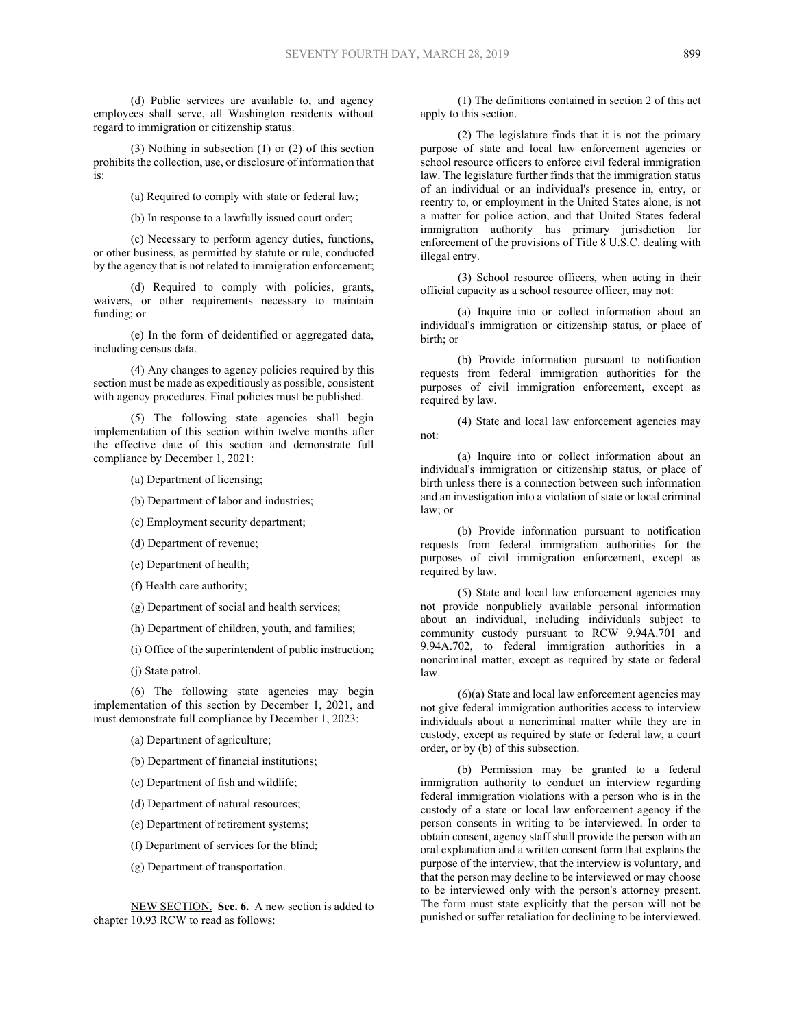(d) Public services are available to, and agency employees shall serve, all Washington residents without regard to immigration or citizenship status.

(3) Nothing in subsection (1) or (2) of this section prohibits the collection, use, or disclosure of information that is:

(a) Required to comply with state or federal law;

(b) In response to a lawfully issued court order;

(c) Necessary to perform agency duties, functions, or other business, as permitted by statute or rule, conducted by the agency that is not related to immigration enforcement;

(d) Required to comply with policies, grants, waivers, or other requirements necessary to maintain funding; or

(e) In the form of deidentified or aggregated data, including census data.

(4) Any changes to agency policies required by this section must be made as expeditiously as possible, consistent with agency procedures. Final policies must be published.

(5) The following state agencies shall begin implementation of this section within twelve months after the effective date of this section and demonstrate full compliance by December 1, 2021:

(a) Department of licensing;

(b) Department of labor and industries;

(c) Employment security department;

(d) Department of revenue;

(e) Department of health;

(f) Health care authority;

(g) Department of social and health services;

(h) Department of children, youth, and families;

(i) Office of the superintendent of public instruction;

(j) State patrol.

(6) The following state agencies may begin implementation of this section by December 1, 2021, and must demonstrate full compliance by December 1, 2023:

(a) Department of agriculture;

(b) Department of financial institutions;

(c) Department of fish and wildlife;

(d) Department of natural resources;

(e) Department of retirement systems;

(f) Department of services for the blind;

(g) Department of transportation.

NEW SECTION. **Sec. 6.** A new section is added to chapter 10.93 RCW to read as follows:

(1) The definitions contained in section 2 of this act apply to this section.

(2) The legislature finds that it is not the primary purpose of state and local law enforcement agencies or school resource officers to enforce civil federal immigration law. The legislature further finds that the immigration status of an individual or an individual's presence in, entry, or reentry to, or employment in the United States alone, is not a matter for police action, and that United States federal immigration authority has primary jurisdiction for enforcement of the provisions of Title 8 U.S.C. dealing with illegal entry.

(3) School resource officers, when acting in their official capacity as a school resource officer, may not:

(a) Inquire into or collect information about an individual's immigration or citizenship status, or place of birth; or

(b) Provide information pursuant to notification requests from federal immigration authorities for the purposes of civil immigration enforcement, except as required by law.

(4) State and local law enforcement agencies may not:

(a) Inquire into or collect information about an individual's immigration or citizenship status, or place of birth unless there is a connection between such information and an investigation into a violation of state or local criminal law; or

(b) Provide information pursuant to notification requests from federal immigration authorities for the purposes of civil immigration enforcement, except as required by law.

(5) State and local law enforcement agencies may not provide nonpublicly available personal information about an individual, including individuals subject to community custody pursuant to RCW 9.94A.701 and 9.94A.702, to federal immigration authorities in a noncriminal matter, except as required by state or federal law.

(6)(a) State and local law enforcement agencies may not give federal immigration authorities access to interview individuals about a noncriminal matter while they are in custody, except as required by state or federal law, a court order, or by (b) of this subsection.

(b) Permission may be granted to a federal immigration authority to conduct an interview regarding federal immigration violations with a person who is in the custody of a state or local law enforcement agency if the person consents in writing to be interviewed. In order to obtain consent, agency staff shall provide the person with an oral explanation and a written consent form that explains the purpose of the interview, that the interview is voluntary, and that the person may decline to be interviewed or may choose to be interviewed only with the person's attorney present. The form must state explicitly that the person will not be punished or suffer retaliation for declining to be interviewed.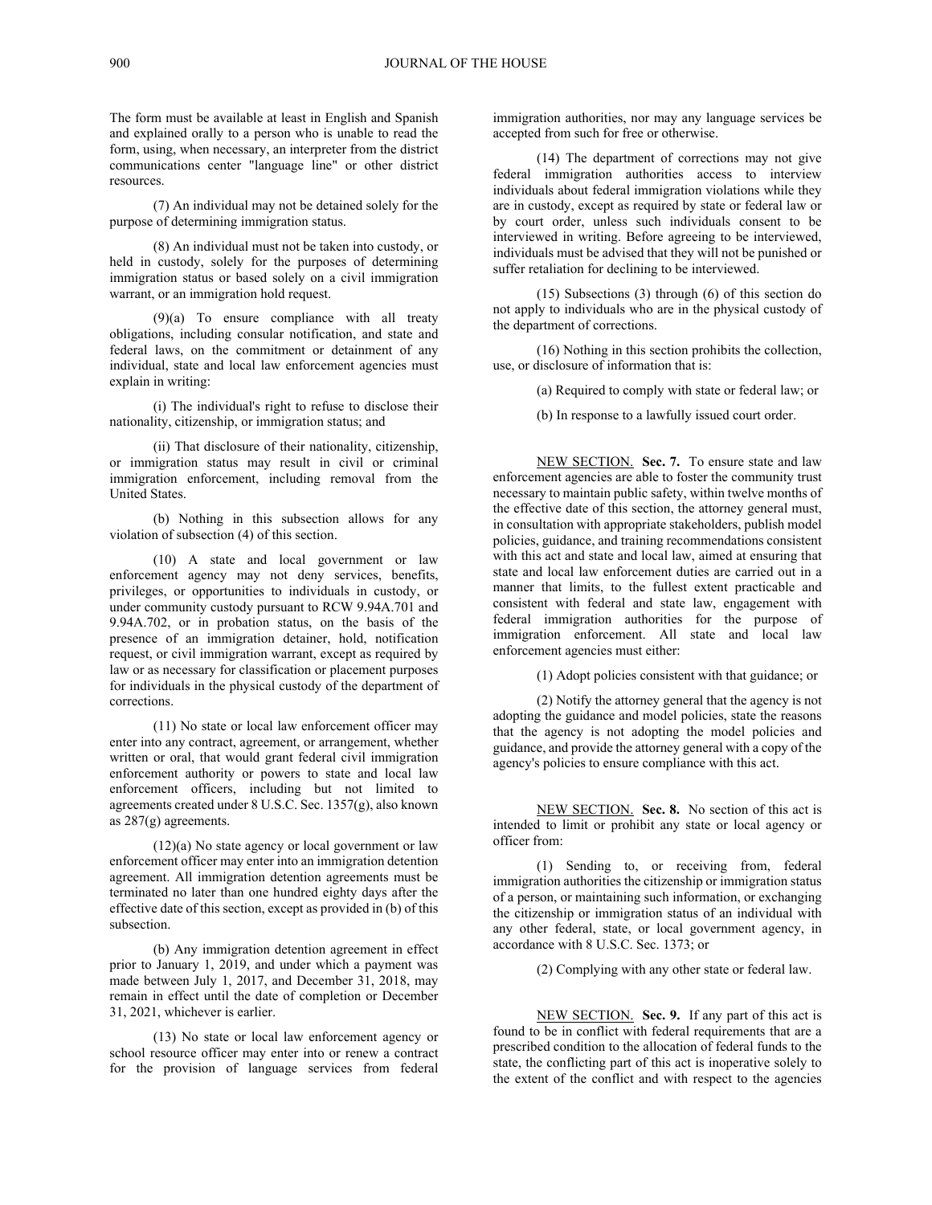The form must be available at least in English and Spanish and explained orally to a person who is unable to read the form, using, when necessary, an interpreter from the district communications center "language line" or other district resources.

(7) An individual may not be detained solely for the purpose of determining immigration status.

(8) An individual must not be taken into custody, or held in custody, solely for the purposes of determining immigration status or based solely on a civil immigration warrant, or an immigration hold request.

(9)(a) To ensure compliance with all treaty obligations, including consular notification, and state and federal laws, on the commitment or detainment of any individual, state and local law enforcement agencies must explain in writing:

(i) The individual's right to refuse to disclose their nationality, citizenship, or immigration status; and

(ii) That disclosure of their nationality, citizenship, or immigration status may result in civil or criminal immigration enforcement, including removal from the United States.

(b) Nothing in this subsection allows for any violation of subsection (4) of this section.

(10) A state and local government or law enforcement agency may not deny services, benefits, privileges, or opportunities to individuals in custody, or under community custody pursuant to RCW 9.94A.701 and 9.94A.702, or in probation status, on the basis of the presence of an immigration detainer, hold, notification request, or civil immigration warrant, except as required by law or as necessary for classification or placement purposes for individuals in the physical custody of the department of corrections.

(11) No state or local law enforcement officer may enter into any contract, agreement, or arrangement, whether written or oral, that would grant federal civil immigration enforcement authority or powers to state and local law enforcement officers, including but not limited to agreements created under 8 U.S.C. Sec. 1357(g), also known as 287(g) agreements.

(12)(a) No state agency or local government or law enforcement officer may enter into an immigration detention agreement. All immigration detention agreements must be terminated no later than one hundred eighty days after the effective date of this section, except as provided in (b) of this subsection.

(b) Any immigration detention agreement in effect prior to January 1, 2019, and under which a payment was made between July 1, 2017, and December 31, 2018, may remain in effect until the date of completion or December 31, 2021, whichever is earlier.

(13) No state or local law enforcement agency or school resource officer may enter into or renew a contract for the provision of language services from federal immigration authorities, nor may any language services be accepted from such for free or otherwise.

(14) The department of corrections may not give federal immigration authorities access to interview individuals about federal immigration violations while they are in custody, except as required by state or federal law or by court order, unless such individuals consent to be interviewed in writing. Before agreeing to be interviewed, individuals must be advised that they will not be punished or suffer retaliation for declining to be interviewed.

(15) Subsections (3) through (6) of this section do not apply to individuals who are in the physical custody of the department of corrections.

(16) Nothing in this section prohibits the collection, use, or disclosure of information that is:

(a) Required to comply with state or federal law; or

(b) In response to a lawfully issued court order.

NEW SECTION. **Sec. 7.** To ensure state and law enforcement agencies are able to foster the community trust necessary to maintain public safety, within twelve months of the effective date of this section, the attorney general must, in consultation with appropriate stakeholders, publish model policies, guidance, and training recommendations consistent with this act and state and local law, aimed at ensuring that state and local law enforcement duties are carried out in a manner that limits, to the fullest extent practicable and consistent with federal and state law, engagement with federal immigration authorities for the purpose of immigration enforcement. All state and local law enforcement agencies must either:

(1) Adopt policies consistent with that guidance; or

(2) Notify the attorney general that the agency is not adopting the guidance and model policies, state the reasons that the agency is not adopting the model policies and guidance, and provide the attorney general with a copy of the agency's policies to ensure compliance with this act.

NEW SECTION. **Sec. 8.** No section of this act is intended to limit or prohibit any state or local agency or officer from:

(1) Sending to, or receiving from, federal immigration authorities the citizenship or immigration status of a person, or maintaining such information, or exchanging the citizenship or immigration status of an individual with any other federal, state, or local government agency, in accordance with 8 U.S.C. Sec. 1373; or

(2) Complying with any other state or federal law.

NEW SECTION. **Sec. 9.** If any part of this act is found to be in conflict with federal requirements that are a prescribed condition to the allocation of federal funds to the state, the conflicting part of this act is inoperative solely to the extent of the conflict and with respect to the agencies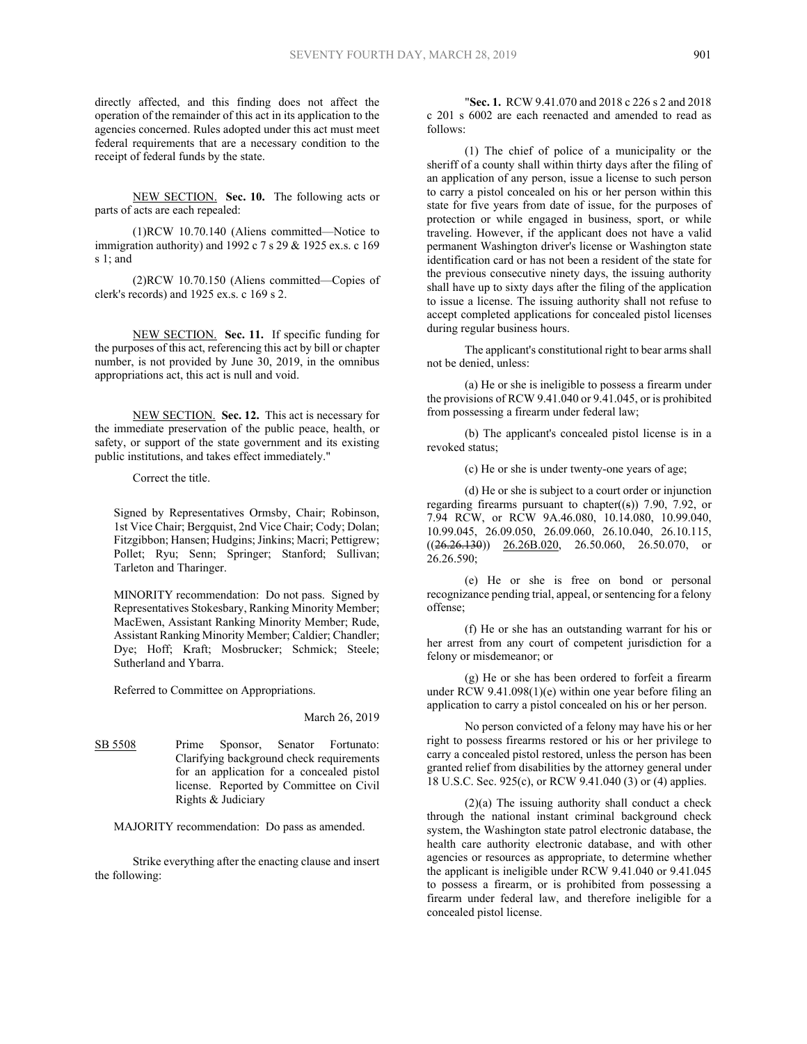directly affected, and this finding does not affect the operation of the remainder of this act in its application to the agencies concerned. Rules adopted under this act must meet federal requirements that are a necessary condition to the receipt of federal funds by the state.

NEW SECTION. **Sec. 10.** The following acts or parts of acts are each repealed:

(1)RCW 10.70.140 (Aliens committed—Notice to immigration authority) and 1992 c 7 s 29 & 1925 ex.s. c 169 s 1; and

(2)RCW 10.70.150 (Aliens committed—Copies of clerk's records) and 1925 ex.s. c 169 s 2.

NEW SECTION. **Sec. 11.** If specific funding for the purposes of this act, referencing this act by bill or chapter number, is not provided by June 30, 2019, in the omnibus appropriations act, this act is null and void.

NEW SECTION. **Sec. 12.** This act is necessary for the immediate preservation of the public peace, health, or safety, or support of the state government and its existing public institutions, and takes effect immediately."

Correct the title.

Signed by Representatives Ormsby, Chair; Robinson, 1st Vice Chair; Bergquist, 2nd Vice Chair; Cody; Dolan; Fitzgibbon; Hansen; Hudgins; Jinkins; Macri; Pettigrew; Pollet; Ryu; Senn; Springer; Stanford; Sullivan; Tarleton and Tharinger.

MINORITY recommendation: Do not pass. Signed by Representatives Stokesbary, Ranking Minority Member; MacEwen, Assistant Ranking Minority Member; Rude, Assistant Ranking Minority Member; Caldier; Chandler; Dye; Hoff; Kraft; Mosbrucker; Schmick; Steele; Sutherland and Ybarra.

Referred to Committee on Appropriations.

March 26, 2019

SB 5508 Prime Sponsor, Senator Fortunato: Clarifying background check requirements for an application for a concealed pistol license. Reported by Committee on Civil Rights & Judiciary

MAJORITY recommendation: Do pass as amended.

Strike everything after the enacting clause and insert the following:

"**Sec. 1.** RCW 9.41.070 and 2018 c 226 s 2 and 2018 c 201 s 6002 are each reenacted and amended to read as follows:

(1) The chief of police of a municipality or the sheriff of a county shall within thirty days after the filing of an application of any person, issue a license to such person to carry a pistol concealed on his or her person within this state for five years from date of issue, for the purposes of protection or while engaged in business, sport, or while traveling. However, if the applicant does not have a valid permanent Washington driver's license or Washington state identification card or has not been a resident of the state for the previous consecutive ninety days, the issuing authority shall have up to sixty days after the filing of the application to issue a license. The issuing authority shall not refuse to accept completed applications for concealed pistol licenses during regular business hours.

The applicant's constitutional right to bear arms shall not be denied, unless:

(a) He or she is ineligible to possess a firearm under the provisions of RCW 9.41.040 or 9.41.045, or is prohibited from possessing a firearm under federal law;

(b) The applicant's concealed pistol license is in a revoked status;

(c) He or she is under twenty-one years of age;

(d) He or she is subject to a court order or injunction regarding firearms pursuant to chapter((s)) 7.90, 7.92, or 7.94 RCW, or RCW 9A.46.080, 10.14.080, 10.99.040, 10.99.045, 26.09.050, 26.09.060, 26.10.040, 26.10.115, ((~~26.26.130~~)) 26.26B.020, 26.50.060, 26.50.070, or 26.26.590;

(e) He or she is free on bond or personal recognizance pending trial, appeal, or sentencing for a felony offense;

(f) He or she has an outstanding warrant for his or her arrest from any court of competent jurisdiction for a felony or misdemeanor; or

(g) He or she has been ordered to forfeit a firearm under RCW 9.41.098(1)(e) within one year before filing an application to carry a pistol concealed on his or her person.

No person convicted of a felony may have his or her right to possess firearms restored or his or her privilege to carry a concealed pistol restored, unless the person has been granted relief from disabilities by the attorney general under 18 U.S.C. Sec. 925(c), or RCW 9.41.040 (3) or (4) applies.

(2)(a) The issuing authority shall conduct a check through the national instant criminal background check system, the Washington state patrol electronic database, the health care authority electronic database, and with other agencies or resources as appropriate, to determine whether the applicant is ineligible under RCW 9.41.040 or 9.41.045 to possess a firearm, or is prohibited from possessing a firearm under federal law, and therefore ineligible for a concealed pistol license.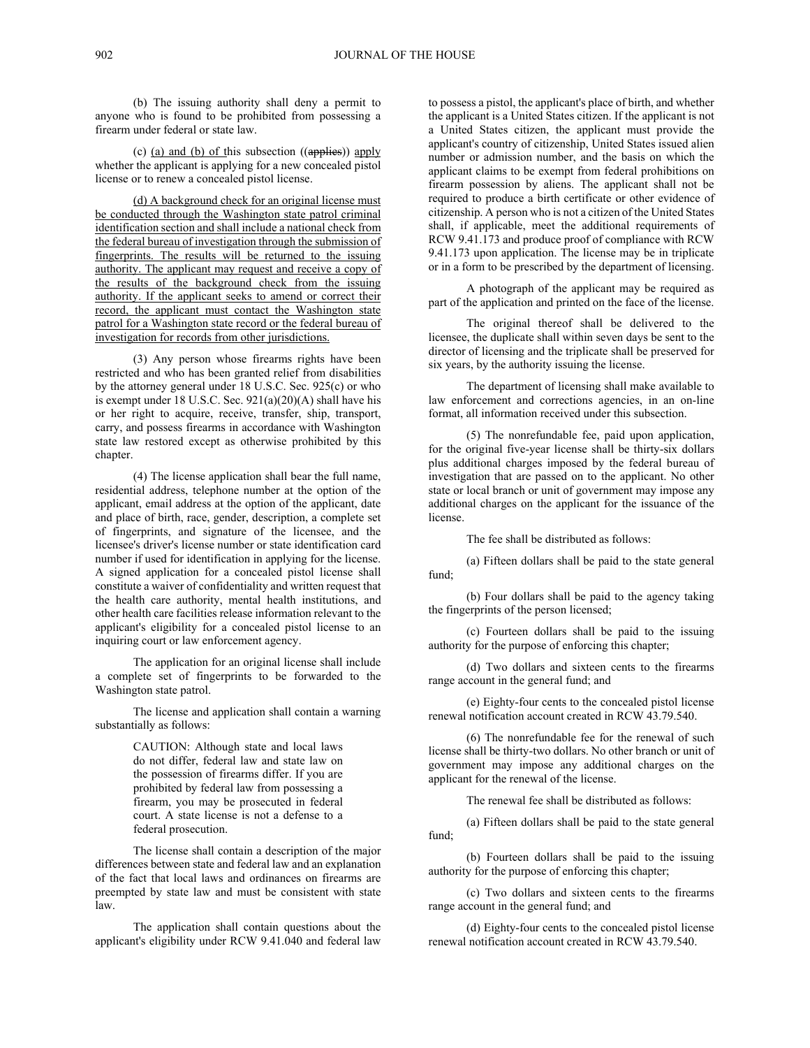(b) The issuing authority shall deny a permit to anyone who is found to be prohibited from possessing a firearm under federal or state law.

(c) <u>(a) and (b) of</u> this subsection ((~~applies~~)) <u>apply</u> whether the applicant is applying for a new concealed pistol license or to renew a concealed pistol license.

<u>(d) A background check for an original license must be conducted through the Washington state patrol criminal identification section and shall include a national check from the federal bureau of investigation through the submission of fingerprints. The results will be returned to the issuing authority. The applicant may request and receive a copy of the results of the background check from the issuing authority. If the applicant seeks to amend or correct their record, the applicant must contact the Washington state patrol for a Washington state record or the federal bureau of investigation for records from other jurisdictions.</u>

(3) Any person whose firearms rights have been restricted and who has been granted relief from disabilities by the attorney general under 18 U.S.C. Sec. 925(c) or who is exempt under 18 U.S.C. Sec. 921(a)(20)(A) shall have his or her right to acquire, receive, transfer, ship, transport, carry, and possess firearms in accordance with Washington state law restored except as otherwise prohibited by this chapter.

(4) The license application shall bear the full name, residential address, telephone number at the option of the applicant, email address at the option of the applicant, date and place of birth, race, gender, description, a complete set of fingerprints, and signature of the licensee, and the licensee's driver's license number or state identification card number if used for identification in applying for the license. A signed application for a concealed pistol license shall constitute a waiver of confidentiality and written request that the health care authority, mental health institutions, and other health care facilities release information relevant to the applicant's eligibility for a concealed pistol license to an inquiring court or law enforcement agency.

The application for an original license shall include a complete set of fingerprints to be forwarded to the Washington state patrol.

The license and application shall contain a warning substantially as follows:

> CAUTION: Although state and local laws do not differ, federal law and state law on the possession of firearms differ. If you are prohibited by federal law from possessing a firearm, you may be prosecuted in federal court. A state license is not a defense to a federal prosecution.

The license shall contain a description of the major differences between state and federal law and an explanation of the fact that local laws and ordinances on firearms are preempted by state law and must be consistent with state law.

The application shall contain questions about the applicant's eligibility under RCW 9.41.040 and federal law to possess a pistol, the applicant's place of birth, and whether the applicant is a United States citizen. If the applicant is not a United States citizen, the applicant must provide the applicant's country of citizenship, United States issued alien number or admission number, and the basis on which the applicant claims to be exempt from federal prohibitions on firearm possession by aliens. The applicant shall not be required to produce a birth certificate or other evidence of citizenship. A person who is not a citizen of the United States shall, if applicable, meet the additional requirements of RCW 9.41.173 and produce proof of compliance with RCW 9.41.173 upon application. The license may be in triplicate or in a form to be prescribed by the department of licensing.

A photograph of the applicant may be required as part of the application and printed on the face of the license.

The original thereof shall be delivered to the licensee, the duplicate shall within seven days be sent to the director of licensing and the triplicate shall be preserved for six years, by the authority issuing the license.

The department of licensing shall make available to law enforcement and corrections agencies, in an on-line format, all information received under this subsection.

(5) The nonrefundable fee, paid upon application, for the original five-year license shall be thirty-six dollars plus additional charges imposed by the federal bureau of investigation that are passed on to the applicant. No other state or local branch or unit of government may impose any additional charges on the applicant for the issuance of the license.

The fee shall be distributed as follows:

(a) Fifteen dollars shall be paid to the state general fund;

(b) Four dollars shall be paid to the agency taking the fingerprints of the person licensed;

(c) Fourteen dollars shall be paid to the issuing authority for the purpose of enforcing this chapter;

(d) Two dollars and sixteen cents to the firearms range account in the general fund; and

(e) Eighty-four cents to the concealed pistol license renewal notification account created in RCW 43.79.540.

(6) The nonrefundable fee for the renewal of such license shall be thirty-two dollars. No other branch or unit of government may impose any additional charges on the applicant for the renewal of the license.

The renewal fee shall be distributed as follows:

(a) Fifteen dollars shall be paid to the state general fund;

(b) Fourteen dollars shall be paid to the issuing authority for the purpose of enforcing this chapter;

(c) Two dollars and sixteen cents to the firearms range account in the general fund; and

(d) Eighty-four cents to the concealed pistol license renewal notification account created in RCW 43.79.540.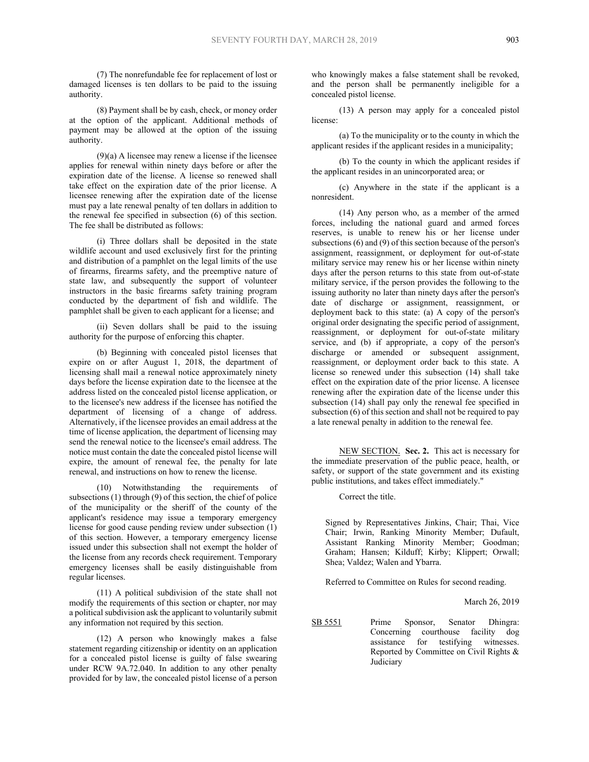(7) The nonrefundable fee for replacement of lost or damaged licenses is ten dollars to be paid to the issuing authority.

(8) Payment shall be by cash, check, or money order at the option of the applicant. Additional methods of payment may be allowed at the option of the issuing authority.

(9)(a) A licensee may renew a license if the licensee applies for renewal within ninety days before or after the expiration date of the license. A license so renewed shall take effect on the expiration date of the prior license. A licensee renewing after the expiration date of the license must pay a late renewal penalty of ten dollars in addition to the renewal fee specified in subsection (6) of this section. The fee shall be distributed as follows:

(i) Three dollars shall be deposited in the state wildlife account and used exclusively first for the printing and distribution of a pamphlet on the legal limits of the use of firearms, firearms safety, and the preemptive nature of state law, and subsequently the support of volunteer instructors in the basic firearms safety training program conducted by the department of fish and wildlife. The pamphlet shall be given to each applicant for a license; and

(ii) Seven dollars shall be paid to the issuing authority for the purpose of enforcing this chapter.

(b) Beginning with concealed pistol licenses that expire on or after August 1, 2018, the department of licensing shall mail a renewal notice approximately ninety days before the license expiration date to the licensee at the address listed on the concealed pistol license application, or to the licensee's new address if the licensee has notified the department of licensing of a change of address. Alternatively, if the licensee provides an email address at the time of license application, the department of licensing may send the renewal notice to the licensee's email address. The notice must contain the date the concealed pistol license will expire, the amount of renewal fee, the penalty for late renewal, and instructions on how to renew the license.

(10) Notwithstanding the requirements of subsections (1) through (9) of this section, the chief of police of the municipality or the sheriff of the county of the applicant's residence may issue a temporary emergency license for good cause pending review under subsection (1) of this section. However, a temporary emergency license issued under this subsection shall not exempt the holder of the license from any records check requirement. Temporary emergency licenses shall be easily distinguishable from regular licenses.

(11) A political subdivision of the state shall not modify the requirements of this section or chapter, nor may a political subdivision ask the applicant to voluntarily submit any information not required by this section.

(12) A person who knowingly makes a false statement regarding citizenship or identity on an application for a concealed pistol license is guilty of false swearing under RCW 9A.72.040. In addition to any other penalty provided for by law, the concealed pistol license of a person who knowingly makes a false statement shall be revoked, and the person shall be permanently ineligible for a concealed pistol license.

(13) A person may apply for a concealed pistol license:

(a) To the municipality or to the county in which the applicant resides if the applicant resides in a municipality;

(b) To the county in which the applicant resides if the applicant resides in an unincorporated area; or

(c) Anywhere in the state if the applicant is a nonresident.

(14) Any person who, as a member of the armed forces, including the national guard and armed forces reserves, is unable to renew his or her license under subsections (6) and (9) of this section because of the person's assignment, reassignment, or deployment for out-of-state military service may renew his or her license within ninety days after the person returns to this state from out-of-state military service, if the person provides the following to the issuing authority no later than ninety days after the person's date of discharge or assignment, reassignment, or deployment back to this state: (a) A copy of the person's original order designating the specific period of assignment, reassignment, or deployment for out-of-state military service, and (b) if appropriate, a copy of the person's discharge or amended or subsequent assignment, reassignment, or deployment order back to this state. A license so renewed under this subsection (14) shall take effect on the expiration date of the prior license. A licensee renewing after the expiration date of the license under this subsection (14) shall pay only the renewal fee specified in subsection (6) of this section and shall not be required to pay a late renewal penalty in addition to the renewal fee.

NEW SECTION. **Sec. 2.** This act is necessary for the immediate preservation of the public peace, health, or safety, or support of the state government and its existing public institutions, and takes effect immediately."

Correct the title.

Signed by Representatives Jinkins, Chair; Thai, Vice Chair; Irwin, Ranking Minority Member; Dufault, Assistant Ranking Minority Member; Goodman; Graham; Hansen; Kilduff; Kirby; Klippert; Orwall; Shea; Valdez; Walen and Ybarra.

Referred to Committee on Rules for second reading.

March 26, 2019

SB 5551 Prime Sponsor, Senator Dhingra: Concerning courthouse facility dog assistance for testifying witnesses. Reported by Committee on Civil Rights & Judiciary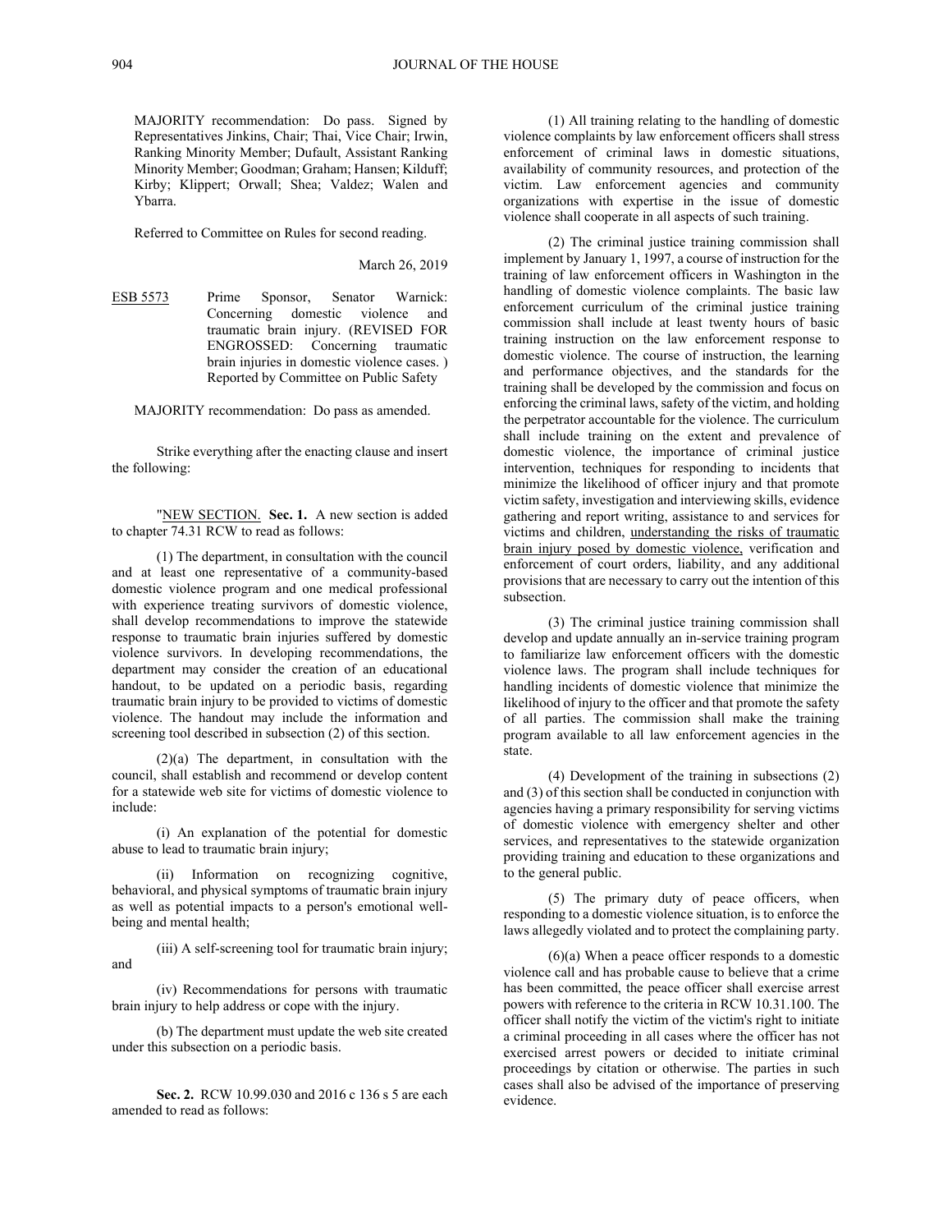MAJORITY recommendation: Do pass. Signed by Representatives Jinkins, Chair; Thai, Vice Chair; Irwin, Ranking Minority Member; Dufault, Assistant Ranking Minority Member; Goodman; Graham; Hansen; Kilduff; Kirby; Klippert; Orwall; Shea; Valdez; Walen and Ybarra.

Referred to Committee on Rules for second reading.

March 26, 2019

ESB 5573 Prime Sponsor, Senator Warnick: Concerning domestic violence and traumatic brain injury. (REVISED FOR ENGROSSED: Concerning traumatic brain injuries in domestic violence cases. ) Reported by Committee on Public Safety

MAJORITY recommendation: Do pass as amended.

Strike everything after the enacting clause and insert the following:

"NEW SECTION. **Sec. 1.** A new section is added to chapter 74.31 RCW to read as follows:

(1) The department, in consultation with the council and at least one representative of a community-based domestic violence program and one medical professional with experience treating survivors of domestic violence, shall develop recommendations to improve the statewide response to traumatic brain injuries suffered by domestic violence survivors. In developing recommendations, the department may consider the creation of an educational handout, to be updated on a periodic basis, regarding traumatic brain injury to be provided to victims of domestic violence. The handout may include the information and screening tool described in subsection (2) of this section.

(2)(a) The department, in consultation with the council, shall establish and recommend or develop content for a statewide web site for victims of domestic violence to include:

(i) An explanation of the potential for domestic abuse to lead to traumatic brain injury;

(ii) Information on recognizing cognitive, behavioral, and physical symptoms of traumatic brain injury as well as potential impacts to a person's emotional well-being and mental health;

(iii) A self-screening tool for traumatic brain injury; and

(iv) Recommendations for persons with traumatic brain injury to help address or cope with the injury.

(b) The department must update the web site created under this subsection on a periodic basis.

**Sec. 2.** RCW 10.99.030 and 2016 c 136 s 5 are each amended to read as follows:

(1) All training relating to the handling of domestic violence complaints by law enforcement officers shall stress enforcement of criminal laws in domestic situations, availability of community resources, and protection of the victim. Law enforcement agencies and community organizations with expertise in the issue of domestic violence shall cooperate in all aspects of such training.

(2) The criminal justice training commission shall implement by January 1, 1997, a course of instruction for the training of law enforcement officers in Washington in the handling of domestic violence complaints. The basic law enforcement curriculum of the criminal justice training commission shall include at least twenty hours of basic training instruction on the law enforcement response to domestic violence. The course of instruction, the learning and performance objectives, and the standards for the training shall be developed by the commission and focus on enforcing the criminal laws, safety of the victim, and holding the perpetrator accountable for the violence. The curriculum shall include training on the extent and prevalence of domestic violence, the importance of criminal justice intervention, techniques for responding to incidents that minimize the likelihood of officer injury and that promote victim safety, investigation and interviewing skills, evidence gathering and report writing, assistance to and services for victims and children, <u>understanding the risks of traumatic brain injury posed by domestic violence,</u> verification and enforcement of court orders, liability, and any additional provisions that are necessary to carry out the intention of this subsection.

(3) The criminal justice training commission shall develop and update annually an in-service training program to familiarize law enforcement officers with the domestic violence laws. The program shall include techniques for handling incidents of domestic violence that minimize the likelihood of injury to the officer and that promote the safety of all parties. The commission shall make the training program available to all law enforcement agencies in the state.

(4) Development of the training in subsections (2) and (3) of this section shall be conducted in conjunction with agencies having a primary responsibility for serving victims of domestic violence with emergency shelter and other services, and representatives to the statewide organization providing training and education to these organizations and to the general public.

(5) The primary duty of peace officers, when responding to a domestic violence situation, is to enforce the laws allegedly violated and to protect the complaining party.

(6)(a) When a peace officer responds to a domestic violence call and has probable cause to believe that a crime has been committed, the peace officer shall exercise arrest powers with reference to the criteria in RCW 10.31.100. The officer shall notify the victim of the victim's right to initiate a criminal proceeding in all cases where the officer has not exercised arrest powers or decided to initiate criminal proceedings by citation or otherwise. The parties in such cases shall also be advised of the importance of preserving evidence.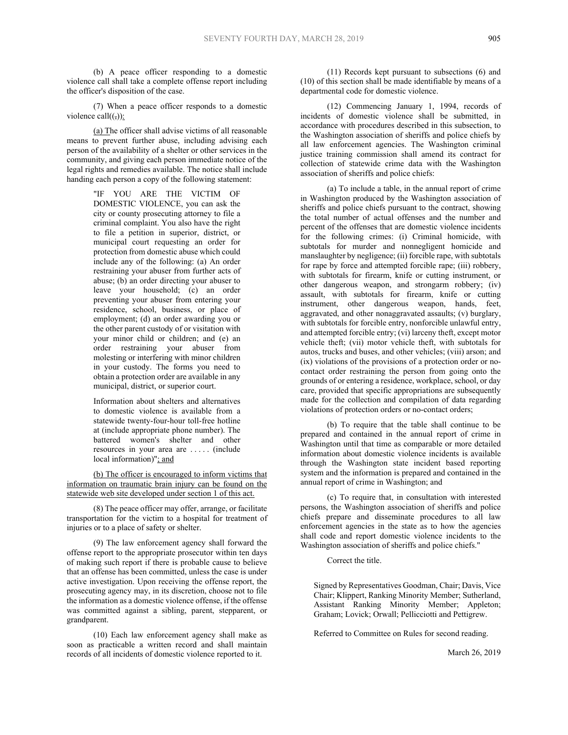(b) A peace officer responding to a domestic violence call shall take a complete offense report including the officer's disposition of the case.

(7) When a peace officer responds to a domestic violence call((,)):

<u>(a) T</u>he officer shall advise victims of all reasonable means to prevent further abuse, including advising each person of the availability of a shelter or other services in the community, and giving each person immediate notice of the legal rights and remedies available. The notice shall include handing each person a copy of the following statement:

> "IF YOU ARE THE VICTIM OF DOMESTIC VIOLENCE, you can ask the city or county prosecuting attorney to file a criminal complaint. You also have the right to file a petition in superior, district, or municipal court requesting an order for protection from domestic abuse which could include any of the following: (a) An order restraining your abuser from further acts of abuse; (b) an order directing your abuser to leave your household; (c) an order preventing your abuser from entering your residence, school, business, or place of employment; (d) an order awarding you or the other parent custody of or visitation with your minor child or children; and (e) an order restraining your abuser from molesting or interfering with minor children in your custody. The forms you need to obtain a protection order are available in any municipal, district, or superior court.
>
> Information about shelters and alternatives to domestic violence is available from a statewide twenty-four-hour toll-free hotline at (include appropriate phone number). The battered women's shelter and other resources in your area are . . . . . (include local information)"<u>; and</u>

<u>(b) The officer is encouraged to inform victims that information on traumatic brain injury can be found on the statewide web site developed under section 1 of this act.</u>

(8) The peace officer may offer, arrange, or facilitate transportation for the victim to a hospital for treatment of injuries or to a place of safety or shelter.

(9) The law enforcement agency shall forward the offense report to the appropriate prosecutor within ten days of making such report if there is probable cause to believe that an offense has been committed, unless the case is under active investigation. Upon receiving the offense report, the prosecuting agency may, in its discretion, choose not to file the information as a domestic violence offense, if the offense was committed against a sibling, parent, stepparent, or grandparent.

(10) Each law enforcement agency shall make as soon as practicable a written record and shall maintain records of all incidents of domestic violence reported to it.

(11) Records kept pursuant to subsections (6) and (10) of this section shall be made identifiable by means of a departmental code for domestic violence.

(12) Commencing January 1, 1994, records of incidents of domestic violence shall be submitted, in accordance with procedures described in this subsection, to the Washington association of sheriffs and police chiefs by all law enforcement agencies. The Washington criminal justice training commission shall amend its contract for collection of statewide crime data with the Washington association of sheriffs and police chiefs:

(a) To include a table, in the annual report of crime in Washington produced by the Washington association of sheriffs and police chiefs pursuant to the contract, showing the total number of actual offenses and the number and percent of the offenses that are domestic violence incidents for the following crimes: (i) Criminal homicide, with subtotals for murder and nonnegligent homicide and manslaughter by negligence; (ii) forcible rape, with subtotals for rape by force and attempted forcible rape; (iii) robbery, with subtotals for firearm, knife or cutting instrument, or other dangerous weapon, and strongarm robbery; (iv) assault, with subtotals for firearm, knife or cutting instrument, other dangerous weapon, hands, feet, aggravated, and other nonaggravated assaults; (v) burglary, with subtotals for forcible entry, nonforcible unlawful entry, and attempted forcible entry; (vi) larceny theft, except motor vehicle theft; (vii) motor vehicle theft, with subtotals for autos, trucks and buses, and other vehicles; (viii) arson; and (ix) violations of the provisions of a protection order or no-contact order restraining the person from going onto the grounds of or entering a residence, workplace, school, or day care, provided that specific appropriations are subsequently made for the collection and compilation of data regarding violations of protection orders or no-contact orders;

(b) To require that the table shall continue to be prepared and contained in the annual report of crime in Washington until that time as comparable or more detailed information about domestic violence incidents is available through the Washington state incident based reporting system and the information is prepared and contained in the annual report of crime in Washington; and

(c) To require that, in consultation with interested persons, the Washington association of sheriffs and police chiefs prepare and disseminate procedures to all law enforcement agencies in the state as to how the agencies shall code and report domestic violence incidents to the Washington association of sheriffs and police chiefs."

Correct the title.

Signed by Representatives Goodman, Chair; Davis, Vice Chair; Klippert, Ranking Minority Member; Sutherland, Assistant Ranking Minority Member; Appleton; Graham; Lovick; Orwall; Pellicciotti and Pettigrew.

Referred to Committee on Rules for second reading.

March 26, 2019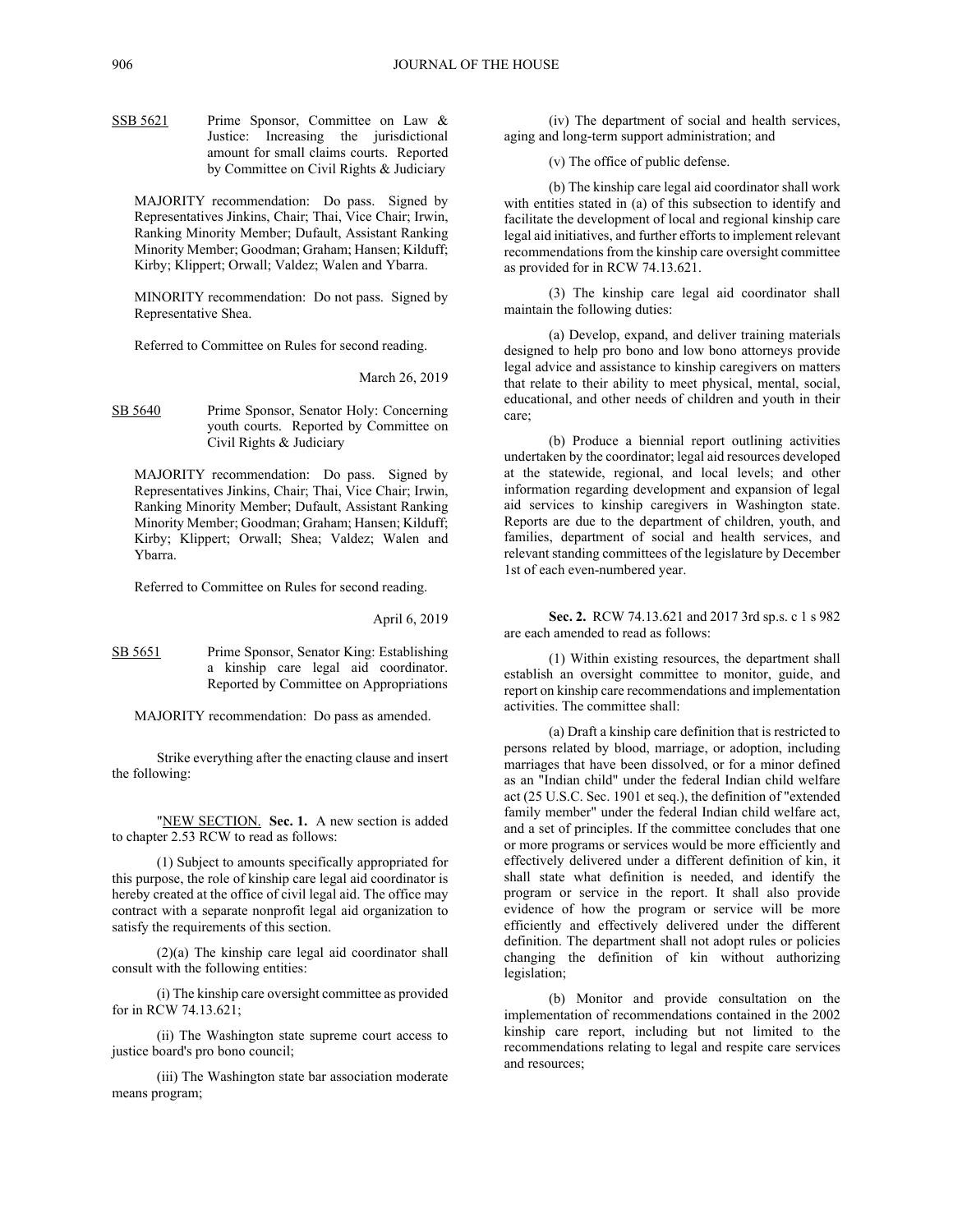SSB 5621 Prime Sponsor, Committee on Law & Justice: Increasing the jurisdictional amount for small claims courts. Reported by Committee on Civil Rights & Judiciary

MAJORITY recommendation: Do pass. Signed by Representatives Jinkins, Chair; Thai, Vice Chair; Irwin, Ranking Minority Member; Dufault, Assistant Ranking Minority Member; Goodman; Graham; Hansen; Kilduff; Kirby; Klippert; Orwall; Valdez; Walen and Ybarra.

MINORITY recommendation: Do not pass. Signed by Representative Shea.

Referred to Committee on Rules for second reading.

March 26, 2019

SB 5640 Prime Sponsor, Senator Holy: Concerning youth courts. Reported by Committee on Civil Rights & Judiciary

MAJORITY recommendation: Do pass. Signed by Representatives Jinkins, Chair; Thai, Vice Chair; Irwin, Ranking Minority Member; Dufault, Assistant Ranking Minority Member; Goodman; Graham; Hansen; Kilduff; Kirby; Klippert; Orwall; Shea; Valdez; Walen and Ybarra.

Referred to Committee on Rules for second reading.

April 6, 2019

SB 5651 Prime Sponsor, Senator King: Establishing a kinship care legal aid coordinator. Reported by Committee on Appropriations

MAJORITY recommendation: Do pass as amended.

Strike everything after the enacting clause and insert the following:

"NEW SECTION. **Sec. 1.** A new section is added to chapter 2.53 RCW to read as follows:

(1) Subject to amounts specifically appropriated for this purpose, the role of kinship care legal aid coordinator is hereby created at the office of civil legal aid. The office may contract with a separate nonprofit legal aid organization to satisfy the requirements of this section.

(2)(a) The kinship care legal aid coordinator shall consult with the following entities:

(i) The kinship care oversight committee as provided for in RCW 74.13.621;

(ii) The Washington state supreme court access to justice board's pro bono council;

(iii) The Washington state bar association moderate means program;

(iv) The department of social and health services, aging and long-term support administration; and

(v) The office of public defense.

(b) The kinship care legal aid coordinator shall work with entities stated in (a) of this subsection to identify and facilitate the development of local and regional kinship care legal aid initiatives, and further efforts to implement relevant recommendations from the kinship care oversight committee as provided for in RCW 74.13.621.

(3) The kinship care legal aid coordinator shall maintain the following duties:

(a) Develop, expand, and deliver training materials designed to help pro bono and low bono attorneys provide legal advice and assistance to kinship caregivers on matters that relate to their ability to meet physical, mental, social, educational, and other needs of children and youth in their care;

(b) Produce a biennial report outlining activities undertaken by the coordinator; legal aid resources developed at the statewide, regional, and local levels; and other information regarding development and expansion of legal aid services to kinship caregivers in Washington state. Reports are due to the department of children, youth, and families, department of social and health services, and relevant standing committees of the legislature by December 1st of each even-numbered year.

**Sec. 2.** RCW 74.13.621 and 2017 3rd sp.s. c 1 s 982 are each amended to read as follows:

(1) Within existing resources, the department shall establish an oversight committee to monitor, guide, and report on kinship care recommendations and implementation activities. The committee shall:

(a) Draft a kinship care definition that is restricted to persons related by blood, marriage, or adoption, including marriages that have been dissolved, or for a minor defined as an "Indian child" under the federal Indian child welfare act (25 U.S.C. Sec. 1901 et seq.), the definition of "extended family member" under the federal Indian child welfare act, and a set of principles. If the committee concludes that one or more programs or services would be more efficiently and effectively delivered under a different definition of kin, it shall state what definition is needed, and identify the program or service in the report. It shall also provide evidence of how the program or service will be more efficiently and effectively delivered under the different definition. The department shall not adopt rules or policies changing the definition of kin without authorizing legislation;

(b) Monitor and provide consultation on the implementation of recommendations contained in the 2002 kinship care report, including but not limited to the recommendations relating to legal and respite care services and resources;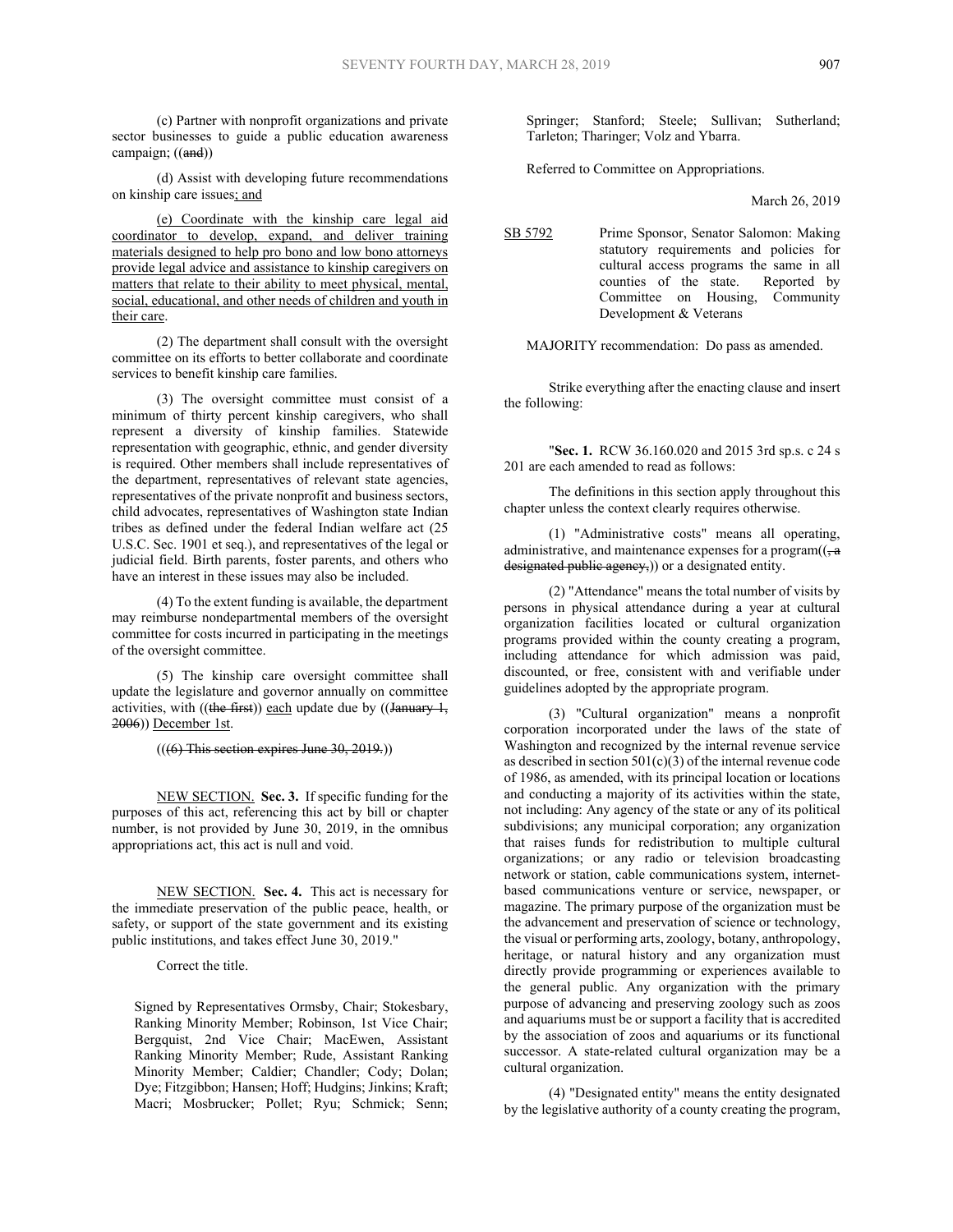(c) Partner with nonprofit organizations and private sector businesses to guide a public education awareness campaign; ((~~and~~))

(d) Assist with developing future recommendations on kinship care issues; and

(e) Coordinate with the kinship care legal aid coordinator to develop, expand, and deliver training materials designed to help pro bono and low bono attorneys provide legal advice and assistance to kinship caregivers on matters that relate to their ability to meet physical, mental, social, educational, and other needs of children and youth in their care.

(2) The department shall consult with the oversight committee on its efforts to better collaborate and coordinate services to benefit kinship care families.

(3) The oversight committee must consist of a minimum of thirty percent kinship caregivers, who shall represent a diversity of kinship families. Statewide representation with geographic, ethnic, and gender diversity is required. Other members shall include representatives of the department, representatives of relevant state agencies, representatives of the private nonprofit and business sectors, child advocates, representatives of Washington state Indian tribes as defined under the federal Indian welfare act (25 U.S.C. Sec. 1901 et seq.), and representatives of the legal or judicial field. Birth parents, foster parents, and others who have an interest in these issues may also be included.

(4) To the extent funding is available, the department may reimburse nondepartmental members of the oversight committee for costs incurred in participating in the meetings of the oversight committee.

(5) The kinship care oversight committee shall update the legislature and governor annually on committee activities, with ((~~the first~~)) each update due by ((~~January 1, 2006~~)) December 1st.

((~~(6) This section expires June 30, 2019.~~))

NEW SECTION. **Sec. 3.** If specific funding for the purposes of this act, referencing this act by bill or chapter number, is not provided by June 30, 2019, in the omnibus appropriations act, this act is null and void.

NEW SECTION. **Sec. 4.** This act is necessary for the immediate preservation of the public peace, health, or safety, or support of the state government and its existing public institutions, and takes effect June 30, 2019."

Correct the title.

Signed by Representatives Ormsby, Chair; Stokesbary, Ranking Minority Member; Robinson, 1st Vice Chair; Bergquist, 2nd Vice Chair; MacEwen, Assistant Ranking Minority Member; Rude, Assistant Ranking Minority Member; Caldier; Chandler; Cody; Dolan; Dye; Fitzgibbon; Hansen; Hoff; Hudgins; Jinkins; Kraft; Macri; Mosbrucker; Pollet; Ryu; Schmick; Senn; Springer; Stanford; Steele; Sullivan; Sutherland; Tarleton; Tharinger; Volz and Ybarra.

Referred to Committee on Appropriations.

March 26, 2019

SB 5792 Prime Sponsor, Senator Salomon: Making statutory requirements and policies for cultural access programs the same in all counties of the state. Reported by Committee on Housing, Community Development & Veterans

MAJORITY recommendation: Do pass as amended.

Strike everything after the enacting clause and insert the following:

"**Sec. 1.** RCW 36.160.020 and 2015 3rd sp.s. c 24 s 201 are each amended to read as follows:

The definitions in this section apply throughout this chapter unless the context clearly requires otherwise.

(1) "Administrative costs" means all operating, administrative, and maintenance expenses for a program((~~, a designated public agency,~~)) or a designated entity.

(2) "Attendance" means the total number of visits by persons in physical attendance during a year at cultural organization facilities located or cultural organization programs provided within the county creating a program, including attendance for which admission was paid, discounted, or free, consistent with and verifiable under guidelines adopted by the appropriate program.

(3) "Cultural organization" means a nonprofit corporation incorporated under the laws of the state of Washington and recognized by the internal revenue service as described in section 501(c)(3) of the internal revenue code of 1986, as amended, with its principal location or locations and conducting a majority of its activities within the state, not including: Any agency of the state or any of its political subdivisions; any municipal corporation; any organization that raises funds for redistribution to multiple cultural organizations; or any radio or television broadcasting network or station, cable communications system, internet-based communications venture or service, newspaper, or magazine. The primary purpose of the organization must be the advancement and preservation of science or technology, the visual or performing arts, zoology, botany, anthropology, heritage, or natural history and any organization must directly provide programming or experiences available to the general public. Any organization with the primary purpose of advancing and preserving zoology such as zoos and aquariums must be or support a facility that is accredited by the association of zoos and aquariums or its functional successor. A state-related cultural organization may be a cultural organization.

(4) "Designated entity" means the entity designated by the legislative authority of a county creating the program,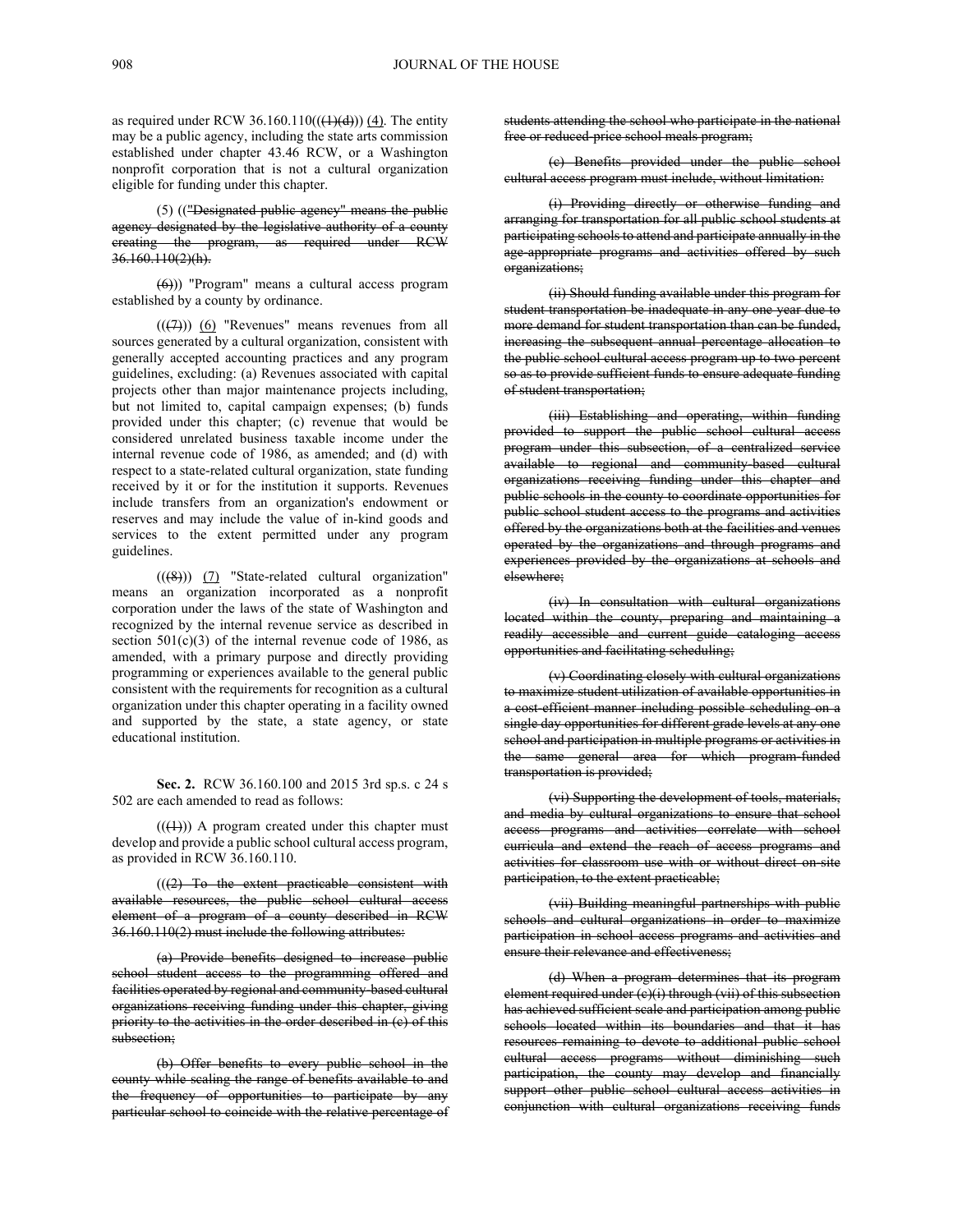as required under RCW 36.160.110((~~(1)(d)~~)) (4). The entity may be a public agency, including the state arts commission established under chapter 43.46 RCW, or a Washington nonprofit corporation that is not a cultural organization eligible for funding under this chapter.

(5) ((~~"Designated public agency" means the public agency designated by the legislative authority of a county creating the program, as required under RCW 36.160.110(2)(h).~~

~~(6)~~)) "Program" means a cultural access program established by a county by ordinance.

((~~(7)~~)) (6) "Revenues" means revenues from all sources generated by a cultural organization, consistent with generally accepted accounting practices and any program guidelines, excluding: (a) Revenues associated with capital projects other than major maintenance projects including, but not limited to, capital campaign expenses; (b) funds provided under this chapter; (c) revenue that would be considered unrelated business taxable income under the internal revenue code of 1986, as amended; and (d) with respect to a state-related cultural organization, state funding received by it or for the institution it supports. Revenues include transfers from an organization's endowment or reserves and may include the value of in-kind goods and services to the extent permitted under any program guidelines.

((~~(8)~~)) (7) "State-related cultural organization" means an organization incorporated as a nonprofit corporation under the laws of the state of Washington and recognized by the internal revenue service as described in section 501(c)(3) of the internal revenue code of 1986, as amended, with a primary purpose and directly providing programming or experiences available to the general public consistent with the requirements for recognition as a cultural organization under this chapter operating in a facility owned and supported by the state, a state agency, or state educational institution.

**Sec. 2.** RCW 36.160.100 and 2015 3rd sp.s. c 24 s 502 are each amended to read as follows:

((~~(1)~~)) A program created under this chapter must develop and provide a public school cultural access program, as provided in RCW 36.160.110.

((~~(2) To the extent practicable consistent with available resources, the public school cultural access element of a program of a county described in RCW 36.160.110(2) must include the following attributes:~~

~~(a) Provide benefits designed to increase public school student access to the programming offered and facilities operated by regional and community-based cultural organizations receiving funding under this chapter, giving priority to the activities in the order described in (c) of this subsection;~~

~~(b) Offer benefits to every public school in the county while scaling the range of benefits available to and the frequency of opportunities to participate by any particular school to coincide with the relative percentage of students attending the school who participate in the national free or reduced-price school meals program;~~

~~(c) Benefits provided under the public school cultural access program must include, without limitation:~~

~~(i) Providing directly or otherwise funding and arranging for transportation for all public school students at participating schools to attend and participate annually in the age-appropriate programs and activities offered by such organizations;~~

~~(ii) Should funding available under this program for student transportation be inadequate in any one year due to more demand for student transportation than can be funded, increasing the subsequent annual percentage allocation to the public school cultural access program up to two percent so as to provide sufficient funds to ensure adequate funding of student transportation;~~

~~(iii) Establishing and operating, within funding provided to support the public school cultural access program under this subsection, of a centralized service available to regional and community-based cultural organizations receiving funding under this chapter and public schools in the county to coordinate opportunities for public school student access to the programs and activities offered by the organizations both at the facilities and venues operated by the organizations and through programs and experiences provided by the organizations at schools and elsewhere;~~

~~(iv) In consultation with cultural organizations located within the county, preparing and maintaining a readily accessible and current guide cataloging access opportunities and facilitating scheduling;~~

~~(v) Coordinating closely with cultural organizations to maximize student utilization of available opportunities in a cost-efficient manner including possible scheduling on a single day opportunities for different grade levels at any one school and participation in multiple programs or activities in the same general area for which program-funded transportation is provided;~~

~~(vi) Supporting the development of tools, materials, and media by cultural organizations to ensure that school access programs and activities correlate with school curricula and extend the reach of access programs and activities for classroom use with or without direct on-site participation, to the extent practicable;~~

~~(vii) Building meaningful partnerships with public schools and cultural organizations in order to maximize participation in school access programs and activities and ensure their relevance and effectiveness;~~

~~(d) When a program determines that its program element required under (c)(i) through (vii) of this subsection has achieved sufficient scale and participation among public schools located within its boundaries and that it has resources remaining to devote to additional public school cultural access programs without diminishing such participation, the county may develop and financially support other public school cultural access activities in conjunction with cultural organizations receiving funds~~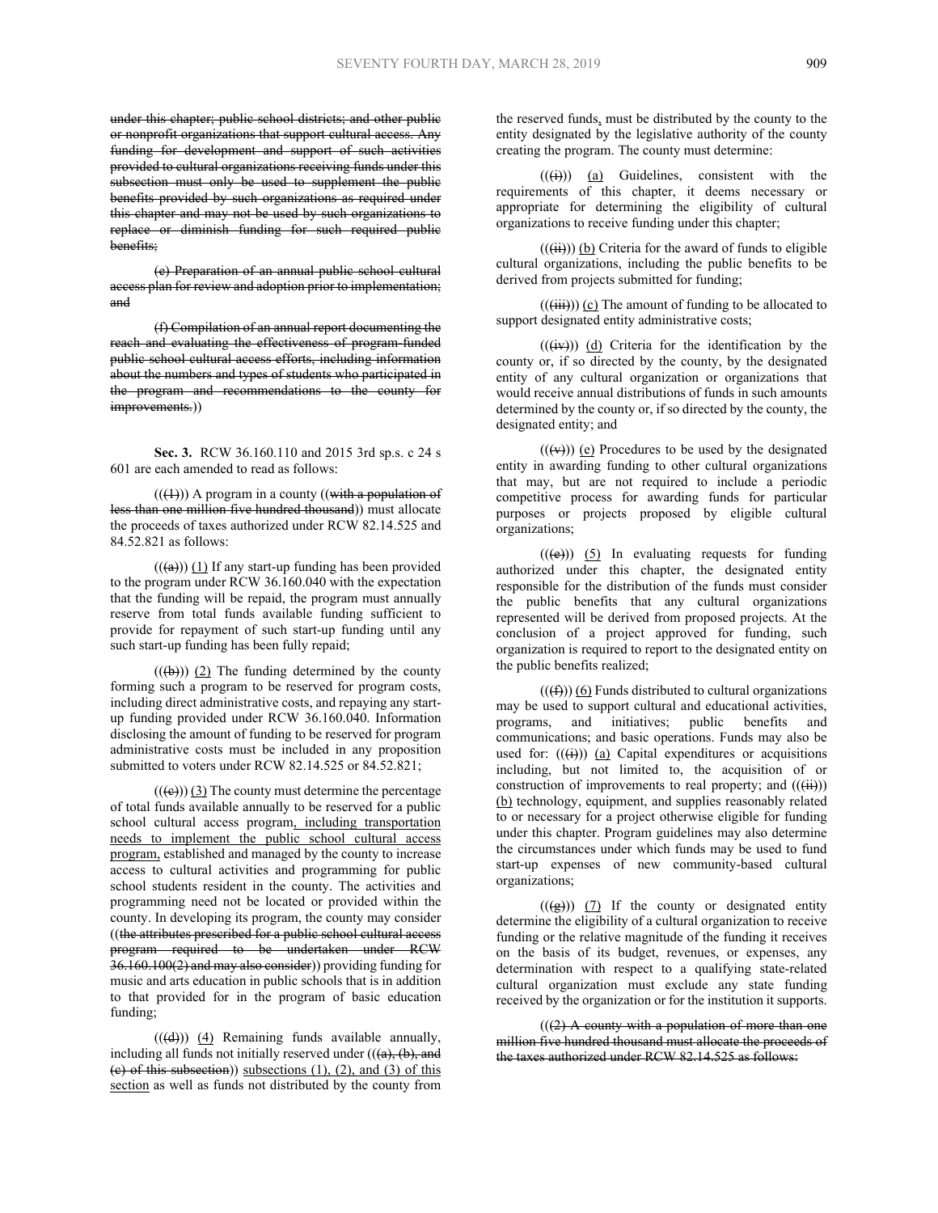under this chapter; public school districts; and other public or nonprofit organizations that support cultural access. Any funding for development and support of such activities provided to cultural organizations receiving funds under this subsection must only be used to supplement the public benefits provided by such organizations as required under this chapter and may not be used by such organizations to replace or diminish funding for such required public benefits;

(e) Preparation of an annual public school cultural access plan for review and adoption prior to implementation; and

(f) Compilation of an annual report documenting the reach and evaluating the effectiveness of program-funded public school cultural access efforts, including information about the numbers and types of students who participated in the program and recommendations to the county for improvements.))

**Sec. 3.** RCW 36.160.110 and 2015 3rd sp.s. c 24 s 601 are each amended to read as follows:

(((1))) A program in a county ((with a population of less than one million five hundred thousand)) must allocate the proceeds of taxes authorized under RCW 82.14.525 and 84.52.821 as follows:

(((a))) (1) If any start-up funding has been provided to the program under RCW 36.160.040 with the expectation that the funding will be repaid, the program must annually reserve from total funds available funding sufficient to provide for repayment of such start-up funding until any such start-up funding has been fully repaid;

(((b))) (2) The funding determined by the county forming such a program to be reserved for program costs, including direct administrative costs, and repaying any start-up funding provided under RCW 36.160.040. Information disclosing the amount of funding to be reserved for program administrative costs must be included in any proposition submitted to voters under RCW 82.14.525 or 84.52.821;

(((c))) (3) The county must determine the percentage of total funds available annually to be reserved for a public school cultural access program, including transportation needs to implement the public school cultural access program, established and managed by the county to increase access to cultural activities and programming for public school students resident in the county. The activities and programming need not be located or provided within the county. In developing its program, the county may consider ((the attributes prescribed for a public school cultural access program required to be undertaken under RCW 36.160.100(2) and may also consider)) providing funding for music and arts education in public schools that is in addition to that provided for in the program of basic education funding;

(((d))) (4) Remaining funds available annually, including all funds not initially reserved under (((a), (b), and (c) of this subsection)) subsections (1), (2), and (3) of this section as well as funds not distributed by the county from the reserved funds, must be distributed by the county to the entity designated by the legislative authority of the county creating the program. The county must determine:

(((i))) (a) Guidelines, consistent with the requirements of this chapter, it deems necessary or appropriate for determining the eligibility of cultural organizations to receive funding under this chapter;

(((ii))) (b) Criteria for the award of funds to eligible cultural organizations, including the public benefits to be derived from projects submitted for funding;

(((iii))) (c) The amount of funding to be allocated to support designated entity administrative costs;

(((iv))) (d) Criteria for the identification by the county or, if so directed by the county, by the designated entity of any cultural organization or organizations that would receive annual distributions of funds in such amounts determined by the county or, if so directed by the county, the designated entity; and

(((v))) (e) Procedures to be used by the designated entity in awarding funding to other cultural organizations that may, but are not required to include a periodic competitive process for awarding funds for particular purposes or projects proposed by eligible cultural organizations;

(((e))) (5) In evaluating requests for funding authorized under this chapter, the designated entity responsible for the distribution of the funds must consider the public benefits that any cultural organizations represented will be derived from proposed projects. At the conclusion of a project approved for funding, such organization is required to report to the designated entity on the public benefits realized;

(((f))) (6) Funds distributed to cultural organizations may be used to support cultural and educational activities, programs, and initiatives; public benefits and communications; and basic operations. Funds may also be used for: (((i))) (a) Capital expenditures or acquisitions including, but not limited to, the acquisition of or construction of improvements to real property; and (((ii))) (b) technology, equipment, and supplies reasonably related to or necessary for a project otherwise eligible for funding under this chapter. Program guidelines may also determine the circumstances under which funds may be used to fund start-up expenses of new community-based cultural organizations;

(((g))) (7) If the county or designated entity determine the eligibility of a cultural organization to receive funding or the relative magnitude of the funding it receives on the basis of its budget, revenues, or expenses, any determination with respect to a qualifying state-related cultural organization must exclude any state funding received by the organization or for the institution it supports.

(((2) A county with a population of more than one million five hundred thousand must allocate the proceeds of the taxes authorized under RCW 82.14.525 as follows: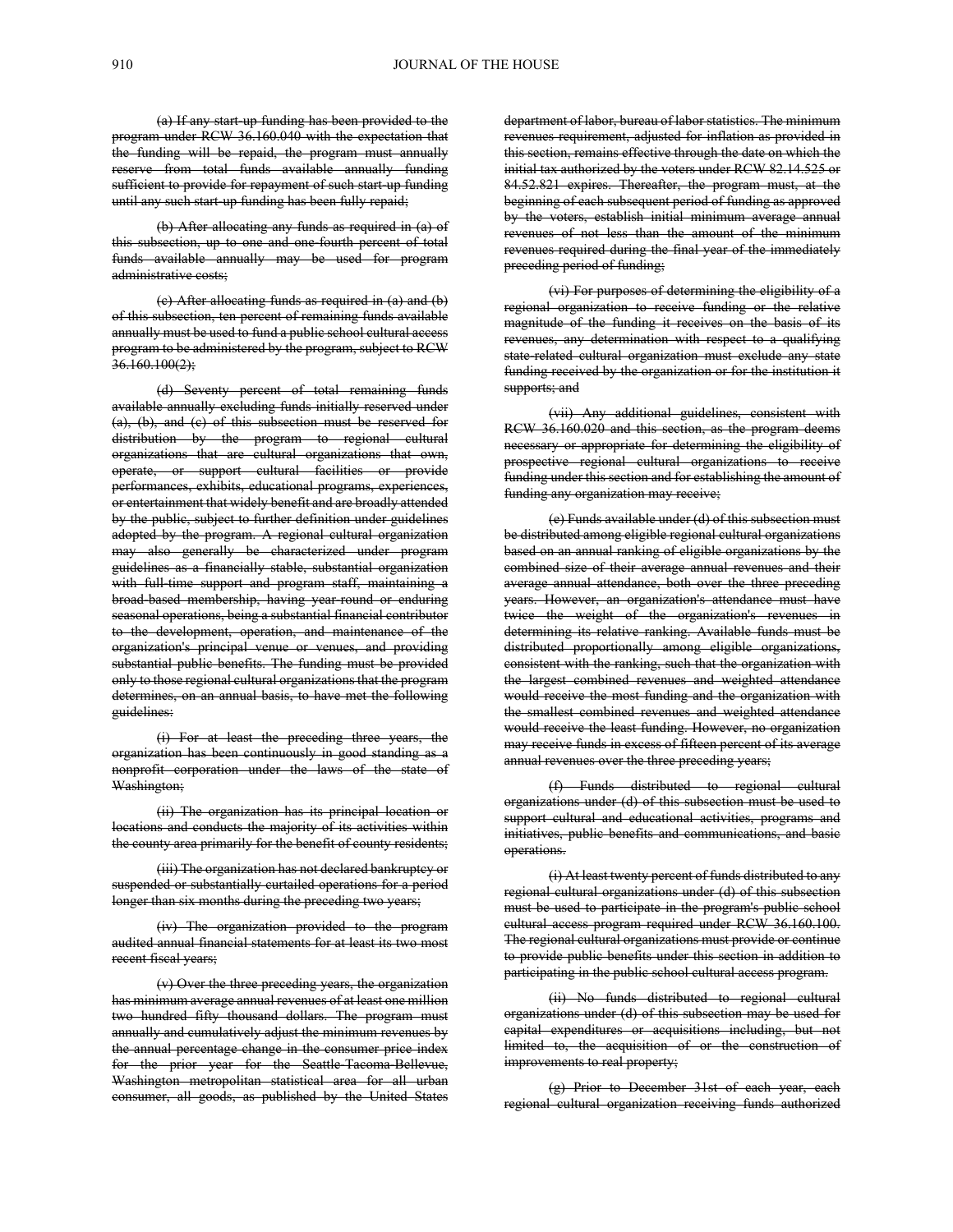~~(a) If any start-up funding has been provided to the program under RCW 36.160.040 with the expectation that the funding will be repaid, the program must annually reserve from total funds available annually funding sufficient to provide for repayment of such start-up funding until any such start-up funding has been fully repaid;~~

~~(b) After allocating any funds as required in (a) of this subsection, up to one and one-fourth percent of total funds available annually may be used for program administrative costs;~~

~~(c) After allocating funds as required in (a) and (b) of this subsection, ten percent of remaining funds available annually must be used to fund a public school cultural access program to be administered by the program, subject to RCW 36.160.100(2);~~

~~(d) Seventy percent of total remaining funds available annually excluding funds initially reserved under (a), (b), and (c) of this subsection must be reserved for distribution by the program to regional cultural organizations that are cultural organizations that own, operate, or support cultural facilities or provide performances, exhibits, educational programs, experiences, or entertainment that widely benefit and are broadly attended by the public, subject to further definition under guidelines adopted by the program. A regional cultural organization may also generally be characterized under program guidelines as a financially stable, substantial organization with full-time support and program staff, maintaining a broad-based membership, having year-round or enduring seasonal operations, being a substantial financial contributor to the development, operation, and maintenance of the organization's principal venue or venues, and providing substantial public benefits. The funding must be provided only to those regional cultural organizations that the program determines, on an annual basis, to have met the following guidelines:~~

~~(i) For at least the preceding three years, the organization has been continuously in good standing as a nonprofit corporation under the laws of the state of Washington;~~

~~(ii) The organization has its principal location or locations and conducts the majority of its activities within the county area primarily for the benefit of county residents;~~

~~(iii) The organization has not declared bankruptcy or suspended or substantially curtailed operations for a period longer than six months during the preceding two years;~~

~~(iv) The organization provided to the program audited annual financial statements for at least its two most recent fiscal years;~~

~~(v) Over the three preceding years, the organization has minimum average annual revenues of at least one million two hundred fifty thousand dollars. The program must annually and cumulatively adjust the minimum revenues by the annual percentage change in the consumer price index for the prior year for the Seattle-Tacoma-Bellevue, Washington metropolitan statistical area for all urban consumer, all goods, as published by the United States department of labor, bureau of labor statistics. The minimum revenues requirement, adjusted for inflation as provided in this section, remains effective through the date on which the initial tax authorized by the voters under RCW 82.14.525 or 84.52.821 expires. Thereafter, the program must, at the beginning of each subsequent period of funding as approved by the voters, establish initial minimum average annual revenues of not less than the amount of the minimum revenues required during the final year of the immediately preceding period of funding;~~

~~(vi) For purposes of determining the eligibility of a regional organization to receive funding or the relative magnitude of the funding it receives on the basis of its revenues, any determination with respect to a qualifying state-related cultural organization must exclude any state funding received by the organization or for the institution it supports; and~~

~~(vii) Any additional guidelines, consistent with RCW 36.160.020 and this section, as the program deems necessary or appropriate for determining the eligibility of prospective regional cultural organizations to receive funding under this section and for establishing the amount of funding any organization may receive;~~

~~(e) Funds available under (d) of this subsection must be distributed among eligible regional cultural organizations based on an annual ranking of eligible organizations by the combined size of their average annual revenues and their average annual attendance, both over the three preceding years. However, an organization's attendance must have twice the weight of the organization's revenues in determining its relative ranking. Available funds must be distributed proportionally among eligible organizations, consistent with the ranking, such that the organization with the largest combined revenues and weighted attendance would receive the most funding and the organization with the smallest combined revenues and weighted attendance would receive the least funding. However, no organization may receive funds in excess of fifteen percent of its average annual revenues over the three preceding years;~~

~~(f) Funds distributed to regional cultural organizations under (d) of this subsection must be used to support cultural and educational activities, programs and initiatives, public benefits and communications, and basic operations.~~

~~(i) At least twenty percent of funds distributed to any regional cultural organizations under (d) of this subsection must be used to participate in the program's public school cultural access program required under RCW 36.160.100. The regional cultural organizations must provide or continue to provide public benefits under this section in addition to participating in the public school cultural access program.~~

~~(ii) No funds distributed to regional cultural organizations under (d) of this subsection may be used for capital expenditures or acquisitions including, but not limited to, the acquisition of or the construction of improvements to real property;~~

~~(g) Prior to December 31st of each year, each regional cultural organization receiving funds authorized~~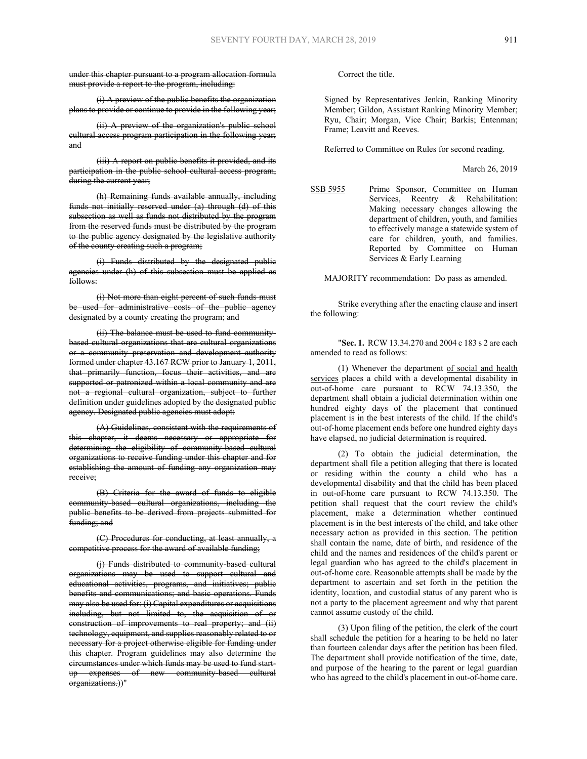under this chapter pursuant to a program allocation formula must provide a report to the program, including:

(i) A preview of the public benefits the organization plans to provide or continue to provide in the following year;

(ii) A preview of the organization's public school cultural access program participation in the following year; and

(iii) A report on public benefits it provided, and its participation in the public school cultural access program, during the current year;

(h) Remaining funds available annually, including funds not initially reserved under (a) through (d) of this subsection as well as funds not distributed by the program from the reserved funds must be distributed by the program to the public agency designated by the legislative authority of the county creating such a program;

(i) Funds distributed by the designated public agencies under (h) of this subsection must be applied as follows:

(i) Not more than eight percent of such funds must be used for administrative costs of the public agency designated by a county creating the program; and

(ii) The balance must be used to fund community-based cultural organizations that are cultural organizations or a community preservation and development authority formed under chapter 43.167 RCW prior to January 1, 2011, that primarily function, focus their activities, and are supported or patronized within a local community and are not a regional cultural organization, subject to further definition under guidelines adopted by the designated public agency. Designated public agencies must adopt:

(A) Guidelines, consistent with the requirements of this chapter, it deems necessary or appropriate for determining the eligibility of community-based cultural organizations to receive funding under this chapter and for establishing the amount of funding any organization may receive;

(B) Criteria for the award of funds to eligible community-based cultural organizations, including the public benefits to be derived from projects submitted for funding; and

(C) Procedures for conducting, at least annually, a competitive process for the award of available funding;

(j) Funds distributed to community-based cultural organizations may be used to support cultural and educational activities, programs, and initiatives; public benefits and communications; and basic operations. Funds may also be used for: (i) Capital expenditures or acquisitions including, but not limited to, the acquisition of or construction of improvements to real property; and (ii) technology, equipment, and supplies reasonably related to or necessary for a project otherwise eligible for funding under this chapter. Program guidelines may also determine the circumstances under which funds may be used to fund start-up expenses of new community-based cultural organizations.))"

Correct the title.

Signed by Representatives Jenkin, Ranking Minority Member; Gildon, Assistant Ranking Minority Member; Ryu, Chair; Morgan, Vice Chair; Barkis; Entenman; Frame; Leavitt and Reeves.

Referred to Committee on Rules for second reading.

March 26, 2019

SSB 5955 Prime Sponsor, Committee on Human Services, Reentry & Rehabilitation: Making necessary changes allowing the department of children, youth, and families to effectively manage a statewide system of care for children, youth, and families. Reported by Committee on Human Services & Early Learning

MAJORITY recommendation: Do pass as amended.

Strike everything after the enacting clause and insert the following:

"**Sec. 1.** RCW 13.34.270 and 2004 c 183 s 2 are each amended to read as follows:

(1) Whenever the department of social and health services places a child with a developmental disability in out-of-home care pursuant to RCW 74.13.350, the department shall obtain a judicial determination within one hundred eighty days of the placement that continued placement is in the best interests of the child. If the child's out-of-home placement ends before one hundred eighty days have elapsed, no judicial determination is required.

(2) To obtain the judicial determination, the department shall file a petition alleging that there is located or residing within the county a child who has a developmental disability and that the child has been placed in out-of-home care pursuant to RCW 74.13.350. The petition shall request that the court review the child's placement, make a determination whether continued placement is in the best interests of the child, and take other necessary action as provided in this section. The petition shall contain the name, date of birth, and residence of the child and the names and residences of the child's parent or legal guardian who has agreed to the child's placement in out-of-home care. Reasonable attempts shall be made by the department to ascertain and set forth in the petition the identity, location, and custodial status of any parent who is not a party to the placement agreement and why that parent cannot assume custody of the child.

(3) Upon filing of the petition, the clerk of the court shall schedule the petition for a hearing to be held no later than fourteen calendar days after the petition has been filed. The department shall provide notification of the time, date, and purpose of the hearing to the parent or legal guardian who has agreed to the child's placement in out-of-home care.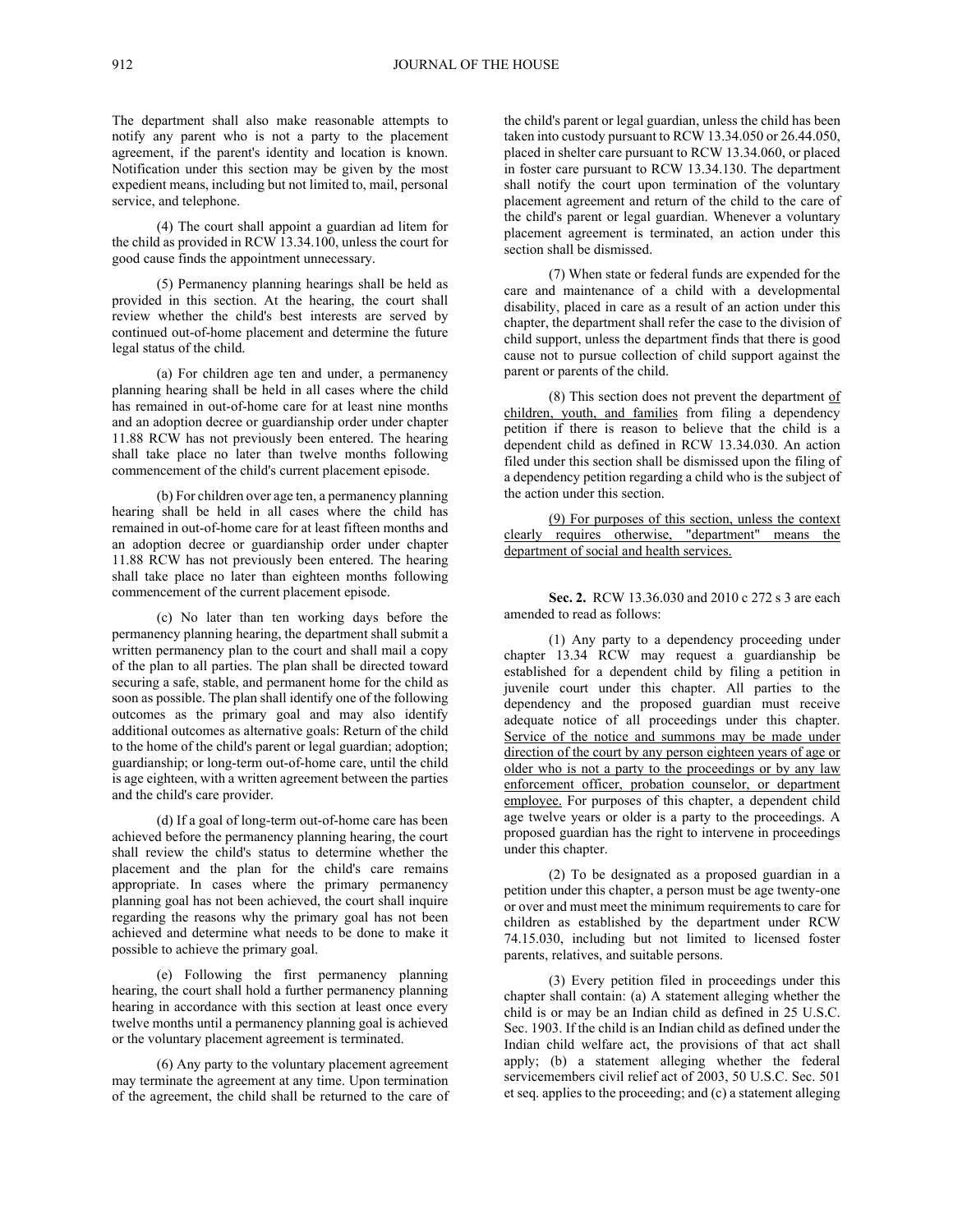The department shall also make reasonable attempts to notify any parent who is not a party to the placement agreement, if the parent's identity and location is known. Notification under this section may be given by the most expedient means, including but not limited to, mail, personal service, and telephone.

(4) The court shall appoint a guardian ad litem for the child as provided in RCW 13.34.100, unless the court for good cause finds the appointment unnecessary.

(5) Permanency planning hearings shall be held as provided in this section. At the hearing, the court shall review whether the child's best interests are served by continued out-of-home placement and determine the future legal status of the child.

(a) For children age ten and under, a permanency planning hearing shall be held in all cases where the child has remained in out-of-home care for at least nine months and an adoption decree or guardianship order under chapter 11.88 RCW has not previously been entered. The hearing shall take place no later than twelve months following commencement of the child's current placement episode.

(b) For children over age ten, a permanency planning hearing shall be held in all cases where the child has remained in out-of-home care for at least fifteen months and an adoption decree or guardianship order under chapter 11.88 RCW has not previously been entered. The hearing shall take place no later than eighteen months following commencement of the current placement episode.

(c) No later than ten working days before the permanency planning hearing, the department shall submit a written permanency plan to the court and shall mail a copy of the plan to all parties. The plan shall be directed toward securing a safe, stable, and permanent home for the child as soon as possible. The plan shall identify one of the following outcomes as the primary goal and may also identify additional outcomes as alternative goals: Return of the child to the home of the child's parent or legal guardian; adoption; guardianship; or long-term out-of-home care, until the child is age eighteen, with a written agreement between the parties and the child's care provider.

(d) If a goal of long-term out-of-home care has been achieved before the permanency planning hearing, the court shall review the child's status to determine whether the placement and the plan for the child's care remains appropriate. In cases where the primary permanency planning goal has not been achieved, the court shall inquire regarding the reasons why the primary goal has not been achieved and determine what needs to be done to make it possible to achieve the primary goal.

(e) Following the first permanency planning hearing, the court shall hold a further permanency planning hearing in accordance with this section at least once every twelve months until a permanency planning goal is achieved or the voluntary placement agreement is terminated.

(6) Any party to the voluntary placement agreement may terminate the agreement at any time. Upon termination of the agreement, the child shall be returned to the care of the child's parent or legal guardian, unless the child has been taken into custody pursuant to RCW 13.34.050 or 26.44.050, placed in shelter care pursuant to RCW 13.34.060, or placed in foster care pursuant to RCW 13.34.130. The department shall notify the court upon termination of the voluntary placement agreement and return of the child to the care of the child's parent or legal guardian. Whenever a voluntary placement agreement is terminated, an action under this section shall be dismissed.

(7) When state or federal funds are expended for the care and maintenance of a child with a developmental disability, placed in care as a result of an action under this chapter, the department shall refer the case to the division of child support, unless the department finds that there is good cause not to pursue collection of child support against the parent or parents of the child.

(8) This section does not prevent the department <u>of children, youth, and families</u> from filing a dependency petition if there is reason to believe that the child is a dependent child as defined in RCW 13.34.030. An action filed under this section shall be dismissed upon the filing of a dependency petition regarding a child who is the subject of the action under this section.

<u>(9) For purposes of this section, unless the context clearly requires otherwise, "department" means the department of social and health services.</u>

**Sec. 2.** RCW 13.36.030 and 2010 c 272 s 3 are each amended to read as follows:

(1) Any party to a dependency proceeding under chapter 13.34 RCW may request a guardianship be established for a dependent child by filing a petition in juvenile court under this chapter. All parties to the dependency and the proposed guardian must receive adequate notice of all proceedings under this chapter. <u>Service of the notice and summons may be made under direction of the court by any person eighteen years of age or older who is not a party to the proceedings or by any law enforcement officer, probation counselor, or department employee.</u> For purposes of this chapter, a dependent child age twelve years or older is a party to the proceedings. A proposed guardian has the right to intervene in proceedings under this chapter.

(2) To be designated as a proposed guardian in a petition under this chapter, a person must be age twenty-one or over and must meet the minimum requirements to care for children as established by the department under RCW 74.15.030, including but not limited to licensed foster parents, relatives, and suitable persons.

(3) Every petition filed in proceedings under this chapter shall contain: (a) A statement alleging whether the child is or may be an Indian child as defined in 25 U.S.C. Sec. 1903. If the child is an Indian child as defined under the Indian child welfare act, the provisions of that act shall apply; (b) a statement alleging whether the federal servicemembers civil relief act of 2003, 50 U.S.C. Sec. 501 et seq. applies to the proceeding; and (c) a statement alleging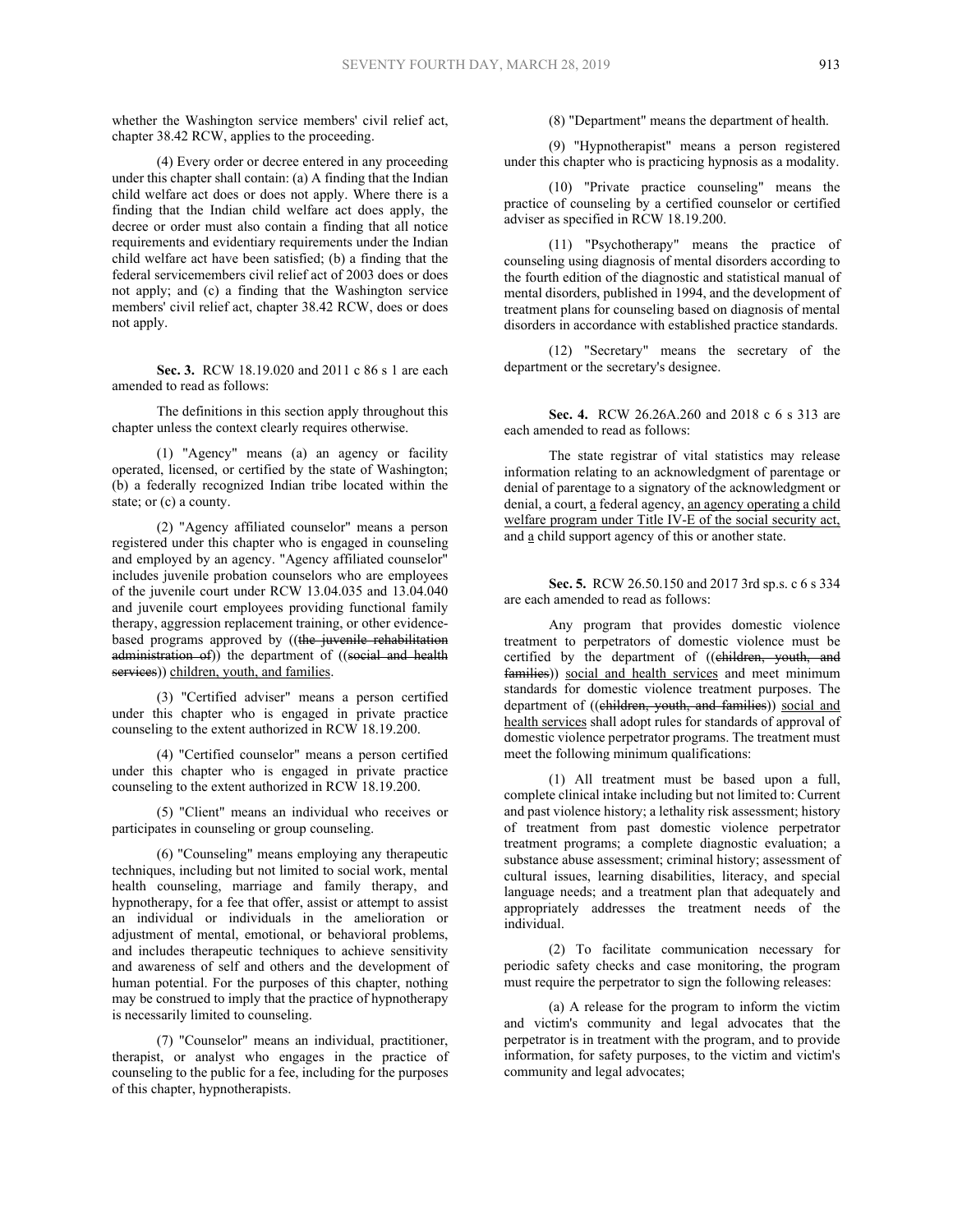whether the Washington service members' civil relief act, chapter 38.42 RCW, applies to the proceeding.

(4) Every order or decree entered in any proceeding under this chapter shall contain: (a) A finding that the Indian child welfare act does or does not apply. Where there is a finding that the Indian child welfare act does apply, the decree or order must also contain a finding that all notice requirements and evidentiary requirements under the Indian child welfare act have been satisfied; (b) a finding that the federal servicemembers civil relief act of 2003 does or does not apply; and (c) a finding that the Washington service members' civil relief act, chapter 38.42 RCW, does or does not apply.

**Sec. 3.** RCW 18.19.020 and 2011 c 86 s 1 are each amended to read as follows:

The definitions in this section apply throughout this chapter unless the context clearly requires otherwise.

(1) "Agency" means (a) an agency or facility operated, licensed, or certified by the state of Washington; (b) a federally recognized Indian tribe located within the state; or (c) a county.

(2) "Agency affiliated counselor" means a person registered under this chapter who is engaged in counseling and employed by an agency. "Agency affiliated counselor" includes juvenile probation counselors who are employees of the juvenile court under RCW 13.04.035 and 13.04.040 and juvenile court employees providing functional family therapy, aggression replacement training, or other evidence-based programs approved by ((~~the juvenile rehabilitation administration of~~)) the department of ((~~social and health services~~)) children, youth, and families.

(3) "Certified adviser" means a person certified under this chapter who is engaged in private practice counseling to the extent authorized in RCW 18.19.200.

(4) "Certified counselor" means a person certified under this chapter who is engaged in private practice counseling to the extent authorized in RCW 18.19.200.

(5) "Client" means an individual who receives or participates in counseling or group counseling.

(6) "Counseling" means employing any therapeutic techniques, including but not limited to social work, mental health counseling, marriage and family therapy, and hypnotherapy, for a fee that offer, assist or attempt to assist an individual or individuals in the amelioration or adjustment of mental, emotional, or behavioral problems, and includes therapeutic techniques to achieve sensitivity and awareness of self and others and the development of human potential. For the purposes of this chapter, nothing may be construed to imply that the practice of hypnotherapy is necessarily limited to counseling.

(7) "Counselor" means an individual, practitioner, therapist, or analyst who engages in the practice of counseling to the public for a fee, including for the purposes of this chapter, hypnotherapists.

(8) "Department" means the department of health.

(9) "Hypnotherapist" means a person registered under this chapter who is practicing hypnosis as a modality.

(10) "Private practice counseling" means the practice of counseling by a certified counselor or certified adviser as specified in RCW 18.19.200.

(11) "Psychotherapy" means the practice of counseling using diagnosis of mental disorders according to the fourth edition of the diagnostic and statistical manual of mental disorders, published in 1994, and the development of treatment plans for counseling based on diagnosis of mental disorders in accordance with established practice standards.

(12) "Secretary" means the secretary of the department or the secretary's designee.

**Sec. 4.** RCW 26.26A.260 and 2018 c 6 s 313 are each amended to read as follows:

The state registrar of vital statistics may release information relating to an acknowledgment of parentage or denial of parentage to a signatory of the acknowledgment or denial, a court, a federal agency, an agency operating a child welfare program under Title IV-E of the social security act, and a child support agency of this or another state.

**Sec. 5.** RCW 26.50.150 and 2017 3rd sp.s. c 6 s 334 are each amended to read as follows:

Any program that provides domestic violence treatment to perpetrators of domestic violence must be certified by the department of ((~~children, youth, and families~~)) social and health services and meet minimum standards for domestic violence treatment purposes. The department of ((~~children, youth, and families~~)) social and health services shall adopt rules for standards of approval of domestic violence perpetrator programs. The treatment must meet the following minimum qualifications:

(1) All treatment must be based upon a full, complete clinical intake including but not limited to: Current and past violence history; a lethality risk assessment; history of treatment from past domestic violence perpetrator treatment programs; a complete diagnostic evaluation; a substance abuse assessment; criminal history; assessment of cultural issues, learning disabilities, literacy, and special language needs; and a treatment plan that adequately and appropriately addresses the treatment needs of the individual.

(2) To facilitate communication necessary for periodic safety checks and case monitoring, the program must require the perpetrator to sign the following releases:

(a) A release for the program to inform the victim and victim's community and legal advocates that the perpetrator is in treatment with the program, and to provide information, for safety purposes, to the victim and victim's community and legal advocates;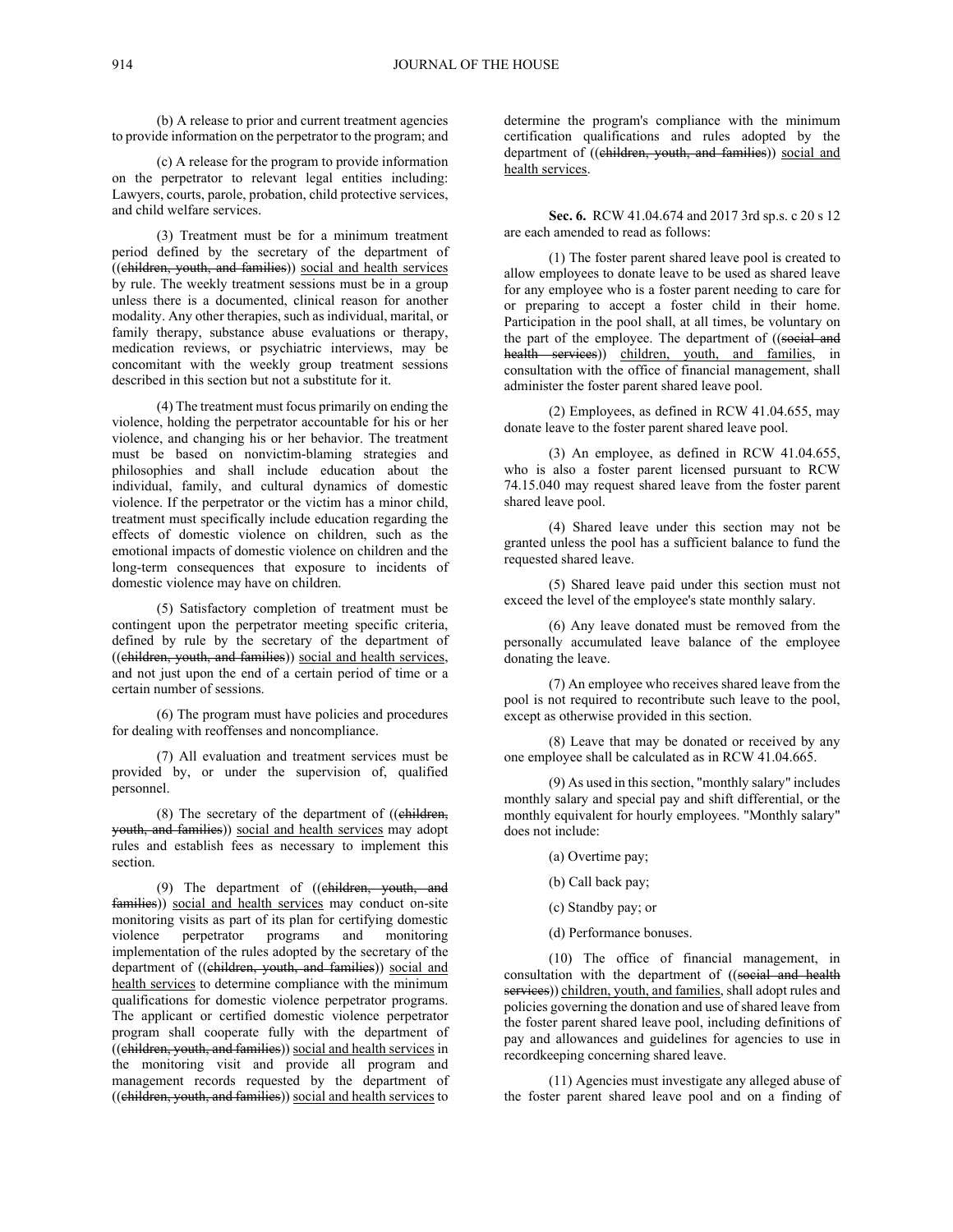(b) A release to prior and current treatment agencies to provide information on the perpetrator to the program; and

(c) A release for the program to provide information on the perpetrator to relevant legal entities including: Lawyers, courts, parole, probation, child protective services, and child welfare services.

(3) Treatment must be for a minimum treatment period defined by the secretary of the department of ((~~children, youth, and families~~)) social and health services by rule. The weekly treatment sessions must be in a group unless there is a documented, clinical reason for another modality. Any other therapies, such as individual, marital, or family therapy, substance abuse evaluations or therapy, medication reviews, or psychiatric interviews, may be concomitant with the weekly group treatment sessions described in this section but not a substitute for it.

(4) The treatment must focus primarily on ending the violence, holding the perpetrator accountable for his or her violence, and changing his or her behavior. The treatment must be based on nonvictim-blaming strategies and philosophies and shall include education about the individual, family, and cultural dynamics of domestic violence. If the perpetrator or the victim has a minor child, treatment must specifically include education regarding the effects of domestic violence on children, such as the emotional impacts of domestic violence on children and the long-term consequences that exposure to incidents of domestic violence may have on children.

(5) Satisfactory completion of treatment must be contingent upon the perpetrator meeting specific criteria, defined by rule by the secretary of the department of ((~~children, youth, and families~~)) social and health services, and not just upon the end of a certain period of time or a certain number of sessions.

(6) The program must have policies and procedures for dealing with reoffenses and noncompliance.

(7) All evaluation and treatment services must be provided by, or under the supervision of, qualified personnel.

(8) The secretary of the department of ((~~children, youth, and families~~)) social and health services may adopt rules and establish fees as necessary to implement this section.

(9) The department of ((~~children, youth, and families~~)) social and health services may conduct on-site monitoring visits as part of its plan for certifying domestic violence perpetrator programs and monitoring implementation of the rules adopted by the secretary of the department of ((~~children, youth, and families~~)) social and health services to determine compliance with the minimum qualifications for domestic violence perpetrator programs. The applicant or certified domestic violence perpetrator program shall cooperate fully with the department of ((~~children, youth, and families~~)) social and health services in the monitoring visit and provide all program and management records requested by the department of ((~~children, youth, and families~~)) social and health services to determine the program's compliance with the minimum certification qualifications and rules adopted by the department of ((~~children, youth, and families~~)) social and health services.

**Sec. 6.** RCW 41.04.674 and 2017 3rd sp.s. c 20 s 12 are each amended to read as follows:

(1) The foster parent shared leave pool is created to allow employees to donate leave to be used as shared leave for any employee who is a foster parent needing to care for or preparing to accept a foster child in their home. Participation in the pool shall, at all times, be voluntary on the part of the employee. The department of ((~~social and health services~~)) children, youth, and families, in consultation with the office of financial management, shall administer the foster parent shared leave pool.

(2) Employees, as defined in RCW 41.04.655, may donate leave to the foster parent shared leave pool.

(3) An employee, as defined in RCW 41.04.655, who is also a foster parent licensed pursuant to RCW 74.15.040 may request shared leave from the foster parent shared leave pool.

(4) Shared leave under this section may not be granted unless the pool has a sufficient balance to fund the requested shared leave.

(5) Shared leave paid under this section must not exceed the level of the employee's state monthly salary.

(6) Any leave donated must be removed from the personally accumulated leave balance of the employee donating the leave.

(7) An employee who receives shared leave from the pool is not required to recontribute such leave to the pool, except as otherwise provided in this section.

(8) Leave that may be donated or received by any one employee shall be calculated as in RCW 41.04.665.

(9) As used in this section, "monthly salary" includes monthly salary and special pay and shift differential, or the monthly equivalent for hourly employees. "Monthly salary" does not include:

(a) Overtime pay;

(b) Call back pay;

(c) Standby pay; or

(d) Performance bonuses.

(10) The office of financial management, in consultation with the department of ((~~social and health services~~)) children, youth, and families, shall adopt rules and policies governing the donation and use of shared leave from the foster parent shared leave pool, including definitions of pay and allowances and guidelines for agencies to use in recordkeeping concerning shared leave.

(11) Agencies must investigate any alleged abuse of the foster parent shared leave pool and on a finding of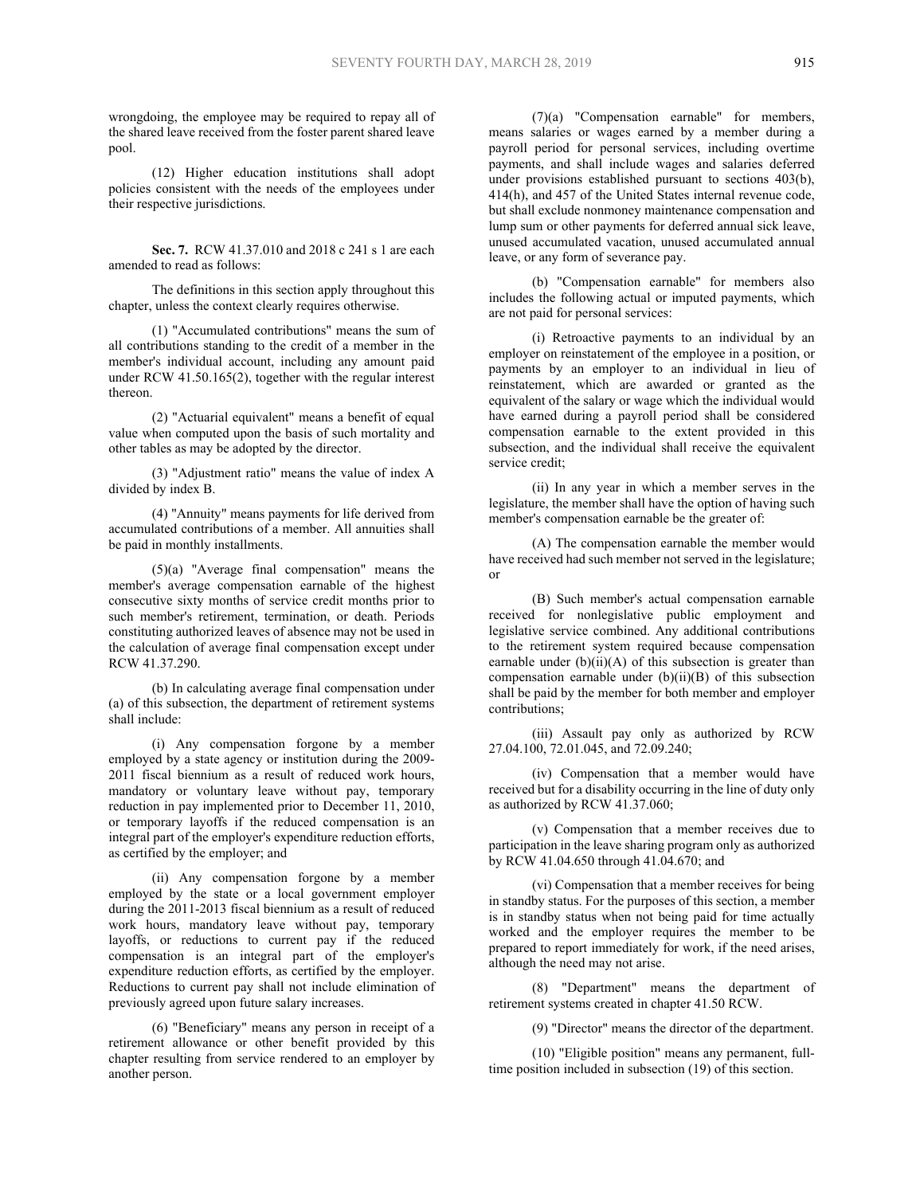wrongdoing, the employee may be required to repay all of the shared leave received from the foster parent shared leave pool.

(12) Higher education institutions shall adopt policies consistent with the needs of the employees under their respective jurisdictions.

**Sec. 7.** RCW 41.37.010 and 2018 c 241 s 1 are each amended to read as follows:

The definitions in this section apply throughout this chapter, unless the context clearly requires otherwise.

(1) "Accumulated contributions" means the sum of all contributions standing to the credit of a member in the member's individual account, including any amount paid under RCW 41.50.165(2), together with the regular interest thereon.

(2) "Actuarial equivalent" means a benefit of equal value when computed upon the basis of such mortality and other tables as may be adopted by the director.

(3) "Adjustment ratio" means the value of index A divided by index B.

(4) "Annuity" means payments for life derived from accumulated contributions of a member. All annuities shall be paid in monthly installments.

(5)(a) "Average final compensation" means the member's average compensation earnable of the highest consecutive sixty months of service credit months prior to such member's retirement, termination, or death. Periods constituting authorized leaves of absence may not be used in the calculation of average final compensation except under RCW 41.37.290.

(b) In calculating average final compensation under (a) of this subsection, the department of retirement systems shall include:

(i) Any compensation forgone by a member employed by a state agency or institution during the 2009-2011 fiscal biennium as a result of reduced work hours, mandatory or voluntary leave without pay, temporary reduction in pay implemented prior to December 11, 2010, or temporary layoffs if the reduced compensation is an integral part of the employer's expenditure reduction efforts, as certified by the employer; and

(ii) Any compensation forgone by a member employed by the state or a local government employer during the 2011-2013 fiscal biennium as a result of reduced work hours, mandatory leave without pay, temporary layoffs, or reductions to current pay if the reduced compensation is an integral part of the employer's expenditure reduction efforts, as certified by the employer. Reductions to current pay shall not include elimination of previously agreed upon future salary increases.

(6) "Beneficiary" means any person in receipt of a retirement allowance or other benefit provided by this chapter resulting from service rendered to an employer by another person.

(7)(a) "Compensation earnable" for members, means salaries or wages earned by a member during a payroll period for personal services, including overtime payments, and shall include wages and salaries deferred under provisions established pursuant to sections 403(b), 414(h), and 457 of the United States internal revenue code, but shall exclude nonmoney maintenance compensation and lump sum or other payments for deferred annual sick leave, unused accumulated vacation, unused accumulated annual leave, or any form of severance pay.

(b) "Compensation earnable" for members also includes the following actual or imputed payments, which are not paid for personal services:

(i) Retroactive payments to an individual by an employer on reinstatement of the employee in a position, or payments by an employer to an individual in lieu of reinstatement, which are awarded or granted as the equivalent of the salary or wage which the individual would have earned during a payroll period shall be considered compensation earnable to the extent provided in this subsection, and the individual shall receive the equivalent service credit;

(ii) In any year in which a member serves in the legislature, the member shall have the option of having such member's compensation earnable be the greater of:

(A) The compensation earnable the member would have received had such member not served in the legislature; or

(B) Such member's actual compensation earnable received for nonlegislative public employment and legislative service combined. Any additional contributions to the retirement system required because compensation earnable under (b)(ii)(A) of this subsection is greater than compensation earnable under (b)(ii)(B) of this subsection shall be paid by the member for both member and employer contributions;

(iii) Assault pay only as authorized by RCW 27.04.100, 72.01.045, and 72.09.240;

(iv) Compensation that a member would have received but for a disability occurring in the line of duty only as authorized by RCW 41.37.060;

(v) Compensation that a member receives due to participation in the leave sharing program only as authorized by RCW 41.04.650 through 41.04.670; and

(vi) Compensation that a member receives for being in standby status. For the purposes of this section, a member is in standby status when not being paid for time actually worked and the employer requires the member to be prepared to report immediately for work, if the need arises, although the need may not arise.

(8) "Department" means the department of retirement systems created in chapter 41.50 RCW.

(9) "Director" means the director of the department.

(10) "Eligible position" means any permanent, full-time position included in subsection (19) of this section.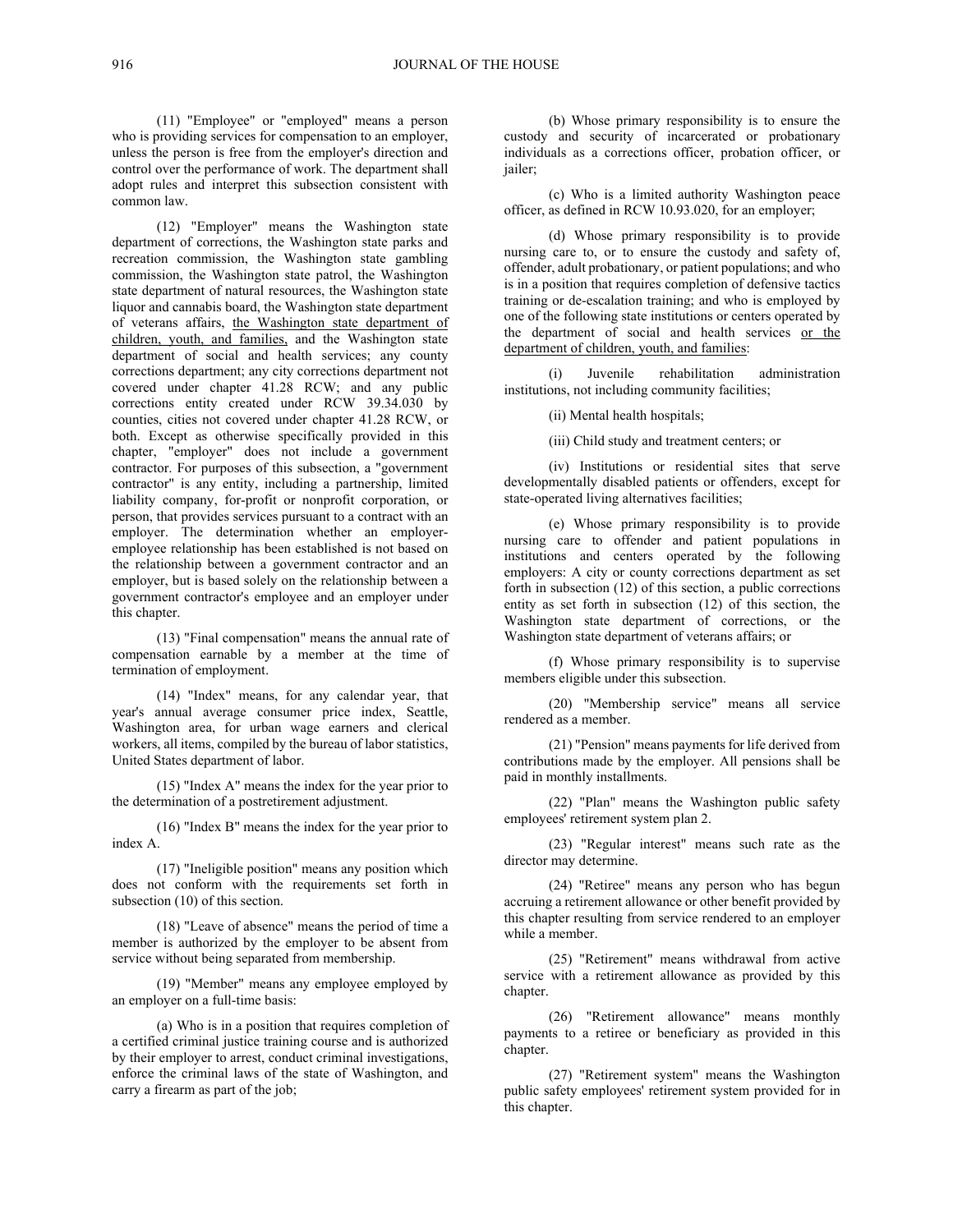(11) "Employee" or "employed" means a person who is providing services for compensation to an employer, unless the person is free from the employer's direction and control over the performance of work. The department shall adopt rules and interpret this subsection consistent with common law.

(12) "Employer" means the Washington state department of corrections, the Washington state parks and recreation commission, the Washington state gambling commission, the Washington state patrol, the Washington state department of natural resources, the Washington state liquor and cannabis board, the Washington state department of veterans affairs, the Washington state department of children, youth, and families, and the Washington state department of social and health services; any county corrections department; any city corrections department not covered under chapter 41.28 RCW; and any public corrections entity created under RCW 39.34.030 by counties, cities not covered under chapter 41.28 RCW, or both. Except as otherwise specifically provided in this chapter, "employer" does not include a government contractor. For purposes of this subsection, a "government contractor" is any entity, including a partnership, limited liability company, for-profit or nonprofit corporation, or person, that provides services pursuant to a contract with an employer. The determination whether an employer-employee relationship has been established is not based on the relationship between a government contractor and an employer, but is based solely on the relationship between a government contractor's employee and an employer under this chapter.

(13) "Final compensation" means the annual rate of compensation earnable by a member at the time of termination of employment.

(14) "Index" means, for any calendar year, that year's annual average consumer price index, Seattle, Washington area, for urban wage earners and clerical workers, all items, compiled by the bureau of labor statistics, United States department of labor.

(15) "Index A" means the index for the year prior to the determination of a postretirement adjustment.

(16) "Index B" means the index for the year prior to index A.

(17) "Ineligible position" means any position which does not conform with the requirements set forth in subsection (10) of this section.

(18) "Leave of absence" means the period of time a member is authorized by the employer to be absent from service without being separated from membership.

(19) "Member" means any employee employed by an employer on a full-time basis:

(a) Who is in a position that requires completion of a certified criminal justice training course and is authorized by their employer to arrest, conduct criminal investigations, enforce the criminal laws of the state of Washington, and carry a firearm as part of the job;

(b) Whose primary responsibility is to ensure the custody and security of incarcerated or probationary individuals as a corrections officer, probation officer, or jailer;

(c) Who is a limited authority Washington peace officer, as defined in RCW 10.93.020, for an employer;

(d) Whose primary responsibility is to provide nursing care to, or to ensure the custody and safety of, offender, adult probationary, or patient populations; and who is in a position that requires completion of defensive tactics training or de-escalation training; and who is employed by one of the following state institutions or centers operated by the department of social and health services or the department of children, youth, and families:

(i) Juvenile rehabilitation administration institutions, not including community facilities;

(ii) Mental health hospitals;

(iii) Child study and treatment centers; or

(iv) Institutions or residential sites that serve developmentally disabled patients or offenders, except for state-operated living alternatives facilities;

(e) Whose primary responsibility is to provide nursing care to offender and patient populations in institutions and centers operated by the following employers: A city or county corrections department as set forth in subsection (12) of this section, a public corrections entity as set forth in subsection (12) of this section, the Washington state department of corrections, or the Washington state department of veterans affairs; or

(f) Whose primary responsibility is to supervise members eligible under this subsection.

(20) "Membership service" means all service rendered as a member.

(21) "Pension" means payments for life derived from contributions made by the employer. All pensions shall be paid in monthly installments.

(22) "Plan" means the Washington public safety employees' retirement system plan 2.

(23) "Regular interest" means such rate as the director may determine.

(24) "Retiree" means any person who has begun accruing a retirement allowance or other benefit provided by this chapter resulting from service rendered to an employer while a member.

(25) "Retirement" means withdrawal from active service with a retirement allowance as provided by this chapter.

(26) "Retirement allowance" means monthly payments to a retiree or beneficiary as provided in this chapter.

(27) "Retirement system" means the Washington public safety employees' retirement system provided for in this chapter.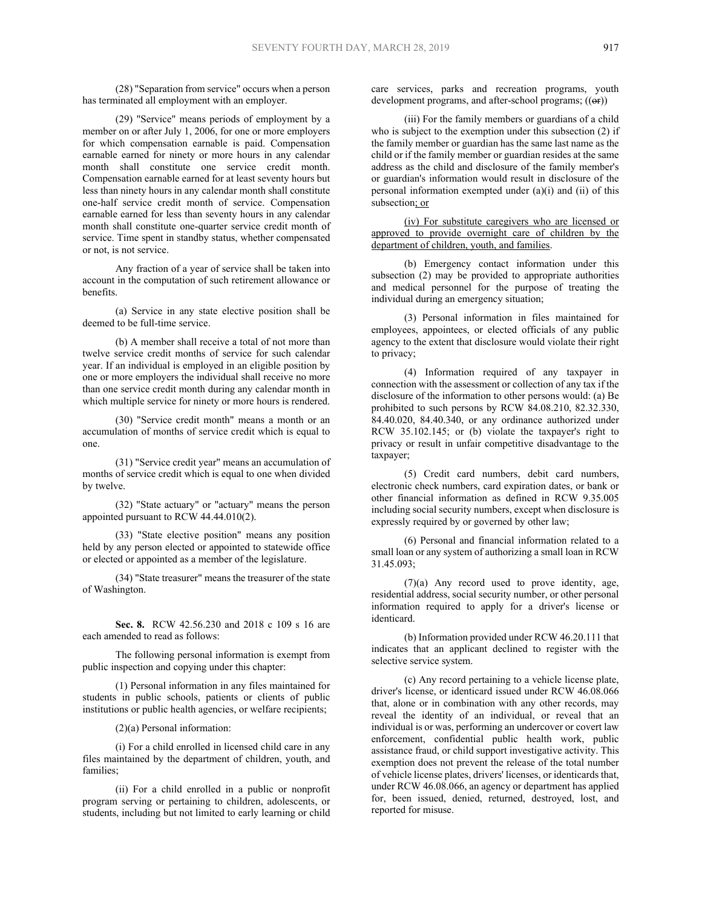(28) "Separation from service" occurs when a person has terminated all employment with an employer.

(29) "Service" means periods of employment by a member on or after July 1, 2006, for one or more employers for which compensation earnable is paid. Compensation earnable earned for ninety or more hours in any calendar month shall constitute one service credit month. Compensation earnable earned for at least seventy hours but less than ninety hours in any calendar month shall constitute one-half service credit month of service. Compensation earnable earned for less than seventy hours in any calendar month shall constitute one-quarter service credit month of service. Time spent in standby status, whether compensated or not, is not service.

Any fraction of a year of service shall be taken into account in the computation of such retirement allowance or benefits.

(a) Service in any state elective position shall be deemed to be full-time service.

(b) A member shall receive a total of not more than twelve service credit months of service for such calendar year. If an individual is employed in an eligible position by one or more employers the individual shall receive no more than one service credit month during any calendar month in which multiple service for ninety or more hours is rendered.

(30) "Service credit month" means a month or an accumulation of months of service credit which is equal to one.

(31) "Service credit year" means an accumulation of months of service credit which is equal to one when divided by twelve.

(32) "State actuary" or "actuary" means the person appointed pursuant to RCW 44.44.010(2).

(33) "State elective position" means any position held by any person elected or appointed to statewide office or elected or appointed as a member of the legislature.

(34) "State treasurer" means the treasurer of the state of Washington.

**Sec. 8.** RCW 42.56.230 and 2018 c 109 s 16 are each amended to read as follows:

The following personal information is exempt from public inspection and copying under this chapter:

(1) Personal information in any files maintained for students in public schools, patients or clients of public institutions or public health agencies, or welfare recipients;

(2)(a) Personal information:

(i) For a child enrolled in licensed child care in any files maintained by the department of children, youth, and families;

(ii) For a child enrolled in a public or nonprofit program serving or pertaining to children, adolescents, or students, including but not limited to early learning or child care services, parks and recreation programs, youth development programs, and after-school programs; ((~~or~~))

(iii) For the family members or guardians of a child who is subject to the exemption under this subsection (2) if the family member or guardian has the same last name as the child or if the family member or guardian resides at the same address as the child and disclosure of the family member's or guardian's information would result in disclosure of the personal information exempted under (a)(i) and (ii) of this subsection<u>; or</u>

<u>(iv) For substitute caregivers who are licensed or approved to provide overnight care of children by the department of children, youth, and families</u>.

(b) Emergency contact information under this subsection (2) may be provided to appropriate authorities and medical personnel for the purpose of treating the individual during an emergency situation;

(3) Personal information in files maintained for employees, appointees, or elected officials of any public agency to the extent that disclosure would violate their right to privacy;

(4) Information required of any taxpayer in connection with the assessment or collection of any tax if the disclosure of the information to other persons would: (a) Be prohibited to such persons by RCW 84.08.210, 82.32.330, 84.40.020, 84.40.340, or any ordinance authorized under RCW 35.102.145; or (b) violate the taxpayer's right to privacy or result in unfair competitive disadvantage to the taxpayer;

(5) Credit card numbers, debit card numbers, electronic check numbers, card expiration dates, or bank or other financial information as defined in RCW 9.35.005 including social security numbers, except when disclosure is expressly required by or governed by other law;

(6) Personal and financial information related to a small loan or any system of authorizing a small loan in RCW 31.45.093;

(7)(a) Any record used to prove identity, age, residential address, social security number, or other personal information required to apply for a driver's license or identicard.

(b) Information provided under RCW 46.20.111 that indicates that an applicant declined to register with the selective service system.

(c) Any record pertaining to a vehicle license plate, driver's license, or identicard issued under RCW 46.08.066 that, alone or in combination with any other records, may reveal the identity of an individual, or reveal that an individual is or was, performing an undercover or covert law enforcement, confidential public health work, public assistance fraud, or child support investigative activity. This exemption does not prevent the release of the total number of vehicle license plates, drivers' licenses, or identicards that, under RCW 46.08.066, an agency or department has applied for, been issued, denied, returned, destroyed, lost, and reported for misuse.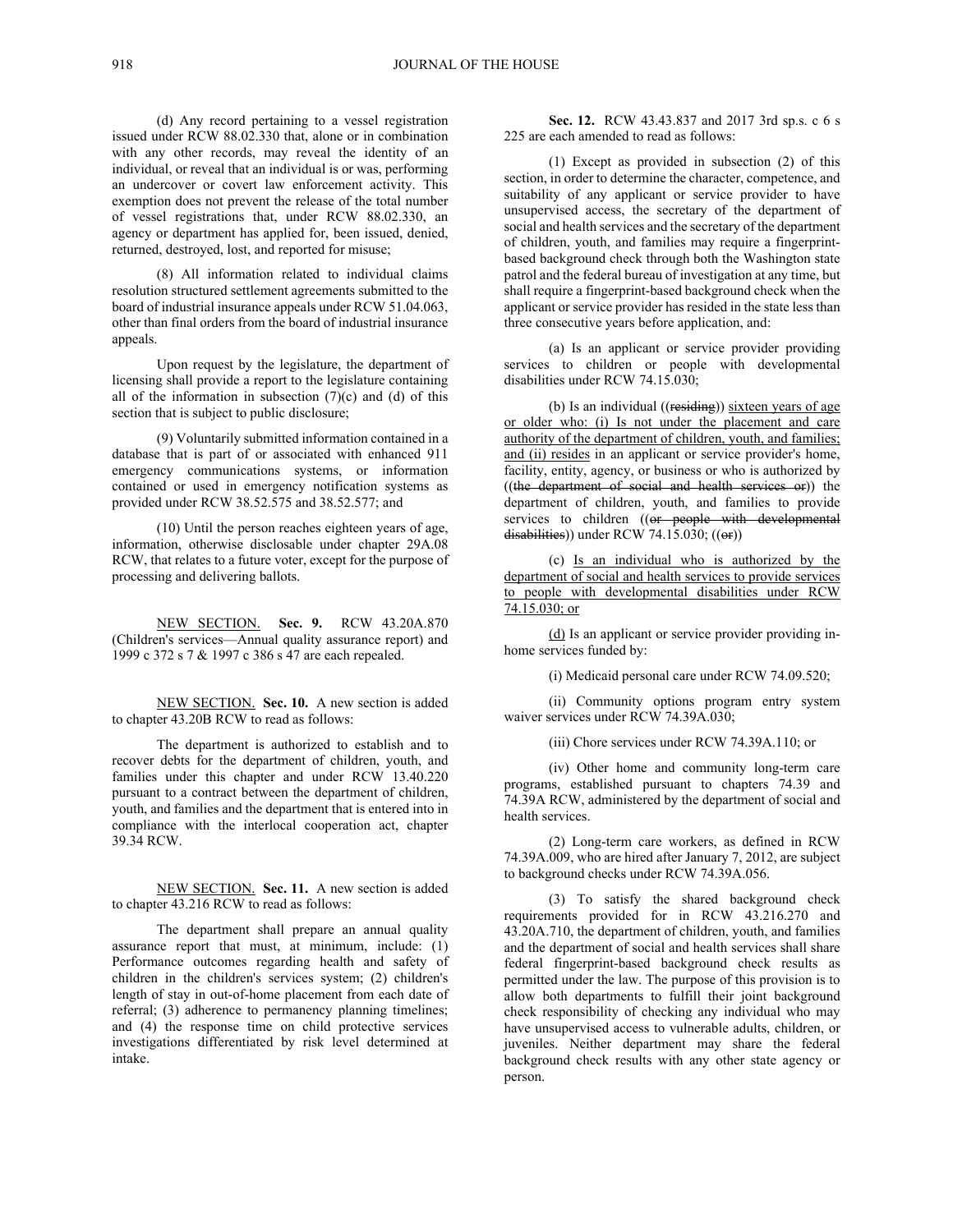(d) Any record pertaining to a vessel registration issued under RCW 88.02.330 that, alone or in combination with any other records, may reveal the identity of an individual, or reveal that an individual is or was, performing an undercover or covert law enforcement activity. This exemption does not prevent the release of the total number of vessel registrations that, under RCW 88.02.330, an agency or department has applied for, been issued, denied, returned, destroyed, lost, and reported for misuse;

(8) All information related to individual claims resolution structured settlement agreements submitted to the board of industrial insurance appeals under RCW 51.04.063, other than final orders from the board of industrial insurance appeals.

Upon request by the legislature, the department of licensing shall provide a report to the legislature containing all of the information in subsection (7)(c) and (d) of this section that is subject to public disclosure;

(9) Voluntarily submitted information contained in a database that is part of or associated with enhanced 911 emergency communications systems, or information contained or used in emergency notification systems as provided under RCW 38.52.575 and 38.52.577; and

(10) Until the person reaches eighteen years of age, information, otherwise disclosable under chapter 29A.08 RCW, that relates to a future voter, except for the purpose of processing and delivering ballots.

NEW SECTION. **Sec. 9.** RCW 43.20A.870 (Children's services—Annual quality assurance report) and 1999 c 372 s 7 & 1997 c 386 s 47 are each repealed.

NEW SECTION. **Sec. 10.** A new section is added to chapter 43.20B RCW to read as follows:

The department is authorized to establish and to recover debts for the department of children, youth, and families under this chapter and under RCW 13.40.220 pursuant to a contract between the department of children, youth, and families and the department that is entered into in compliance with the interlocal cooperation act, chapter 39.34 RCW.

NEW SECTION. **Sec. 11.** A new section is added to chapter 43.216 RCW to read as follows:

The department shall prepare an annual quality assurance report that must, at minimum, include: (1) Performance outcomes regarding health and safety of children in the children's services system; (2) children's length of stay in out-of-home placement from each date of referral; (3) adherence to permanency planning timelines; and (4) the response time on child protective services investigations differentiated by risk level determined at intake.

**Sec. 12.** RCW 43.43.837 and 2017 3rd sp.s. c 6 s 225 are each amended to read as follows:

(1) Except as provided in subsection (2) of this section, in order to determine the character, competence, and suitability of any applicant or service provider to have unsupervised access, the secretary of the department of social and health services and the secretary of the department of children, youth, and families may require a fingerprint-based background check through both the Washington state patrol and the federal bureau of investigation at any time, but shall require a fingerprint-based background check when the applicant or service provider has resided in the state less than three consecutive years before application, and:

(a) Is an applicant or service provider providing services to children or people with developmental disabilities under RCW 74.15.030;

(b) Is an individual ((~~residing~~)) <u>sixteen years of age or older who: (i) Is not under the placement and care authority of the department of children, youth, and families; and (ii) resides</u> in an applicant or service provider's home, facility, entity, agency, or business or who is authorized by ((~~the department of social and health services or~~)) the department of children, youth, and families to provide services to children ((~~or people with developmental disabilities~~)) under RCW 74.15.030; ((~~or~~))

(c) <u>Is an individual who is authorized by the department of social and health services to provide services to people with developmental disabilities under RCW 74.15.030; or</u>

<u>(d)</u> Is an applicant or service provider providing in-home services funded by:

(i) Medicaid personal care under RCW 74.09.520;

(ii) Community options program entry system waiver services under RCW 74.39A.030;

(iii) Chore services under RCW 74.39A.110; or

(iv) Other home and community long-term care programs, established pursuant to chapters 74.39 and 74.39A RCW, administered by the department of social and health services.

(2) Long-term care workers, as defined in RCW 74.39A.009, who are hired after January 7, 2012, are subject to background checks under RCW 74.39A.056.

(3) To satisfy the shared background check requirements provided for in RCW 43.216.270 and 43.20A.710, the department of children, youth, and families and the department of social and health services shall share federal fingerprint-based background check results as permitted under the law. The purpose of this provision is to allow both departments to fulfill their joint background check responsibility of checking any individual who may have unsupervised access to vulnerable adults, children, or juveniles. Neither department may share the federal background check results with any other state agency or person.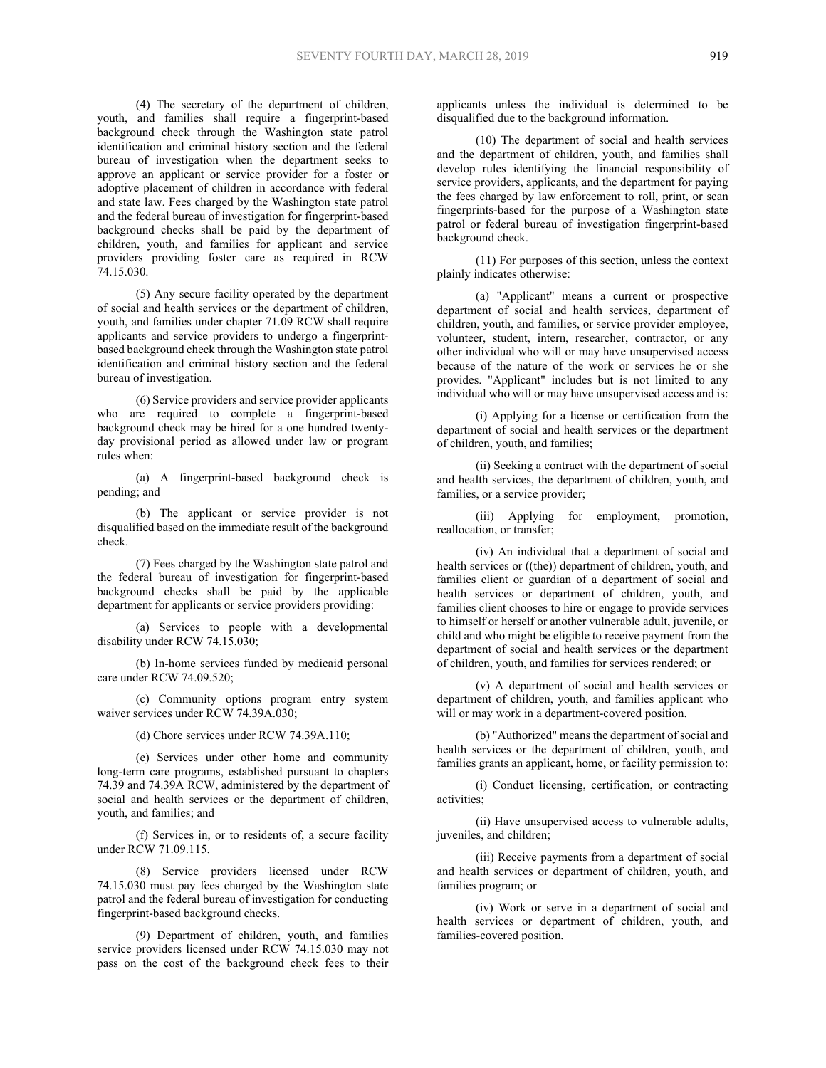(4) The secretary of the department of children, youth, and families shall require a fingerprint-based background check through the Washington state patrol identification and criminal history section and the federal bureau of investigation when the department seeks to approve an applicant or service provider for a foster or adoptive placement of children in accordance with federal and state law. Fees charged by the Washington state patrol and the federal bureau of investigation for fingerprint-based background checks shall be paid by the department of children, youth, and families for applicant and service providers providing foster care as required in RCW 74.15.030.

(5) Any secure facility operated by the department of social and health services or the department of children, youth, and families under chapter 71.09 RCW shall require applicants and service providers to undergo a fingerprint-based background check through the Washington state patrol identification and criminal history section and the federal bureau of investigation.

(6) Service providers and service provider applicants who are required to complete a fingerprint-based background check may be hired for a one hundred twenty-day provisional period as allowed under law or program rules when:

(a) A fingerprint-based background check is pending; and

(b) The applicant or service provider is not disqualified based on the immediate result of the background check.

(7) Fees charged by the Washington state patrol and the federal bureau of investigation for fingerprint-based background checks shall be paid by the applicable department for applicants or service providers providing:

(a) Services to people with a developmental disability under RCW 74.15.030;

(b) In-home services funded by medicaid personal care under RCW 74.09.520;

(c) Community options program entry system waiver services under RCW 74.39A.030;

(d) Chore services under RCW 74.39A.110;

(e) Services under other home and community long-term care programs, established pursuant to chapters 74.39 and 74.39A RCW, administered by the department of social and health services or the department of children, youth, and families; and

(f) Services in, or to residents of, a secure facility under RCW 71.09.115.

(8) Service providers licensed under RCW 74.15.030 must pay fees charged by the Washington state patrol and the federal bureau of investigation for conducting fingerprint-based background checks.

(9) Department of children, youth, and families service providers licensed under RCW 74.15.030 may not pass on the cost of the background check fees to their applicants unless the individual is determined to be disqualified due to the background information.

(10) The department of social and health services and the department of children, youth, and families shall develop rules identifying the financial responsibility of service providers, applicants, and the department for paying the fees charged by law enforcement to roll, print, or scan fingerprints-based for the purpose of a Washington state patrol or federal bureau of investigation fingerprint-based background check.

(11) For purposes of this section, unless the context plainly indicates otherwise:

(a) "Applicant" means a current or prospective department of social and health services, department of children, youth, and families, or service provider employee, volunteer, student, intern, researcher, contractor, or any other individual who will or may have unsupervised access because of the nature of the work or services he or she provides. "Applicant" includes but is not limited to any individual who will or may have unsupervised access and is:

(i) Applying for a license or certification from the department of social and health services or the department of children, youth, and families;

(ii) Seeking a contract with the department of social and health services, the department of children, youth, and families, or a service provider;

(iii) Applying for employment, promotion, reallocation, or transfer;

(iv) An individual that a department of social and health services or ((~~the~~)) department of children, youth, and families client or guardian of a department of social and health services or department of children, youth, and families client chooses to hire or engage to provide services to himself or herself or another vulnerable adult, juvenile, or child and who might be eligible to receive payment from the department of social and health services or the department of children, youth, and families for services rendered; or

(v) A department of social and health services or department of children, youth, and families applicant who will or may work in a department-covered position.

(b) "Authorized" means the department of social and health services or the department of children, youth, and families grants an applicant, home, or facility permission to:

(i) Conduct licensing, certification, or contracting activities;

(ii) Have unsupervised access to vulnerable adults, juveniles, and children;

(iii) Receive payments from a department of social and health services or department of children, youth, and families program; or

(iv) Work or serve in a department of social and health services or department of children, youth, and families-covered position.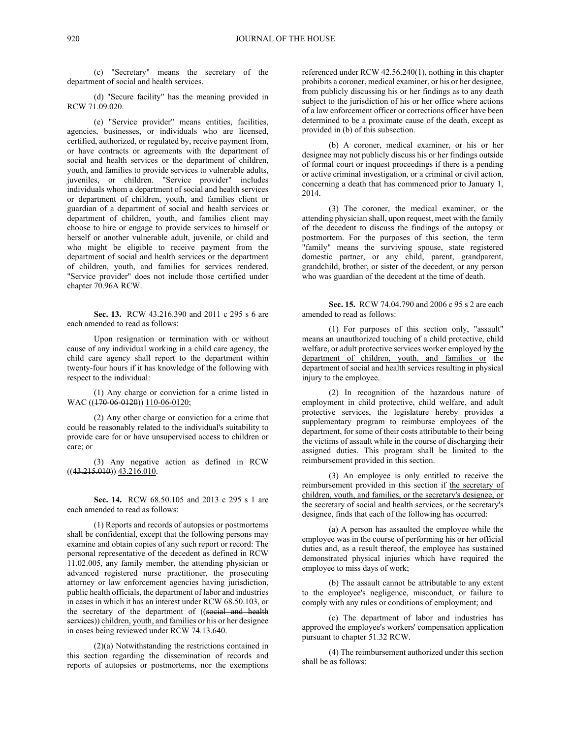(c) "Secretary" means the secretary of the department of social and health services.

(d) "Secure facility" has the meaning provided in RCW 71.09.020.

(e) "Service provider" means entities, facilities, agencies, businesses, or individuals who are licensed, certified, authorized, or regulated by, receive payment from, or have contracts or agreements with the department of social and health services or the department of children, youth, and families to provide services to vulnerable adults, juveniles, or children. "Service provider" includes individuals whom a department of social and health services or department of children, youth, and families client or guardian of a department of social and health services or department of children, youth, and families client may choose to hire or engage to provide services to himself or herself or another vulnerable adult, juvenile, or child and who might be eligible to receive payment from the department of social and health services or the department of children, youth, and families for services rendered. "Service provider" does not include those certified under chapter 70.96A RCW.

**Sec. 13.** RCW 43.216.390 and 2011 c 295 s 6 are each amended to read as follows:

Upon resignation or termination with or without cause of any individual working in a child care agency, the child care agency shall report to the department within twenty-four hours if it has knowledge of the following with respect to the individual:

(1) Any charge or conviction for a crime listed in WAC ((~~170-06-0120~~)) <u>110-06-0120</u>;

(2) Any other charge or conviction for a crime that could be reasonably related to the individual's suitability to provide care for or have unsupervised access to children or care; or

(3) Any negative action as defined in RCW ((~~43.215.010~~)) <u>43.216.010</u>.

**Sec. 14.** RCW 68.50.105 and 2013 c 295 s 1 are each amended to read as follows:

(1) Reports and records of autopsies or postmortems shall be confidential, except that the following persons may examine and obtain copies of any such report or record: The personal representative of the decedent as defined in RCW 11.02.005, any family member, the attending physician or advanced registered nurse practitioner, the prosecuting attorney or law enforcement agencies having jurisdiction, public health officials, the department of labor and industries in cases in which it has an interest under RCW 68.50.103, or the secretary of the department of ((~~social and health services~~)) <u>children, youth, and families</u> or his or her designee in cases being reviewed under RCW 74.13.640.

(2)(a) Notwithstanding the restrictions contained in this section regarding the dissemination of records and reports of autopsies or postmortems, nor the exemptions referenced under RCW 42.56.240(1), nothing in this chapter prohibits a coroner, medical examiner, or his or her designee, from publicly discussing his or her findings as to any death subject to the jurisdiction of his or her office where actions of a law enforcement officer or corrections officer have been determined to be a proximate cause of the death, except as provided in (b) of this subsection.

(b) A coroner, medical examiner, or his or her designee may not publicly discuss his or her findings outside of formal court or inquest proceedings if there is a pending or active criminal investigation, or a criminal or civil action, concerning a death that has commenced prior to January 1, 2014.

(3) The coroner, the medical examiner, or the attending physician shall, upon request, meet with the family of the decedent to discuss the findings of the autopsy or postmortem. For the purposes of this section, the term "family" means the surviving spouse, state registered domestic partner, or any child, parent, grandparent, grandchild, brother, or sister of the decedent, or any person who was guardian of the decedent at the time of death.

**Sec. 15.** RCW 74.04.790 and 2006 c 95 s 2 are each amended to read as follows:

(1) For purposes of this section only, "assault" means an unauthorized touching of a child protective, child welfare, or adult protective services worker employed by <u>the department of children, youth, and families or</u> the department of social and health services resulting in physical injury to the employee.

(2) In recognition of the hazardous nature of employment in child protective, child welfare, and adult protective services, the legislature hereby provides a supplementary program to reimburse employees of the department, for some of their costs attributable to their being the victims of assault while in the course of discharging their assigned duties. This program shall be limited to the reimbursement provided in this section.

(3) An employee is only entitled to receive the reimbursement provided in this section if <u>the secretary of children, youth, and families, or the secretary's designee, or</u> the secretary of social and health services, or the secretary's designee, finds that each of the following has occurred:

(a) A person has assaulted the employee while the employee was in the course of performing his or her official duties and, as a result thereof, the employee has sustained demonstrated physical injuries which have required the employee to miss days of work;

(b) The assault cannot be attributable to any extent to the employee's negligence, misconduct, or failure to comply with any rules or conditions of employment; and

(c) The department of labor and industries has approved the employee's workers' compensation application pursuant to chapter 51.32 RCW.

(4) The reimbursement authorized under this section shall be as follows: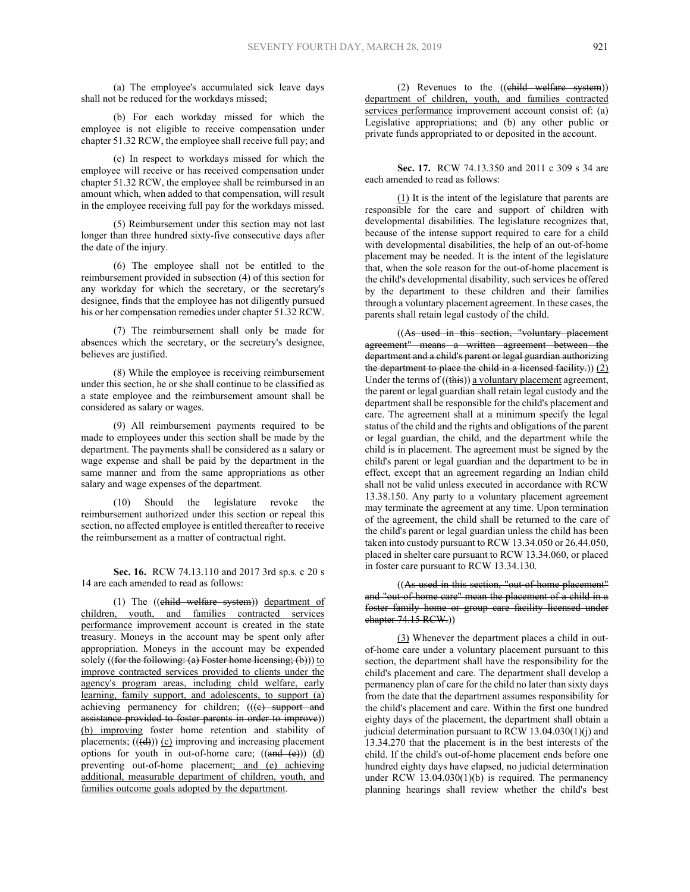(a) The employee's accumulated sick leave days shall not be reduced for the workdays missed;

(b) For each workday missed for which the employee is not eligible to receive compensation under chapter 51.32 RCW, the employee shall receive full pay; and

(c) In respect to workdays missed for which the employee will receive or has received compensation under chapter 51.32 RCW, the employee shall be reimbursed in an amount which, when added to that compensation, will result in the employee receiving full pay for the workdays missed.

(5) Reimbursement under this section may not last longer than three hundred sixty-five consecutive days after the date of the injury.

(6) The employee shall not be entitled to the reimbursement provided in subsection (4) of this section for any workday for which the secretary, or the secretary's designee, finds that the employee has not diligently pursued his or her compensation remedies under chapter 51.32 RCW.

(7) The reimbursement shall only be made for absences which the secretary, or the secretary's designee, believes are justified.

(8) While the employee is receiving reimbursement under this section, he or she shall continue to be classified as a state employee and the reimbursement amount shall be considered as salary or wages.

(9) All reimbursement payments required to be made to employees under this section shall be made by the department. The payments shall be considered as a salary or wage expense and shall be paid by the department in the same manner and from the same appropriations as other salary and wage expenses of the department.

(10) Should the legislature revoke the reimbursement authorized under this section or repeal this section, no affected employee is entitled thereafter to receive the reimbursement as a matter of contractual right.

**Sec. 16.** RCW 74.13.110 and 2017 3rd sp.s. c 20 s 14 are each amended to read as follows:

(1) The ((~~child welfare system~~)) department of children, youth, and families contracted services performance improvement account is created in the state treasury. Moneys in the account may be spent only after appropriation. Moneys in the account may be expended solely ((~~for the following: (a) Foster home licensing; (b)~~)) to improve contracted services provided to clients under the agency's program areas, including child welfare, early learning, family support, and adolescents, to support (a) achieving permanency for children; (((~~c) support and assistance provided to foster parents in order to improve~~)) (b) improving foster home retention and stability of placements; (((~~d~~))) (c) improving and increasing placement options for youth in out-of-home care; ((~~and (e)~~)) (d) preventing out-of-home placement; and (e) achieving additional, measurable department of children, youth, and families outcome goals adopted by the department.

(2) Revenues to the ((~~child welfare system~~)) department of children, youth, and families contracted services performance improvement account consist of: (a) Legislative appropriations; and (b) any other public or private funds appropriated to or deposited in the account.

**Sec. 17.** RCW 74.13.350 and 2011 c 309 s 34 are each amended to read as follows:

(1) It is the intent of the legislature that parents are responsible for the care and support of children with developmental disabilities. The legislature recognizes that, because of the intense support required to care for a child with developmental disabilities, the help of an out-of-home placement may be needed. It is the intent of the legislature that, when the sole reason for the out-of-home placement is the child's developmental disability, such services be offered by the department to these children and their families through a voluntary placement agreement. In these cases, the parents shall retain legal custody of the child.

((~~As used in this section, "voluntary placement agreement" means a written agreement between the department and a child's parent or legal guardian authorizing the department to place the child in a licensed facility.~~)) (2) Under the terms of ((~~this~~)) a voluntary placement agreement, the parent or legal guardian shall retain legal custody and the department shall be responsible for the child's placement and care. The agreement shall at a minimum specify the legal status of the child and the rights and obligations of the parent or legal guardian, the child, and the department while the child is in placement. The agreement must be signed by the child's parent or legal guardian and the department to be in effect, except that an agreement regarding an Indian child shall not be valid unless executed in accordance with RCW 13.38.150. Any party to a voluntary placement agreement may terminate the agreement at any time. Upon termination of the agreement, the child shall be returned to the care of the child's parent or legal guardian unless the child has been taken into custody pursuant to RCW 13.34.050 or 26.44.050, placed in shelter care pursuant to RCW 13.34.060, or placed in foster care pursuant to RCW 13.34.130.

((~~As used in this section, "out-of-home placement" and "out-of-home care" mean the placement of a child in a foster family home or group care facility licensed under chapter 74.15 RCW.~~))

(3) Whenever the department places a child in out-of-home care under a voluntary placement pursuant to this section, the department shall have the responsibility for the child's placement and care. The department shall develop a permanency plan of care for the child no later than sixty days from the date that the department assumes responsibility for the child's placement and care. Within the first one hundred eighty days of the placement, the department shall obtain a judicial determination pursuant to RCW 13.04.030(1)(j) and 13.34.270 that the placement is in the best interests of the child. If the child's out-of-home placement ends before one hundred eighty days have elapsed, no judicial determination under RCW 13.04.030(1)(b) is required. The permanency planning hearings shall review whether the child's best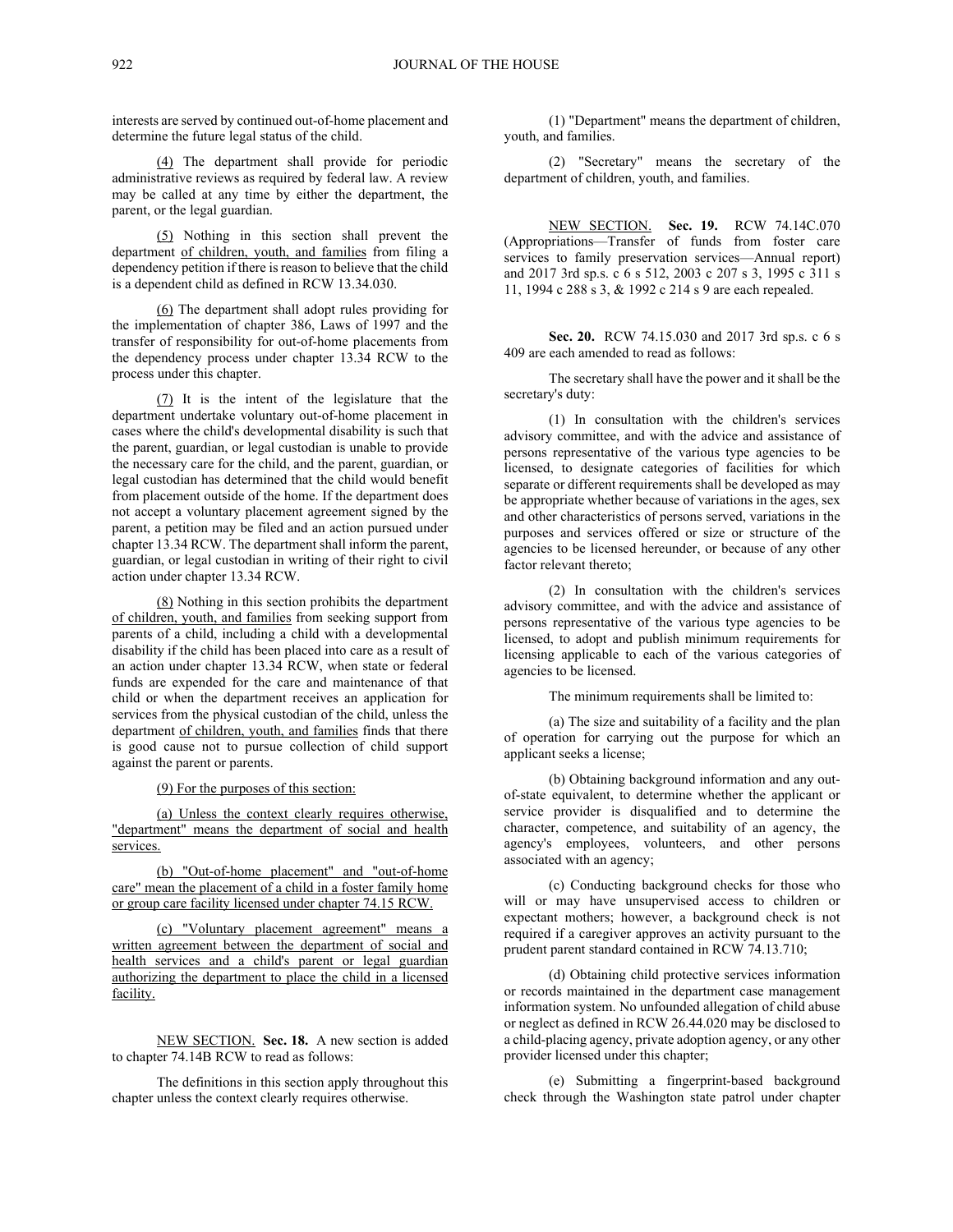interests are served by continued out-of-home placement and determine the future legal status of the child.

(4) The department shall provide for periodic administrative reviews as required by federal law. A review may be called at any time by either the department, the parent, or the legal guardian.

(5) Nothing in this section shall prevent the department of children, youth, and families from filing a dependency petition if there is reason to believe that the child is a dependent child as defined in RCW 13.34.030.

(6) The department shall adopt rules providing for the implementation of chapter 386, Laws of 1997 and the transfer of responsibility for out-of-home placements from the dependency process under chapter 13.34 RCW to the process under this chapter.

(7) It is the intent of the legislature that the department undertake voluntary out-of-home placement in cases where the child's developmental disability is such that the parent, guardian, or legal custodian is unable to provide the necessary care for the child, and the parent, guardian, or legal custodian has determined that the child would benefit from placement outside of the home. If the department does not accept a voluntary placement agreement signed by the parent, a petition may be filed and an action pursued under chapter 13.34 RCW. The department shall inform the parent, guardian, or legal custodian in writing of their right to civil action under chapter 13.34 RCW.

(8) Nothing in this section prohibits the department of children, youth, and families from seeking support from parents of a child, including a child with a developmental disability if the child has been placed into care as a result of an action under chapter 13.34 RCW, when state or federal funds are expended for the care and maintenance of that child or when the department receives an application for services from the physical custodian of the child, unless the department of children, youth, and families finds that there is good cause not to pursue collection of child support against the parent or parents.

(9) For the purposes of this section:

(a) Unless the context clearly requires otherwise, "department" means the department of social and health services.

(b) "Out-of-home placement" and "out-of-home care" mean the placement of a child in a foster family home or group care facility licensed under chapter 74.15 RCW.

(c) "Voluntary placement agreement" means a written agreement between the department of social and health services and a child's parent or legal guardian authorizing the department to place the child in a licensed facility.

NEW SECTION. **Sec. 18.** A new section is added to chapter 74.14B RCW to read as follows:

The definitions in this section apply throughout this chapter unless the context clearly requires otherwise.

(1) "Department" means the department of children, youth, and families.

(2) "Secretary" means the secretary of the department of children, youth, and families.

NEW SECTION. **Sec. 19.** RCW 74.14C.070 (Appropriations—Transfer of funds from foster care services to family preservation services—Annual report) and 2017 3rd sp.s. c 6 s 512, 2003 c 207 s 3, 1995 c 311 s 11, 1994 c 288 s 3, & 1992 c 214 s 9 are each repealed.

**Sec. 20.** RCW 74.15.030 and 2017 3rd sp.s. c 6 s 409 are each amended to read as follows:

The secretary shall have the power and it shall be the secretary's duty:

(1) In consultation with the children's services advisory committee, and with the advice and assistance of persons representative of the various type agencies to be licensed, to designate categories of facilities for which separate or different requirements shall be developed as may be appropriate whether because of variations in the ages, sex and other characteristics of persons served, variations in the purposes and services offered or size or structure of the agencies to be licensed hereunder, or because of any other factor relevant thereto;

(2) In consultation with the children's services advisory committee, and with the advice and assistance of persons representative of the various type agencies to be licensed, to adopt and publish minimum requirements for licensing applicable to each of the various categories of agencies to be licensed.

The minimum requirements shall be limited to:

(a) The size and suitability of a facility and the plan of operation for carrying out the purpose for which an applicant seeks a license;

(b) Obtaining background information and any out-of-state equivalent, to determine whether the applicant or service provider is disqualified and to determine the character, competence, and suitability of an agency, the agency's employees, volunteers, and other persons associated with an agency;

(c) Conducting background checks for those who will or may have unsupervised access to children or expectant mothers; however, a background check is not required if a caregiver approves an activity pursuant to the prudent parent standard contained in RCW 74.13.710;

(d) Obtaining child protective services information or records maintained in the department case management information system. No unfounded allegation of child abuse or neglect as defined in RCW 26.44.020 may be disclosed to a child-placing agency, private adoption agency, or any other provider licensed under this chapter;

(e) Submitting a fingerprint-based background check through the Washington state patrol under chapter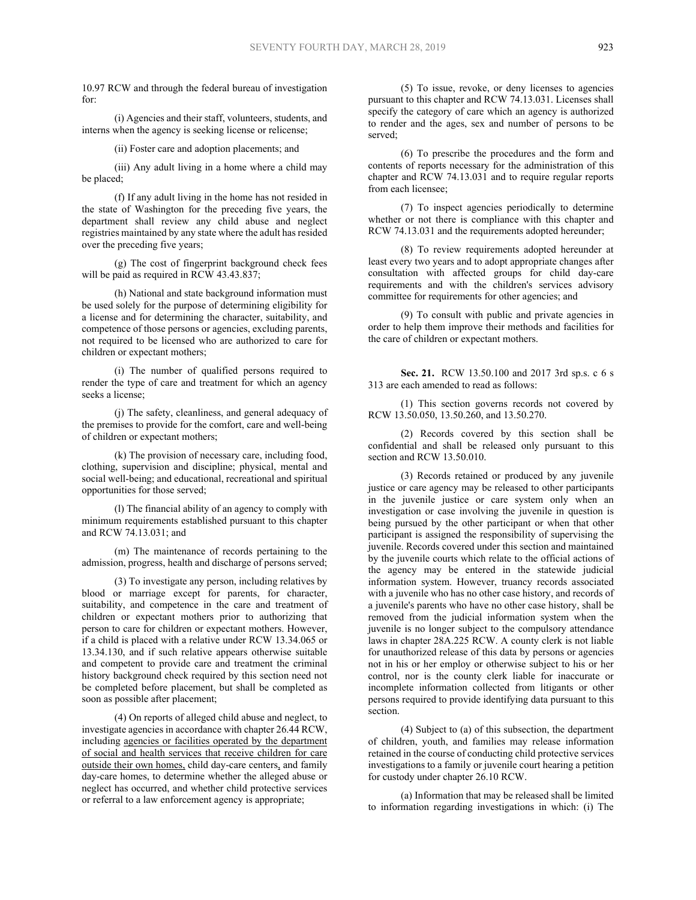10.97 RCW and through the federal bureau of investigation for:

(i) Agencies and their staff, volunteers, students, and interns when the agency is seeking license or relicense;

(ii) Foster care and adoption placements; and

(iii) Any adult living in a home where a child may be placed;

(f) If any adult living in the home has not resided in the state of Washington for the preceding five years, the department shall review any child abuse and neglect registries maintained by any state where the adult has resided over the preceding five years;

(g) The cost of fingerprint background check fees will be paid as required in RCW 43.43.837;

(h) National and state background information must be used solely for the purpose of determining eligibility for a license and for determining the character, suitability, and competence of those persons or agencies, excluding parents, not required to be licensed who are authorized to care for children or expectant mothers;

(i) The number of qualified persons required to render the type of care and treatment for which an agency seeks a license;

(j) The safety, cleanliness, and general adequacy of the premises to provide for the comfort, care and well-being of children or expectant mothers;

(k) The provision of necessary care, including food, clothing, supervision and discipline; physical, mental and social well-being; and educational, recreational and spiritual opportunities for those served;

(l) The financial ability of an agency to comply with minimum requirements established pursuant to this chapter and RCW 74.13.031; and

(m) The maintenance of records pertaining to the admission, progress, health and discharge of persons served;

(3) To investigate any person, including relatives by blood or marriage except for parents, for character, suitability, and competence in the care and treatment of children or expectant mothers prior to authorizing that person to care for children or expectant mothers. However, if a child is placed with a relative under RCW 13.34.065 or 13.34.130, and if such relative appears otherwise suitable and competent to provide care and treatment the criminal history background check required by this section need not be completed before placement, but shall be completed as soon as possible after placement;

(4) On reports of alleged child abuse and neglect, to investigate agencies in accordance with chapter 26.44 RCW, including agencies or facilities operated by the department of social and health services that receive children for care outside their own homes, child day-care centers, and family day-care homes, to determine whether the alleged abuse or neglect has occurred, and whether child protective services or referral to a law enforcement agency is appropriate;

(5) To issue, revoke, or deny licenses to agencies pursuant to this chapter and RCW 74.13.031. Licenses shall specify the category of care which an agency is authorized to render and the ages, sex and number of persons to be served;

(6) To prescribe the procedures and the form and contents of reports necessary for the administration of this chapter and RCW 74.13.031 and to require regular reports from each licensee;

(7) To inspect agencies periodically to determine whether or not there is compliance with this chapter and RCW 74.13.031 and the requirements adopted hereunder;

(8) To review requirements adopted hereunder at least every two years and to adopt appropriate changes after consultation with affected groups for child day-care requirements and with the children's services advisory committee for requirements for other agencies; and

(9) To consult with public and private agencies in order to help them improve their methods and facilities for the care of children or expectant mothers.

**Sec. 21.** RCW 13.50.100 and 2017 3rd sp.s. c 6 s 313 are each amended to read as follows:

(1) This section governs records not covered by RCW 13.50.050, 13.50.260, and 13.50.270.

(2) Records covered by this section shall be confidential and shall be released only pursuant to this section and RCW 13.50.010.

(3) Records retained or produced by any juvenile justice or care agency may be released to other participants in the juvenile justice or care system only when an investigation or case involving the juvenile in question is being pursued by the other participant or when that other participant is assigned the responsibility of supervising the juvenile. Records covered under this section and maintained by the juvenile courts which relate to the official actions of the agency may be entered in the statewide judicial information system. However, truancy records associated with a juvenile who has no other case history, and records of a juvenile's parents who have no other case history, shall be removed from the judicial information system when the juvenile is no longer subject to the compulsory attendance laws in chapter 28A.225 RCW. A county clerk is not liable for unauthorized release of this data by persons or agencies not in his or her employ or otherwise subject to his or her control, nor is the county clerk liable for inaccurate or incomplete information collected from litigants or other persons required to provide identifying data pursuant to this section.

(4) Subject to (a) of this subsection, the department of children, youth, and families may release information retained in the course of conducting child protective services investigations to a family or juvenile court hearing a petition for custody under chapter 26.10 RCW.

(a) Information that may be released shall be limited to information regarding investigations in which: (i) The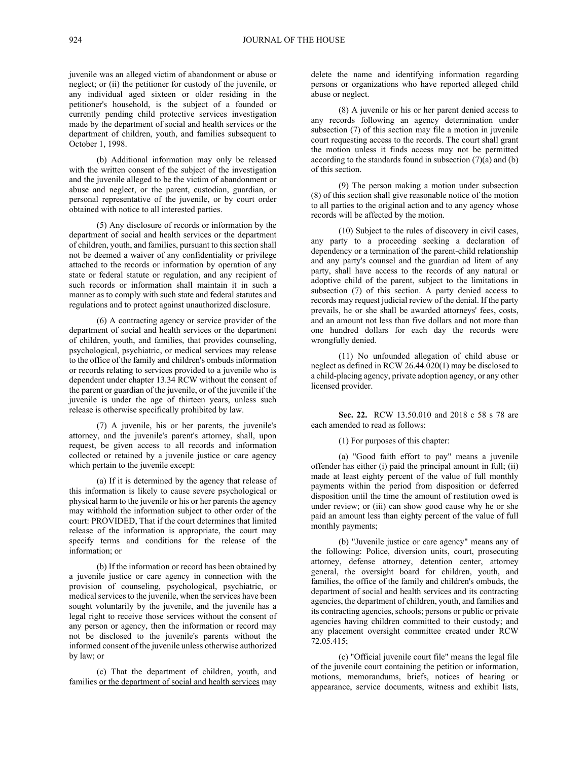juvenile was an alleged victim of abandonment or abuse or neglect; or (ii) the petitioner for custody of the juvenile, or any individual aged sixteen or older residing in the petitioner's household, is the subject of a founded or currently pending child protective services investigation made by the department of social and health services or the department of children, youth, and families subsequent to October 1, 1998.

(b) Additional information may only be released with the written consent of the subject of the investigation and the juvenile alleged to be the victim of abandonment or abuse and neglect, or the parent, custodian, guardian, or personal representative of the juvenile, or by court order obtained with notice to all interested parties.

(5) Any disclosure of records or information by the department of social and health services or the department of children, youth, and families, pursuant to this section shall not be deemed a waiver of any confidentiality or privilege attached to the records or information by operation of any state or federal statute or regulation, and any recipient of such records or information shall maintain it in such a manner as to comply with such state and federal statutes and regulations and to protect against unauthorized disclosure.

(6) A contracting agency or service provider of the department of social and health services or the department of children, youth, and families, that provides counseling, psychological, psychiatric, or medical services may release to the office of the family and children's ombuds information or records relating to services provided to a juvenile who is dependent under chapter 13.34 RCW without the consent of the parent or guardian of the juvenile, or of the juvenile if the juvenile is under the age of thirteen years, unless such release is otherwise specifically prohibited by law.

(7) A juvenile, his or her parents, the juvenile's attorney, and the juvenile's parent's attorney, shall, upon request, be given access to all records and information collected or retained by a juvenile justice or care agency which pertain to the juvenile except:

(a) If it is determined by the agency that release of this information is likely to cause severe psychological or physical harm to the juvenile or his or her parents the agency may withhold the information subject to other order of the court: PROVIDED, That if the court determines that limited release of the information is appropriate, the court may specify terms and conditions for the release of the information; or

(b) If the information or record has been obtained by a juvenile justice or care agency in connection with the provision of counseling, psychological, psychiatric, or medical services to the juvenile, when the services have been sought voluntarily by the juvenile, and the juvenile has a legal right to receive those services without the consent of any person or agency, then the information or record may not be disclosed to the juvenile's parents without the informed consent of the juvenile unless otherwise authorized by law; or

(c) That the department of children, youth, and families <u>or the department of social and health services</u> may delete the name and identifying information regarding persons or organizations who have reported alleged child abuse or neglect.

(8) A juvenile or his or her parent denied access to any records following an agency determination under subsection (7) of this section may file a motion in juvenile court requesting access to the records. The court shall grant the motion unless it finds access may not be permitted according to the standards found in subsection (7)(a) and (b) of this section.

(9) The person making a motion under subsection (8) of this section shall give reasonable notice of the motion to all parties to the original action and to any agency whose records will be affected by the motion.

(10) Subject to the rules of discovery in civil cases, any party to a proceeding seeking a declaration of dependency or a termination of the parent-child relationship and any party's counsel and the guardian ad litem of any party, shall have access to the records of any natural or adoptive child of the parent, subject to the limitations in subsection (7) of this section. A party denied access to records may request judicial review of the denial. If the party prevails, he or she shall be awarded attorneys' fees, costs, and an amount not less than five dollars and not more than one hundred dollars for each day the records were wrongfully denied.

(11) No unfounded allegation of child abuse or neglect as defined in RCW 26.44.020(1) may be disclosed to a child-placing agency, private adoption agency, or any other licensed provider.

**Sec. 22.** RCW 13.50.010 and 2018 c 58 s 78 are each amended to read as follows:

(1) For purposes of this chapter:

(a) "Good faith effort to pay" means a juvenile offender has either (i) paid the principal amount in full; (ii) made at least eighty percent of the value of full monthly payments within the period from disposition or deferred disposition until the time the amount of restitution owed is under review; or (iii) can show good cause why he or she paid an amount less than eighty percent of the value of full monthly payments;

(b) "Juvenile justice or care agency" means any of the following: Police, diversion units, court, prosecuting attorney, defense attorney, detention center, attorney general, the oversight board for children, youth, and families, the office of the family and children's ombuds, the department of social and health services and its contracting agencies, the department of children, youth, and families and its contracting agencies, schools; persons or public or private agencies having children committed to their custody; and any placement oversight committee created under RCW 72.05.415;

(c) "Official juvenile court file" means the legal file of the juvenile court containing the petition or information, motions, memorandums, briefs, notices of hearing or appearance, service documents, witness and exhibit lists,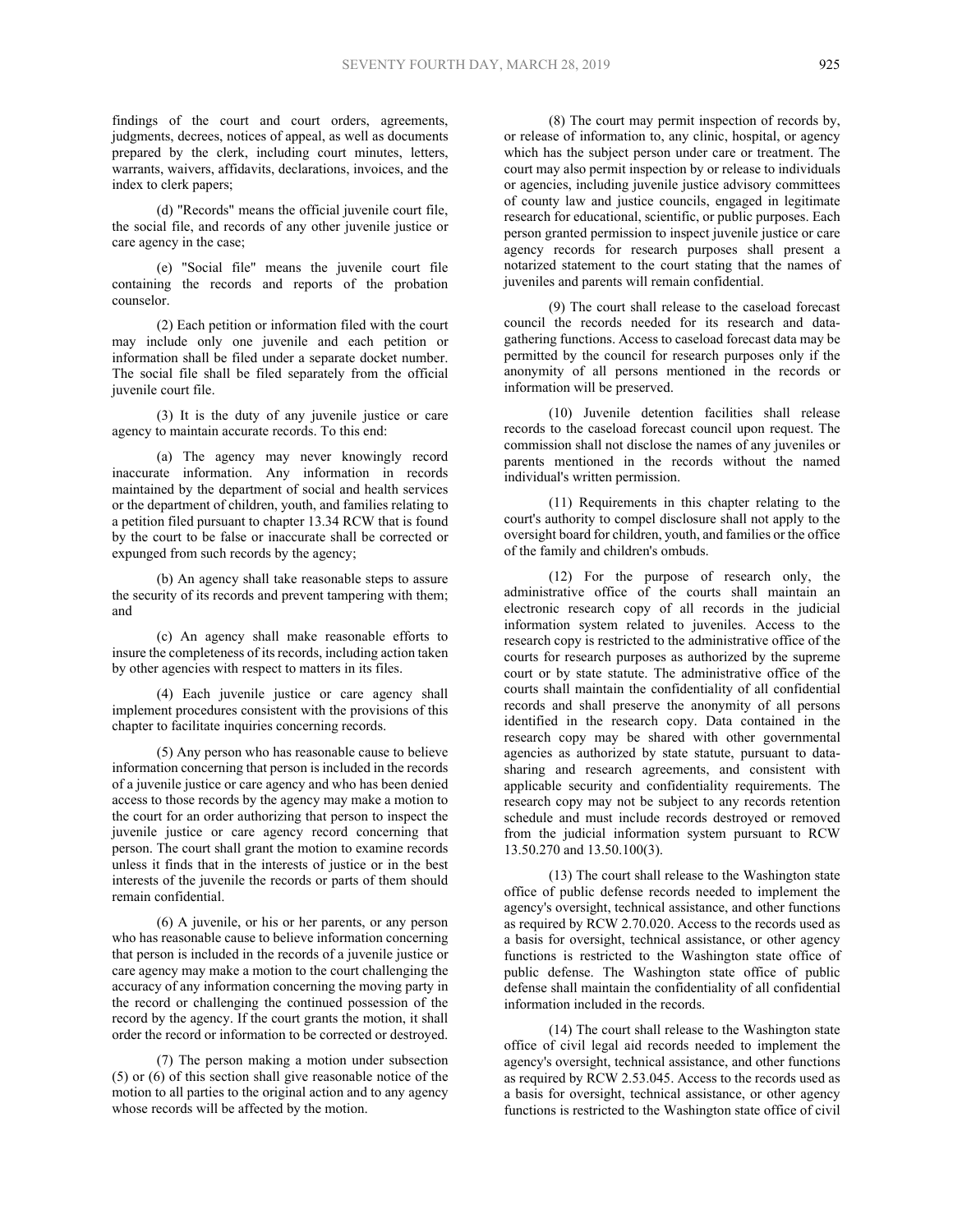findings of the court and court orders, agreements, judgments, decrees, notices of appeal, as well as documents prepared by the clerk, including court minutes, letters, warrants, waivers, affidavits, declarations, invoices, and the index to clerk papers;

(d) "Records" means the official juvenile court file, the social file, and records of any other juvenile justice or care agency in the case;

(e) "Social file" means the juvenile court file containing the records and reports of the probation counselor.

(2) Each petition or information filed with the court may include only one juvenile and each petition or information shall be filed under a separate docket number. The social file shall be filed separately from the official juvenile court file.

(3) It is the duty of any juvenile justice or care agency to maintain accurate records. To this end:

(a) The agency may never knowingly record inaccurate information. Any information in records maintained by the department of social and health services or the department of children, youth, and families relating to a petition filed pursuant to chapter 13.34 RCW that is found by the court to be false or inaccurate shall be corrected or expunged from such records by the agency;

(b) An agency shall take reasonable steps to assure the security of its records and prevent tampering with them; and

(c) An agency shall make reasonable efforts to insure the completeness of its records, including action taken by other agencies with respect to matters in its files.

(4) Each juvenile justice or care agency shall implement procedures consistent with the provisions of this chapter to facilitate inquiries concerning records.

(5) Any person who has reasonable cause to believe information concerning that person is included in the records of a juvenile justice or care agency and who has been denied access to those records by the agency may make a motion to the court for an order authorizing that person to inspect the juvenile justice or care agency record concerning that person. The court shall grant the motion to examine records unless it finds that in the interests of justice or in the best interests of the juvenile the records or parts of them should remain confidential.

(6) A juvenile, or his or her parents, or any person who has reasonable cause to believe information concerning that person is included in the records of a juvenile justice or care agency may make a motion to the court challenging the accuracy of any information concerning the moving party in the record or challenging the continued possession of the record by the agency. If the court grants the motion, it shall order the record or information to be corrected or destroyed.

(7) The person making a motion under subsection (5) or (6) of this section shall give reasonable notice of the motion to all parties to the original action and to any agency whose records will be affected by the motion.

(8) The court may permit inspection of records by, or release of information to, any clinic, hospital, or agency which has the subject person under care or treatment. The court may also permit inspection by or release to individuals or agencies, including juvenile justice advisory committees of county law and justice councils, engaged in legitimate research for educational, scientific, or public purposes. Each person granted permission to inspect juvenile justice or care agency records for research purposes shall present a notarized statement to the court stating that the names of juveniles and parents will remain confidential.

(9) The court shall release to the caseload forecast council the records needed for its research and data-gathering functions. Access to caseload forecast data may be permitted by the council for research purposes only if the anonymity of all persons mentioned in the records or information will be preserved.

(10) Juvenile detention facilities shall release records to the caseload forecast council upon request. The commission shall not disclose the names of any juveniles or parents mentioned in the records without the named individual's written permission.

(11) Requirements in this chapter relating to the court's authority to compel disclosure shall not apply to the oversight board for children, youth, and families or the office of the family and children's ombuds.

(12) For the purpose of research only, the administrative office of the courts shall maintain an electronic research copy of all records in the judicial information system related to juveniles. Access to the research copy is restricted to the administrative office of the courts for research purposes as authorized by the supreme court or by state statute. The administrative office of the courts shall maintain the confidentiality of all confidential records and shall preserve the anonymity of all persons identified in the research copy. Data contained in the research copy may be shared with other governmental agencies as authorized by state statute, pursuant to data-sharing and research agreements, and consistent with applicable security and confidentiality requirements. The research copy may not be subject to any records retention schedule and must include records destroyed or removed from the judicial information system pursuant to RCW 13.50.270 and 13.50.100(3).

(13) The court shall release to the Washington state office of public defense records needed to implement the agency's oversight, technical assistance, and other functions as required by RCW 2.70.020. Access to the records used as a basis for oversight, technical assistance, or other agency functions is restricted to the Washington state office of public defense. The Washington state office of public defense shall maintain the confidentiality of all confidential information included in the records.

(14) The court shall release to the Washington state office of civil legal aid records needed to implement the agency's oversight, technical assistance, and other functions as required by RCW 2.53.045. Access to the records used as a basis for oversight, technical assistance, or other agency functions is restricted to the Washington state office of civil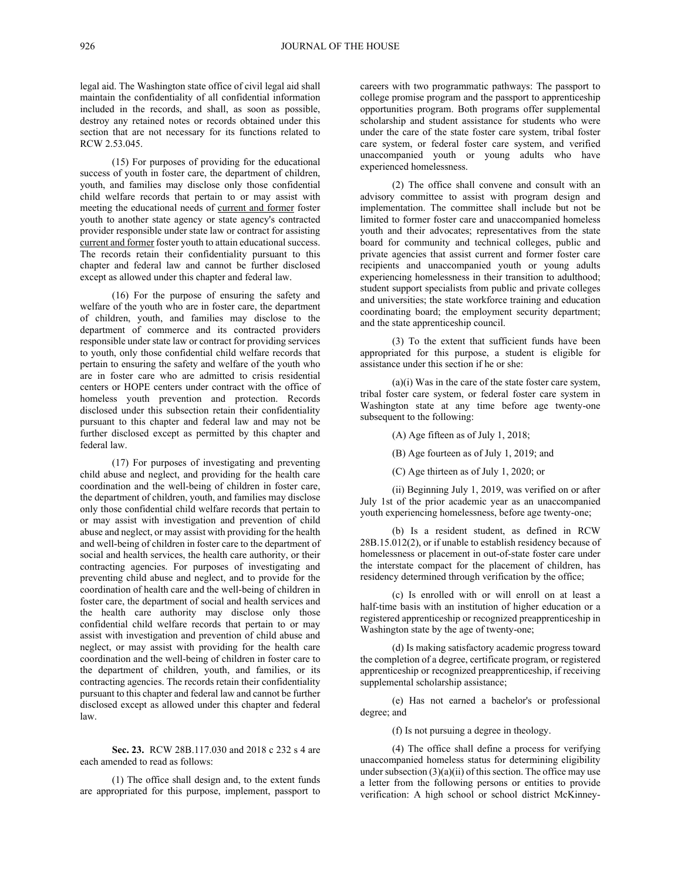legal aid. The Washington state office of civil legal aid shall maintain the confidentiality of all confidential information included in the records, and shall, as soon as possible, destroy any retained notes or records obtained under this section that are not necessary for its functions related to RCW 2.53.045.

(15) For purposes of providing for the educational success of youth in foster care, the department of children, youth, and families may disclose only those confidential child welfare records that pertain to or may assist with meeting the educational needs of current and former foster youth to another state agency or state agency's contracted provider responsible under state law or contract for assisting current and former foster youth to attain educational success. The records retain their confidentiality pursuant to this chapter and federal law and cannot be further disclosed except as allowed under this chapter and federal law.

(16) For the purpose of ensuring the safety and welfare of the youth who are in foster care, the department of children, youth, and families may disclose to the department of commerce and its contracted providers responsible under state law or contract for providing services to youth, only those confidential child welfare records that pertain to ensuring the safety and welfare of the youth who are in foster care who are admitted to crisis residential centers or HOPE centers under contract with the office of homeless youth prevention and protection. Records disclosed under this subsection retain their confidentiality pursuant to this chapter and federal law and may not be further disclosed except as permitted by this chapter and federal law.

(17) For purposes of investigating and preventing child abuse and neglect, and providing for the health care coordination and the well-being of children in foster care, the department of children, youth, and families may disclose only those confidential child welfare records that pertain to or may assist with investigation and prevention of child abuse and neglect, or may assist with providing for the health and well-being of children in foster care to the department of social and health services, the health care authority, or their contracting agencies. For purposes of investigating and preventing child abuse and neglect, and to provide for the coordination of health care and the well-being of children in foster care, the department of social and health services and the health care authority may disclose only those confidential child welfare records that pertain to or may assist with investigation and prevention of child abuse and neglect, or may assist with providing for the health care coordination and the well-being of children in foster care to the department of children, youth, and families, or its contracting agencies. The records retain their confidentiality pursuant to this chapter and federal law and cannot be further disclosed except as allowed under this chapter and federal law.

**Sec. 23.** RCW 28B.117.030 and 2018 c 232 s 4 are each amended to read as follows:

(1) The office shall design and, to the extent funds are appropriated for this purpose, implement, passport to careers with two programmatic pathways: The passport to college promise program and the passport to apprenticeship opportunities program. Both programs offer supplemental scholarship and student assistance for students who were under the care of the state foster care system, tribal foster care system, or federal foster care system, and verified unaccompanied youth or young adults who have experienced homelessness.

(2) The office shall convene and consult with an advisory committee to assist with program design and implementation. The committee shall include but not be limited to former foster care and unaccompanied homeless youth and their advocates; representatives from the state board for community and technical colleges, public and private agencies that assist current and former foster care recipients and unaccompanied youth or young adults experiencing homelessness in their transition to adulthood; student support specialists from public and private colleges and universities; the state workforce training and education coordinating board; the employment security department; and the state apprenticeship council.

(3) To the extent that sufficient funds have been appropriated for this purpose, a student is eligible for assistance under this section if he or she:

(a)(i) Was in the care of the state foster care system, tribal foster care system, or federal foster care system in Washington state at any time before age twenty-one subsequent to the following:

(A) Age fifteen as of July 1, 2018;

(B) Age fourteen as of July 1, 2019; and

(C) Age thirteen as of July 1, 2020; or

(ii) Beginning July 1, 2019, was verified on or after July 1st of the prior academic year as an unaccompanied youth experiencing homelessness, before age twenty-one;

(b) Is a resident student, as defined in RCW 28B.15.012(2), or if unable to establish residency because of homelessness or placement in out-of-state foster care under the interstate compact for the placement of children, has residency determined through verification by the office;

(c) Is enrolled with or will enroll on at least a half-time basis with an institution of higher education or a registered apprenticeship or recognized preapprenticeship in Washington state by the age of twenty-one;

(d) Is making satisfactory academic progress toward the completion of a degree, certificate program, or registered apprenticeship or recognized preapprenticeship, if receiving supplemental scholarship assistance;

(e) Has not earned a bachelor's or professional degree; and

(f) Is not pursuing a degree in theology.

(4) The office shall define a process for verifying unaccompanied homeless status for determining eligibility under subsection (3)(a)(ii) of this section. The office may use a letter from the following persons or entities to provide verification: A high school or school district McKinney-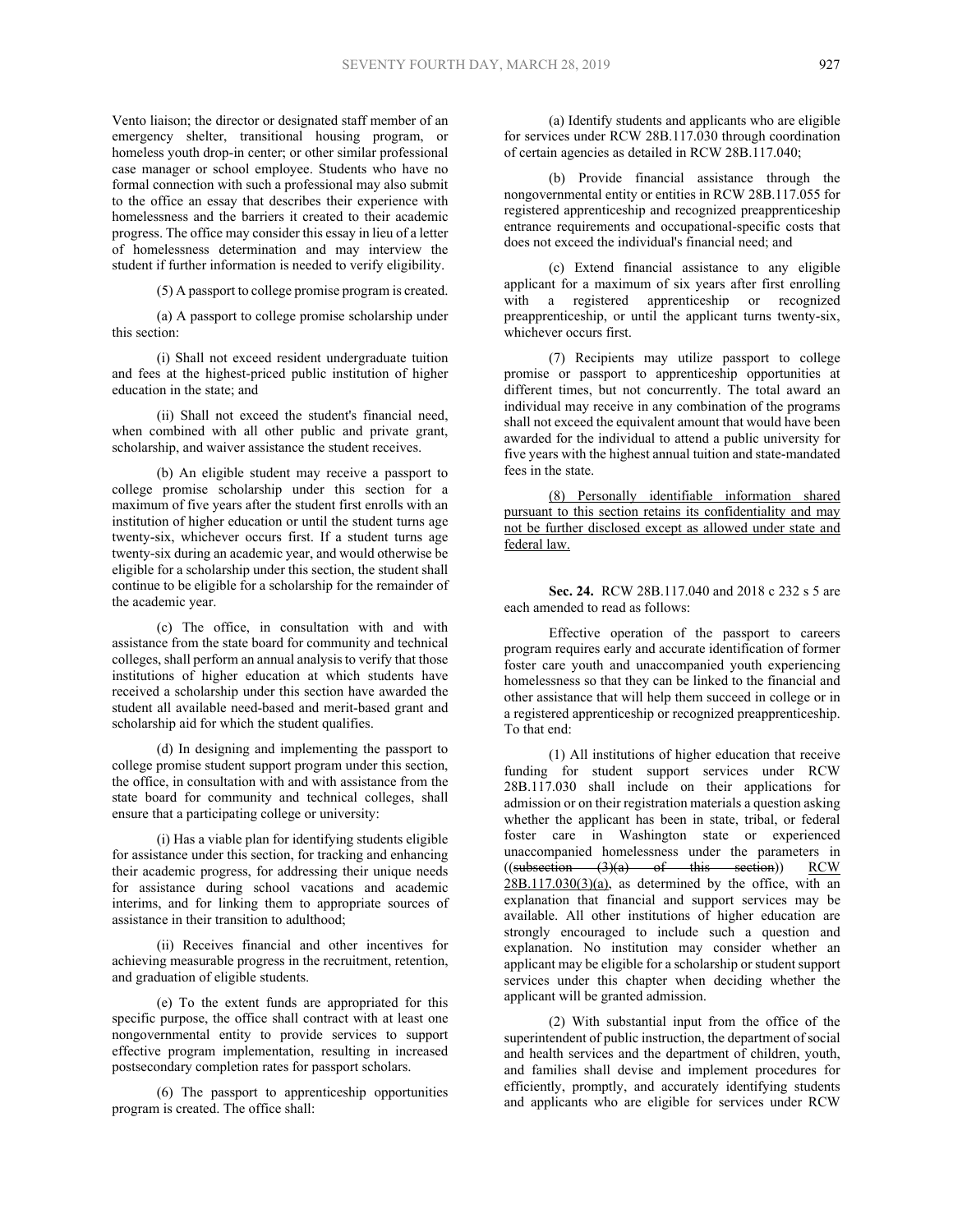Vento liaison; the director or designated staff member of an emergency shelter, transitional housing program, or homeless youth drop-in center; or other similar professional case manager or school employee. Students who have no formal connection with such a professional may also submit to the office an essay that describes their experience with homelessness and the barriers it created to their academic progress. The office may consider this essay in lieu of a letter of homelessness determination and may interview the student if further information is needed to verify eligibility.

(5) A passport to college promise program is created.

(a) A passport to college promise scholarship under this section:

(i) Shall not exceed resident undergraduate tuition and fees at the highest-priced public institution of higher education in the state; and

(ii) Shall not exceed the student's financial need, when combined with all other public and private grant, scholarship, and waiver assistance the student receives.

(b) An eligible student may receive a passport to college promise scholarship under this section for a maximum of five years after the student first enrolls with an institution of higher education or until the student turns age twenty-six, whichever occurs first. If a student turns age twenty-six during an academic year, and would otherwise be eligible for a scholarship under this section, the student shall continue to be eligible for a scholarship for the remainder of the academic year.

(c) The office, in consultation with and with assistance from the state board for community and technical colleges, shall perform an annual analysis to verify that those institutions of higher education at which students have received a scholarship under this section have awarded the student all available need-based and merit-based grant and scholarship aid for which the student qualifies.

(d) In designing and implementing the passport to college promise student support program under this section, the office, in consultation with and with assistance from the state board for community and technical colleges, shall ensure that a participating college or university:

(i) Has a viable plan for identifying students eligible for assistance under this section, for tracking and enhancing their academic progress, for addressing their unique needs for assistance during school vacations and academic interims, and for linking them to appropriate sources of assistance in their transition to adulthood;

(ii) Receives financial and other incentives for achieving measurable progress in the recruitment, retention, and graduation of eligible students.

(e) To the extent funds are appropriated for this specific purpose, the office shall contract with at least one nongovernmental entity to provide services to support effective program implementation, resulting in increased postsecondary completion rates for passport scholars.

(6) The passport to apprenticeship opportunities program is created. The office shall:

(a) Identify students and applicants who are eligible for services under RCW 28B.117.030 through coordination of certain agencies as detailed in RCW 28B.117.040;

(b) Provide financial assistance through the nongovernmental entity or entities in RCW 28B.117.055 for registered apprenticeship and recognized preapprenticeship entrance requirements and occupational-specific costs that does not exceed the individual's financial need; and

(c) Extend financial assistance to any eligible applicant for a maximum of six years after first enrolling with a registered apprenticeship or recognized preapprenticeship, or until the applicant turns twenty-six, whichever occurs first.

(7) Recipients may utilize passport to college promise or passport to apprenticeship opportunities at different times, but not concurrently. The total award an individual may receive in any combination of the programs shall not exceed the equivalent amount that would have been awarded for the individual to attend a public university for five years with the highest annual tuition and state-mandated fees in the state.

<u>(8) Personally identifiable information shared pursuant to this section retains its confidentiality and may not be further disclosed except as allowed under state and federal law.</u>

**Sec. 24.** RCW 28B.117.040 and 2018 c 232 s 5 are each amended to read as follows:

Effective operation of the passport to careers program requires early and accurate identification of former foster care youth and unaccompanied youth experiencing homelessness so that they can be linked to the financial and other assistance that will help them succeed in college or in a registered apprenticeship or recognized preapprenticeship. To that end:

(1) All institutions of higher education that receive funding for student support services under RCW 28B.117.030 shall include on their applications for admission or on their registration materials a question asking whether the applicant has been in state, tribal, or federal foster care in Washington state or experienced unaccompanied homelessness under the parameters in ((~~subsection (3)(a) of this section~~)) <u>RCW 28B.117.030(3)(a)</u>, as determined by the office, with an explanation that financial and support services may be available. All other institutions of higher education are strongly encouraged to include such a question and explanation. No institution may consider whether an applicant may be eligible for a scholarship or student support services under this chapter when deciding whether the applicant will be granted admission.

(2) With substantial input from the office of the superintendent of public instruction, the department of social and health services and the department of children, youth, and families shall devise and implement procedures for efficiently, promptly, and accurately identifying students and applicants who are eligible for services under RCW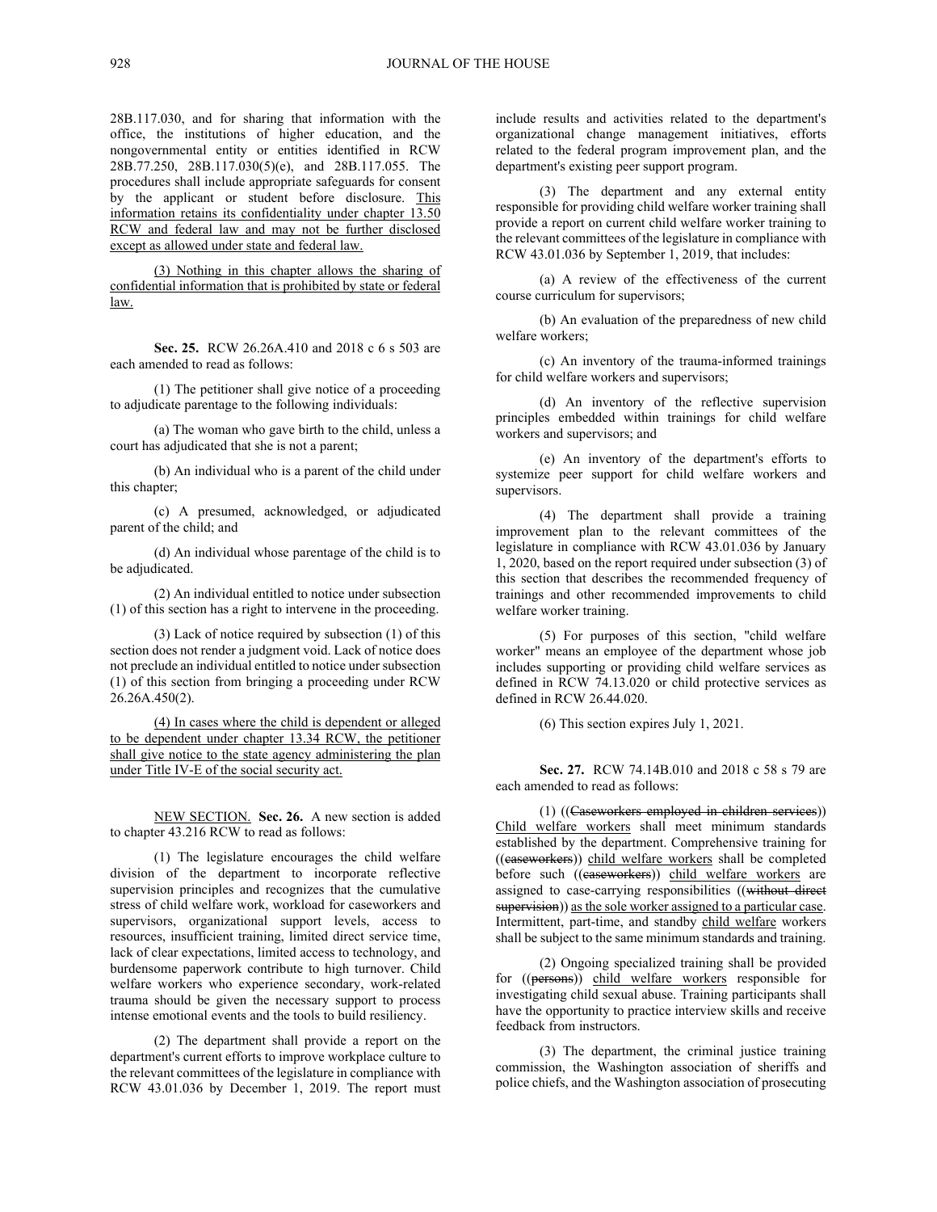28B.117.030, and for sharing that information with the office, the institutions of higher education, and the nongovernmental entity or entities identified in RCW 28B.77.250, 28B.117.030(5)(e), and 28B.117.055. The procedures shall include appropriate safeguards for consent by the applicant or student before disclosure. This information retains its confidentiality under chapter 13.50 RCW and federal law and may not be further disclosed except as allowed under state and federal law.

(3) Nothing in this chapter allows the sharing of confidential information that is prohibited by state or federal law.

**Sec. 25.** RCW 26.26A.410 and 2018 c 6 s 503 are each amended to read as follows:

(1) The petitioner shall give notice of a proceeding to adjudicate parentage to the following individuals:

(a) The woman who gave birth to the child, unless a court has adjudicated that she is not a parent;

(b) An individual who is a parent of the child under this chapter;

(c) A presumed, acknowledged, or adjudicated parent of the child; and

(d) An individual whose parentage of the child is to be adjudicated.

(2) An individual entitled to notice under subsection (1) of this section has a right to intervene in the proceeding.

(3) Lack of notice required by subsection (1) of this section does not render a judgment void. Lack of notice does not preclude an individual entitled to notice under subsection (1) of this section from bringing a proceeding under RCW 26.26A.450(2).

(4) In cases where the child is dependent or alleged to be dependent under chapter 13.34 RCW, the petitioner shall give notice to the state agency administering the plan under Title IV-E of the social security act.

NEW SECTION. **Sec. 26.** A new section is added to chapter 43.216 RCW to read as follows:

(1) The legislature encourages the child welfare division of the department to incorporate reflective supervision principles and recognizes that the cumulative stress of child welfare work, workload for caseworkers and supervisors, organizational support levels, access to resources, insufficient training, limited direct service time, lack of clear expectations, limited access to technology, and burdensome paperwork contribute to high turnover. Child welfare workers who experience secondary, work-related trauma should be given the necessary support to process intense emotional events and the tools to build resiliency.

(2) The department shall provide a report on the department's current efforts to improve workplace culture to the relevant committees of the legislature in compliance with RCW 43.01.036 by December 1, 2019. The report must include results and activities related to the department's organizational change management initiatives, efforts related to the federal program improvement plan, and the department's existing peer support program.

(3) The department and any external entity responsible for providing child welfare worker training shall provide a report on current child welfare worker training to the relevant committees of the legislature in compliance with RCW 43.01.036 by September 1, 2019, that includes:

(a) A review of the effectiveness of the current course curriculum for supervisors;

(b) An evaluation of the preparedness of new child welfare workers;

(c) An inventory of the trauma-informed trainings for child welfare workers and supervisors;

(d) An inventory of the reflective supervision principles embedded within trainings for child welfare workers and supervisors; and

(e) An inventory of the department's efforts to systemize peer support for child welfare workers and supervisors.

(4) The department shall provide a training improvement plan to the relevant committees of the legislature in compliance with RCW 43.01.036 by January 1, 2020, based on the report required under subsection (3) of this section that describes the recommended frequency of trainings and other recommended improvements to child welfare worker training.

(5) For purposes of this section, "child welfare worker" means an employee of the department whose job includes supporting or providing child welfare services as defined in RCW 74.13.020 or child protective services as defined in RCW 26.44.020.

(6) This section expires July 1, 2021.

**Sec. 27.** RCW 74.14B.010 and 2018 c 58 s 79 are each amended to read as follows:

(1) ((~~Caseworkers employed in children services~~)) Child welfare workers shall meet minimum standards established by the department. Comprehensive training for ((~~caseworkers~~)) child welfare workers shall be completed before such ((~~caseworkers~~)) child welfare workers are assigned to case-carrying responsibilities ((~~without direct supervision~~)) as the sole worker assigned to a particular case. Intermittent, part-time, and standby child welfare workers shall be subject to the same minimum standards and training.

(2) Ongoing specialized training shall be provided for ((~~persons~~)) child welfare workers responsible for investigating child sexual abuse. Training participants shall have the opportunity to practice interview skills and receive feedback from instructors.

(3) The department, the criminal justice training commission, the Washington association of sheriffs and police chiefs, and the Washington association of prosecuting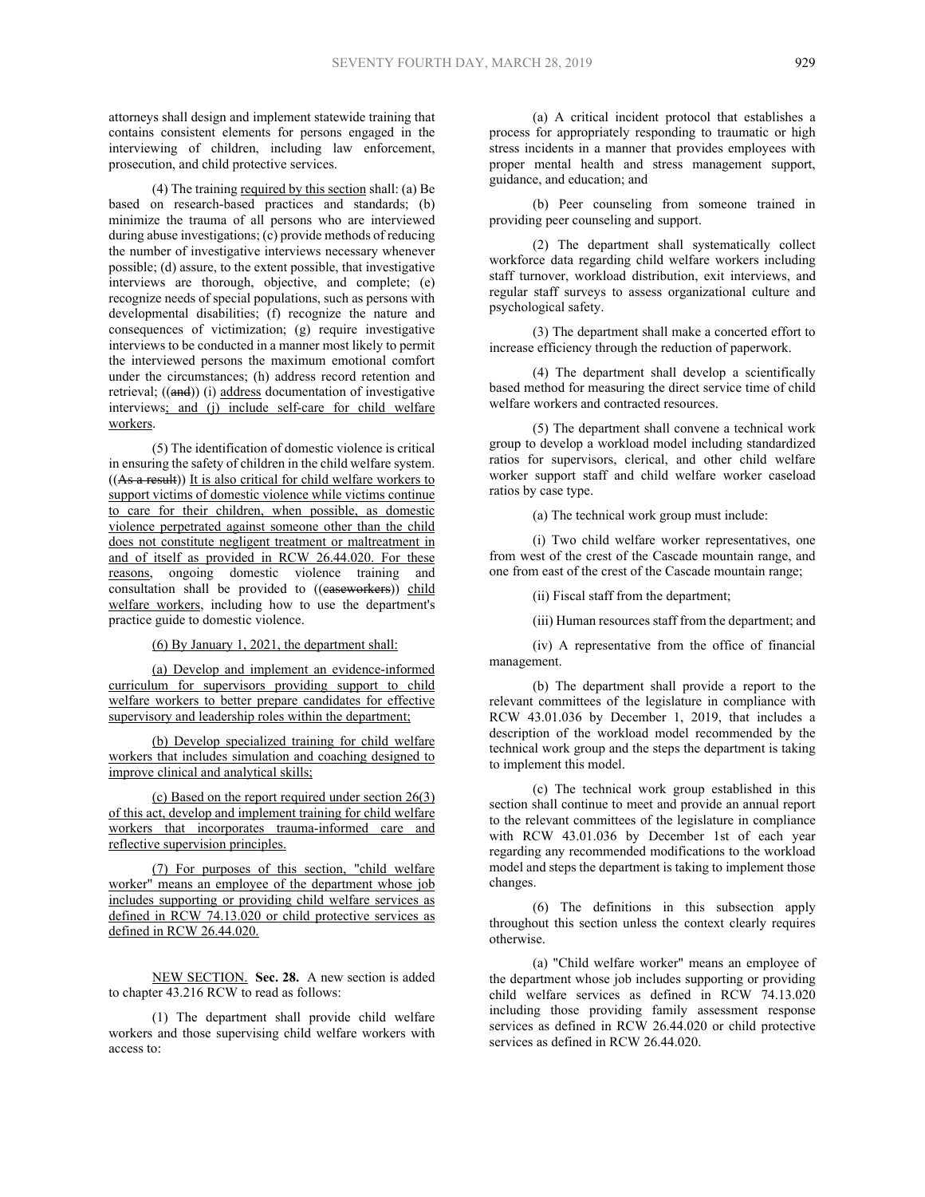attorneys shall design and implement statewide training that contains consistent elements for persons engaged in the interviewing of children, including law enforcement, prosecution, and child protective services.

(4) The training required by this section shall: (a) Be based on research-based practices and standards; (b) minimize the trauma of all persons who are interviewed during abuse investigations; (c) provide methods of reducing the number of investigative interviews necessary whenever possible; (d) assure, to the extent possible, that investigative interviews are thorough, objective, and complete; (e) recognize needs of special populations, such as persons with developmental disabilities; (f) recognize the nature and consequences of victimization; (g) require investigative interviews to be conducted in a manner most likely to permit the interviewed persons the maximum emotional comfort under the circumstances; (h) address record retention and retrieval; ((~~and~~)) (i) address documentation of investigative interviews; and (j) include self-care for child welfare workers.

(5) The identification of domestic violence is critical in ensuring the safety of children in the child welfare system. ((~~As a result~~)) It is also critical for child welfare workers to support victims of domestic violence while victims continue to care for their children, when possible, as domestic violence perpetrated against someone other than the child does not constitute negligent treatment or maltreatment in and of itself as provided in RCW 26.44.020. For these reasons, ongoing domestic violence training and consultation shall be provided to ((~~caseworkers~~)) child welfare workers, including how to use the department's practice guide to domestic violence.

(6) By January 1, 2021, the department shall:

(a) Develop and implement an evidence-informed curriculum for supervisors providing support to child welfare workers to better prepare candidates for effective supervisory and leadership roles within the department;

(b) Develop specialized training for child welfare workers that includes simulation and coaching designed to improve clinical and analytical skills;

(c) Based on the report required under section 26(3) of this act, develop and implement training for child welfare workers that incorporates trauma-informed care and reflective supervision principles.

(7) For purposes of this section, "child welfare worker" means an employee of the department whose job includes supporting or providing child welfare services as defined in RCW 74.13.020 or child protective services as defined in RCW 26.44.020.

NEW SECTION. **Sec. 28.** A new section is added to chapter 43.216 RCW to read as follows:

(1) The department shall provide child welfare workers and those supervising child welfare workers with access to:

(a) A critical incident protocol that establishes a process for appropriately responding to traumatic or high stress incidents in a manner that provides employees with proper mental health and stress management support, guidance, and education; and

(b) Peer counseling from someone trained in providing peer counseling and support.

(2) The department shall systematically collect workforce data regarding child welfare workers including staff turnover, workload distribution, exit interviews, and regular staff surveys to assess organizational culture and psychological safety.

(3) The department shall make a concerted effort to increase efficiency through the reduction of paperwork.

(4) The department shall develop a scientifically based method for measuring the direct service time of child welfare workers and contracted resources.

(5) The department shall convene a technical work group to develop a workload model including standardized ratios for supervisors, clerical, and other child welfare worker support staff and child welfare worker caseload ratios by case type.

(a) The technical work group must include:

(i) Two child welfare worker representatives, one from west of the crest of the Cascade mountain range, and one from east of the crest of the Cascade mountain range;

(ii) Fiscal staff from the department;

(iii) Human resources staff from the department; and

(iv) A representative from the office of financial management.

(b) The department shall provide a report to the relevant committees of the legislature in compliance with RCW 43.01.036 by December 1, 2019, that includes a description of the workload model recommended by the technical work group and the steps the department is taking to implement this model.

(c) The technical work group established in this section shall continue to meet and provide an annual report to the relevant committees of the legislature in compliance with RCW 43.01.036 by December 1st of each year regarding any recommended modifications to the workload model and steps the department is taking to implement those changes.

(6) The definitions in this subsection apply throughout this section unless the context clearly requires otherwise.

(a) "Child welfare worker" means an employee of the department whose job includes supporting or providing child welfare services as defined in RCW 74.13.020 including those providing family assessment response services as defined in RCW 26.44.020 or child protective services as defined in RCW 26.44.020.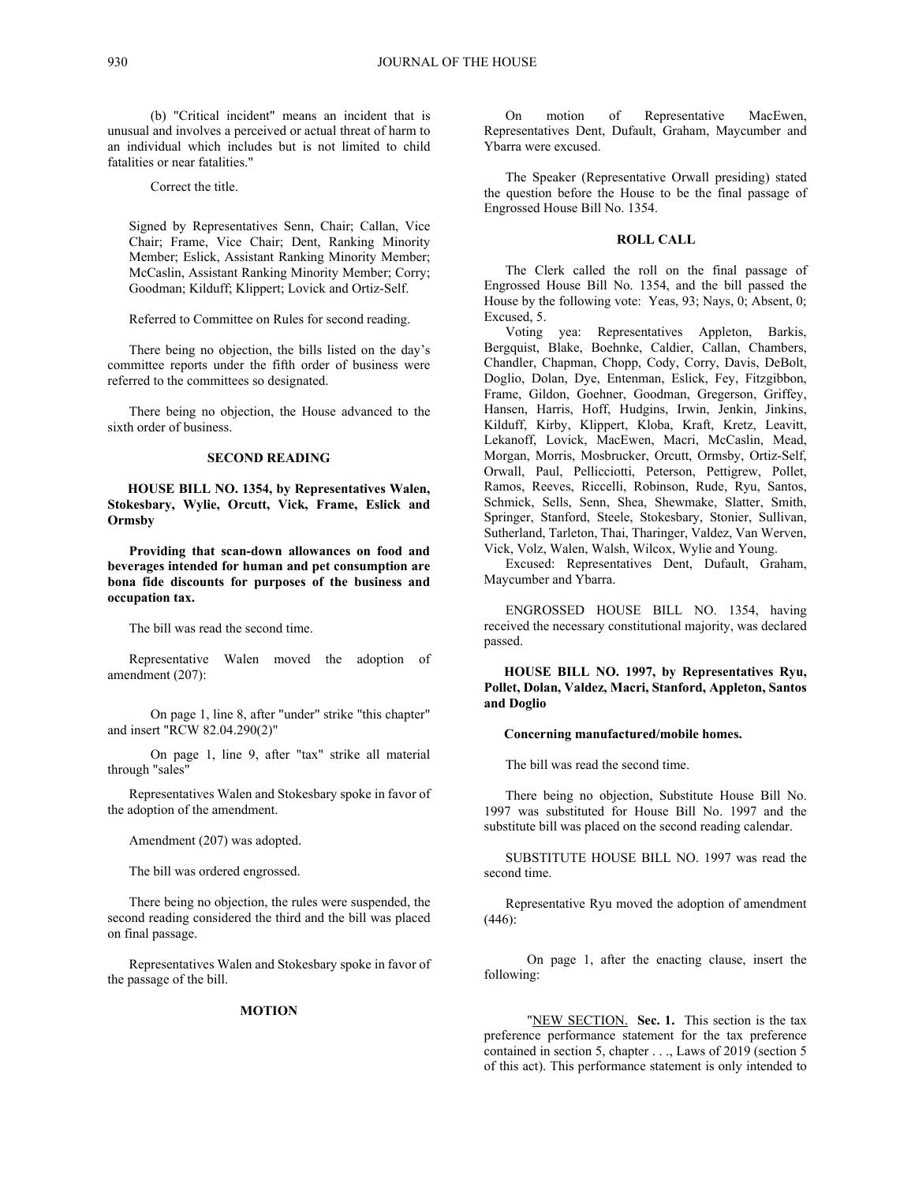(b) "Critical incident" means an incident that is unusual and involves a perceived or actual threat of harm to an individual which includes but is not limited to child fatalities or near fatalities."

Correct the title.

Signed by Representatives Senn, Chair; Callan, Vice Chair; Frame, Vice Chair; Dent, Ranking Minority Member; Eslick, Assistant Ranking Minority Member; McCaslin, Assistant Ranking Minority Member; Corry; Goodman; Kilduff; Klippert; Lovick and Ortiz-Self.

Referred to Committee on Rules for second reading.

There being no objection, the bills listed on the day's committee reports under the fifth order of business were referred to the committees so designated.

There being no objection, the House advanced to the sixth order of business.

### SECOND READING

**HOUSE BILL NO. 1354, by Representatives Walen, Stokesbary, Wylie, Orcutt, Vick, Frame, Eslick and Ormsby**

**Providing that scan-down allowances on food and beverages intended for human and pet consumption are bona fide discounts for purposes of the business and occupation tax.**

The bill was read the second time.

Representative Walen moved the adoption of amendment (207):

On page 1, line 8, after "under" strike "this chapter" and insert "RCW 82.04.290(2)"

On page 1, line 9, after "tax" strike all material through "sales"

Representatives Walen and Stokesbary spoke in favor of the adoption of the amendment.

Amendment (207) was adopted.

The bill was ordered engrossed.

There being no objection, the rules were suspended, the second reading considered the third and the bill was placed on final passage.

Representatives Walen and Stokesbary spoke in favor of the passage of the bill.

### MOTION

On motion of Representative MacEwen, Representatives Dent, Dufault, Graham, Maycumber and Ybarra were excused.

The Speaker (Representative Orwall presiding) stated the question before the House to be the final passage of Engrossed House Bill No. 1354.

### ROLL CALL

The Clerk called the roll on the final passage of Engrossed House Bill No. 1354, and the bill passed the House by the following vote: Yeas, 93; Nays, 0; Absent, 0; Excused, 5.

Voting yea: Representatives Appleton, Barkis, Bergquist, Blake, Boehnke, Caldier, Callan, Chambers, Chandler, Chapman, Chopp, Cody, Corry, Davis, DeBolt, Doglio, Dolan, Dye, Entenman, Eslick, Fey, Fitzgibbon, Frame, Gildon, Goehner, Goodman, Gregerson, Griffey, Hansen, Harris, Hoff, Hudgins, Irwin, Jenkin, Jinkins, Kilduff, Kirby, Klippert, Kloba, Kraft, Kretz, Leavitt, Lekanoff, Lovick, MacEwen, Macri, McCaslin, Mead, Morgan, Morris, Mosbrucker, Orcutt, Ormsby, Ortiz-Self, Orwall, Paul, Pellicciotti, Peterson, Pettigrew, Pollet, Ramos, Reeves, Riccelli, Robinson, Rude, Ryu, Santos, Schmick, Sells, Senn, Shea, Shewmake, Slatter, Smith, Springer, Stanford, Steele, Stokesbary, Stonier, Sullivan, Sutherland, Tarleton, Thai, Tharinger, Valdez, Van Werven, Vick, Volz, Walen, Walsh, Wilcox, Wylie and Young.

Excused: Representatives Dent, Dufault, Graham, Maycumber and Ybarra.

ENGROSSED HOUSE BILL NO. 1354, having received the necessary constitutional majority, was declared passed.

**HOUSE BILL NO. 1997, by Representatives Ryu, Pollet, Dolan, Valdez, Macri, Stanford, Appleton, Santos and Doglio**

**Concerning manufactured/mobile homes.**

The bill was read the second time.

There being no objection, Substitute House Bill No. 1997 was substituted for House Bill No. 1997 and the substitute bill was placed on the second reading calendar.

SUBSTITUTE HOUSE BILL NO. 1997 was read the second time.

Representative Ryu moved the adoption of amendment (446):

On page 1, after the enacting clause, insert the following:

"NEW SECTION. **Sec. 1.** This section is the tax preference performance statement for the tax preference contained in section 5, chapter . . ., Laws of 2019 (section 5 of this act). This performance statement is only intended to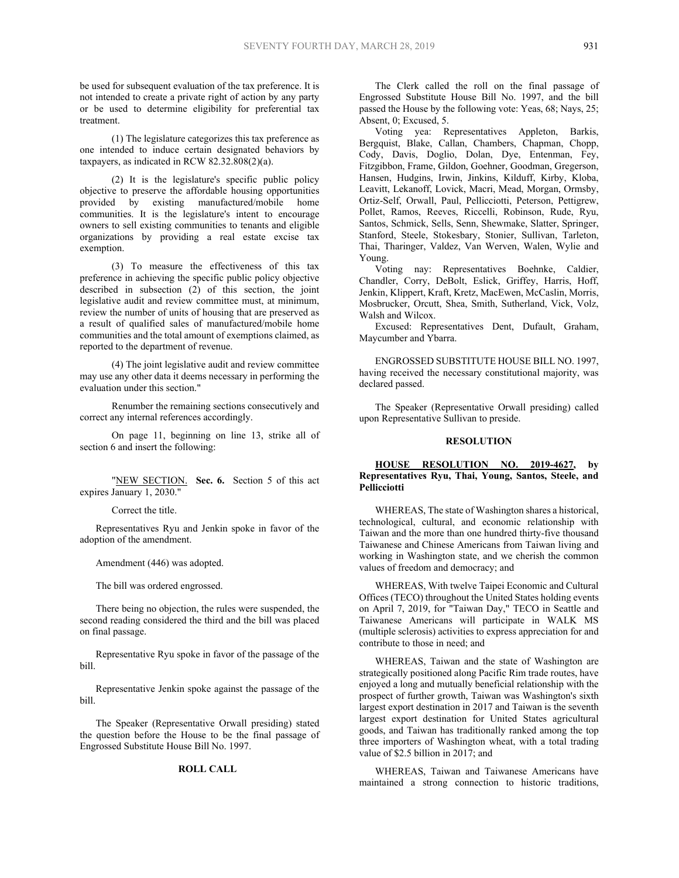be used for subsequent evaluation of the tax preference. It is not intended to create a private right of action by any party or be used to determine eligibility for preferential tax treatment.

(1) The legislature categorizes this tax preference as one intended to induce certain designated behaviors by taxpayers, as indicated in RCW 82.32.808(2)(a).

(2) It is the legislature's specific public policy objective to preserve the affordable housing opportunities provided by existing manufactured/mobile home communities. It is the legislature's intent to encourage owners to sell existing communities to tenants and eligible organizations by providing a real estate excise tax exemption.

(3) To measure the effectiveness of this tax preference in achieving the specific public policy objective described in subsection (2) of this section, the joint legislative audit and review committee must, at minimum, review the number of units of housing that are preserved as a result of qualified sales of manufactured/mobile home communities and the total amount of exemptions claimed, as reported to the department of revenue.

(4) The joint legislative audit and review committee may use any other data it deems necessary in performing the evaluation under this section."

Renumber the remaining sections consecutively and correct any internal references accordingly.

On page 11, beginning on line 13, strike all of section 6 and insert the following:

"NEW SECTION. **Sec. 6.** Section 5 of this act expires January 1, 2030."

Correct the title.

Representatives Ryu and Jenkin spoke in favor of the adoption of the amendment.

Amendment (446) was adopted.

The bill was ordered engrossed.

There being no objection, the rules were suspended, the second reading considered the third and the bill was placed on final passage.

Representative Ryu spoke in favor of the passage of the bill.

Representative Jenkin spoke against the passage of the bill.

The Speaker (Representative Orwall presiding) stated the question before the House to be the final passage of Engrossed Substitute House Bill No. 1997.

**ROLL CALL**

The Clerk called the roll on the final passage of Engrossed Substitute House Bill No. 1997, and the bill passed the House by the following vote: Yeas, 68; Nays, 25; Absent, 0; Excused, 5.

Voting yea: Representatives Appleton, Barkis, Bergquist, Blake, Callan, Chambers, Chapman, Chopp, Cody, Davis, Doglio, Dolan, Dye, Entenman, Fey, Fitzgibbon, Frame, Gildon, Goehner, Goodman, Gregerson, Hansen, Hudgins, Irwin, Jinkins, Kilduff, Kirby, Kloba, Leavitt, Lekanoff, Lovick, Macri, Mead, Morgan, Ormsby, Ortiz-Self, Orwall, Paul, Pellicciotti, Peterson, Pettigrew, Pollet, Ramos, Reeves, Riccelli, Robinson, Rude, Ryu, Santos, Schmick, Sells, Senn, Shewmake, Slatter, Springer, Stanford, Steele, Stokesbary, Stonier, Sullivan, Tarleton, Thai, Tharinger, Valdez, Van Werven, Walen, Wylie and Young.

Voting nay: Representatives Boehnke, Caldier, Chandler, Corry, DeBolt, Eslick, Griffey, Harris, Hoff, Jenkin, Klippert, Kraft, Kretz, MacEwen, McCaslin, Morris, Mosbrucker, Orcutt, Shea, Smith, Sutherland, Vick, Volz, Walsh and Wilcox.

Excused: Representatives Dent, Dufault, Graham, Maycumber and Ybarra.

ENGROSSED SUBSTITUTE HOUSE BILL NO. 1997, having received the necessary constitutional majority, was declared passed.

The Speaker (Representative Orwall presiding) called upon Representative Sullivan to preside.

**RESOLUTION**

**HOUSE RESOLUTION NO. 2019-4627, by Representatives Ryu, Thai, Young, Santos, Steele, and Pellicciotti**

WHEREAS, The state of Washington shares a historical, technological, cultural, and economic relationship with Taiwan and the more than one hundred thirty-five thousand Taiwanese and Chinese Americans from Taiwan living and working in Washington state, and we cherish the common values of freedom and democracy; and

WHEREAS, With twelve Taipei Economic and Cultural Offices (TECO) throughout the United States holding events on April 7, 2019, for "Taiwan Day," TECO in Seattle and Taiwanese Americans will participate in WALK MS (multiple sclerosis) activities to express appreciation for and contribute to those in need; and

WHEREAS, Taiwan and the state of Washington are strategically positioned along Pacific Rim trade routes, have enjoyed a long and mutually beneficial relationship with the prospect of further growth, Taiwan was Washington's sixth largest export destination in 2017 and Taiwan is the seventh largest export destination for United States agricultural goods, and Taiwan has traditionally ranked among the top three importers of Washington wheat, with a total trading value of $2.5 billion in 2017; and

WHEREAS, Taiwan and Taiwanese Americans have maintained a strong connection to historic traditions,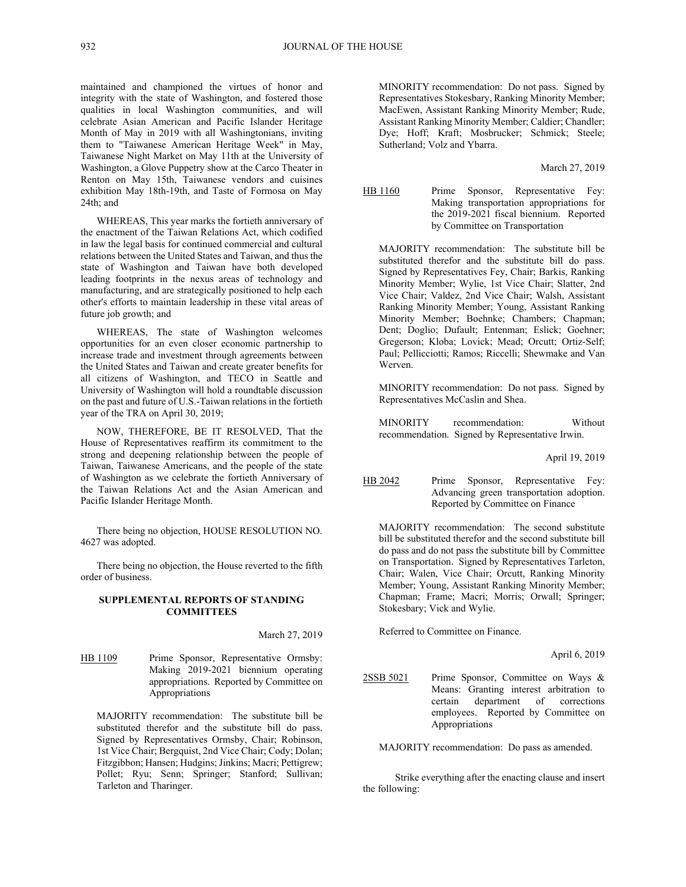maintained and championed the virtues of honor and integrity with the state of Washington, and fostered those qualities in local Washington communities, and will celebrate Asian American and Pacific Islander Heritage Month of May in 2019 with all Washingtonians, inviting them to "Taiwanese American Heritage Week" in May, Taiwanese Night Market on May 11th at the University of Washington, a Glove Puppetry show at the Carco Theater in Renton on May 15th, Taiwanese vendors and cuisines exhibition May 18th-19th, and Taste of Formosa on May 24th; and

WHEREAS, This year marks the fortieth anniversary of the enactment of the Taiwan Relations Act, which codified in law the legal basis for continued commercial and cultural relations between the United States and Taiwan, and thus the state of Washington and Taiwan have both developed leading footprints in the nexus areas of technology and manufacturing, and are strategically positioned to help each other's efforts to maintain leadership in these vital areas of future job growth; and

WHEREAS, The state of Washington welcomes opportunities for an even closer economic partnership to increase trade and investment through agreements between the United States and Taiwan and create greater benefits for all citizens of Washington, and TECO in Seattle and University of Washington will hold a roundtable discussion on the past and future of U.S.-Taiwan relations in the fortieth year of the TRA on April 30, 2019;

NOW, THEREFORE, BE IT RESOLVED, That the House of Representatives reaffirm its commitment to the strong and deepening relationship between the people of Taiwan, Taiwanese Americans, and the people of the state of Washington as we celebrate the fortieth Anniversary of the Taiwan Relations Act and the Asian American and Pacific Islander Heritage Month.

There being no objection, HOUSE RESOLUTION NO. 4627 was adopted.

There being no objection, the House reverted to the fifth order of business.

## SUPPLEMENTAL REPORTS OF STANDING COMMITTEES

March 27, 2019

HB 1109 Prime Sponsor, Representative Ormsby: Making 2019-2021 biennium operating appropriations. Reported by Committee on Appropriations

MAJORITY recommendation: The substitute bill be substituted therefor and the substitute bill do pass. Signed by Representatives Ormsby, Chair; Robinson, 1st Vice Chair; Bergquist, 2nd Vice Chair; Cody; Dolan; Fitzgibbon; Hansen; Hudgins; Jinkins; Macri; Pettigrew; Pollet; Ryu; Senn; Springer; Stanford; Sullivan; Tarleton and Tharinger.

MINORITY recommendation: Do not pass. Signed by Representatives Stokesbary, Ranking Minority Member; MacEwen, Assistant Ranking Minority Member; Rude, Assistant Ranking Minority Member; Caldier; Chandler; Dye; Hoff; Kraft; Mosbrucker; Schmick; Steele; Sutherland; Volz and Ybarra.

March 27, 2019

HB 1160 Prime Sponsor, Representative Fey: Making transportation appropriations for the 2019-2021 fiscal biennium. Reported by Committee on Transportation

MAJORITY recommendation: The substitute bill be substituted therefor and the substitute bill do pass. Signed by Representatives Fey, Chair; Barkis, Ranking Minority Member; Wylie, 1st Vice Chair; Slatter, 2nd Vice Chair; Valdez, 2nd Vice Chair; Walsh, Assistant Ranking Minority Member; Young, Assistant Ranking Minority Member; Boehnke; Chambers; Chapman; Dent; Doglio; Dufault; Entenman; Eslick; Goehner; Gregerson; Kloba; Lovick; Mead; Orcutt; Ortiz-Self; Paul; Pellicciotti; Ramos; Riccelli; Shewmake and Van Werven.

MINORITY recommendation: Do not pass. Signed by Representatives McCaslin and Shea.

MINORITY recommendation: Without recommendation. Signed by Representative Irwin.

April 19, 2019

HB 2042 Prime Sponsor, Representative Fey: Advancing green transportation adoption. Reported by Committee on Finance

MAJORITY recommendation: The second substitute bill be substituted therefor and the second substitute bill do pass and do not pass the substitute bill by Committee on Transportation. Signed by Representatives Tarleton, Chair; Walen, Vice Chair; Orcutt, Ranking Minority Member; Young, Assistant Ranking Minority Member; Chapman; Frame; Macri; Morris; Orwall; Springer; Stokesbary; Vick and Wylie.

Referred to Committee on Finance.

April 6, 2019

2SSB 5021 Prime Sponsor, Committee on Ways & Means: Granting interest arbitration to certain department of corrections employees. Reported by Committee on Appropriations

MAJORITY recommendation: Do pass as amended.

Strike everything after the enacting clause and insert the following: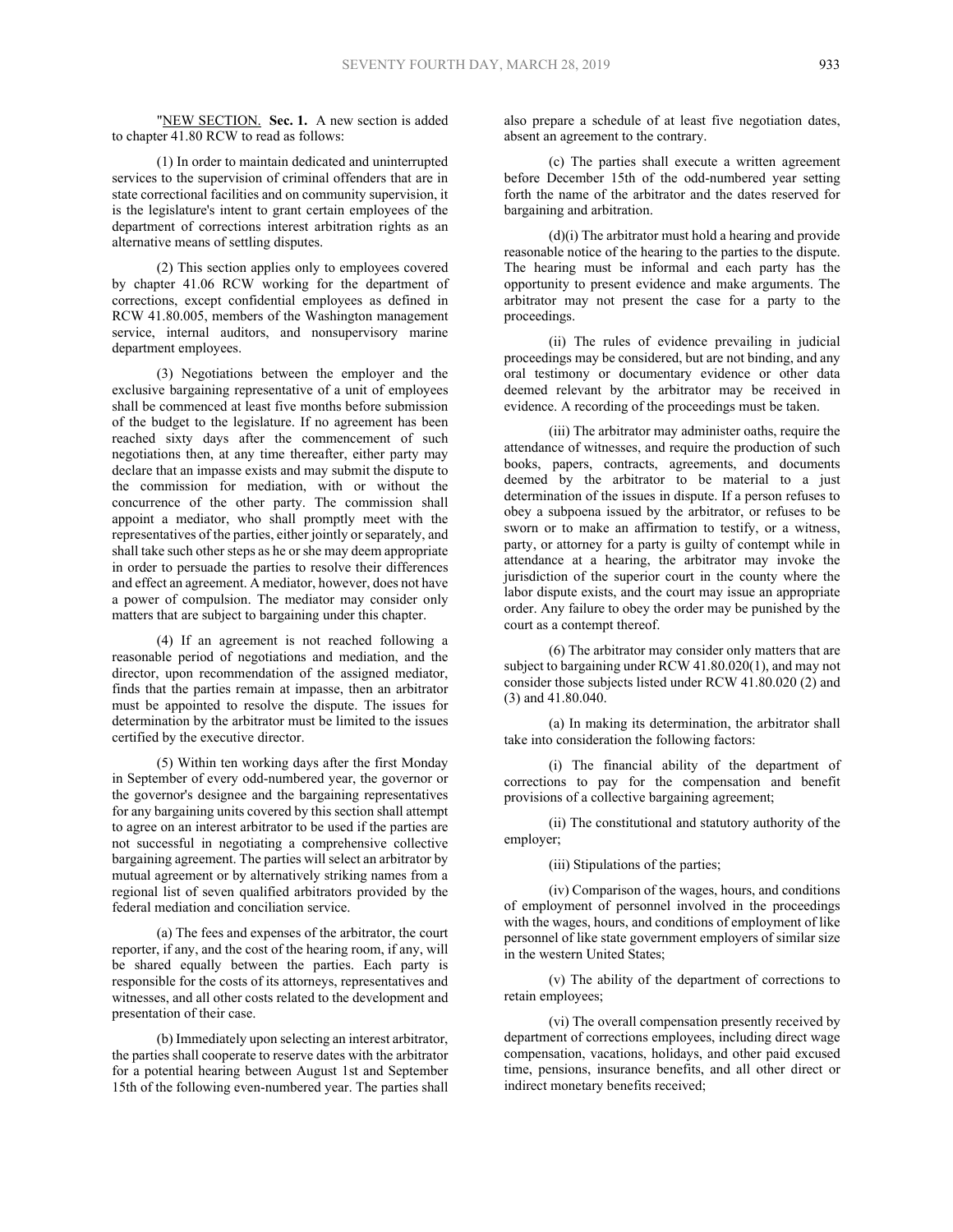"NEW SECTION. **Sec. 1.** A new section is added to chapter 41.80 RCW to read as follows:

(1) In order to maintain dedicated and uninterrupted services to the supervision of criminal offenders that are in state correctional facilities and on community supervision, it is the legislature's intent to grant certain employees of the department of corrections interest arbitration rights as an alternative means of settling disputes.

(2) This section applies only to employees covered by chapter 41.06 RCW working for the department of corrections, except confidential employees as defined in RCW 41.80.005, members of the Washington management service, internal auditors, and nonsupervisory marine department employees.

(3) Negotiations between the employer and the exclusive bargaining representative of a unit of employees shall be commenced at least five months before submission of the budget to the legislature. If no agreement has been reached sixty days after the commencement of such negotiations then, at any time thereafter, either party may declare that an impasse exists and may submit the dispute to the commission for mediation, with or without the concurrence of the other party. The commission shall appoint a mediator, who shall promptly meet with the representatives of the parties, either jointly or separately, and shall take such other steps as he or she may deem appropriate in order to persuade the parties to resolve their differences and effect an agreement. A mediator, however, does not have a power of compulsion. The mediator may consider only matters that are subject to bargaining under this chapter.

(4) If an agreement is not reached following a reasonable period of negotiations and mediation, and the director, upon recommendation of the assigned mediator, finds that the parties remain at impasse, then an arbitrator must be appointed to resolve the dispute. The issues for determination by the arbitrator must be limited to the issues certified by the executive director.

(5) Within ten working days after the first Monday in September of every odd-numbered year, the governor or the governor's designee and the bargaining representatives for any bargaining units covered by this section shall attempt to agree on an interest arbitrator to be used if the parties are not successful in negotiating a comprehensive collective bargaining agreement. The parties will select an arbitrator by mutual agreement or by alternatively striking names from a regional list of seven qualified arbitrators provided by the federal mediation and conciliation service.

(a) The fees and expenses of the arbitrator, the court reporter, if any, and the cost of the hearing room, if any, will be shared equally between the parties. Each party is responsible for the costs of its attorneys, representatives and witnesses, and all other costs related to the development and presentation of their case.

(b) Immediately upon selecting an interest arbitrator, the parties shall cooperate to reserve dates with the arbitrator for a potential hearing between August 1st and September 15th of the following even-numbered year. The parties shall also prepare a schedule of at least five negotiation dates, absent an agreement to the contrary.

(c) The parties shall execute a written agreement before December 15th of the odd-numbered year setting forth the name of the arbitrator and the dates reserved for bargaining and arbitration.

(d)(i) The arbitrator must hold a hearing and provide reasonable notice of the hearing to the parties to the dispute. The hearing must be informal and each party has the opportunity to present evidence and make arguments. The arbitrator may not present the case for a party to the proceedings.

(ii) The rules of evidence prevailing in judicial proceedings may be considered, but are not binding, and any oral testimony or documentary evidence or other data deemed relevant by the arbitrator may be received in evidence. A recording of the proceedings must be taken.

(iii) The arbitrator may administer oaths, require the attendance of witnesses, and require the production of such books, papers, contracts, agreements, and documents deemed by the arbitrator to be material to a just determination of the issues in dispute. If a person refuses to obey a subpoena issued by the arbitrator, or refuses to be sworn or to make an affirmation to testify, or a witness, party, or attorney for a party is guilty of contempt while in attendance at a hearing, the arbitrator may invoke the jurisdiction of the superior court in the county where the labor dispute exists, and the court may issue an appropriate order. Any failure to obey the order may be punished by the court as a contempt thereof.

(6) The arbitrator may consider only matters that are subject to bargaining under RCW 41.80.020(1), and may not consider those subjects listed under RCW 41.80.020 (2) and (3) and 41.80.040.

(a) In making its determination, the arbitrator shall take into consideration the following factors:

(i) The financial ability of the department of corrections to pay for the compensation and benefit provisions of a collective bargaining agreement;

(ii) The constitutional and statutory authority of the employer;

(iii) Stipulations of the parties;

(iv) Comparison of the wages, hours, and conditions of employment of personnel involved in the proceedings with the wages, hours, and conditions of employment of like personnel of like state government employers of similar size in the western United States;

(v) The ability of the department of corrections to retain employees;

(vi) The overall compensation presently received by department of corrections employees, including direct wage compensation, vacations, holidays, and other paid excused time, pensions, insurance benefits, and all other direct or indirect monetary benefits received;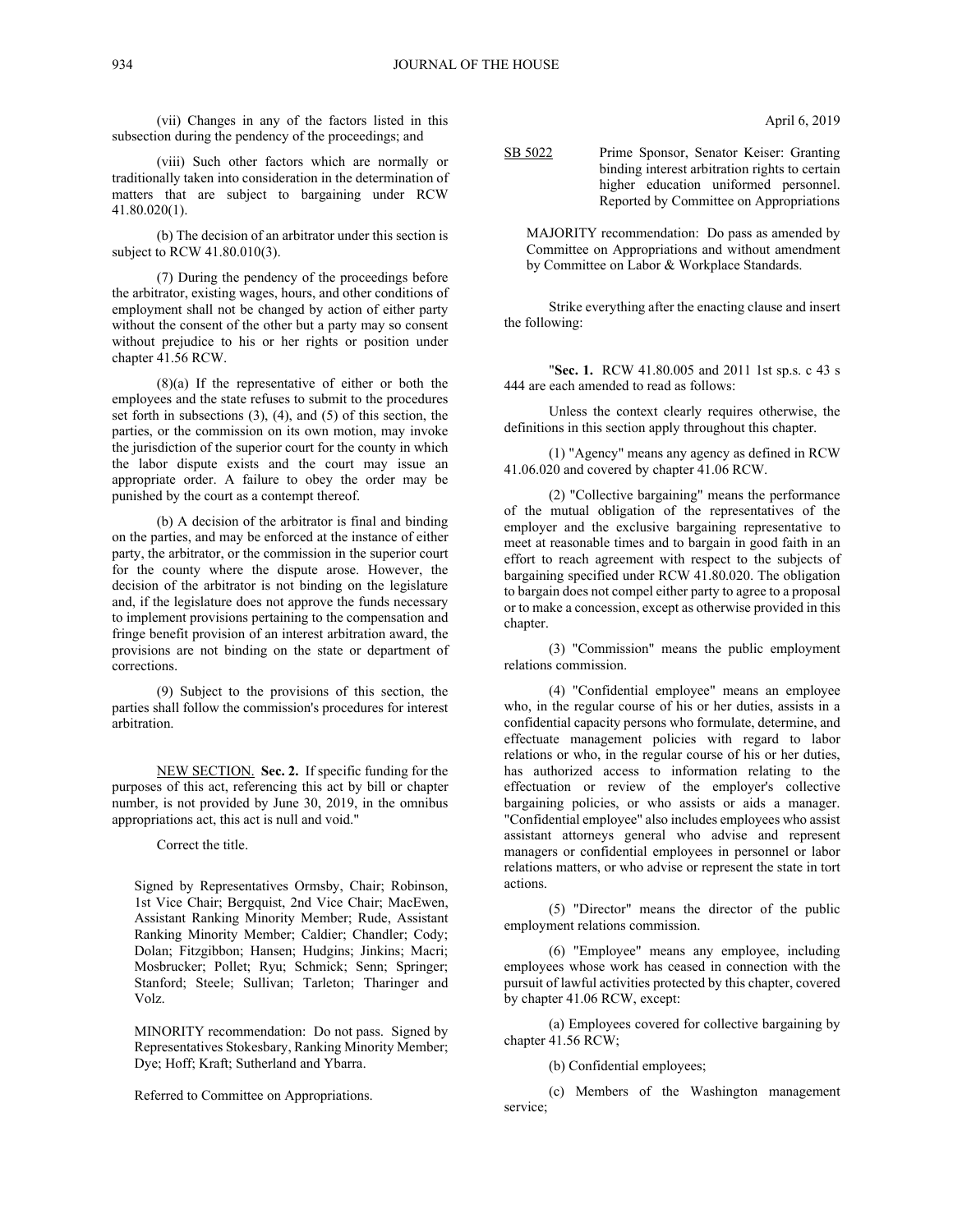(vii) Changes in any of the factors listed in this subsection during the pendency of the proceedings; and

(viii) Such other factors which are normally or traditionally taken into consideration in the determination of matters that are subject to bargaining under RCW 41.80.020(1).

(b) The decision of an arbitrator under this section is subject to RCW 41.80.010(3).

(7) During the pendency of the proceedings before the arbitrator, existing wages, hours, and other conditions of employment shall not be changed by action of either party without the consent of the other but a party may so consent without prejudice to his or her rights or position under chapter 41.56 RCW.

(8)(a) If the representative of either or both the employees and the state refuses to submit to the procedures set forth in subsections (3), (4), and (5) of this section, the parties, or the commission on its own motion, may invoke the jurisdiction of the superior court for the county in which the labor dispute exists and the court may issue an appropriate order. A failure to obey the order may be punished by the court as a contempt thereof.

(b) A decision of the arbitrator is final and binding on the parties, and may be enforced at the instance of either party, the arbitrator, or the commission in the superior court for the county where the dispute arose. However, the decision of the arbitrator is not binding on the legislature and, if the legislature does not approve the funds necessary to implement provisions pertaining to the compensation and fringe benefit provision of an interest arbitration award, the provisions are not binding on the state or department of corrections.

(9) Subject to the provisions of this section, the parties shall follow the commission's procedures for interest arbitration.

NEW SECTION. **Sec. 2.** If specific funding for the purposes of this act, referencing this act by bill or chapter number, is not provided by June 30, 2019, in the omnibus appropriations act, this act is null and void."

Correct the title.

Signed by Representatives Ormsby, Chair; Robinson, 1st Vice Chair; Bergquist, 2nd Vice Chair; MacEwen, Assistant Ranking Minority Member; Rude, Assistant Ranking Minority Member; Caldier; Chandler; Cody; Dolan; Fitzgibbon; Hansen; Hudgins; Jinkins; Macri; Mosbrucker; Pollet; Ryu; Schmick; Senn; Springer; Stanford; Steele; Sullivan; Tarleton; Tharinger and Volz.

MINORITY recommendation: Do not pass. Signed by Representatives Stokesbary, Ranking Minority Member; Dye; Hoff; Kraft; Sutherland and Ybarra.

Referred to Committee on Appropriations.

April 6, 2019

SB 5022 Prime Sponsor, Senator Keiser: Granting binding interest arbitration rights to certain higher education uniformed personnel. Reported by Committee on Appropriations

MAJORITY recommendation: Do pass as amended by Committee on Appropriations and without amendment by Committee on Labor & Workplace Standards.

Strike everything after the enacting clause and insert the following:

"**Sec. 1.** RCW 41.80.005 and 2011 1st sp.s. c 43 s 444 are each amended to read as follows:

Unless the context clearly requires otherwise, the definitions in this section apply throughout this chapter.

(1) "Agency" means any agency as defined in RCW 41.06.020 and covered by chapter 41.06 RCW.

(2) "Collective bargaining" means the performance of the mutual obligation of the representatives of the employer and the exclusive bargaining representative to meet at reasonable times and to bargain in good faith in an effort to reach agreement with respect to the subjects of bargaining specified under RCW 41.80.020. The obligation to bargain does not compel either party to agree to a proposal or to make a concession, except as otherwise provided in this chapter.

(3) "Commission" means the public employment relations commission.

(4) "Confidential employee" means an employee who, in the regular course of his or her duties, assists in a confidential capacity persons who formulate, determine, and effectuate management policies with regard to labor relations or who, in the regular course of his or her duties, has authorized access to information relating to the effectuation or review of the employer's collective bargaining policies, or who assists or aids a manager. "Confidential employee" also includes employees who assist assistant attorneys general who advise and represent managers or confidential employees in personnel or labor relations matters, or who advise or represent the state in tort actions.

(5) "Director" means the director of the public employment relations commission.

(6) "Employee" means any employee, including employees whose work has ceased in connection with the pursuit of lawful activities protected by this chapter, covered by chapter 41.06 RCW, except:

(a) Employees covered for collective bargaining by chapter 41.56 RCW;

(b) Confidential employees;

(c) Members of the Washington management service;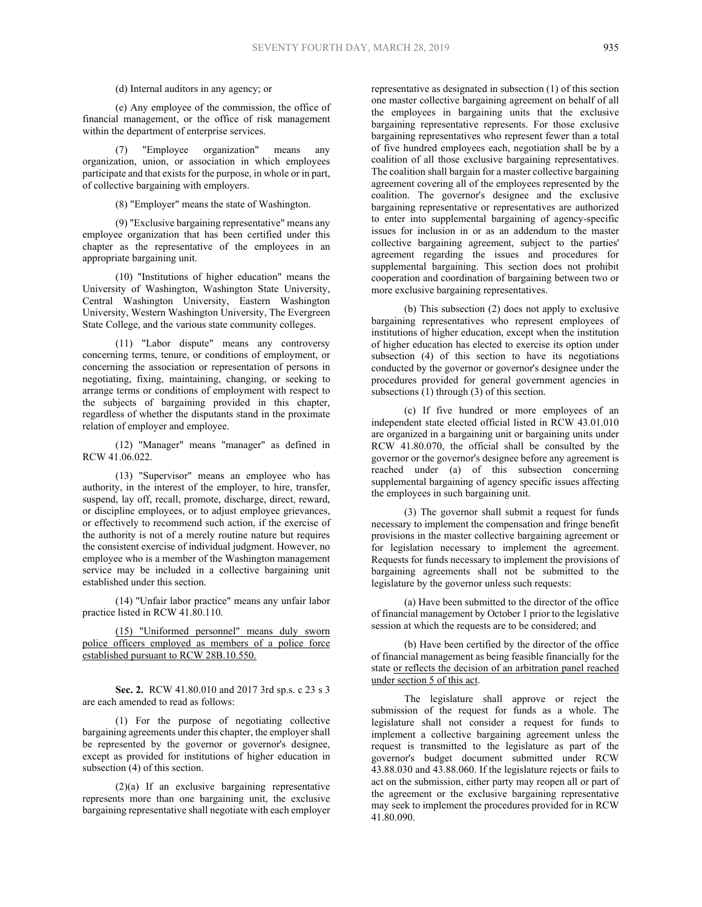(d) Internal auditors in any agency; or

(e) Any employee of the commission, the office of financial management, or the office of risk management within the department of enterprise services.

(7) "Employee organization" means any organization, union, or association in which employees participate and that exists for the purpose, in whole or in part, of collective bargaining with employers.

(8) "Employer" means the state of Washington.

(9) "Exclusive bargaining representative" means any employee organization that has been certified under this chapter as the representative of the employees in an appropriate bargaining unit.

(10) "Institutions of higher education" means the University of Washington, Washington State University, Central Washington University, Eastern Washington University, Western Washington University, The Evergreen State College, and the various state community colleges.

(11) "Labor dispute" means any controversy concerning terms, tenure, or conditions of employment, or concerning the association or representation of persons in negotiating, fixing, maintaining, changing, or seeking to arrange terms or conditions of employment with respect to the subjects of bargaining provided in this chapter, regardless of whether the disputants stand in the proximate relation of employer and employee.

(12) "Manager" means "manager" as defined in RCW 41.06.022.

(13) "Supervisor" means an employee who has authority, in the interest of the employer, to hire, transfer, suspend, lay off, recall, promote, discharge, direct, reward, or discipline employees, or to adjust employee grievances, or effectively to recommend such action, if the exercise of the authority is not of a merely routine nature but requires the consistent exercise of individual judgment. However, no employee who is a member of the Washington management service may be included in a collective bargaining unit established under this section.

(14) "Unfair labor practice" means any unfair labor practice listed in RCW 41.80.110.

(15) "Uniformed personnel" means duly sworn police officers employed as members of a police force established pursuant to RCW 28B.10.550.

**Sec. 2.** RCW 41.80.010 and 2017 3rd sp.s. c 23 s 3 are each amended to read as follows:

(1) For the purpose of negotiating collective bargaining agreements under this chapter, the employer shall be represented by the governor or governor's designee, except as provided for institutions of higher education in subsection (4) of this section.

(2)(a) If an exclusive bargaining representative represents more than one bargaining unit, the exclusive bargaining representative shall negotiate with each employer representative as designated in subsection (1) of this section one master collective bargaining agreement on behalf of all the employees in bargaining units that the exclusive bargaining representative represents. For those exclusive bargaining representatives who represent fewer than a total of five hundred employees each, negotiation shall be by a coalition of all those exclusive bargaining representatives. The coalition shall bargain for a master collective bargaining agreement covering all of the employees represented by the coalition. The governor's designee and the exclusive bargaining representative or representatives are authorized to enter into supplemental bargaining of agency-specific issues for inclusion in or as an addendum to the master collective bargaining agreement, subject to the parties' agreement regarding the issues and procedures for supplemental bargaining. This section does not prohibit cooperation and coordination of bargaining between two or more exclusive bargaining representatives.

(b) This subsection (2) does not apply to exclusive bargaining representatives who represent employees of institutions of higher education, except when the institution of higher education has elected to exercise its option under subsection (4) of this section to have its negotiations conducted by the governor or governor's designee under the procedures provided for general government agencies in subsections (1) through (3) of this section.

(c) If five hundred or more employees of an independent state elected official listed in RCW 43.01.010 are organized in a bargaining unit or bargaining units under RCW 41.80.070, the official shall be consulted by the governor or the governor's designee before any agreement is reached under (a) of this subsection concerning supplemental bargaining of agency specific issues affecting the employees in such bargaining unit.

(3) The governor shall submit a request for funds necessary to implement the compensation and fringe benefit provisions in the master collective bargaining agreement or for legislation necessary to implement the agreement. Requests for funds necessary to implement the provisions of bargaining agreements shall not be submitted to the legislature by the governor unless such requests:

(a) Have been submitted to the director of the office of financial management by October 1 prior to the legislative session at which the requests are to be considered; and

(b) Have been certified by the director of the office of financial management as being feasible financially for the state or reflects the decision of an arbitration panel reached under section 5 of this act.

The legislature shall approve or reject the submission of the request for funds as a whole. The legislature shall not consider a request for funds to implement a collective bargaining agreement unless the request is transmitted to the legislature as part of the governor's budget document submitted under RCW 43.88.030 and 43.88.060. If the legislature rejects or fails to act on the submission, either party may reopen all or part of the agreement or the exclusive bargaining representative may seek to implement the procedures provided for in RCW 41.80.090.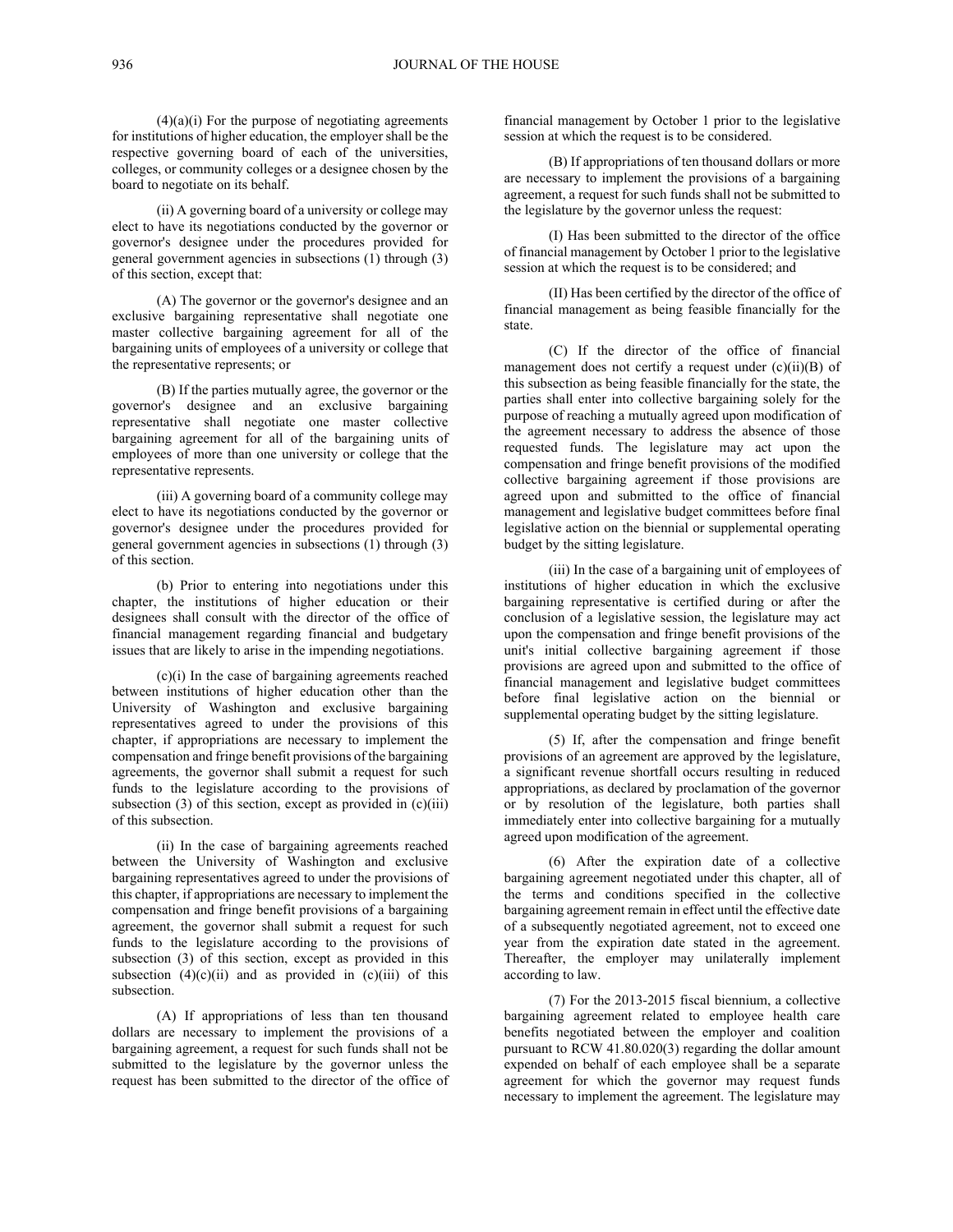(4)(a)(i) For the purpose of negotiating agreements for institutions of higher education, the employer shall be the respective governing board of each of the universities, colleges, or community colleges or a designee chosen by the board to negotiate on its behalf.

(ii) A governing board of a university or college may elect to have its negotiations conducted by the governor or governor's designee under the procedures provided for general government agencies in subsections (1) through (3) of this section, except that:

(A) The governor or the governor's designee and an exclusive bargaining representative shall negotiate one master collective bargaining agreement for all of the bargaining units of employees of a university or college that the representative represents; or

(B) If the parties mutually agree, the governor or the governor's designee and an exclusive bargaining representative shall negotiate one master collective bargaining agreement for all of the bargaining units of employees of more than one university or college that the representative represents.

(iii) A governing board of a community college may elect to have its negotiations conducted by the governor or governor's designee under the procedures provided for general government agencies in subsections (1) through (3) of this section.

(b) Prior to entering into negotiations under this chapter, the institutions of higher education or their designees shall consult with the director of the office of financial management regarding financial and budgetary issues that are likely to arise in the impending negotiations.

(c)(i) In the case of bargaining agreements reached between institutions of higher education other than the University of Washington and exclusive bargaining representatives agreed to under the provisions of this chapter, if appropriations are necessary to implement the compensation and fringe benefit provisions of the bargaining agreements, the governor shall submit a request for such funds to the legislature according to the provisions of subsection (3) of this section, except as provided in (c)(iii) of this subsection.

(ii) In the case of bargaining agreements reached between the University of Washington and exclusive bargaining representatives agreed to under the provisions of this chapter, if appropriations are necessary to implement the compensation and fringe benefit provisions of a bargaining agreement, the governor shall submit a request for such funds to the legislature according to the provisions of subsection (3) of this section, except as provided in this subsection (4)(c)(ii) and as provided in (c)(iii) of this subsection.

(A) If appropriations of less than ten thousand dollars are necessary to implement the provisions of a bargaining agreement, a request for such funds shall not be submitted to the legislature by the governor unless the request has been submitted to the director of the office of financial management by October 1 prior to the legislative session at which the request is to be considered.

(B) If appropriations of ten thousand dollars or more are necessary to implement the provisions of a bargaining agreement, a request for such funds shall not be submitted to the legislature by the governor unless the request:

(I) Has been submitted to the director of the office of financial management by October 1 prior to the legislative session at which the request is to be considered; and

(II) Has been certified by the director of the office of financial management as being feasible financially for the state.

(C) If the director of the office of financial management does not certify a request under (c)(ii)(B) of this subsection as being feasible financially for the state, the parties shall enter into collective bargaining solely for the purpose of reaching a mutually agreed upon modification of the agreement necessary to address the absence of those requested funds. The legislature may act upon the compensation and fringe benefit provisions of the modified collective bargaining agreement if those provisions are agreed upon and submitted to the office of financial management and legislative budget committees before final legislative action on the biennial or supplemental operating budget by the sitting legislature.

(iii) In the case of a bargaining unit of employees of institutions of higher education in which the exclusive bargaining representative is certified during or after the conclusion of a legislative session, the legislature may act upon the compensation and fringe benefit provisions of the unit's initial collective bargaining agreement if those provisions are agreed upon and submitted to the office of financial management and legislative budget committees before final legislative action on the biennial or supplemental operating budget by the sitting legislature.

(5) If, after the compensation and fringe benefit provisions of an agreement are approved by the legislature, a significant revenue shortfall occurs resulting in reduced appropriations, as declared by proclamation of the governor or by resolution of the legislature, both parties shall immediately enter into collective bargaining for a mutually agreed upon modification of the agreement.

(6) After the expiration date of a collective bargaining agreement negotiated under this chapter, all of the terms and conditions specified in the collective bargaining agreement remain in effect until the effective date of a subsequently negotiated agreement, not to exceed one year from the expiration date stated in the agreement. Thereafter, the employer may unilaterally implement according to law.

(7) For the 2013-2015 fiscal biennium, a collective bargaining agreement related to employee health care benefits negotiated between the employer and coalition pursuant to RCW 41.80.020(3) regarding the dollar amount expended on behalf of each employee shall be a separate agreement for which the governor may request funds necessary to implement the agreement. The legislature may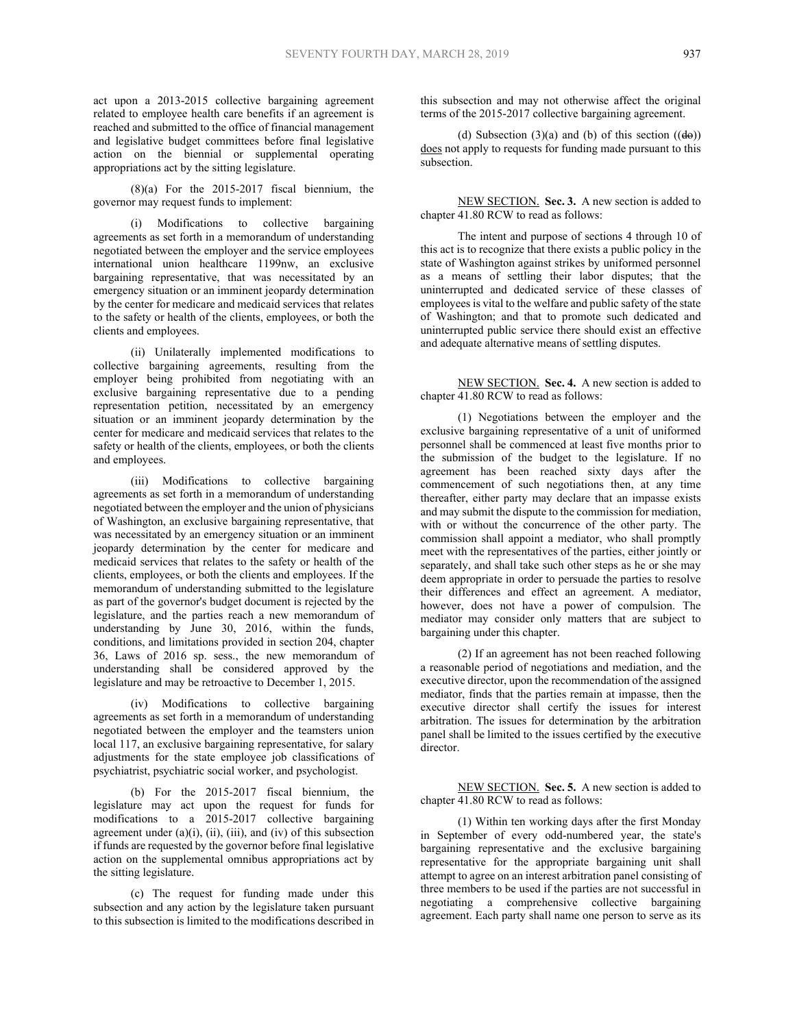act upon a 2013-2015 collective bargaining agreement related to employee health care benefits if an agreement is reached and submitted to the office of financial management and legislative budget committees before final legislative action on the biennial or supplemental operating appropriations act by the sitting legislature.

(8)(a) For the 2015-2017 fiscal biennium, the governor may request funds to implement:

(i) Modifications to collective bargaining agreements as set forth in a memorandum of understanding negotiated between the employer and the service employees international union healthcare 1199nw, an exclusive bargaining representative, that was necessitated by an emergency situation or an imminent jeopardy determination by the center for medicare and medicaid services that relates to the safety or health of the clients, employees, or both the clients and employees.

(ii) Unilaterally implemented modifications to collective bargaining agreements, resulting from the employer being prohibited from negotiating with an exclusive bargaining representative due to a pending representation petition, necessitated by an emergency situation or an imminent jeopardy determination by the center for medicare and medicaid services that relates to the safety or health of the clients, employees, or both the clients and employees.

(iii) Modifications to collective bargaining agreements as set forth in a memorandum of understanding negotiated between the employer and the union of physicians of Washington, an exclusive bargaining representative, that was necessitated by an emergency situation or an imminent jeopardy determination by the center for medicare and medicaid services that relates to the safety or health of the clients, employees, or both the clients and employees. If the memorandum of understanding submitted to the legislature as part of the governor's budget document is rejected by the legislature, and the parties reach a new memorandum of understanding by June 30, 2016, within the funds, conditions, and limitations provided in section 204, chapter 36, Laws of 2016 sp. sess., the new memorandum of understanding shall be considered approved by the legislature and may be retroactive to December 1, 2015.

(iv) Modifications to collective bargaining agreements as set forth in a memorandum of understanding negotiated between the employer and the teamsters union local 117, an exclusive bargaining representative, for salary adjustments for the state employee job classifications of psychiatrist, psychiatric social worker, and psychologist.

(b) For the 2015-2017 fiscal biennium, the legislature may act upon the request for funds for modifications to a 2015-2017 collective bargaining agreement under (a)(i), (ii), (iii), and (iv) of this subsection if funds are requested by the governor before final legislative action on the supplemental omnibus appropriations act by the sitting legislature.

(c) The request for funding made under this subsection and any action by the legislature taken pursuant to this subsection is limited to the modifications described in this subsection and may not otherwise affect the original terms of the 2015-2017 collective bargaining agreement.

(d) Subsection (3)(a) and (b) of this section ((~~do~~)) does not apply to requests for funding made pursuant to this subsection.

NEW SECTION. **Sec. 3.** A new section is added to chapter 41.80 RCW to read as follows:

The intent and purpose of sections 4 through 10 of this act is to recognize that there exists a public policy in the state of Washington against strikes by uniformed personnel as a means of settling their labor disputes; that the uninterrupted and dedicated service of these classes of employees is vital to the welfare and public safety of the state of Washington; and that to promote such dedicated and uninterrupted public service there should exist an effective and adequate alternative means of settling disputes.

NEW SECTION. **Sec. 4.** A new section is added to chapter 41.80 RCW to read as follows:

(1) Negotiations between the employer and the exclusive bargaining representative of a unit of uniformed personnel shall be commenced at least five months prior to the submission of the budget to the legislature. If no agreement has been reached sixty days after the commencement of such negotiations then, at any time thereafter, either party may declare that an impasse exists and may submit the dispute to the commission for mediation, with or without the concurrence of the other party. The commission shall appoint a mediator, who shall promptly meet with the representatives of the parties, either jointly or separately, and shall take such other steps as he or she may deem appropriate in order to persuade the parties to resolve their differences and effect an agreement. A mediator, however, does not have a power of compulsion. The mediator may consider only matters that are subject to bargaining under this chapter.

(2) If an agreement has not been reached following a reasonable period of negotiations and mediation, and the executive director, upon the recommendation of the assigned mediator, finds that the parties remain at impasse, then the executive director shall certify the issues for interest arbitration. The issues for determination by the arbitration panel shall be limited to the issues certified by the executive director.

NEW SECTION. **Sec. 5.** A new section is added to chapter 41.80 RCW to read as follows:

(1) Within ten working days after the first Monday in September of every odd-numbered year, the state's bargaining representative and the exclusive bargaining representative for the appropriate bargaining unit shall attempt to agree on an interest arbitration panel consisting of three members to be used if the parties are not successful in negotiating a comprehensive collective bargaining agreement. Each party shall name one person to serve as its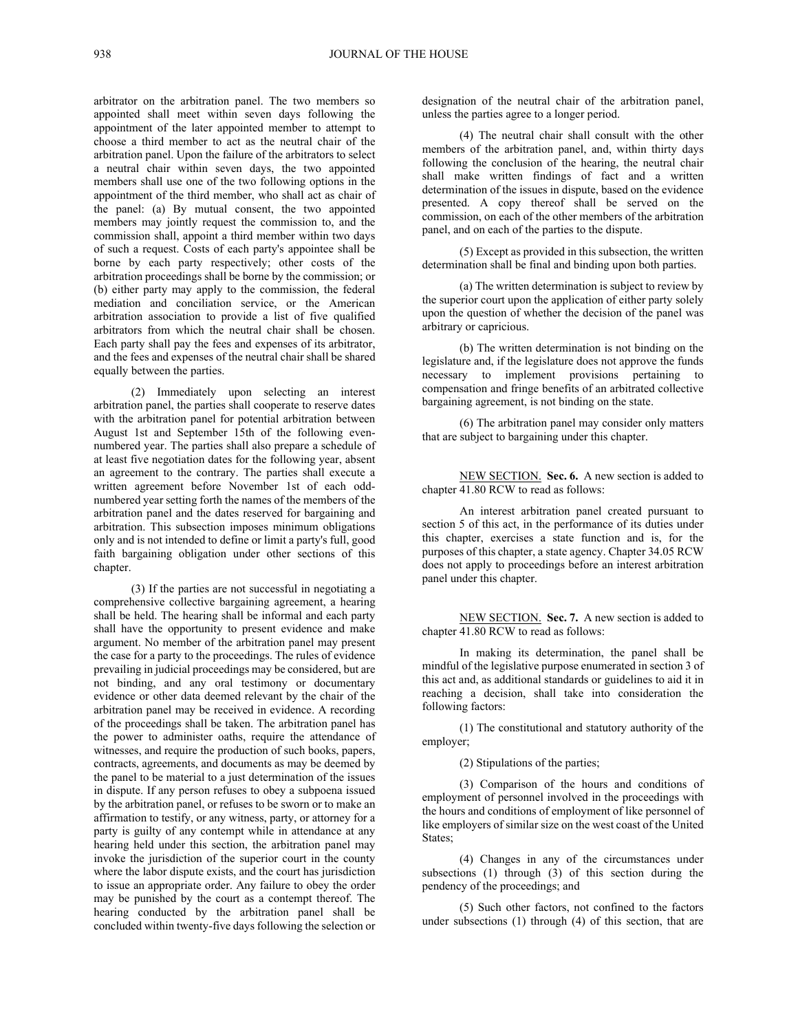arbitrator on the arbitration panel. The two members so appointed shall meet within seven days following the appointment of the later appointed member to attempt to choose a third member to act as the neutral chair of the arbitration panel. Upon the failure of the arbitrators to select a neutral chair within seven days, the two appointed members shall use one of the two following options in the appointment of the third member, who shall act as chair of the panel: (a) By mutual consent, the two appointed members may jointly request the commission to, and the commission shall, appoint a third member within two days of such a request. Costs of each party's appointee shall be borne by each party respectively; other costs of the arbitration proceedings shall be borne by the commission; or (b) either party may apply to the commission, the federal mediation and conciliation service, or the American arbitration association to provide a list of five qualified arbitrators from which the neutral chair shall be chosen. Each party shall pay the fees and expenses of its arbitrator, and the fees and expenses of the neutral chair shall be shared equally between the parties.

(2) Immediately upon selecting an interest arbitration panel, the parties shall cooperate to reserve dates with the arbitration panel for potential arbitration between August 1st and September 15th of the following even-numbered year. The parties shall also prepare a schedule of at least five negotiation dates for the following year, absent an agreement to the contrary. The parties shall execute a written agreement before November 1st of each odd-numbered year setting forth the names of the members of the arbitration panel and the dates reserved for bargaining and arbitration. This subsection imposes minimum obligations only and is not intended to define or limit a party's full, good faith bargaining obligation under other sections of this chapter.

(3) If the parties are not successful in negotiating a comprehensive collective bargaining agreement, a hearing shall be held. The hearing shall be informal and each party shall have the opportunity to present evidence and make argument. No member of the arbitration panel may present the case for a party to the proceedings. The rules of evidence prevailing in judicial proceedings may be considered, but are not binding, and any oral testimony or documentary evidence or other data deemed relevant by the chair of the arbitration panel may be received in evidence. A recording of the proceedings shall be taken. The arbitration panel has the power to administer oaths, require the attendance of witnesses, and require the production of such books, papers, contracts, agreements, and documents as may be deemed by the panel to be material to a just determination of the issues in dispute. If any person refuses to obey a subpoena issued by the arbitration panel, or refuses to be sworn or to make an affirmation to testify, or any witness, party, or attorney for a party is guilty of any contempt while in attendance at any hearing held under this section, the arbitration panel may invoke the jurisdiction of the superior court in the county where the labor dispute exists, and the court has jurisdiction to issue an appropriate order. Any failure to obey the order may be punished by the court as a contempt thereof. The hearing conducted by the arbitration panel shall be concluded within twenty-five days following the selection or designation of the neutral chair of the arbitration panel, unless the parties agree to a longer period.

(4) The neutral chair shall consult with the other members of the arbitration panel, and, within thirty days following the conclusion of the hearing, the neutral chair shall make written findings of fact and a written determination of the issues in dispute, based on the evidence presented. A copy thereof shall be served on the commission, on each of the other members of the arbitration panel, and on each of the parties to the dispute.

(5) Except as provided in this subsection, the written determination shall be final and binding upon both parties.

(a) The written determination is subject to review by the superior court upon the application of either party solely upon the question of whether the decision of the panel was arbitrary or capricious.

(b) The written determination is not binding on the legislature and, if the legislature does not approve the funds necessary to implement provisions pertaining to compensation and fringe benefits of an arbitrated collective bargaining agreement, is not binding on the state.

(6) The arbitration panel may consider only matters that are subject to bargaining under this chapter.

NEW SECTION. **Sec. 6.** A new section is added to chapter 41.80 RCW to read as follows:

An interest arbitration panel created pursuant to section 5 of this act, in the performance of its duties under this chapter, exercises a state function and is, for the purposes of this chapter, a state agency. Chapter 34.05 RCW does not apply to proceedings before an interest arbitration panel under this chapter.

NEW SECTION. **Sec. 7.** A new section is added to chapter 41.80 RCW to read as follows:

In making its determination, the panel shall be mindful of the legislative purpose enumerated in section 3 of this act and, as additional standards or guidelines to aid it in reaching a decision, shall take into consideration the following factors:

(1) The constitutional and statutory authority of the employer;

(2) Stipulations of the parties;

(3) Comparison of the hours and conditions of employment of personnel involved in the proceedings with the hours and conditions of employment of like personnel of like employers of similar size on the west coast of the United States;

(4) Changes in any of the circumstances under subsections (1) through (3) of this section during the pendency of the proceedings; and

(5) Such other factors, not confined to the factors under subsections (1) through (4) of this section, that are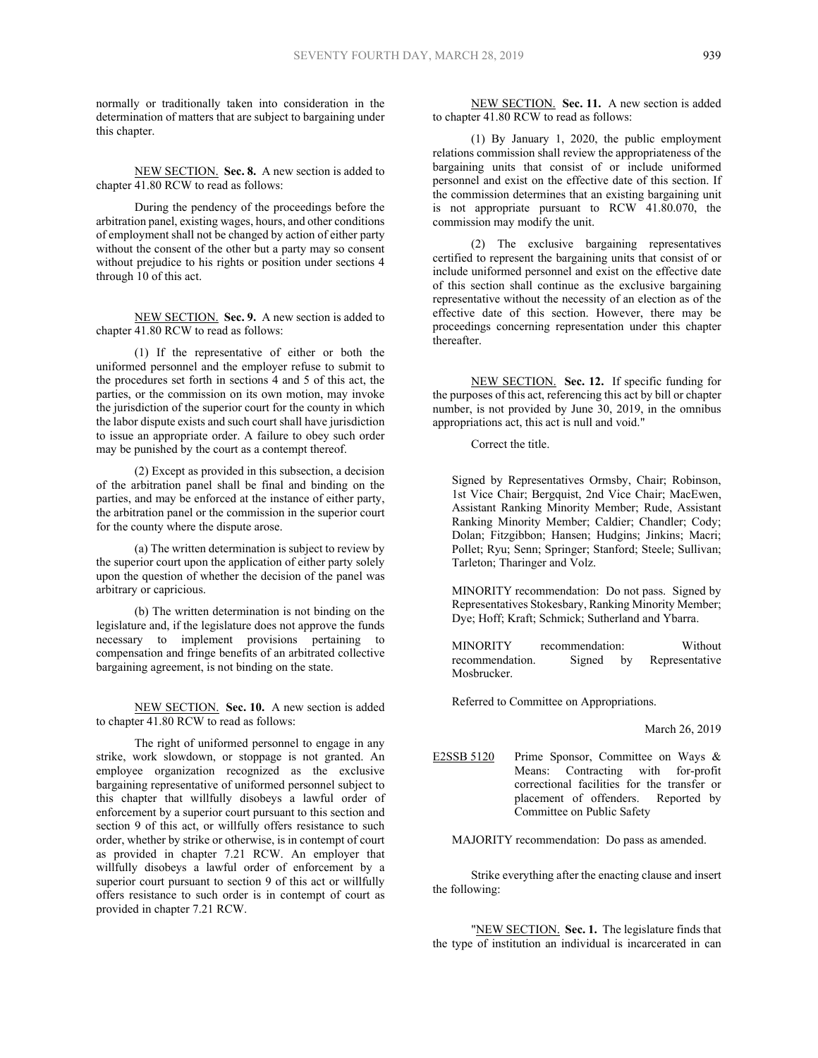normally or traditionally taken into consideration in the determination of matters that are subject to bargaining under this chapter.

NEW SECTION. **Sec. 8.** A new section is added to chapter 41.80 RCW to read as follows:

During the pendency of the proceedings before the arbitration panel, existing wages, hours, and other conditions of employment shall not be changed by action of either party without the consent of the other but a party may so consent without prejudice to his rights or position under sections 4 through 10 of this act.

NEW SECTION. **Sec. 9.** A new section is added to chapter 41.80 RCW to read as follows:

(1) If the representative of either or both the uniformed personnel and the employer refuse to submit to the procedures set forth in sections 4 and 5 of this act, the parties, or the commission on its own motion, may invoke the jurisdiction of the superior court for the county in which the labor dispute exists and such court shall have jurisdiction to issue an appropriate order. A failure to obey such order may be punished by the court as a contempt thereof.

(2) Except as provided in this subsection, a decision of the arbitration panel shall be final and binding on the parties, and may be enforced at the instance of either party, the arbitration panel or the commission in the superior court for the county where the dispute arose.

(a) The written determination is subject to review by the superior court upon the application of either party solely upon the question of whether the decision of the panel was arbitrary or capricious.

(b) The written determination is not binding on the legislature and, if the legislature does not approve the funds necessary to implement provisions pertaining to compensation and fringe benefits of an arbitrated collective bargaining agreement, is not binding on the state.

NEW SECTION. **Sec. 10.** A new section is added to chapter 41.80 RCW to read as follows:

The right of uniformed personnel to engage in any strike, work slowdown, or stoppage is not granted. An employee organization recognized as the exclusive bargaining representative of uniformed personnel subject to this chapter that willfully disobeys a lawful order of enforcement by a superior court pursuant to this section and section 9 of this act, or willfully offers resistance to such order, whether by strike or otherwise, is in contempt of court as provided in chapter 7.21 RCW. An employer that willfully disobeys a lawful order of enforcement by a superior court pursuant to section 9 of this act or willfully offers resistance to such order is in contempt of court as provided in chapter 7.21 RCW.

NEW SECTION. **Sec. 11.** A new section is added to chapter 41.80 RCW to read as follows:

(1) By January 1, 2020, the public employment relations commission shall review the appropriateness of the bargaining units that consist of or include uniformed personnel and exist on the effective date of this section. If the commission determines that an existing bargaining unit is not appropriate pursuant to RCW 41.80.070, the commission may modify the unit.

(2) The exclusive bargaining representatives certified to represent the bargaining units that consist of or include uniformed personnel and exist on the effective date of this section shall continue as the exclusive bargaining representative without the necessity of an election as of the effective date of this section. However, there may be proceedings concerning representation under this chapter thereafter.

NEW SECTION. **Sec. 12.** If specific funding for the purposes of this act, referencing this act by bill or chapter number, is not provided by June 30, 2019, in the omnibus appropriations act, this act is null and void."

Correct the title.

Signed by Representatives Ormsby, Chair; Robinson, 1st Vice Chair; Bergquist, 2nd Vice Chair; MacEwen, Assistant Ranking Minority Member; Rude, Assistant Ranking Minority Member; Caldier; Chandler; Cody; Dolan; Fitzgibbon; Hansen; Hudgins; Jinkins; Macri; Pollet; Ryu; Senn; Springer; Stanford; Steele; Sullivan; Tarleton; Tharinger and Volz.

MINORITY recommendation: Do not pass. Signed by Representatives Stokesbary, Ranking Minority Member; Dye; Hoff; Kraft; Schmick; Sutherland and Ybarra.

MINORITY recommendation: Without recommendation. Signed by Representative Mosbrucker.

Referred to Committee on Appropriations.

March 26, 2019

E2SSB 5120 Prime Sponsor, Committee on Ways & Means: Contracting with for-profit correctional facilities for the transfer or placement of offenders. Reported by Committee on Public Safety

MAJORITY recommendation: Do pass as amended.

Strike everything after the enacting clause and insert the following:

"NEW SECTION. **Sec. 1.** The legislature finds that the type of institution an individual is incarcerated in can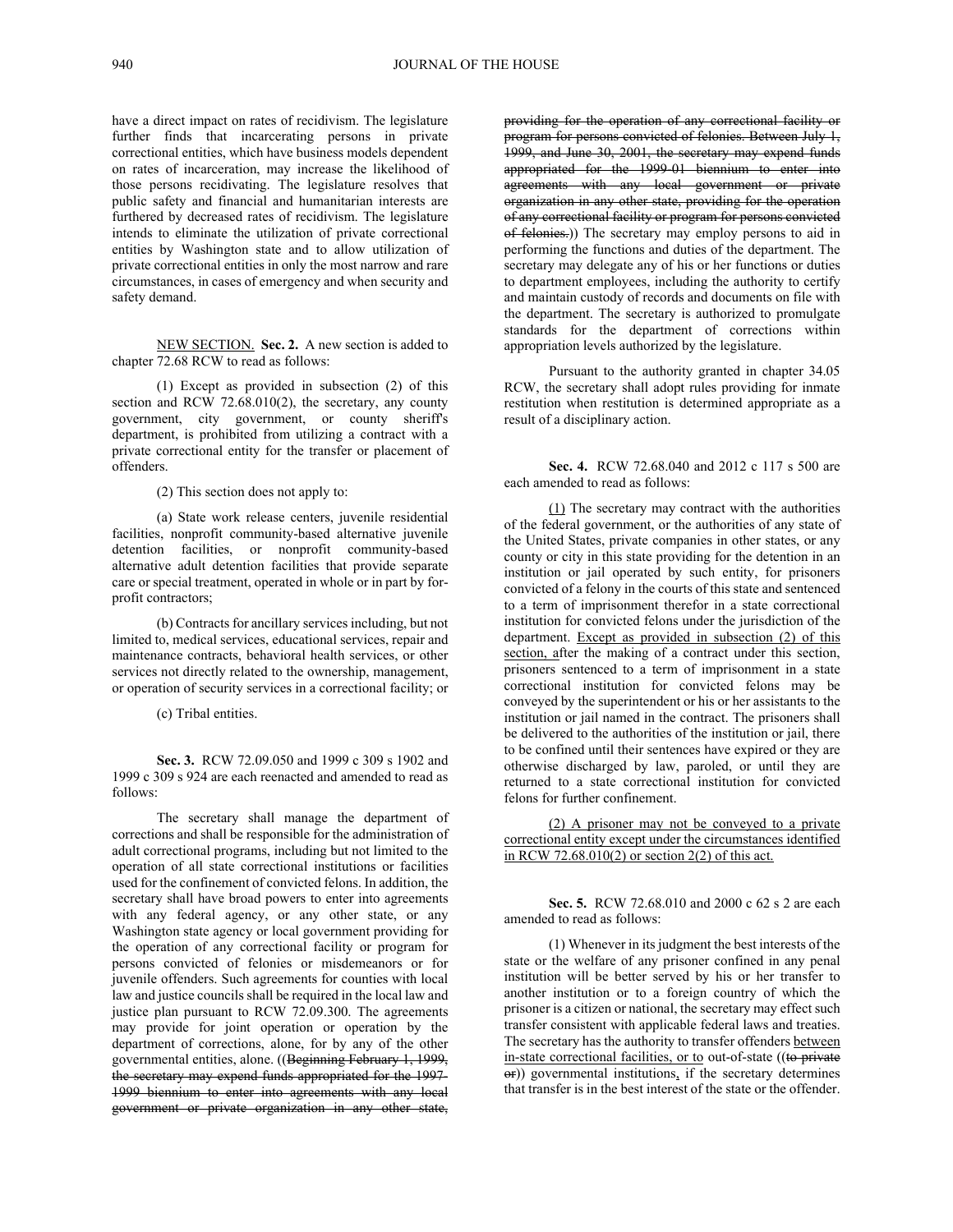have a direct impact on rates of recidivism. The legislature further finds that incarcerating persons in private correctional entities, which have business models dependent on rates of incarceration, may increase the likelihood of those persons recidivating. The legislature resolves that public safety and financial and humanitarian interests are furthered by decreased rates of recidivism. The legislature intends to eliminate the utilization of private correctional entities by Washington state and to allow utilization of private correctional entities in only the most narrow and rare circumstances, in cases of emergency and when security and safety demand.

NEW SECTION. **Sec. 2.** A new section is added to chapter 72.68 RCW to read as follows:

(1) Except as provided in subsection (2) of this section and RCW 72.68.010(2), the secretary, any county government, city government, or county sheriff's department, is prohibited from utilizing a contract with a private correctional entity for the transfer or placement of offenders.

(2) This section does not apply to:

(a) State work release centers, juvenile residential facilities, nonprofit community-based alternative juvenile detention facilities, or nonprofit community-based alternative adult detention facilities that provide separate care or special treatment, operated in whole or in part by for-profit contractors;

(b) Contracts for ancillary services including, but not limited to, medical services, educational services, repair and maintenance contracts, behavioral health services, or other services not directly related to the ownership, management, or operation of security services in a correctional facility; or

(c) Tribal entities.

**Sec. 3.** RCW 72.09.050 and 1999 c 309 s 1902 and 1999 c 309 s 924 are each reenacted and amended to read as follows:

The secretary shall manage the department of corrections and shall be responsible for the administration of adult correctional programs, including but not limited to the operation of all state correctional institutions or facilities used for the confinement of convicted felons. In addition, the secretary shall have broad powers to enter into agreements with any federal agency, or any other state, or any Washington state agency or local government providing for the operation of any correctional facility or program for persons convicted of felonies or misdemeanors or for juvenile offenders. Such agreements for counties with local law and justice councils shall be required in the local law and justice plan pursuant to RCW 72.09.300. The agreements may provide for joint operation or operation by the department of corrections, alone, for by any of the other governmental entities, alone. ((~~Beginning February 1, 1999, the secretary may expend funds appropriated for the 1997-1999 biennium to enter into agreements with any local government or private organization in any other state, providing for the operation of any correctional facility or program for persons convicted of felonies. Between July 1, 1999, and June 30, 2001, the secretary may expend funds appropriated for the 1999-01 biennium to enter into agreements with any local government or private organization in any other state, providing for the operation of any correctional facility or program for persons convicted of felonies.~~)) The secretary may employ persons to aid in performing the functions and duties of the department. The secretary may delegate any of his or her functions or duties to department employees, including the authority to certify and maintain custody of records and documents on file with the department. The secretary is authorized to promulgate standards for the department of corrections within appropriation levels authorized by the legislature.

Pursuant to the authority granted in chapter 34.05 RCW, the secretary shall adopt rules providing for inmate restitution when restitution is determined appropriate as a result of a disciplinary action.

**Sec. 4.** RCW 72.68.040 and 2012 c 117 s 500 are each amended to read as follows:

(1) The secretary may contract with the authorities of the federal government, or the authorities of any state of the United States, private companies in other states, or any county or city in this state providing for the detention in an institution or jail operated by such entity, for prisoners convicted of a felony in the courts of this state and sentenced to a term of imprisonment therefor in a state correctional institution for convicted felons under the jurisdiction of the department. Except as provided in subsection (2) of this section, after the making of a contract under this section, prisoners sentenced to a term of imprisonment in a state correctional institution for convicted felons may be conveyed by the superintendent or his or her assistants to the institution or jail named in the contract. The prisoners shall be delivered to the authorities of the institution or jail, there to be confined until their sentences have expired or they are otherwise discharged by law, paroled, or until they are returned to a state correctional institution for convicted felons for further confinement.

(2) A prisoner may not be conveyed to a private correctional entity except under the circumstances identified in RCW 72.68.010(2) or section 2(2) of this act.

**Sec. 5.** RCW 72.68.010 and 2000 c 62 s 2 are each amended to read as follows:

(1) Whenever in its judgment the best interests of the state or the welfare of any prisoner confined in any penal institution will be better served by his or her transfer to another institution or to a foreign country of which the prisoner is a citizen or national, the secretary may effect such transfer consistent with applicable federal laws and treaties. The secretary has the authority to transfer offenders between in-state correctional facilities, or to out-of-state ((~~to private or~~)) governmental institutions, if the secretary determines that transfer is in the best interest of the state or the offender.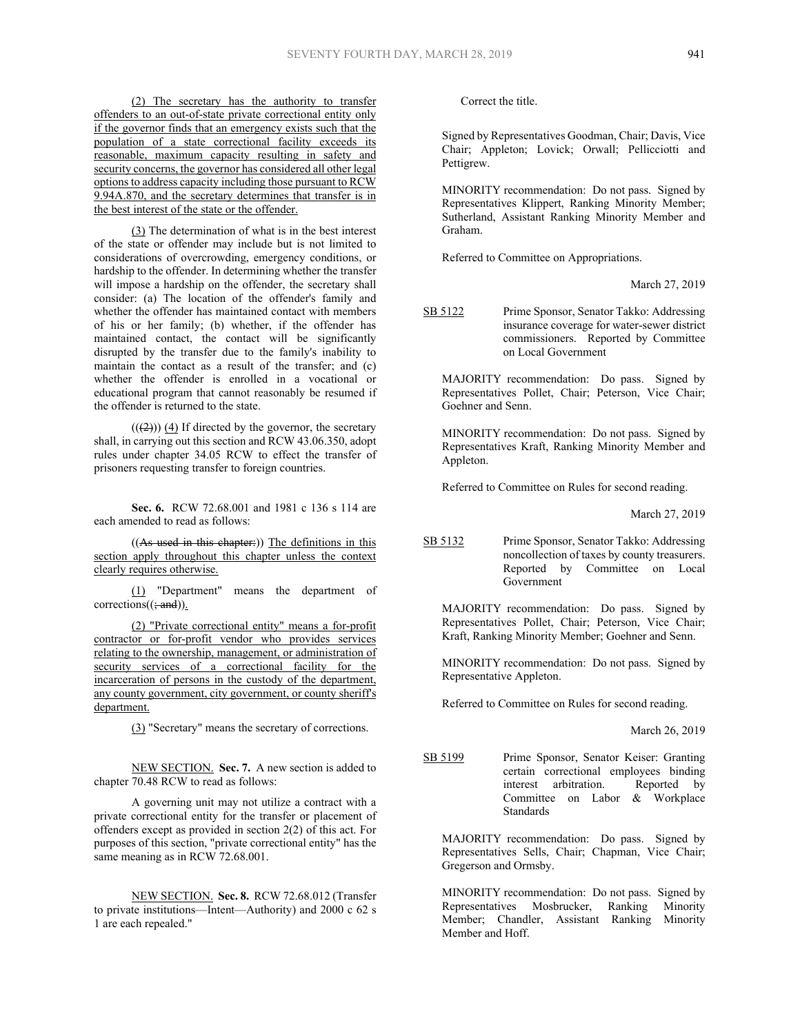(2) The secretary has the authority to transfer offenders to an out-of-state private correctional entity only if the governor finds that an emergency exists such that the population of a state correctional facility exceeds its reasonable, maximum capacity resulting in safety and security concerns, the governor has considered all other legal options to address capacity including those pursuant to RCW 9.94A.870, and the secretary determines that transfer is in the best interest of the state or the offender.

(3) The determination of what is in the best interest of the state or offender may include but is not limited to considerations of overcrowding, emergency conditions, or hardship to the offender. In determining whether the transfer will impose a hardship on the offender, the secretary shall consider: (a) The location of the offender's family and whether the offender has maintained contact with members of his or her family; (b) whether, if the offender has maintained contact, the contact will be significantly disrupted by the transfer due to the family's inability to maintain the contact as a result of the transfer; and (c) whether the offender is enrolled in a vocational or educational program that cannot reasonably be resumed if the offender is returned to the state.

(((2))) (4) If directed by the governor, the secretary shall, in carrying out this section and RCW 43.06.350, adopt rules under chapter 34.05 RCW to effect the transfer of prisoners requesting transfer to foreign countries.

**Sec. 6.** RCW 72.68.001 and 1981 c 136 s 114 are each amended to read as follows:

((As used in this chapter:)) The definitions in this section apply throughout this chapter unless the context clearly requires otherwise.

(1) "Department" means the department of corrections((; and)).

(2) "Private correctional entity" means a for-profit contractor or for-profit vendor who provides services relating to the ownership, management, or administration of security services of a correctional facility for the incarceration of persons in the custody of the department, any county government, city government, or county sheriff's department.

(3) "Secretary" means the secretary of corrections.

NEW SECTION. **Sec. 7.** A new section is added to chapter 70.48 RCW to read as follows:

A governing unit may not utilize a contract with a private correctional entity for the transfer or placement of offenders except as provided in section 2(2) of this act. For purposes of this section, "private correctional entity" has the same meaning as in RCW 72.68.001.

NEW SECTION. **Sec. 8.** RCW 72.68.012 (Transfer to private institutions—Intent—Authority) and 2000 c 62 s 1 are each repealed."

Correct the title.

Signed by Representatives Goodman, Chair; Davis, Vice Chair; Appleton; Lovick; Orwall; Pellicciotti and Pettigrew.

MINORITY recommendation: Do not pass. Signed by Representatives Klippert, Ranking Minority Member; Sutherland, Assistant Ranking Minority Member and Graham.

Referred to Committee on Appropriations.

March 27, 2019

SB 5122 Prime Sponsor, Senator Takko: Addressing insurance coverage for water-sewer district commissioners. Reported by Committee on Local Government

MAJORITY recommendation: Do pass. Signed by Representatives Pollet, Chair; Peterson, Vice Chair; Goehner and Senn.

MINORITY recommendation: Do not pass. Signed by Representatives Kraft, Ranking Minority Member and Appleton.

Referred to Committee on Rules for second reading.

March 27, 2019

SB 5132 Prime Sponsor, Senator Takko: Addressing noncollection of taxes by county treasurers. Reported by Committee on Local Government

MAJORITY recommendation: Do pass. Signed by Representatives Pollet, Chair; Peterson, Vice Chair; Kraft, Ranking Minority Member; Goehner and Senn.

MINORITY recommendation: Do not pass. Signed by Representative Appleton.

Referred to Committee on Rules for second reading.

March 26, 2019

SB 5199 Prime Sponsor, Senator Keiser: Granting certain correctional employees binding interest arbitration. Reported by Committee on Labor & Workplace Standards

MAJORITY recommendation: Do pass. Signed by Representatives Sells, Chair; Chapman, Vice Chair; Gregerson and Ormsby.

MINORITY recommendation: Do not pass. Signed by Representatives Mosbrucker, Ranking Minority Member; Chandler, Assistant Ranking Minority Member and Hoff.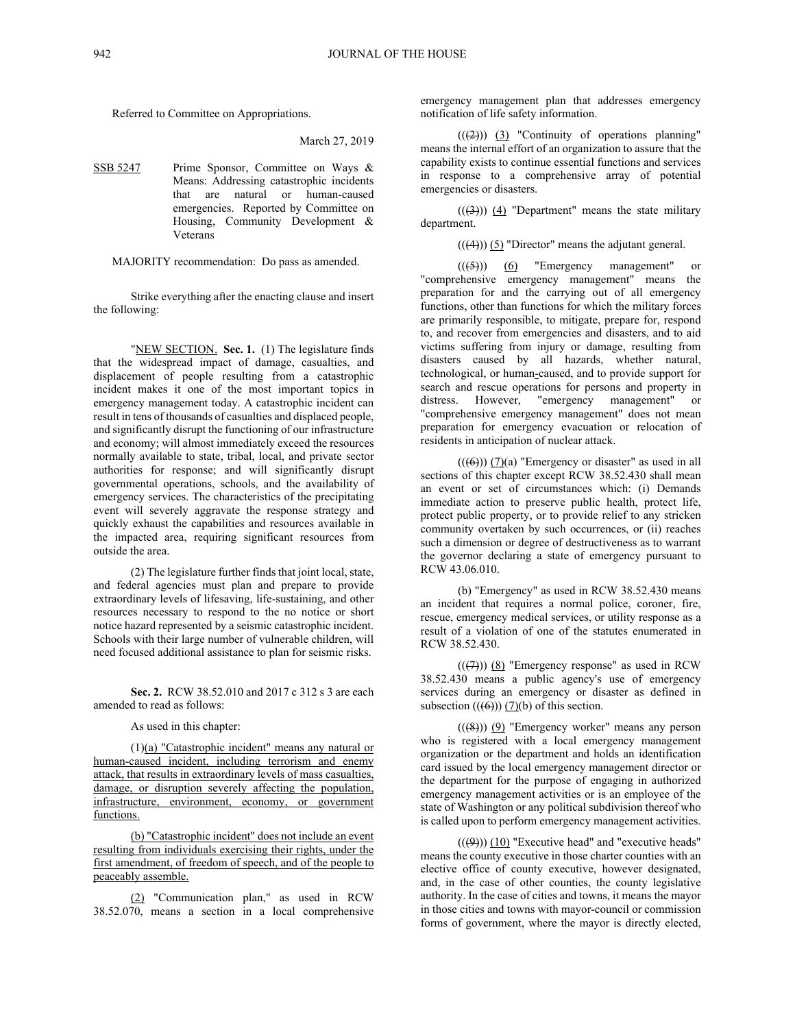Referred to Committee on Appropriations.

March 27, 2019

SSB 5247 Prime Sponsor, Committee on Ways & Means: Addressing catastrophic incidents that are natural or human-caused emergencies. Reported by Committee on Housing, Community Development & Veterans

MAJORITY recommendation: Do pass as amended.

Strike everything after the enacting clause and insert the following:

"NEW SECTION. **Sec. 1.** (1) The legislature finds that the widespread impact of damage, casualties, and displacement of people resulting from a catastrophic incident makes it one of the most important topics in emergency management today. A catastrophic incident can result in tens of thousands of casualties and displaced people, and significantly disrupt the functioning of our infrastructure and economy; will almost immediately exceed the resources normally available to state, tribal, local, and private sector authorities for response; and will significantly disrupt governmental operations, schools, and the availability of emergency services. The characteristics of the precipitating event will severely aggravate the response strategy and quickly exhaust the capabilities and resources available in the impacted area, requiring significant resources from outside the area.

(2) The legislature further finds that joint local, state, and federal agencies must plan and prepare to provide extraordinary levels of lifesaving, life-sustaining, and other resources necessary to respond to the no notice or short notice hazard represented by a seismic catastrophic incident. Schools with their large number of vulnerable children, will need focused additional assistance to plan for seismic risks.

**Sec. 2.** RCW 38.52.010 and 2017 c 312 s 3 are each amended to read as follows:

As used in this chapter:

(1)(a) "Catastrophic incident" means any natural or human-caused incident, including terrorism and enemy attack, that results in extraordinary levels of mass casualties, damage, or disruption severely affecting the population, infrastructure, environment, economy, or government functions.

(b) "Catastrophic incident" does not include an event resulting from individuals exercising their rights, under the first amendment, of freedom of speech, and of the people to peaceably assemble.

(2) "Communication plan," as used in RCW 38.52.070, means a section in a local comprehensive emergency management plan that addresses emergency notification of life safety information.

(((2))) (3) "Continuity of operations planning" means the internal effort of an organization to assure that the capability exists to continue essential functions and services in response to a comprehensive array of potential emergencies or disasters.

(((3))) (4) "Department" means the state military department.

(((4))) (5) "Director" means the adjutant general.

(((5))) (6) "Emergency management" or "comprehensive emergency management" means the preparation for and the carrying out of all emergency functions, other than functions for which the military forces are primarily responsible, to mitigate, prepare for, respond to, and recover from emergencies and disasters, and to aid victims suffering from injury or damage, resulting from disasters caused by all hazards, whether natural, technological, or human-caused, and to provide support for search and rescue operations for persons and property in distress. However, "emergency management" or "comprehensive emergency management" does not mean preparation for emergency evacuation or relocation of residents in anticipation of nuclear attack.

(((6))) (7)(a) "Emergency or disaster" as used in all sections of this chapter except RCW 38.52.430 shall mean an event or set of circumstances which: (i) Demands immediate action to preserve public health, protect life, protect public property, or to provide relief to any stricken community overtaken by such occurrences, or (ii) reaches such a dimension or degree of destructiveness as to warrant the governor declaring a state of emergency pursuant to RCW 43.06.010.

(b) "Emergency" as used in RCW 38.52.430 means an incident that requires a normal police, coroner, fire, rescue, emergency medical services, or utility response as a result of a violation of one of the statutes enumerated in RCW 38.52.430.

(((7))) (8) "Emergency response" as used in RCW 38.52.430 means a public agency's use of emergency services during an emergency or disaster as defined in subsection (((6))) (7)(b) of this section.

(((8))) (9) "Emergency worker" means any person who is registered with a local emergency management organization or the department and holds an identification card issued by the local emergency management director or the department for the purpose of engaging in authorized emergency management activities or is an employee of the state of Washington or any political subdivision thereof who is called upon to perform emergency management activities.

(((9))) (10) "Executive head" and "executive heads" means the county executive in those charter counties with an elective office of county executive, however designated, and, in the case of other counties, the county legislative authority. In the case of cities and towns, it means the mayor in those cities and towns with mayor-council or commission forms of government, where the mayor is directly elected,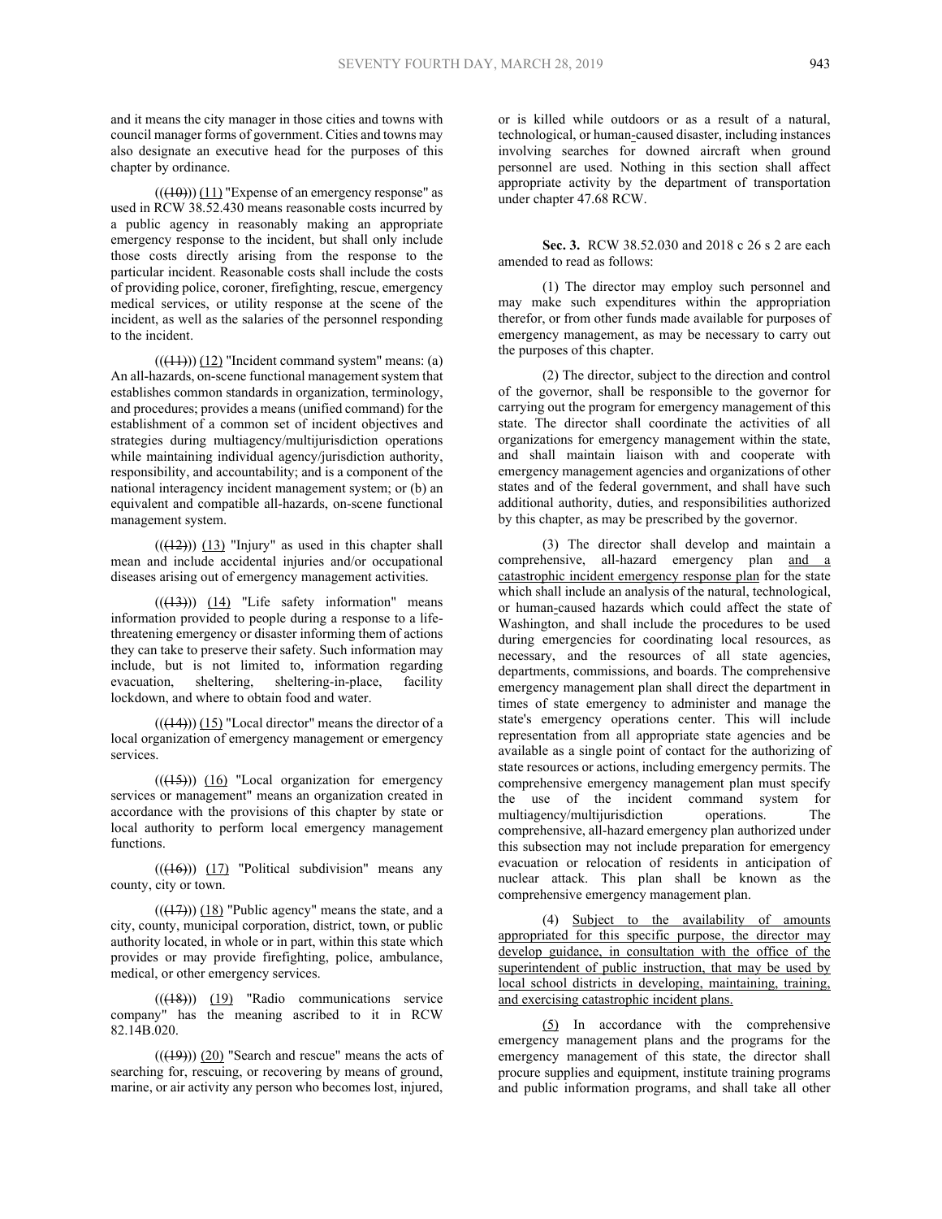and it means the city manager in those cities and towns with council manager forms of government. Cities and towns may also designate an executive head for the purposes of this chapter by ordinance.

(((10))) (11) "Expense of an emergency response" as used in RCW 38.52.430 means reasonable costs incurred by a public agency in reasonably making an appropriate emergency response to the incident, but shall only include those costs directly arising from the response to the particular incident. Reasonable costs shall include the costs of providing police, coroner, firefighting, rescue, emergency medical services, or utility response at the scene of the incident, as well as the salaries of the personnel responding to the incident.

(((11))) (12) "Incident command system" means: (a) An all-hazards, on-scene functional management system that establishes common standards in organization, terminology, and procedures; provides a means (unified command) for the establishment of a common set of incident objectives and strategies during multiagency/multijurisdiction operations while maintaining individual agency/jurisdiction authority, responsibility, and accountability; and is a component of the national interagency incident management system; or (b) an equivalent and compatible all-hazards, on-scene functional management system.

(((12))) (13) "Injury" as used in this chapter shall mean and include accidental injuries and/or occupational diseases arising out of emergency management activities.

(((13))) (14) "Life safety information" means information provided to people during a response to a life-threatening emergency or disaster informing them of actions they can take to preserve their safety. Such information may include, but is not limited to, information regarding evacuation, sheltering, sheltering-in-place, facility lockdown, and where to obtain food and water.

(((14))) (15) "Local director" means the director of a local organization of emergency management or emergency services.

(((15))) (16) "Local organization for emergency services or management" means an organization created in accordance with the provisions of this chapter by state or local authority to perform local emergency management functions.

(((16))) (17) "Political subdivision" means any county, city or town.

(((17))) (18) "Public agency" means the state, and a city, county, municipal corporation, district, town, or public authority located, in whole or in part, within this state which provides or may provide firefighting, police, ambulance, medical, or other emergency services.

(((18))) (19) "Radio communications service company" has the meaning ascribed to it in RCW 82.14B.020.

(((19))) (20) "Search and rescue" means the acts of searching for, rescuing, or recovering by means of ground, marine, or air activity any person who becomes lost, injured, or is killed while outdoors or as a result of a natural, technological, or human-caused disaster, including instances involving searches for downed aircraft when ground personnel are used. Nothing in this section shall affect appropriate activity by the department of transportation under chapter 47.68 RCW.

**Sec. 3.** RCW 38.52.030 and 2018 c 26 s 2 are each amended to read as follows:

(1) The director may employ such personnel and may make such expenditures within the appropriation therefor, or from other funds made available for purposes of emergency management, as may be necessary to carry out the purposes of this chapter.

(2) The director, subject to the direction and control of the governor, shall be responsible to the governor for carrying out the program for emergency management of this state. The director shall coordinate the activities of all organizations for emergency management within the state, and shall maintain liaison with and cooperate with emergency management agencies and organizations of other states and of the federal government, and shall have such additional authority, duties, and responsibilities authorized by this chapter, as may be prescribed by the governor.

(3) The director shall develop and maintain a comprehensive, all-hazard emergency plan and a catastrophic incident emergency response plan for the state which shall include an analysis of the natural, technological, or human-caused hazards which could affect the state of Washington, and shall include the procedures to be used during emergencies for coordinating local resources, as necessary, and the resources of all state agencies, departments, commissions, and boards. The comprehensive emergency management plan shall direct the department in times of state emergency to administer and manage the state's emergency operations center. This will include representation from all appropriate state agencies and be available as a single point of contact for the authorizing of state resources or actions, including emergency permits. The comprehensive emergency management plan must specify the use of the incident command system for multiagency/multijurisdiction operations. The comprehensive, all-hazard emergency plan authorized under this subsection may not include preparation for emergency evacuation or relocation of residents in anticipation of nuclear attack. This plan shall be known as the comprehensive emergency management plan.

(4) Subject to the availability of amounts appropriated for this specific purpose, the director may develop guidance, in consultation with the office of the superintendent of public instruction, that may be used by local school districts in developing, maintaining, training, and exercising catastrophic incident plans.

(5) In accordance with the comprehensive emergency management plans and the programs for the emergency management of this state, the director shall procure supplies and equipment, institute training programs and public information programs, and shall take all other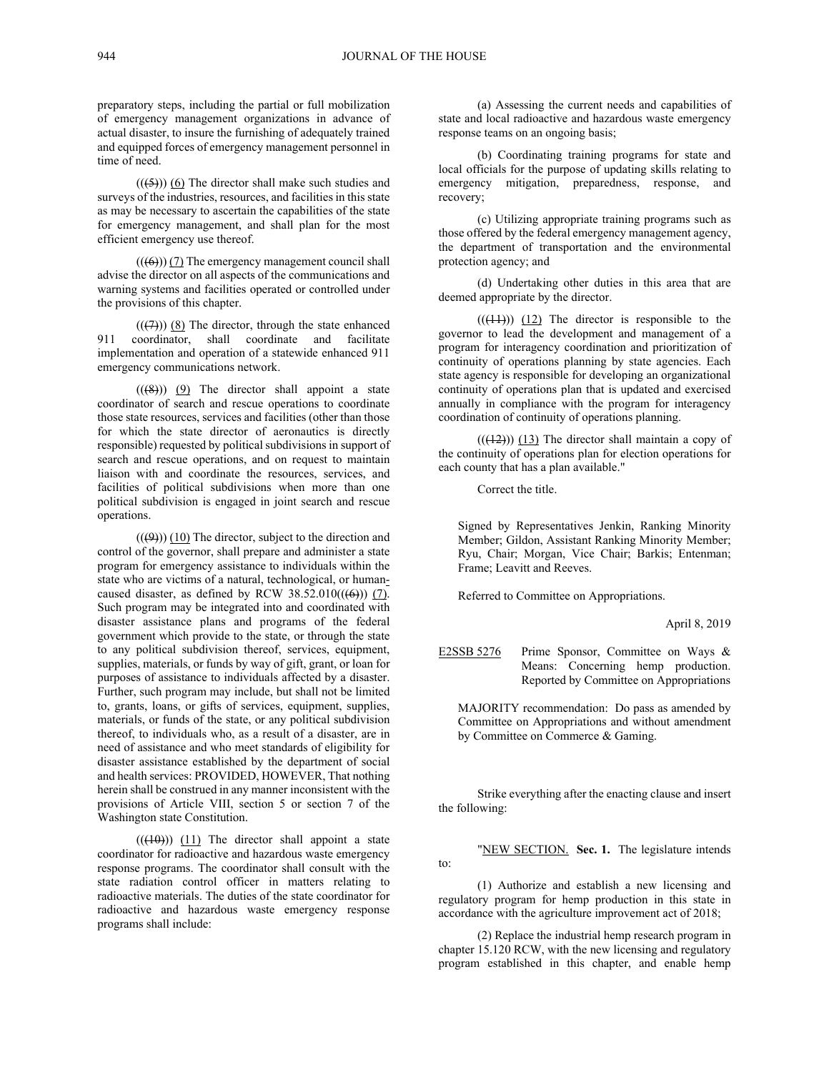preparatory steps, including the partial or full mobilization of emergency management organizations in advance of actual disaster, to insure the furnishing of adequately trained and equipped forces of emergency management personnel in time of need.

(((5))) (6) The director shall make such studies and surveys of the industries, resources, and facilities in this state as may be necessary to ascertain the capabilities of the state for emergency management, and shall plan for the most efficient emergency use thereof.

(((6))) (7) The emergency management council shall advise the director on all aspects of the communications and warning systems and facilities operated or controlled under the provisions of this chapter.

(((7))) (8) The director, through the state enhanced 911 coordinator, shall coordinate and facilitate implementation and operation of a statewide enhanced 911 emergency communications network.

(((8))) (9) The director shall appoint a state coordinator of search and rescue operations to coordinate those state resources, services and facilities (other than those for which the state director of aeronautics is directly responsible) requested by political subdivisions in support of search and rescue operations, and on request to maintain liaison with and coordinate the resources, services, and facilities of political subdivisions when more than one political subdivision is engaged in joint search and rescue operations.

(((9))) (10) The director, subject to the direction and control of the governor, shall prepare and administer a state program for emergency assistance to individuals within the state who are victims of a natural, technological, or human-caused disaster, as defined by RCW 38.52.010(((6))) (7). Such program may be integrated into and coordinated with disaster assistance plans and programs of the federal government which provide to the state, or through the state to any political subdivision thereof, services, equipment, supplies, materials, or funds by way of gift, grant, or loan for purposes of assistance to individuals affected by a disaster. Further, such program may include, but shall not be limited to, grants, loans, or gifts of services, equipment, supplies, materials, or funds of the state, or any political subdivision thereof, to individuals who, as a result of a disaster, are in need of assistance and who meet standards of eligibility for disaster assistance established by the department of social and health services: PROVIDED, HOWEVER, That nothing herein shall be construed in any manner inconsistent with the provisions of Article VIII, section 5 or section 7 of the Washington state Constitution.

(((10))) (11) The director shall appoint a state coordinator for radioactive and hazardous waste emergency response programs. The coordinator shall consult with the state radiation control officer in matters relating to radioactive materials. The duties of the state coordinator for radioactive and hazardous waste emergency response programs shall include:

(a) Assessing the current needs and capabilities of state and local radioactive and hazardous waste emergency response teams on an ongoing basis;

(b) Coordinating training programs for state and local officials for the purpose of updating skills relating to emergency mitigation, preparedness, response, and recovery;

(c) Utilizing appropriate training programs such as those offered by the federal emergency management agency, the department of transportation and the environmental protection agency; and

(d) Undertaking other duties in this area that are deemed appropriate by the director.

(((11))) (12) The director is responsible to the governor to lead the development and management of a program for interagency coordination and prioritization of continuity of operations planning by state agencies. Each state agency is responsible for developing an organizational continuity of operations plan that is updated and exercised annually in compliance with the program for interagency coordination of continuity of operations planning.

(((12))) (13) The director shall maintain a copy of the continuity of operations plan for election operations for each county that has a plan available."

Correct the title.

Signed by Representatives Jenkin, Ranking Minority Member; Gildon, Assistant Ranking Minority Member; Ryu, Chair; Morgan, Vice Chair; Barkis; Entenman; Frame; Leavitt and Reeves.

Referred to Committee on Appropriations.

April 8, 2019

E2SSB 5276 Prime Sponsor, Committee on Ways & Means: Concerning hemp production. Reported by Committee on Appropriations

MAJORITY recommendation: Do pass as amended by Committee on Appropriations and without amendment by Committee on Commerce & Gaming.

Strike everything after the enacting clause and insert the following:

"NEW SECTION. **Sec. 1.** The legislature intends to:

(1) Authorize and establish a new licensing and regulatory program for hemp production in this state in accordance with the agriculture improvement act of 2018;

(2) Replace the industrial hemp research program in chapter 15.120 RCW, with the new licensing and regulatory program established in this chapter, and enable hemp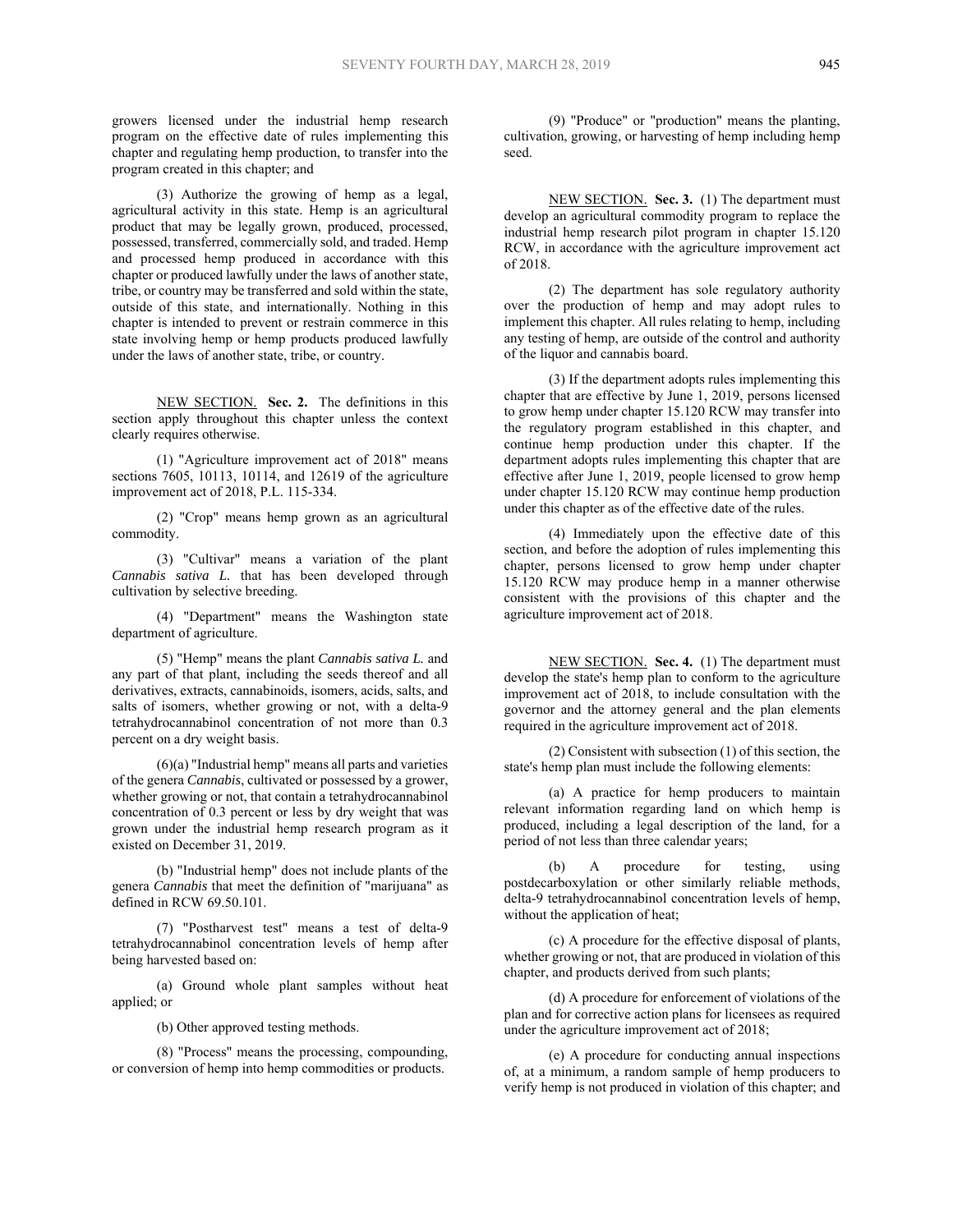growers licensed under the industrial hemp research program on the effective date of rules implementing this chapter and regulating hemp production, to transfer into the program created in this chapter; and

(3) Authorize the growing of hemp as a legal, agricultural activity in this state. Hemp is an agricultural product that may be legally grown, produced, processed, possessed, transferred, commercially sold, and traded. Hemp and processed hemp produced in accordance with this chapter or produced lawfully under the laws of another state, tribe, or country may be transferred and sold within the state, outside of this state, and internationally. Nothing in this chapter is intended to prevent or restrain commerce in this state involving hemp or hemp products produced lawfully under the laws of another state, tribe, or country.

NEW SECTION. **Sec. 2.** The definitions in this section apply throughout this chapter unless the context clearly requires otherwise.

(1) "Agriculture improvement act of 2018" means sections 7605, 10113, 10114, and 12619 of the agriculture improvement act of 2018, P.L. 115-334.

(2) "Crop" means hemp grown as an agricultural commodity.

(3) "Cultivar" means a variation of the plant *Cannabis sativa L.* that has been developed through cultivation by selective breeding.

(4) "Department" means the Washington state department of agriculture.

(5) "Hemp" means the plant *Cannabis sativa L.* and any part of that plant, including the seeds thereof and all derivatives, extracts, cannabinoids, isomers, acids, salts, and salts of isomers, whether growing or not, with a delta-9 tetrahydrocannabinol concentration of not more than 0.3 percent on a dry weight basis.

(6)(a) "Industrial hemp" means all parts and varieties of the genera *Cannabis*, cultivated or possessed by a grower, whether growing or not, that contain a tetrahydrocannabinol concentration of 0.3 percent or less by dry weight that was grown under the industrial hemp research program as it existed on December 31, 2019.

(b) "Industrial hemp" does not include plants of the genera *Cannabis* that meet the definition of "marijuana" as defined in RCW 69.50.101.

(7) "Postharvest test" means a test of delta-9 tetrahydrocannabinol concentration levels of hemp after being harvested based on:

(a) Ground whole plant samples without heat applied; or

(b) Other approved testing methods.

(8) "Process" means the processing, compounding, or conversion of hemp into hemp commodities or products.

(9) "Produce" or "production" means the planting, cultivation, growing, or harvesting of hemp including hemp seed.

NEW SECTION. **Sec. 3.** (1) The department must develop an agricultural commodity program to replace the industrial hemp research pilot program in chapter 15.120 RCW, in accordance with the agriculture improvement act of 2018.

(2) The department has sole regulatory authority over the production of hemp and may adopt rules to implement this chapter. All rules relating to hemp, including any testing of hemp, are outside of the control and authority of the liquor and cannabis board.

(3) If the department adopts rules implementing this chapter that are effective by June 1, 2019, persons licensed to grow hemp under chapter 15.120 RCW may transfer into the regulatory program established in this chapter, and continue hemp production under this chapter. If the department adopts rules implementing this chapter that are effective after June 1, 2019, people licensed to grow hemp under chapter 15.120 RCW may continue hemp production under this chapter as of the effective date of the rules.

(4) Immediately upon the effective date of this section, and before the adoption of rules implementing this chapter, persons licensed to grow hemp under chapter 15.120 RCW may produce hemp in a manner otherwise consistent with the provisions of this chapter and the agriculture improvement act of 2018.

NEW SECTION. **Sec. 4.** (1) The department must develop the state's hemp plan to conform to the agriculture improvement act of 2018, to include consultation with the governor and the attorney general and the plan elements required in the agriculture improvement act of 2018.

(2) Consistent with subsection (1) of this section, the state's hemp plan must include the following elements:

(a) A practice for hemp producers to maintain relevant information regarding land on which hemp is produced, including a legal description of the land, for a period of not less than three calendar years;

(b) A procedure for testing, using postdecarboxylation or other similarly reliable methods, delta-9 tetrahydrocannabinol concentration levels of hemp, without the application of heat;

(c) A procedure for the effective disposal of plants, whether growing or not, that are produced in violation of this chapter, and products derived from such plants;

(d) A procedure for enforcement of violations of the plan and for corrective action plans for licensees as required under the agriculture improvement act of 2018;

(e) A procedure for conducting annual inspections of, at a minimum, a random sample of hemp producers to verify hemp is not produced in violation of this chapter; and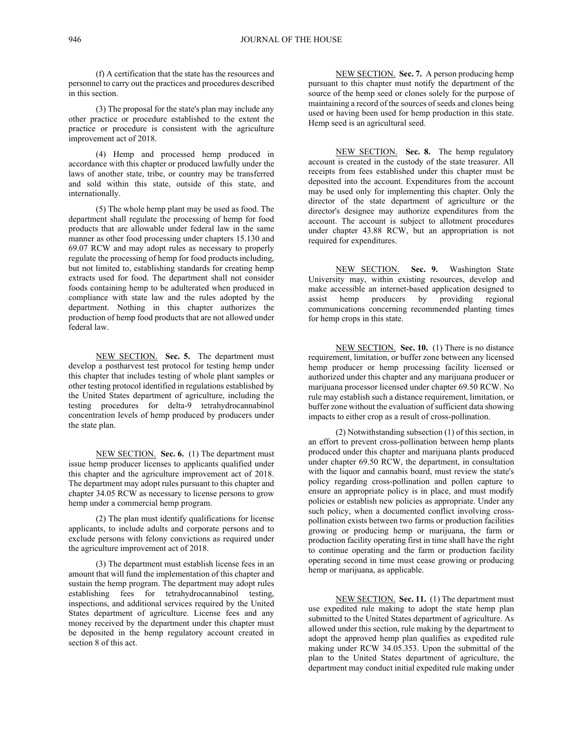(f) A certification that the state has the resources and personnel to carry out the practices and procedures described in this section.

(3) The proposal for the state's plan may include any other practice or procedure established to the extent the practice or procedure is consistent with the agriculture improvement act of 2018.

(4) Hemp and processed hemp produced in accordance with this chapter or produced lawfully under the laws of another state, tribe, or country may be transferred and sold within this state, outside of this state, and internationally.

(5) The whole hemp plant may be used as food. The department shall regulate the processing of hemp for food products that are allowable under federal law in the same manner as other food processing under chapters 15.130 and 69.07 RCW and may adopt rules as necessary to properly regulate the processing of hemp for food products including, but not limited to, establishing standards for creating hemp extracts used for food. The department shall not consider foods containing hemp to be adulterated when produced in compliance with state law and the rules adopted by the department. Nothing in this chapter authorizes the production of hemp food products that are not allowed under federal law.

NEW SECTION. **Sec. 5.** The department must develop a postharvest test protocol for testing hemp under this chapter that includes testing of whole plant samples or other testing protocol identified in regulations established by the United States department of agriculture, including the testing procedures for delta-9 tetrahydrocannabinol concentration levels of hemp produced by producers under the state plan.

NEW SECTION. **Sec. 6.** (1) The department must issue hemp producer licenses to applicants qualified under this chapter and the agriculture improvement act of 2018. The department may adopt rules pursuant to this chapter and chapter 34.05 RCW as necessary to license persons to grow hemp under a commercial hemp program.

(2) The plan must identify qualifications for license applicants, to include adults and corporate persons and to exclude persons with felony convictions as required under the agriculture improvement act of 2018.

(3) The department must establish license fees in an amount that will fund the implementation of this chapter and sustain the hemp program. The department may adopt rules establishing fees for tetrahydrocannabinol testing, inspections, and additional services required by the United States department of agriculture. License fees and any money received by the department under this chapter must be deposited in the hemp regulatory account created in section 8 of this act.

NEW SECTION. **Sec. 7.** A person producing hemp pursuant to this chapter must notify the department of the source of the hemp seed or clones solely for the purpose of maintaining a record of the sources of seeds and clones being used or having been used for hemp production in this state. Hemp seed is an agricultural seed.

NEW SECTION. **Sec. 8.** The hemp regulatory account is created in the custody of the state treasurer. All receipts from fees established under this chapter must be deposited into the account. Expenditures from the account may be used only for implementing this chapter. Only the director of the state department of agriculture or the director's designee may authorize expenditures from the account. The account is subject to allotment procedures under chapter 43.88 RCW, but an appropriation is not required for expenditures.

NEW SECTION. **Sec. 9.** Washington State University may, within existing resources, develop and make accessible an internet-based application designed to assist hemp producers by providing regional communications concerning recommended planting times for hemp crops in this state.

NEW SECTION. **Sec. 10.** (1) There is no distance requirement, limitation, or buffer zone between any licensed hemp producer or hemp processing facility licensed or authorized under this chapter and any marijuana producer or marijuana processor licensed under chapter 69.50 RCW. No rule may establish such a distance requirement, limitation, or buffer zone without the evaluation of sufficient data showing impacts to either crop as a result of cross-pollination.

(2) Notwithstanding subsection (1) of this section, in an effort to prevent cross-pollination between hemp plants produced under this chapter and marijuana plants produced under chapter 69.50 RCW, the department, in consultation with the liquor and cannabis board, must review the state's policy regarding cross-pollination and pollen capture to ensure an appropriate policy is in place, and must modify policies or establish new policies as appropriate. Under any such policy, when a documented conflict involving cross-pollination exists between two farms or production facilities growing or producing hemp or marijuana, the farm or production facility operating first in time shall have the right to continue operating and the farm or production facility operating second in time must cease growing or producing hemp or marijuana, as applicable.

NEW SECTION. **Sec. 11.** (1) The department must use expedited rule making to adopt the state hemp plan submitted to the United States department of agriculture. As allowed under this section, rule making by the department to adopt the approved hemp plan qualifies as expedited rule making under RCW 34.05.353. Upon the submittal of the plan to the United States department of agriculture, the department may conduct initial expedited rule making under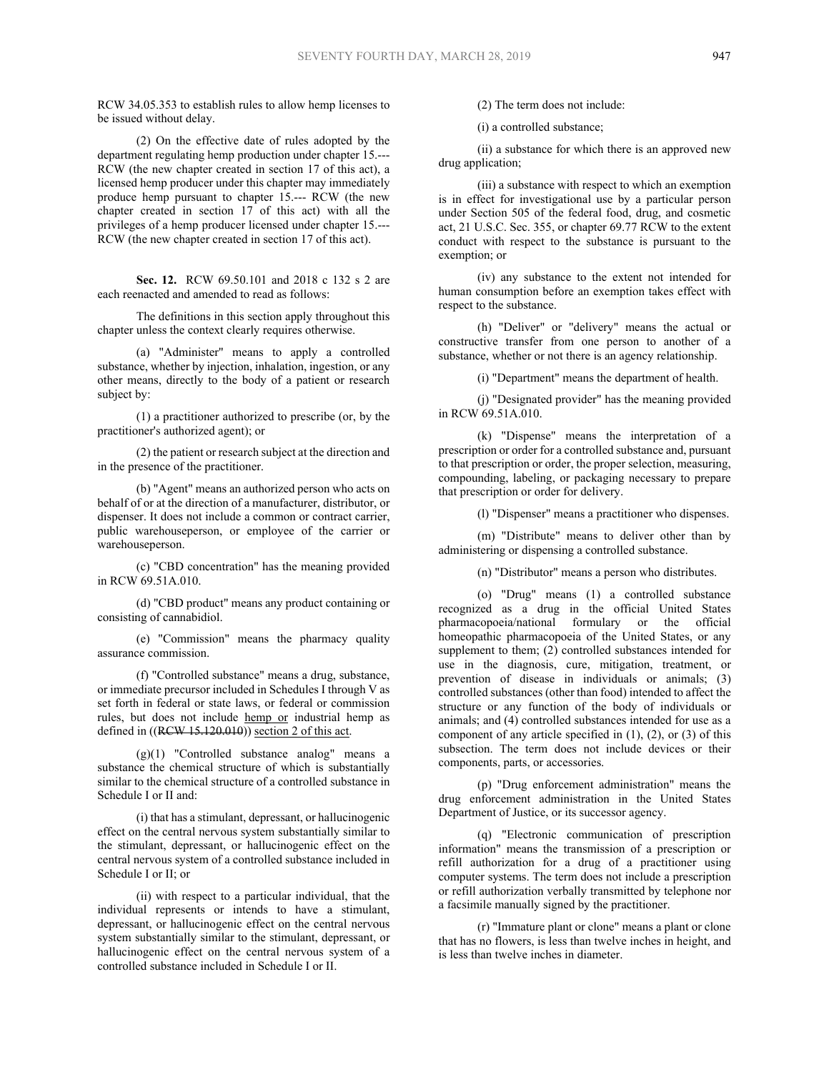RCW 34.05.353 to establish rules to allow hemp licenses to be issued without delay.

(2) On the effective date of rules adopted by the department regulating hemp production under chapter 15.--- RCW (the new chapter created in section 17 of this act), a licensed hemp producer under this chapter may immediately produce hemp pursuant to chapter 15.--- RCW (the new chapter created in section 17 of this act) with all the privileges of a hemp producer licensed under chapter 15.--- RCW (the new chapter created in section 17 of this act).

**Sec. 12.** RCW 69.50.101 and 2018 c 132 s 2 are each reenacted and amended to read as follows:

The definitions in this section apply throughout this chapter unless the context clearly requires otherwise.

(a) "Administer" means to apply a controlled substance, whether by injection, inhalation, ingestion, or any other means, directly to the body of a patient or research subject by:

(1) a practitioner authorized to prescribe (or, by the practitioner's authorized agent); or

(2) the patient or research subject at the direction and in the presence of the practitioner.

(b) "Agent" means an authorized person who acts on behalf of or at the direction of a manufacturer, distributor, or dispenser. It does not include a common or contract carrier, public warehouseperson, or employee of the carrier or warehouseperson.

(c) "CBD concentration" has the meaning provided in RCW 69.51A.010.

(d) "CBD product" means any product containing or consisting of cannabidiol.

(e) "Commission" means the pharmacy quality assurance commission.

(f) "Controlled substance" means a drug, substance, or immediate precursor included in Schedules I through V as set forth in federal or state laws, or federal or commission rules, but does not include <u>hemp or</u> industrial hemp as defined in ((~~RCW 15.120.010~~)) <u>section 2 of this act</u>.

(g)(1) "Controlled substance analog" means a substance the chemical structure of which is substantially similar to the chemical structure of a controlled substance in Schedule I or II and:

(i) that has a stimulant, depressant, or hallucinogenic effect on the central nervous system substantially similar to the stimulant, depressant, or hallucinogenic effect on the central nervous system of a controlled substance included in Schedule I or II; or

(ii) with respect to a particular individual, that the individual represents or intends to have a stimulant, depressant, or hallucinogenic effect on the central nervous system substantially similar to the stimulant, depressant, or hallucinogenic effect on the central nervous system of a controlled substance included in Schedule I or II.

(2) The term does not include:

(i) a controlled substance;

(ii) a substance for which there is an approved new drug application;

(iii) a substance with respect to which an exemption is in effect for investigational use by a particular person under Section 505 of the federal food, drug, and cosmetic act, 21 U.S.C. Sec. 355, or chapter 69.77 RCW to the extent conduct with respect to the substance is pursuant to the exemption; or

(iv) any substance to the extent not intended for human consumption before an exemption takes effect with respect to the substance.

(h) "Deliver" or "delivery" means the actual or constructive transfer from one person to another of a substance, whether or not there is an agency relationship.

(i) "Department" means the department of health.

(j) "Designated provider" has the meaning provided in RCW 69.51A.010.

(k) "Dispense" means the interpretation of a prescription or order for a controlled substance and, pursuant to that prescription or order, the proper selection, measuring, compounding, labeling, or packaging necessary to prepare that prescription or order for delivery.

(l) "Dispenser" means a practitioner who dispenses.

(m) "Distribute" means to deliver other than by administering or dispensing a controlled substance.

(n) "Distributor" means a person who distributes.

(o) "Drug" means (1) a controlled substance recognized as a drug in the official United States pharmacopoeia/national formulary or the official homeopathic pharmacopoeia of the United States, or any supplement to them; (2) controlled substances intended for use in the diagnosis, cure, mitigation, treatment, or prevention of disease in individuals or animals; (3) controlled substances (other than food) intended to affect the structure or any function of the body of individuals or animals; and (4) controlled substances intended for use as a component of any article specified in (1), (2), or (3) of this subsection. The term does not include devices or their components, parts, or accessories.

(p) "Drug enforcement administration" means the drug enforcement administration in the United States Department of Justice, or its successor agency.

(q) "Electronic communication of prescription information" means the transmission of a prescription or refill authorization for a drug of a practitioner using computer systems. The term does not include a prescription or refill authorization verbally transmitted by telephone nor a facsimile manually signed by the practitioner.

(r) "Immature plant or clone" means a plant or clone that has no flowers, is less than twelve inches in height, and is less than twelve inches in diameter.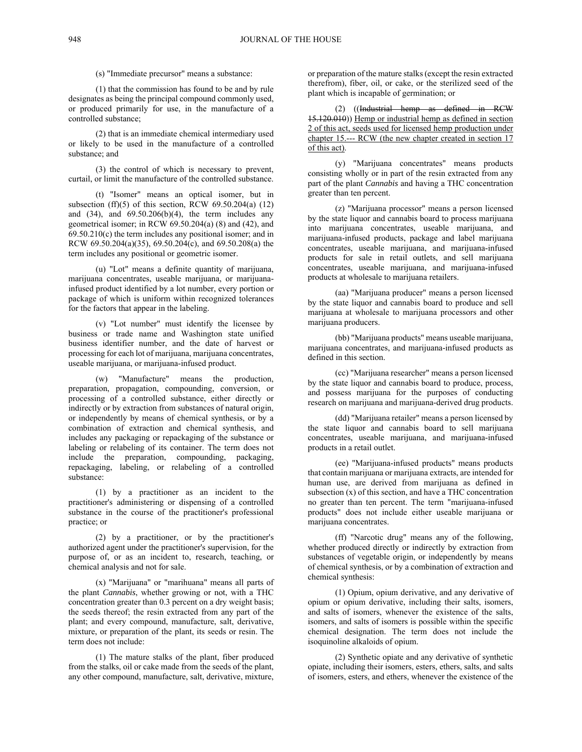(s) "Immediate precursor" means a substance:

(1) that the commission has found to be and by rule designates as being the principal compound commonly used, or produced primarily for use, in the manufacture of a controlled substance;

(2) that is an immediate chemical intermediary used or likely to be used in the manufacture of a controlled substance; and

(3) the control of which is necessary to prevent, curtail, or limit the manufacture of the controlled substance.

(t) "Isomer" means an optical isomer, but in subsection (ff)(5) of this section, RCW 69.50.204(a) (12) and (34), and 69.50.206(b)(4), the term includes any geometrical isomer; in RCW 69.50.204(a) (8) and (42), and 69.50.210(c) the term includes any positional isomer; and in RCW 69.50.204(a)(35), 69.50.204(c), and 69.50.208(a) the term includes any positional or geometric isomer.

(u) "Lot" means a definite quantity of marijuana, marijuana concentrates, useable marijuana, or marijuana-infused product identified by a lot number, every portion or package of which is uniform within recognized tolerances for the factors that appear in the labeling.

(v) "Lot number" must identify the licensee by business or trade name and Washington state unified business identifier number, and the date of harvest or processing for each lot of marijuana, marijuana concentrates, useable marijuana, or marijuana-infused product.

(w) "Manufacture" means the production, preparation, propagation, compounding, conversion, or processing of a controlled substance, either directly or indirectly or by extraction from substances of natural origin, or independently by means of chemical synthesis, or by a combination of extraction and chemical synthesis, and includes any packaging or repackaging of the substance or labeling or relabeling of its container. The term does not include the preparation, compounding, packaging, repackaging, labeling, or relabeling of a controlled substance:

(1) by a practitioner as an incident to the practitioner's administering or dispensing of a controlled substance in the course of the practitioner's professional practice; or

(2) by a practitioner, or by the practitioner's authorized agent under the practitioner's supervision, for the purpose of, or as an incident to, research, teaching, or chemical analysis and not for sale.

(x) "Marijuana" or "marihuana" means all parts of the plant *Cannabis*, whether growing or not, with a THC concentration greater than 0.3 percent on a dry weight basis; the seeds thereof; the resin extracted from any part of the plant; and every compound, manufacture, salt, derivative, mixture, or preparation of the plant, its seeds or resin. The term does not include:

(1) The mature stalks of the plant, fiber produced from the stalks, oil or cake made from the seeds of the plant, any other compound, manufacture, salt, derivative, mixture, or preparation of the mature stalks (except the resin extracted therefrom), fiber, oil, or cake, or the sterilized seed of the plant which is incapable of germination; or

(2) ((~~Industrial hemp as defined in RCW 15.120.010~~)) <u>Hemp or industrial hemp as defined in section 2 of this act, seeds used for licensed hemp production under chapter 15.--- RCW (the new chapter created in section 17 of this act)</u>.

(y) "Marijuana concentrates" means products consisting wholly or in part of the resin extracted from any part of the plant *Cannabis* and having a THC concentration greater than ten percent.

(z) "Marijuana processor" means a person licensed by the state liquor and cannabis board to process marijuana into marijuana concentrates, useable marijuana, and marijuana-infused products, package and label marijuana concentrates, useable marijuana, and marijuana-infused products for sale in retail outlets, and sell marijuana concentrates, useable marijuana, and marijuana-infused products at wholesale to marijuana retailers.

(aa) "Marijuana producer" means a person licensed by the state liquor and cannabis board to produce and sell marijuana at wholesale to marijuana processors and other marijuana producers.

(bb) "Marijuana products" means useable marijuana, marijuana concentrates, and marijuana-infused products as defined in this section.

(cc) "Marijuana researcher" means a person licensed by the state liquor and cannabis board to produce, process, and possess marijuana for the purposes of conducting research on marijuana and marijuana-derived drug products.

(dd) "Marijuana retailer" means a person licensed by the state liquor and cannabis board to sell marijuana concentrates, useable marijuana, and marijuana-infused products in a retail outlet.

(ee) "Marijuana-infused products" means products that contain marijuana or marijuana extracts, are intended for human use, are derived from marijuana as defined in subsection (x) of this section, and have a THC concentration no greater than ten percent. The term "marijuana-infused products" does not include either useable marijuana or marijuana concentrates.

(ff) "Narcotic drug" means any of the following, whether produced directly or indirectly by extraction from substances of vegetable origin, or independently by means of chemical synthesis, or by a combination of extraction and chemical synthesis:

(1) Opium, opium derivative, and any derivative of opium or opium derivative, including their salts, isomers, and salts of isomers, whenever the existence of the salts, isomers, and salts of isomers is possible within the specific chemical designation. The term does not include the isoquinoline alkaloids of opium.

(2) Synthetic opiate and any derivative of synthetic opiate, including their isomers, esters, ethers, salts, and salts of isomers, esters, and ethers, whenever the existence of the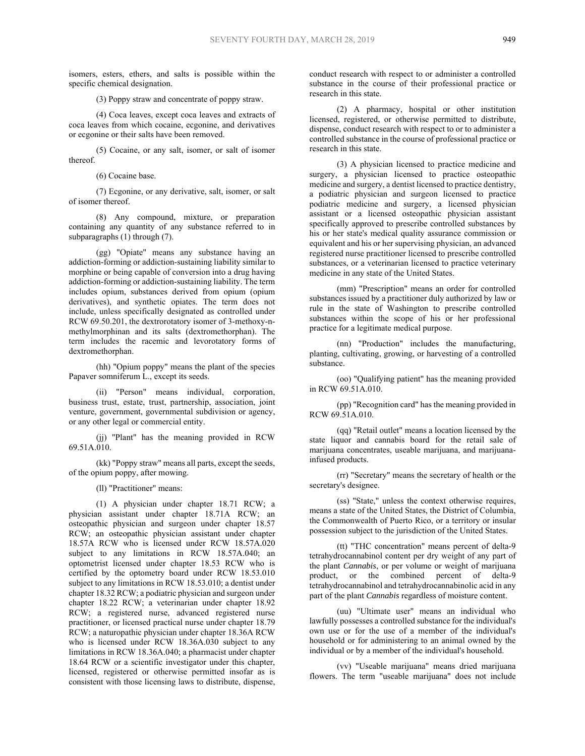isomers, esters, ethers, and salts is possible within the specific chemical designation.

(3) Poppy straw and concentrate of poppy straw.

(4) Coca leaves, except coca leaves and extracts of coca leaves from which cocaine, ecgonine, and derivatives or ecgonine or their salts have been removed.

(5) Cocaine, or any salt, isomer, or salt of isomer thereof.

(6) Cocaine base.

(7) Ecgonine, or any derivative, salt, isomer, or salt of isomer thereof.

(8) Any compound, mixture, or preparation containing any quantity of any substance referred to in subparagraphs (1) through (7).

(gg) "Opiate" means any substance having an addiction-forming or addiction-sustaining liability similar to morphine or being capable of conversion into a drug having addiction-forming or addiction-sustaining liability. The term includes opium, substances derived from opium (opium derivatives), and synthetic opiates. The term does not include, unless specifically designated as controlled under RCW 69.50.201, the dextrorotatory isomer of 3-methoxy-n-methylmorphinan and its salts (dextromethorphan). The term includes the racemic and levorotatory forms of dextromethorphan.

(hh) "Opium poppy" means the plant of the species Papaver somniferum L., except its seeds.

(ii) "Person" means individual, corporation, business trust, estate, trust, partnership, association, joint venture, government, governmental subdivision or agency, or any other legal or commercial entity.

(jj) "Plant" has the meaning provided in RCW 69.51A.010.

(kk) "Poppy straw" means all parts, except the seeds, of the opium poppy, after mowing.

(ll) "Practitioner" means:

(1) A physician under chapter 18.71 RCW; a physician assistant under chapter 18.71A RCW; an osteopathic physician and surgeon under chapter 18.57 RCW; an osteopathic physician assistant under chapter 18.57A RCW who is licensed under RCW 18.57A.020 subject to any limitations in RCW 18.57A.040; an optometrist licensed under chapter 18.53 RCW who is certified by the optometry board under RCW 18.53.010 subject to any limitations in RCW 18.53.010; a dentist under chapter 18.32 RCW; a podiatric physician and surgeon under chapter 18.22 RCW; a veterinarian under chapter 18.92 RCW; a registered nurse, advanced registered nurse practitioner, or licensed practical nurse under chapter 18.79 RCW; a naturopathic physician under chapter 18.36A RCW who is licensed under RCW 18.36A.030 subject to any limitations in RCW 18.36A.040; a pharmacist under chapter 18.64 RCW or a scientific investigator under this chapter, licensed, registered or otherwise permitted insofar as is consistent with those licensing laws to distribute, dispense, conduct research with respect to or administer a controlled substance in the course of their professional practice or research in this state.

(2) A pharmacy, hospital or other institution licensed, registered, or otherwise permitted to distribute, dispense, conduct research with respect to or to administer a controlled substance in the course of professional practice or research in this state.

(3) A physician licensed to practice medicine and surgery, a physician licensed to practice osteopathic medicine and surgery, a dentist licensed to practice dentistry, a podiatric physician and surgeon licensed to practice podiatric medicine and surgery, a licensed physician assistant or a licensed osteopathic physician assistant specifically approved to prescribe controlled substances by his or her state's medical quality assurance commission or equivalent and his or her supervising physician, an advanced registered nurse practitioner licensed to prescribe controlled substances, or a veterinarian licensed to practice veterinary medicine in any state of the United States.

(mm) "Prescription" means an order for controlled substances issued by a practitioner duly authorized by law or rule in the state of Washington to prescribe controlled substances within the scope of his or her professional practice for a legitimate medical purpose.

(nn) "Production" includes the manufacturing, planting, cultivating, growing, or harvesting of a controlled substance.

(oo) "Qualifying patient" has the meaning provided in RCW 69.51A.010.

(pp) "Recognition card" has the meaning provided in RCW 69.51A.010.

(qq) "Retail outlet" means a location licensed by the state liquor and cannabis board for the retail sale of marijuana concentrates, useable marijuana, and marijuana-infused products.

(rr) "Secretary" means the secretary of health or the secretary's designee.

(ss) "State," unless the context otherwise requires, means a state of the United States, the District of Columbia, the Commonwealth of Puerto Rico, or a territory or insular possession subject to the jurisdiction of the United States.

(tt) "THC concentration" means percent of delta-9 tetrahydrocannabinol content per dry weight of any part of the plant *Cannabis*, or per volume or weight of marijuana product, or the combined percent of delta-9 tetrahydrocannabinol and tetrahydrocannabinolic acid in any part of the plant *Cannabis* regardless of moisture content.

(uu) "Ultimate user" means an individual who lawfully possesses a controlled substance for the individual's own use or for the use of a member of the individual's household or for administering to an animal owned by the individual or by a member of the individual's household.

(vv) "Useable marijuana" means dried marijuana flowers. The term "useable marijuana" does not include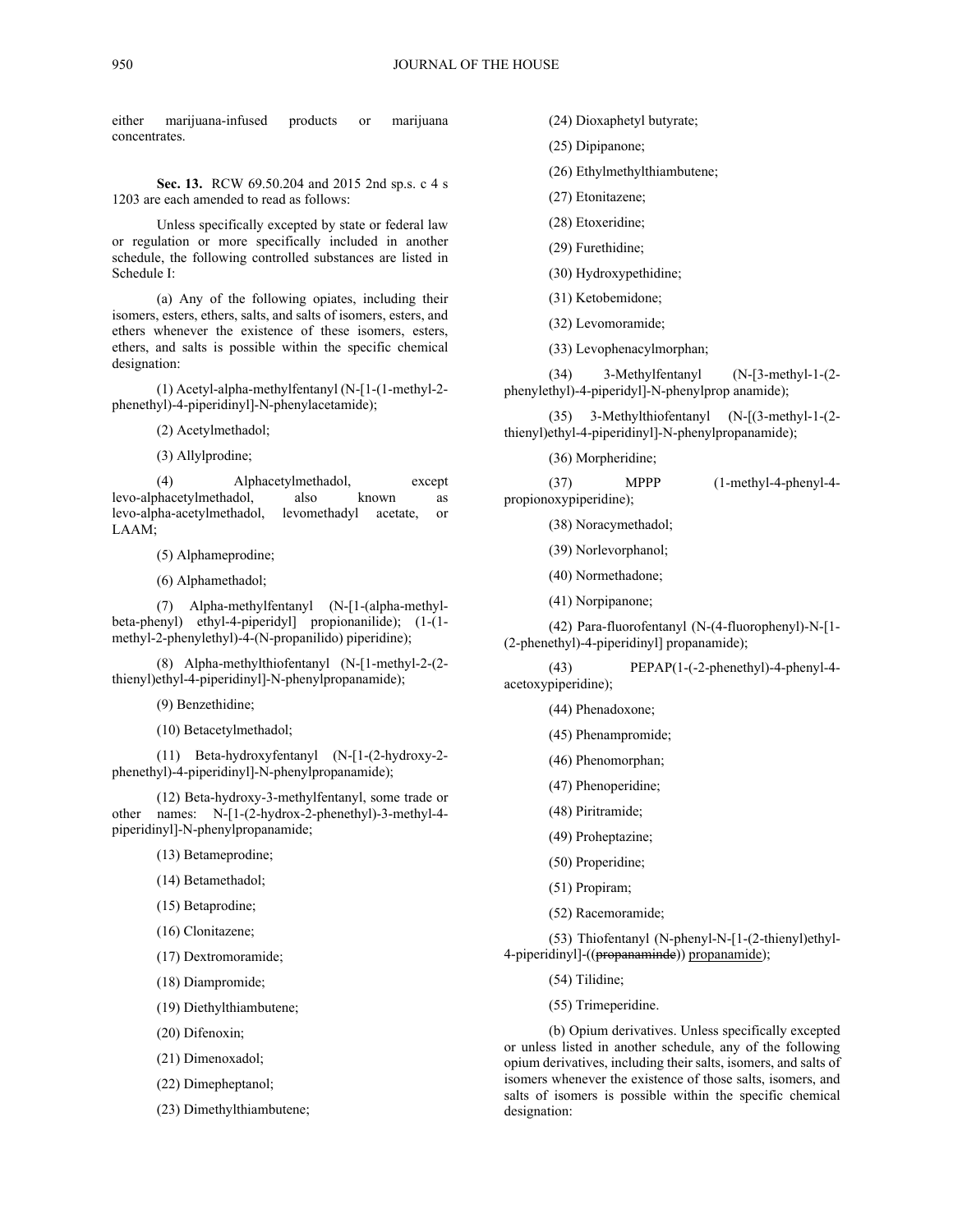either marijuana-infused products or marijuana concentrates.

**Sec. 13.** RCW 69.50.204 and 2015 2nd sp.s. c 4 s 1203 are each amended to read as follows:

Unless specifically excepted by state or federal law or regulation or more specifically included in another schedule, the following controlled substances are listed in Schedule I:

(a) Any of the following opiates, including their isomers, esters, ethers, salts, and salts of isomers, esters, and ethers whenever the existence of these isomers, esters, ethers, and salts is possible within the specific chemical designation:

(1) Acetyl-alpha-methylfentanyl (N-[1-(1-methyl-2-phenethyl)-4-piperidinyl]-N-phenylacetamide);

(2) Acetylmethadol;

(3) Allylprodine;

(4) Alphacetylmethadol, except levo-alphacetylmethadol, also known as levo-alpha-acetylmethadol, levomethadyl acetate, or LAAM;

(5) Alphameprodine;

(6) Alphamethadol;

(7) Alpha-methylfentanyl (N-[1-(alpha-methyl-beta-phenyl) ethyl-4-piperidyl] propionanilide); (1-(1-methyl-2-phenylethyl)-4-(N-propanilido) piperidine);

(8) Alpha-methylthiofentanyl (N-[1-methyl-2-(2-thienyl)ethyl-4-piperidinyl]-N-phenylpropanamide);

(9) Benzethidine;

(10) Betacetylmethadol;

(11) Beta-hydroxyfentanyl (N-[1-(2-hydroxy-2-phenethyl)-4-piperidinyl]-N-phenylpropanamide);

(12) Beta-hydroxy-3-methylfentanyl, some trade or other names: N-[1-(2-hydrox-2-phenethyl)-3-methyl-4-piperidinyl]-N-phenylpropanamide;

(13) Betameprodine;

(14) Betamethadol;

(15) Betaprodine;

(16) Clonitazene;

(17) Dextromoramide;

(18) Diampromide;

(19) Diethylthiambutene;

(20) Difenoxin;

(21) Dimenoxadol;

(22) Dimepheptanol;

(23) Dimethylthiambutene;

(24) Dioxaphetyl butyrate;

(25) Dipipanone;

(26) Ethylmethylthiambutene;

(27) Etonitazene;

(28) Etoxeridine;

(29) Furethidine;

(30) Hydroxypethidine;

(31) Ketobemidone;

(32) Levomoramide;

(33) Levophenacylmorphan;

(34) 3-Methylfentanyl (N-[3-methyl-1-(2-phenylethyl)-4-piperidyl]-N-phenylprop anamide);

(35) 3-Methylthiofentanyl (N-[(3-methyl-1-(2-thienyl)ethyl-4-piperidinyl]-N-phenylpropanamide);

(36) Morpheridine;

(37) MPPP (1-methyl-4-phenyl-4-propionoxypiperidine);

(38) Noracymethadol;

(39) Norlevorphanol;

(40) Normethadone;

(41) Norpipanone;

(42) Para-fluorofentanyl (N-(4-fluorophenyl)-N-[1-(2-phenethyl)-4-piperidinyl] propanamide);

(43) PEPAP(1-(-2-phenethyl)-4-phenyl-4-acetoxypiperidine);

(44) Phenadoxone;

(45) Phenampromide;

(46) Phenomorphan;

(47) Phenoperidine;

(48) Piritramide;

(49) Proheptazine;

(50) Properidine;

(51) Propiram;

(52) Racemoramide;

(53) Thiofentanyl (N-phenyl-N-[1-(2-thienyl)ethyl-4-piperidinyl]-((~~propanaminde~~)) <u>propanamide</u>);

(54) Tilidine;

(55) Trimeperidine.

(b) Opium derivatives. Unless specifically excepted or unless listed in another schedule, any of the following opium derivatives, including their salts, isomers, and salts of isomers whenever the existence of those salts, isomers, and salts of isomers is possible within the specific chemical designation: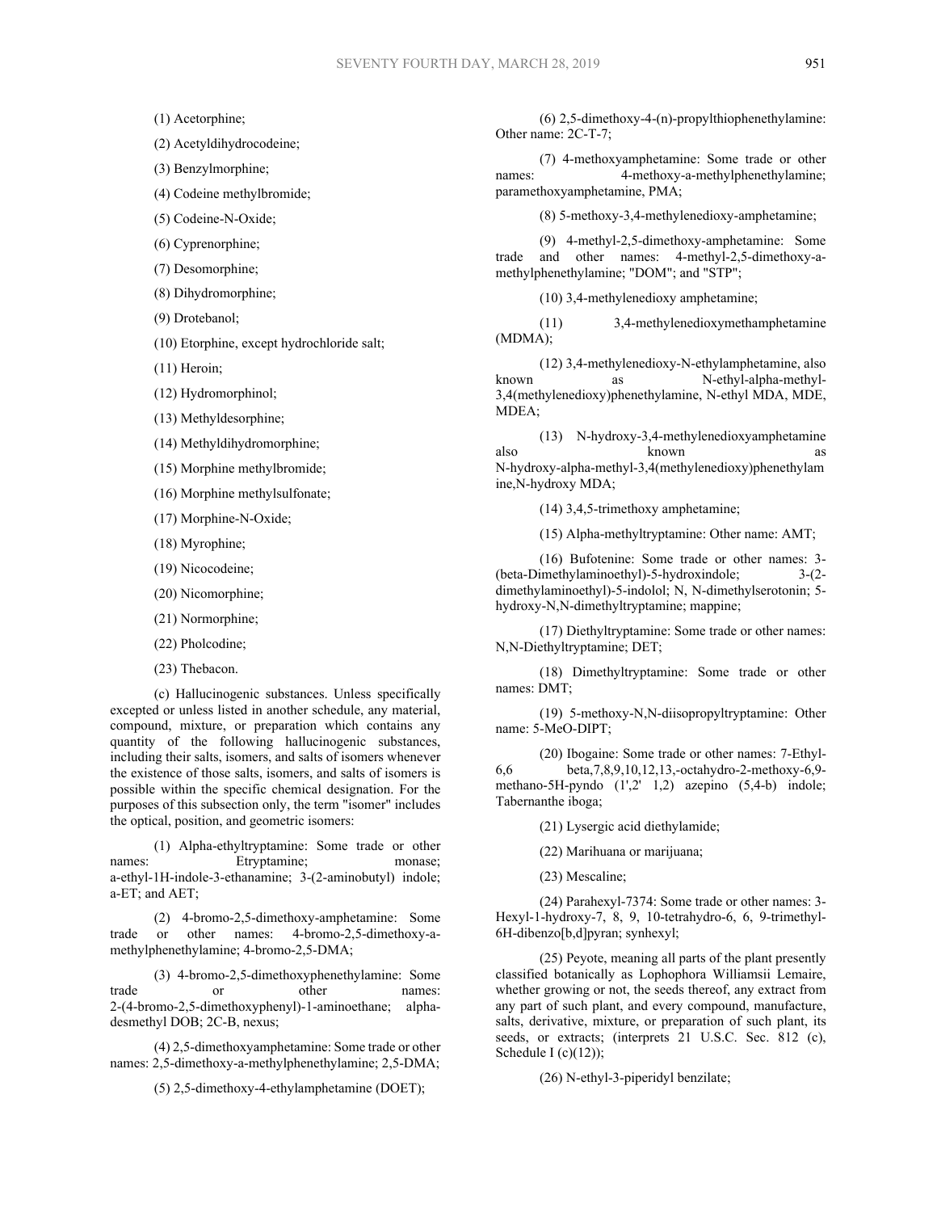(1) Acetorphine;

(2) Acetyldihydrocodeine;

(3) Benzylmorphine;

(4) Codeine methylbromide;

(5) Codeine-N-Oxide;

(6) Cyprenorphine;

(7) Desomorphine;

(8) Dihydromorphine;

(9) Drotebanol;

(10) Etorphine, except hydrochloride salt;

(11) Heroin;

(12) Hydromorphinol;

(13) Methyldesorphine;

(14) Methyldihydromorphine;

(15) Morphine methylbromide;

(16) Morphine methylsulfonate;

(17) Morphine-N-Oxide;

(18) Myrophine;

(19) Nicocodeine;

(20) Nicomorphine;

(21) Normorphine;

(22) Pholcodine;

(23) Thebacon.

(c) Hallucinogenic substances. Unless specifically excepted or unless listed in another schedule, any material, compound, mixture, or preparation which contains any quantity of the following hallucinogenic substances, including their salts, isomers, and salts of isomers whenever the existence of those salts, isomers, and salts of isomers is possible within the specific chemical designation. For the purposes of this subsection only, the term "isomer" includes the optical, position, and geometric isomers:

(1) Alpha-ethyltryptamine: Some trade or other names: Etryptamine; monase; a-ethyl-1H-indole-3-ethanamine; 3-(2-aminobutyl) indole; a-ET; and AET;

(2) 4-bromo-2,5-dimethoxy-amphetamine: Some trade or other names: 4-bromo-2,5-dimethoxy-a-methylphenethylamine; 4-bromo-2,5-DMA;

(3) 4-bromo-2,5-dimethoxyphenethylamine: Some trade or other names: 2-(4-bromo-2,5-dimethoxyphenyl)-1-aminoethane; alpha-desmethyl DOB; 2C-B, nexus;

(4) 2,5-dimethoxyamphetamine: Some trade or other names: 2,5-dimethoxy-a-methylphenethylamine; 2,5-DMA;

(5) 2,5-dimethoxy-4-ethylamphetamine (DOET);

(6) 2,5-dimethoxy-4-(n)-propylthiophenethylamine: Other name: 2C-T-7;

(7) 4-methoxyamphetamine: Some trade or other names: 4-methoxy-a-methylphenethylamine; paramethoxyamphetamine, PMA;

(8) 5-methoxy-3,4-methylenedioxy-amphetamine;

(9) 4-methyl-2,5-dimethoxy-amphetamine: Some trade and other names: 4-methyl-2,5-dimethoxy-a-methylphenethylamine; "DOM"; and "STP";

(10) 3,4-methylenedioxy amphetamine;

(11) 3,4-methylenedioxymethamphetamine (MDMA);

(12) 3,4-methylenedioxy-N-ethylamphetamine, also known as N-ethyl-alpha-methyl-3,4(methylenedioxy)phenethylamine, N-ethyl MDA, MDE, MDEA;

(13) N-hydroxy-3,4-methylenedioxyamphetamine also known as N-hydroxy-alpha-methyl-3,4(methylenedioxy)phenethylamine,N-hydroxy MDA;

(14) 3,4,5-trimethoxy amphetamine;

(15) Alpha-methyltryptamine: Other name: AMT;

(16) Bufotenine: Some trade or other names: 3-(beta-Dimethylaminoethyl)-5-hydroxindole; 3-(2-dimethylaminoethyl)-5-indolol; N, N-dimethylserotonin; 5-hydroxy-N,N-dimethyltryptamine; mappine;

(17) Diethyltryptamine: Some trade or other names: N,N-Diethyltryptamine; DET;

(18) Dimethyltryptamine: Some trade or other names: DMT;

(19) 5-methoxy-N,N-diisopropyltryptamine: Other name: 5-MeO-DIPT;

(20) Ibogaine: Some trade or other names: 7-Ethyl-6,6 beta,7,8,9,10,12,13,-octahydro-2-methoxy-6,9-methano-5H-pyndo (1',2' 1,2) azepino (5,4-b) indole; Tabernanthe iboga;

(21) Lysergic acid diethylamide;

(22) Marihuana or marijuana;

(23) Mescaline;

(24) Parahexyl-7374: Some trade or other names: 3-Hexyl-1-hydroxy-7, 8, 9, 10-tetrahydro-6, 6, 9-trimethyl-6H-dibenzo[b,d]pyran; synhexyl;

(25) Peyote, meaning all parts of the plant presently classified botanically as Lophophora Williamsii Lemaire, whether growing or not, the seeds thereof, any extract from any part of such plant, and every compound, manufacture, salts, derivative, mixture, or preparation of such plant, its seeds, or extracts; (interprets 21 U.S.C. Sec. 812 (c), Schedule I (c)(12));

(26) N-ethyl-3-piperidyl benzilate;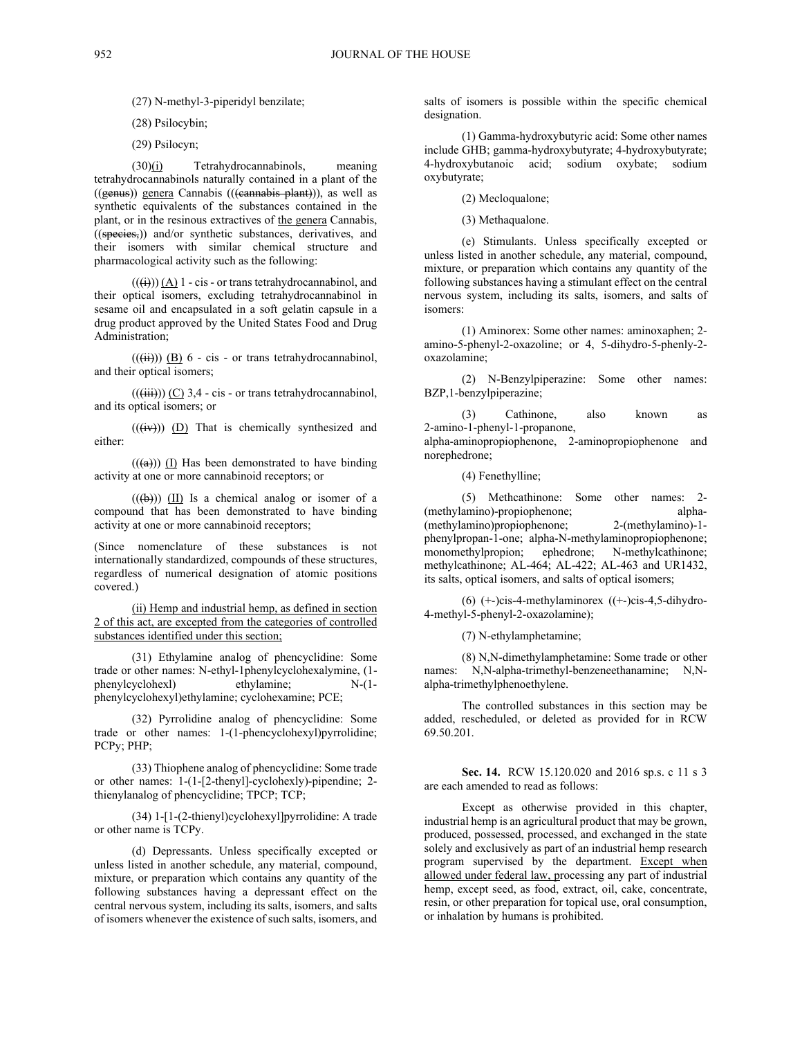(27) N-methyl-3-piperidyl benzilate;

(28) Psilocybin;

(29) Psilocyn;

(30)(i) Tetrahydrocannabinols, meaning tetrahydrocannabinols naturally contained in a plant of the ((genus)) genera Cannabis (((cannabis plant))), as well as synthetic equivalents of the substances contained in the plant, or in the resinous extractives of the genera Cannabis, ((species,)) and/or synthetic substances, derivatives, and their isomers with similar chemical structure and pharmacological activity such as the following:

(((i))) (A) 1 - cis - or trans tetrahydrocannabinol, and their optical isomers, excluding tetrahydrocannabinol in sesame oil and encapsulated in a soft gelatin capsule in a drug product approved by the United States Food and Drug Administration;

(((ii))) (B) 6 - cis - or trans tetrahydrocannabinol, and their optical isomers;

(((iii))) (C) 3,4 - cis - or trans tetrahydrocannabinol, and its optical isomers; or

(((iv))) (D) That is chemically synthesized and either:

(((a))) (I) Has been demonstrated to have binding activity at one or more cannabinoid receptors; or

(((b))) (II) Is a chemical analog or isomer of a compound that has been demonstrated to have binding activity at one or more cannabinoid receptors;

(Since nomenclature of these substances is not internationally standardized, compounds of these structures, regardless of numerical designation of atomic positions covered.)

(ii) Hemp and industrial hemp, as defined in section 2 of this act, are excepted from the categories of controlled substances identified under this section;

(31) Ethylamine analog of phencyclidine: Some trade or other names: N-ethyl-1phenylcyclohexalymine, (1-phenylcyclohexl) ethylamine; N-(1-phenylcyclohexyl)ethylamine; cyclohexamine; PCE;

(32) Pyrrolidine analog of phencyclidine: Some trade or other names: 1-(1-phencyclohexyl)pyrrolidine; PCPy; PHP;

(33) Thiophene analog of phencyclidine: Some trade or other names: 1-(1-[2-thenyl]-cyclohexly)-pipendine; 2-thienylanalog of phencyclidine; TPCP; TCP;

(34) 1-[1-(2-thienyl)cyclohexyl]pyrrolidine: A trade or other name is TCPy.

(d) Depressants. Unless specifically excepted or unless listed in another schedule, any material, compound, mixture, or preparation which contains any quantity of the following substances having a depressant effect on the central nervous system, including its salts, isomers, and salts of isomers whenever the existence of such salts, isomers, and salts of isomers is possible within the specific chemical designation.

(1) Gamma-hydroxybutyric acid: Some other names include GHB; gamma-hydroxybutyrate; 4-hydroxybutyrate; 4-hydroxybutanoic acid; sodium oxybate; sodium oxybutyrate;

(2) Mecloqualone;

(3) Methaqualone.

(e) Stimulants. Unless specifically excepted or unless listed in another schedule, any material, compound, mixture, or preparation which contains any quantity of the following substances having a stimulant effect on the central nervous system, including its salts, isomers, and salts of isomers:

(1) Aminorex: Some other names: aminoxaphen; 2-amino-5-phenyl-2-oxazoline; or 4, 5-dihydro-5-phenly-2-oxazolamine;

(2) N-Benzylpiperazine: Some other names: BZP,1-benzylpiperazine;

(3) Cathinone, also known as 2-amino-1-phenyl-1-propanone, alpha-aminopropiophenone, 2-aminopropiophenone and norephedrone;

(4) Fenethylline;

(5) Methcathinone: Some other names: 2-(methylamino)-propiophenone; alpha-(methylamino)propiophenone; 2-(methylamino)-1-phenylpropan-1-one; alpha-N-methylaminopropiophenone; monomethylpropion; ephedrone; N-methylcathinone; methylcathinone; AL-464; AL-422; AL-463 and UR1432, its salts, optical isomers, and salts of optical isomers;

(6) (+-)cis-4-methylaminorex ((+-)cis-4,5-dihydro-4-methyl-5-phenyl-2-oxazolamine);

(7) N-ethylamphetamine;

(8) N,N-dimethylamphetamine: Some trade or other names: N,N-alpha-trimethyl-benzeneethanamine; N,N-alpha-trimethylphenoethylene.

The controlled substances in this section may be added, rescheduled, or deleted as provided for in RCW 69.50.201.

**Sec. 14.** RCW 15.120.020 and 2016 sp.s. c 11 s 3 are each amended to read as follows:

Except as otherwise provided in this chapter, industrial hemp is an agricultural product that may be grown, produced, possessed, processed, and exchanged in the state solely and exclusively as part of an industrial hemp research program supervised by the department. Except when allowed under federal law, processing any part of industrial hemp, except seed, as food, extract, oil, cake, concentrate, resin, or other preparation for topical use, oral consumption, or inhalation by humans is prohibited.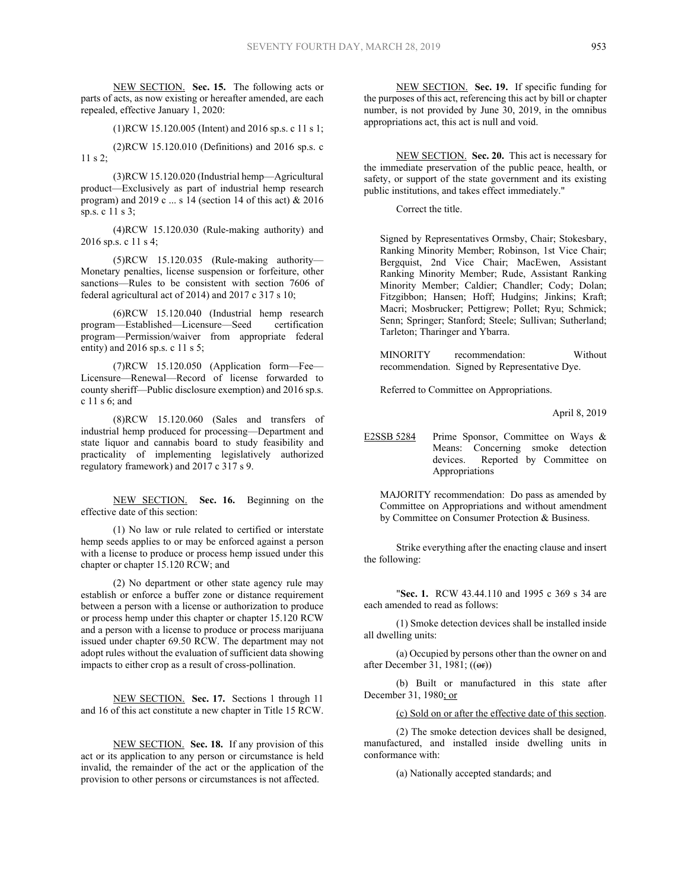NEW SECTION. **Sec. 15.** The following acts or parts of acts, as now existing or hereafter amended, are each repealed, effective January 1, 2020:

(1)RCW 15.120.005 (Intent) and 2016 sp.s. c 11 s 1;

(2)RCW 15.120.010 (Definitions) and 2016 sp.s. c 11 s 2;

(3)RCW 15.120.020 (Industrial hemp—Agricultural product—Exclusively as part of industrial hemp research program) and 2019 c ... s 14 (section 14 of this act) & 2016 sp.s. c 11 s 3;

(4)RCW 15.120.030 (Rule-making authority) and 2016 sp.s. c 11 s 4;

(5)RCW 15.120.035 (Rule-making authority—Monetary penalties, license suspension or forfeiture, other sanctions—Rules to be consistent with section 7606 of federal agricultural act of 2014) and 2017 c 317 s 10;

(6)RCW 15.120.040 (Industrial hemp research program—Established—Licensure—Seed certification program—Permission/waiver from appropriate federal entity) and 2016 sp.s. c 11 s 5;

(7)RCW 15.120.050 (Application form—Fee—Licensure—Renewal—Record of license forwarded to county sheriff—Public disclosure exemption) and 2016 sp.s. c 11 s 6; and

(8)RCW 15.120.060 (Sales and transfers of industrial hemp produced for processing—Department and state liquor and cannabis board to study feasibility and practicality of implementing legislatively authorized regulatory framework) and 2017 c 317 s 9.

NEW SECTION. **Sec. 16.** Beginning on the effective date of this section:

(1) No law or rule related to certified or interstate hemp seeds applies to or may be enforced against a person with a license to produce or process hemp issued under this chapter or chapter 15.120 RCW; and

(2) No department or other state agency rule may establish or enforce a buffer zone or distance requirement between a person with a license or authorization to produce or process hemp under this chapter or chapter 15.120 RCW and a person with a license to produce or process marijuana issued under chapter 69.50 RCW. The department may not adopt rules without the evaluation of sufficient data showing impacts to either crop as a result of cross-pollination.

NEW SECTION. **Sec. 17.** Sections 1 through 11 and 16 of this act constitute a new chapter in Title 15 RCW.

NEW SECTION. **Sec. 18.** If any provision of this act or its application to any person or circumstance is held invalid, the remainder of the act or the application of the provision to other persons or circumstances is not affected.

NEW SECTION. **Sec. 19.** If specific funding for the purposes of this act, referencing this act by bill or chapter number, is not provided by June 30, 2019, in the omnibus appropriations act, this act is null and void.

NEW SECTION. **Sec. 20.** This act is necessary for the immediate preservation of the public peace, health, or safety, or support of the state government and its existing public institutions, and takes effect immediately."

Correct the title.

Signed by Representatives Ormsby, Chair; Stokesbary, Ranking Minority Member; Robinson, 1st Vice Chair; Bergquist, 2nd Vice Chair; MacEwen, Assistant Ranking Minority Member; Rude, Assistant Ranking Minority Member; Caldier; Chandler; Cody; Dolan; Fitzgibbon; Hansen; Hoff; Hudgins; Jinkins; Kraft; Macri; Mosbrucker; Pettigrew; Pollet; Ryu; Schmick; Senn; Springer; Stanford; Steele; Sullivan; Sutherland; Tarleton; Tharinger and Ybarra.

MINORITY recommendation: Without recommendation. Signed by Representative Dye.

Referred to Committee on Appropriations.

April 8, 2019

E2SSB 5284 Prime Sponsor, Committee on Ways & Means: Concerning smoke detection devices. Reported by Committee on Appropriations

MAJORITY recommendation: Do pass as amended by Committee on Appropriations and without amendment by Committee on Consumer Protection & Business.

Strike everything after the enacting clause and insert the following:

"**Sec. 1.** RCW 43.44.110 and 1995 c 369 s 34 are each amended to read as follows:

(1) Smoke detection devices shall be installed inside all dwelling units:

(a) Occupied by persons other than the owner on and after December 31, 1981; ((~~or~~))

(b) Built or manufactured in this state after December 31, 1980; or

(c) Sold on or after the effective date of this section.

(2) The smoke detection devices shall be designed, manufactured, and installed inside dwelling units in conformance with:

(a) Nationally accepted standards; and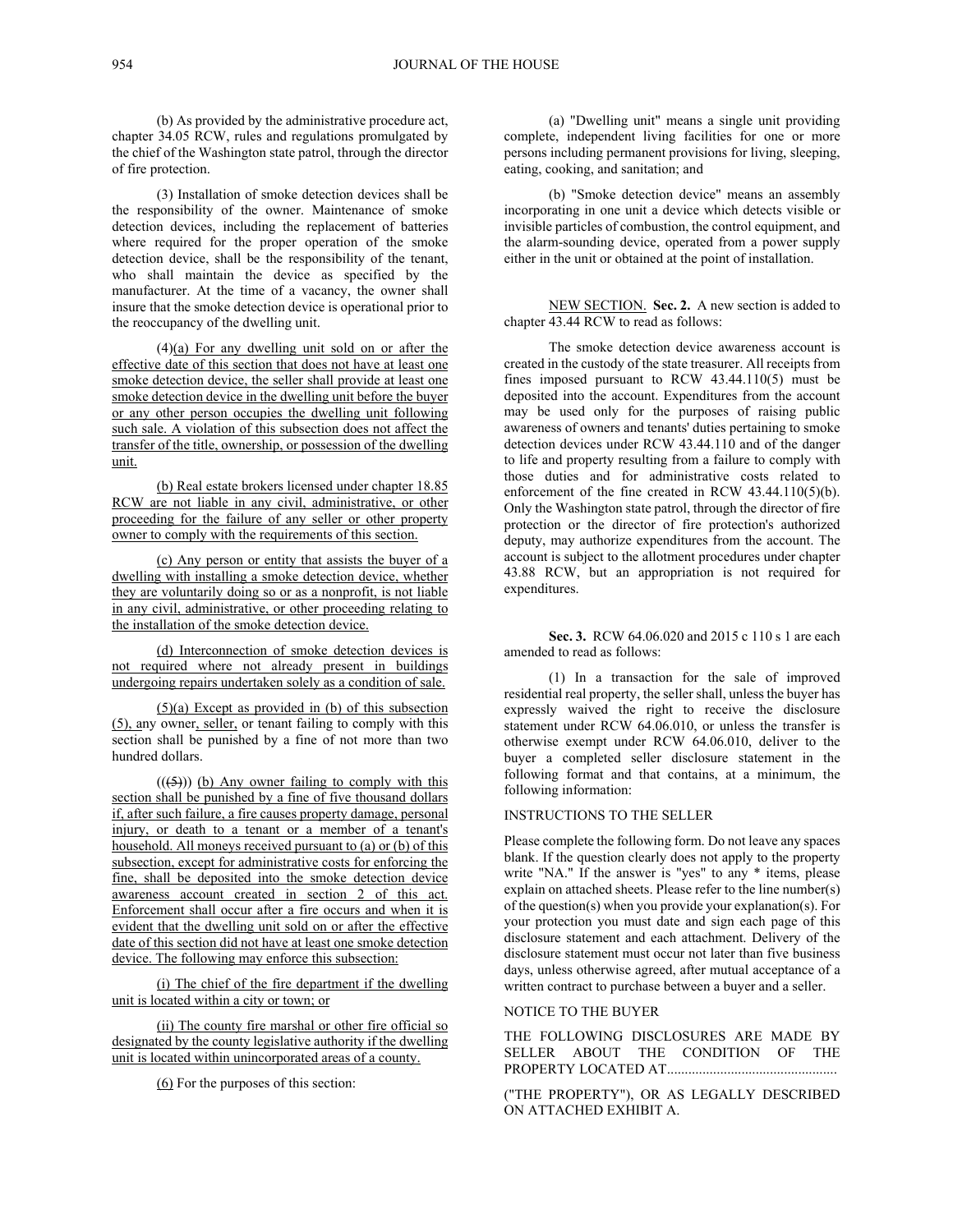(b) As provided by the administrative procedure act, chapter 34.05 RCW, rules and regulations promulgated by the chief of the Washington state patrol, through the director of fire protection.

(3) Installation of smoke detection devices shall be the responsibility of the owner. Maintenance of smoke detection devices, including the replacement of batteries where required for the proper operation of the smoke detection device, shall be the responsibility of the tenant, who shall maintain the device as specified by the manufacturer. At the time of a vacancy, the owner shall insure that the smoke detection device is operational prior to the reoccupancy of the dwelling unit.

(4)(a) For any dwelling unit sold on or after the effective date of this section that does not have at least one smoke detection device, the seller shall provide at least one smoke detection device in the dwelling unit before the buyer or any other person occupies the dwelling unit following such sale. A violation of this subsection does not affect the transfer of the title, ownership, or possession of the dwelling unit.

(b) Real estate brokers licensed under chapter 18.85 RCW are not liable in any civil, administrative, or other proceeding for the failure of any seller or other property owner to comply with the requirements of this section.

(c) Any person or entity that assists the buyer of a dwelling with installing a smoke detection device, whether they are voluntarily doing so or as a nonprofit, is not liable in any civil, administrative, or other proceeding relating to the installation of the smoke detection device.

(d) Interconnection of smoke detection devices is not required where not already present in buildings undergoing repairs undertaken solely as a condition of sale.

(5)(a) Except as provided in (b) of this subsection (5), any owner, seller, or tenant failing to comply with this section shall be punished by a fine of not more than two hundred dollars.

~~((5))~~ (b) Any owner failing to comply with this section shall be punished by a fine of five thousand dollars if, after such failure, a fire causes property damage, personal injury, or death to a tenant or a member of a tenant's household. All moneys received pursuant to (a) or (b) of this subsection, except for administrative costs for enforcing the fine, shall be deposited into the smoke detection device awareness account created in section 2 of this act. Enforcement shall occur after a fire occurs and when it is evident that the dwelling unit sold on or after the effective date of this section did not have at least one smoke detection device. The following may enforce this subsection:

(i) The chief of the fire department if the dwelling unit is located within a city or town; or

(ii) The county fire marshal or other fire official so designated by the county legislative authority if the dwelling unit is located within unincorporated areas of a county.

(6) For the purposes of this section:

(a) "Dwelling unit" means a single unit providing complete, independent living facilities for one or more persons including permanent provisions for living, sleeping, eating, cooking, and sanitation; and

(b) "Smoke detection device" means an assembly incorporating in one unit a device which detects visible or invisible particles of combustion, the control equipment, and the alarm-sounding device, operated from a power supply either in the unit or obtained at the point of installation.

NEW SECTION. **Sec. 2.** A new section is added to chapter 43.44 RCW to read as follows:

The smoke detection device awareness account is created in the custody of the state treasurer. All receipts from fines imposed pursuant to RCW 43.44.110(5) must be deposited into the account. Expenditures from the account may be used only for the purposes of raising public awareness of owners and tenants' duties pertaining to smoke detection devices under RCW 43.44.110 and of the danger to life and property resulting from a failure to comply with those duties and for administrative costs related to enforcement of the fine created in RCW 43.44.110(5)(b). Only the Washington state patrol, through the director of fire protection or the director of fire protection's authorized deputy, may authorize expenditures from the account. The account is subject to the allotment procedures under chapter 43.88 RCW, but an appropriation is not required for expenditures.

**Sec. 3.** RCW 64.06.020 and 2015 c 110 s 1 are each amended to read as follows:

(1) In a transaction for the sale of improved residential real property, the seller shall, unless the buyer has expressly waived the right to receive the disclosure statement under RCW 64.06.010, or unless the transfer is otherwise exempt under RCW 64.06.010, deliver to the buyer a completed seller disclosure statement in the following format and that contains, at a minimum, the following information:

INSTRUCTIONS TO THE SELLER

Please complete the following form. Do not leave any spaces blank. If the question clearly does not apply to the property write "NA." If the answer is "yes" to any * items, please explain on attached sheets. Please refer to the line number(s) of the question(s) when you provide your explanation(s). For your protection you must date and sign each page of this disclosure statement and each attachment. Delivery of the disclosure statement must occur not later than five business days, unless otherwise agreed, after mutual acceptance of a written contract to purchase between a buyer and a seller.

NOTICE TO THE BUYER

THE FOLLOWING DISCLOSURES ARE MADE BY SELLER ABOUT THE CONDITION OF THE PROPERTY LOCATED AT................................................

("THE PROPERTY"), OR AS LEGALLY DESCRIBED ON ATTACHED EXHIBIT A.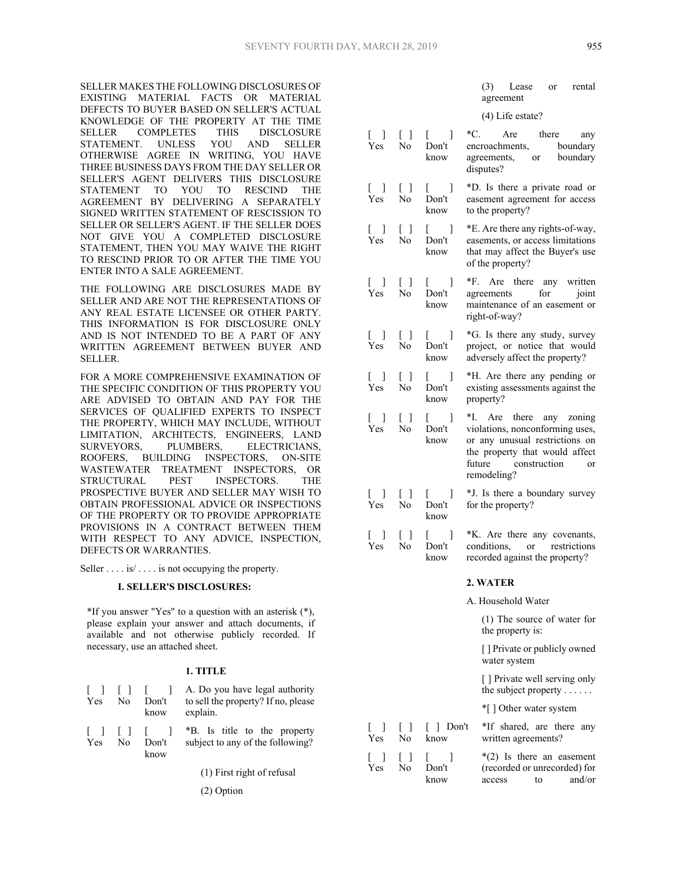SELLER MAKES THE FOLLOWING DISCLOSURES OF EXISTING MATERIAL FACTS OR MATERIAL DEFECTS TO BUYER BASED ON SELLER'S ACTUAL KNOWLEDGE OF THE PROPERTY AT THE TIME SELLER COMPLETES THIS DISCLOSURE STATEMENT. UNLESS YOU AND SELLER OTHERWISE AGREE IN WRITING, YOU HAVE THREE BUSINESS DAYS FROM THE DAY SELLER OR SELLER'S AGENT DELIVERS THIS DISCLOSURE STATEMENT TO YOU TO RESCIND THE AGREEMENT BY DELIVERING A SEPARATELY SIGNED WRITTEN STATEMENT OF RESCISSION TO SELLER OR SELLER'S AGENT. IF THE SELLER DOES NOT GIVE YOU A COMPLETED DISCLOSURE STATEMENT, THEN YOU MAY WAIVE THE RIGHT TO RESCIND PRIOR TO OR AFTER THE TIME YOU ENTER INTO A SALE AGREEMENT.

THE FOLLOWING ARE DISCLOSURES MADE BY SELLER AND ARE NOT THE REPRESENTATIONS OF ANY REAL ESTATE LICENSEE OR OTHER PARTY. THIS INFORMATION IS FOR DISCLOSURE ONLY AND IS NOT INTENDED TO BE A PART OF ANY WRITTEN AGREEMENT BETWEEN BUYER AND SELLER.

FOR A MORE COMPREHENSIVE EXAMINATION OF THE SPECIFIC CONDITION OF THIS PROPERTY YOU ARE ADVISED TO OBTAIN AND PAY FOR THE SERVICES OF QUALIFIED EXPERTS TO INSPECT THE PROPERTY, WHICH MAY INCLUDE, WITHOUT LIMITATION, ARCHITECTS, ENGINEERS, LAND SURVEYORS, PLUMBERS, ELECTRICIANS, ROOFERS, BUILDING INSPECTORS, ON-SITE WASTEWATER TREATMENT INSPECTORS, OR STRUCTURAL PEST INSPECTORS. THE PROSPECTIVE BUYER AND SELLER MAY WISH TO OBTAIN PROFESSIONAL ADVICE OR INSPECTIONS OF THE PROPERTY OR TO PROVIDE APPROPRIATE PROVISIONS IN A CONTRACT BETWEEN THEM WITH RESPECT TO ANY ADVICE, INSPECTION, DEFECTS OR WARRANTIES.

Seller . . . . is/ . . . . is not occupying the property.

**I. SELLER'S DISCLOSURES:**

*If you answer "Yes" to a question with an asterisk (*), please explain your answer and attach documents, if available and not otherwise publicly recorded. If necessary, use an attached sheet.

**1. TITLE**

[ ] Yes [ ] No [ ] Don't know A. Do you have legal authority to sell the property? If no, please explain.

[ ] Yes [ ] No [ ] Don't know *B. Is title to the property subject to any of the following?

(1) First right of refusal

(2) Option

(3) Lease or rental agreement

(4) Life estate?

[ ] Yes [ ] No [ ] Don't know *C. Are there any encroachments, boundary agreements, or boundary disputes?

[ ] Yes [ ] No [ ] Don't know *D. Is there a private road or easement agreement for access to the property?

[ ] Yes [ ] No [ ] Don't know *E. Are there any rights-of-way, easements, or access limitations that may affect the Buyer's use of the property?

[ ] Yes [ ] No [ ] Don't know *F. Are there any written agreements for joint maintenance of an easement or right-of-way?

[ ] Yes [ ] No [ ] Don't know *G. Is there any study, survey project, or notice that would adversely affect the property?

[ ] Yes [ ] No [ ] Don't know *H. Are there any pending or existing assessments against the property?

[ ] Yes [ ] No [ ] Don't know *I. Are there any zoning violations, nonconforming uses, or any unusual restrictions on the property that would affect future construction or remodeling?

[ ] Yes [ ] No [ ] Don't know *J. Is there a boundary survey for the property?

[ ] Yes [ ] No [ ] Don't know *K. Are there any covenants, conditions, or restrictions recorded against the property?

**2. WATER**

A. Household Water

(1) The source of water for the property is:

[ ] Private or publicly owned water system

[ ] Private well serving only the subject property . . . . . .

*[ ] Other water system

[ ] Yes [ ] No [ ] Don't know *If shared, are there any written agreements?

[ ] Yes [ ] No [ ] Don't know *(2) Is there an easement (recorded or unrecorded) for access to and/or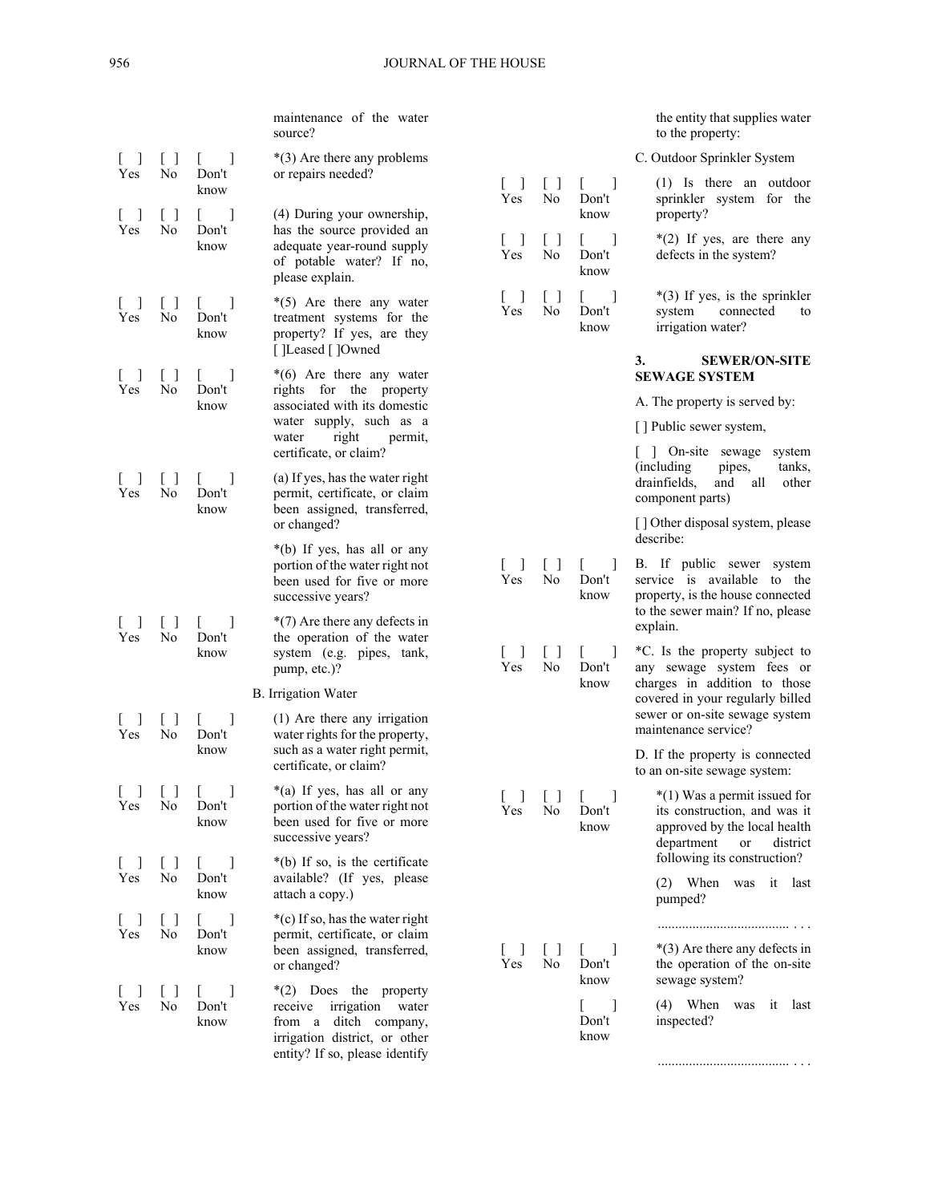maintenance of the water source?

[ ] Yes [ ] No [ ] Don't know *(3) Are there any problems or repairs needed?

[ ] Yes [ ] No [ ] Don't know (4) During your ownership, has the source provided an adequate year-round supply of potable water? If no, please explain.

[ ] Yes [ ] No [ ] Don't know *(5) Are there any water treatment systems for the property? If yes, are they [ ]Leased [ ]Owned

[ ] Yes [ ] No [ ] Don't know *(6) Are there any water rights for the property associated with its domestic water supply, such as a water right permit, certificate, or claim?

[ ] Yes [ ] No [ ] Don't know (a) If yes, has the water right permit, certificate, or claim been assigned, transferred, or changed?

*(b) If yes, has all or any portion of the water right not been used for five or more successive years?

[ ] Yes [ ] No [ ] Don't know *(7) Are there any defects in the operation of the water system (e.g. pipes, tank, pump, etc.)?

B. Irrigation Water

[ ] Yes [ ] No [ ] Don't know (1) Are there any irrigation water rights for the property, such as a water right permit, certificate, or claim?

[ ] Yes [ ] No [ ] Don't know *(a) If yes, has all or any portion of the water right not been used for five or more successive years?

[ ] Yes [ ] No [ ] Don't know *(b) If so, is the certificate available? (If yes, please attach a copy.)

[ ] Yes [ ] No [ ] Don't know *(c) If so, has the water right permit, certificate, or claim been assigned, transferred, or changed?

[ ] Yes [ ] No [ ] Don't know *(2) Does the property receive irrigation water from a ditch company, irrigation district, or other entity? If so, please identify the entity that supplies water to the property:

C. Outdoor Sprinkler System

[ ] Yes [ ] No [ ] Don't know (1) Is there an outdoor sprinkler system for the property?

[ ] Yes [ ] No [ ] Don't know *(2) If yes, are there any defects in the system?

[ ] Yes [ ] No [ ] Don't know *(3) If yes, is the sprinkler system connected to irrigation water?

**3. SEWER/ON-SITE SEWAGE SYSTEM**

A. The property is served by:

[ ] Public sewer system,

[ ] On-site sewage system (including pipes, tanks, drainfields, and all other component parts)

[ ] Other disposal system, please describe:

[ ] Yes [ ] No [ ] Don't know B. If public sewer system service is available to the property, is the house connected to the sewer main? If no, please explain.

[ ] Yes [ ] No [ ] Don't know *C. Is the property subject to any sewage system fees or charges in addition to those covered in your regularly billed sewer or on-site sewage system maintenance service?

D. If the property is connected to an on-site sewage system:

[ ] Yes [ ] No [ ] Don't know *(1) Was a permit issued for its construction, and was it approved by the local health department or district following its construction?

(2) When was it last pumped?

...................................... . . .

[ ] Yes [ ] No [ ] Don't know *(3) Are there any defects in the operation of the on-site sewage system?

[ ] Don't know (4) When was it last inspected?

...................................... . . .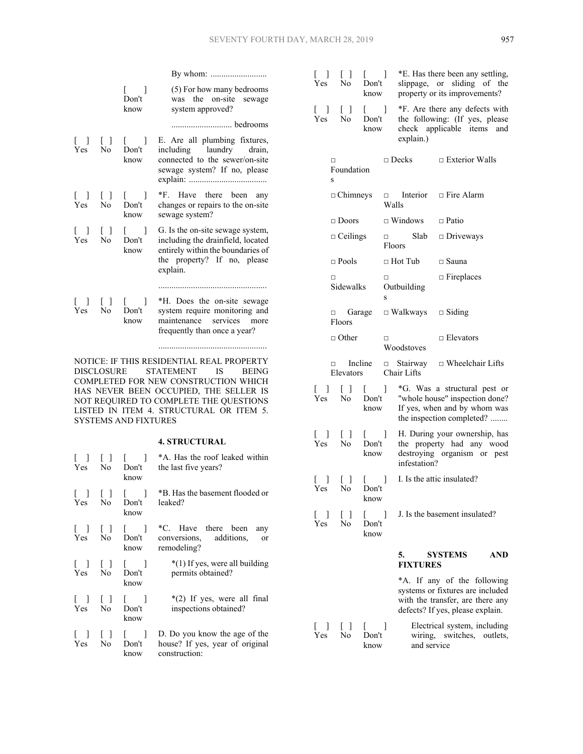By whom: ..........................

[ ] Don't know (5) For how many bedrooms was the on-site sewage system approved?

............................ bedrooms

[ ] Yes [ ] No [ ] Don't know E. Are all plumbing fixtures, including laundry drain, connected to the sewer/on-site sewage system? If no, please explain: ....................................

[ ] Yes [ ] No [ ] Don't know *F. Have there been any changes or repairs to the on-site sewage system?

[ ] Yes [ ] No [ ] Don't know G. Is the on-site sewage system, including the drainfield, located entirely within the boundaries of the property? If no, please explain.

..................................................

[ ] Yes [ ] No [ ] Don't know *H. Does the on-site sewage system require monitoring and maintenance services more frequently than once a year?

..................................................

NOTICE: IF THIS RESIDENTIAL REAL PROPERTY DISCLOSURE STATEMENT IS BEING COMPLETED FOR NEW CONSTRUCTION WHICH HAS NEVER BEEN OCCUPIED, THE SELLER IS NOT REQUIRED TO COMPLETE THE QUESTIONS LISTED IN ITEM 4. STRUCTURAL OR ITEM 5. SYSTEMS AND FIXTURES

### 4. STRUCTURAL

[ ] Yes [ ] No [ ] Don't know *A. Has the roof leaked within the last five years?

[ ] Yes [ ] No [ ] Don't know *B. Has the basement flooded or leaked?

[ ] Yes [ ] No [ ] Don't know *C. Have there been any conversions, additions, or remodeling?

[ ] Yes [ ] No [ ] Don't know *(1) If yes, were all building permits obtained?

[ ] Yes [ ] No [ ] Don't know *(2) If yes, were all final inspections obtained?

[ ] Yes [ ] No [ ] Don't know D. Do you know the age of the house? If yes, year of original construction:

[ ] Yes [ ] No [ ] Don't know *E. Has there been any settling, slippage, or sliding of the property or its improvements?

[ ] Yes [ ] No [ ] Don't know *F. Are there any defects with the following: (If yes, please check applicable items and explain.)

| | | |
|---|---|---|
| □ Foundations | □ Decks | □ Exterior Walls |
| □ Chimneys | □ Interior Walls | □ Fire Alarm |
| □ Doors | □ Windows | □ Patio |
| □ Ceilings | □ Slab Floors | □ Driveways |
| □ Pools | □ Hot Tub | □ Sauna |
| □ Sidewalks | □ Outbuildings | □ Fireplaces |
| □ Garage Floors | □ Walkways | □ Siding |
| □ Other | □ Woodstoves | □ Elevators |
| □ Incline Elevators | □ Stairway Chair Lifts | □ Wheelchair Lifts |

[ ] Yes [ ] No [ ] Don't know *G. Was a structural pest or "whole house" inspection done? If yes, when and by whom was the inspection completed? ........

[ ] Yes [ ] No [ ] Don't know H. During your ownership, has the property had any wood destroying organism or pest infestation?

[ ] Yes [ ] No [ ] Don't know I. Is the attic insulated?

[ ] Yes [ ] No [ ] Don't know J. Is the basement insulated?

### 5. SYSTEMS AND FIXTURES

*A. If any of the following systems or fixtures are included with the transfer, are there any defects? If yes, please explain.

[ ] Yes [ ] No [ ] Don't know Electrical system, including wiring, switches, outlets, and service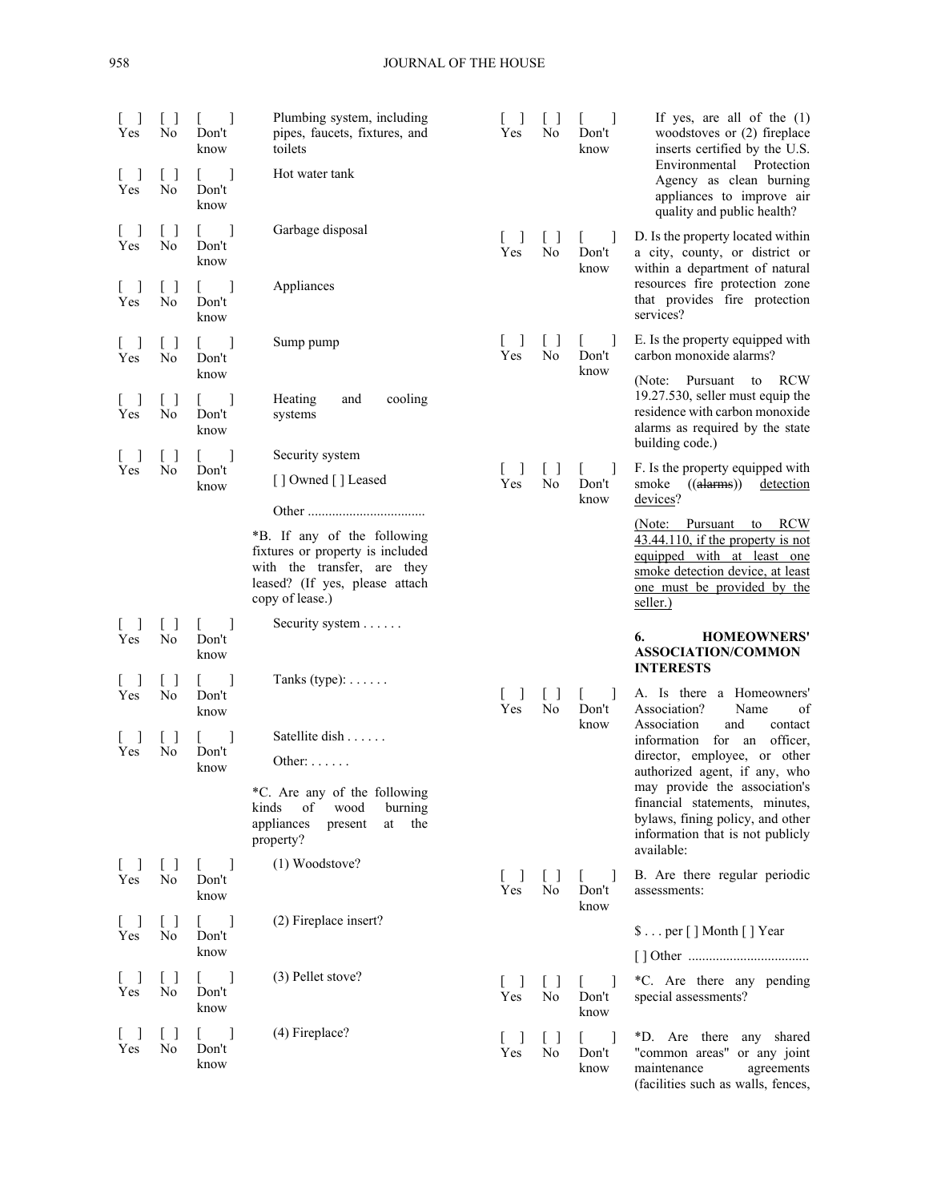| | | | |
|---|---|---|---|
| [ ] Yes | [ ] No | [ ] Don't know | Plumbing system, including pipes, faucets, fixtures, and toilets |
| [ ] Yes | [ ] No | [ ] Don't know | Hot water tank |
| [ ] Yes | [ ] No | [ ] Don't know | Garbage disposal |
| [ ] Yes | [ ] No | [ ] Don't know | Appliances |
| [ ] Yes | [ ] No | [ ] Don't know | Sump pump |
| [ ] Yes | [ ] No | [ ] Don't know | Heating and cooling systems |
| [ ] Yes | [ ] No | [ ] Don't know | Security system<br>[ ] Owned [ ] Leased |
| | | | Other .................................. |

*B. If any of the following fixtures or property is included with the transfer, are they leased? (If yes, please attach copy of lease.)

| | | | |
|---|---|---|---|
| [ ] Yes | [ ] No | [ ] Don't know | Security system . . . . . . |
| [ ] Yes | [ ] No | [ ] Don't know | Tanks (type): . . . . . . |
| [ ] Yes | [ ] No | [ ] Don't know | Satellite dish . . . . . .<br>Other: . . . . . . |

*C. Are any of the following kinds of wood burning appliances present at the property?

| | | | |
|---|---|---|---|
| [ ] Yes | [ ] No | [ ] Don't know | (1) Woodstove? |
| [ ] Yes | [ ] No | [ ] Don't know | (2) Fireplace insert? |
| [ ] Yes | [ ] No | [ ] Don't know | (3) Pellet stove? |
| [ ] Yes | [ ] No | [ ] Don't know | (4) Fireplace? |
| [ ] Yes | [ ] No | [ ] Don't know | If yes, are all of the (1) woodstoves or (2) fireplace inserts certified by the U.S. Environmental Protection Agency as clean burning appliances to improve air quality and public health? |
| [ ] Yes | [ ] No | [ ] Don't know | D. Is the property located within a city, county, or district or within a department of natural resources fire protection zone that provides fire protection services? |
| [ ] Yes | [ ] No | [ ] Don't know | E. Is the property equipped with carbon monoxide alarms?<br>(Note: Pursuant to RCW 19.27.530, seller must equip the residence with carbon monoxide alarms as required by the state building code.) |
| [ ] Yes | [ ] No | [ ] Don't know | F. Is the property equipped with smoke ((~~alarms~~)) <u>detection devices</u>?<br><u>(Note: Pursuant to RCW 43.44.110, if the property is not equipped with at least one smoke detection device, at least one must be provided by the seller.)</u> |

**6. HOMEOWNERS' ASSOCIATION/COMMON INTERESTS**

| | | | |
|---|---|---|---|
| [ ] Yes | [ ] No | [ ] Don't know | A. Is there a Homeowners' Association? Name of Association and contact information for an officer, director, employee, or other authorized agent, if any, who may provide the association's financial statements, minutes, bylaws, fining policy, and other information that is not publicly available: |
| [ ] Yes | [ ] No | [ ] Don't know | B. Are there regular periodic assessments:<br>$ . . . per [ ] Month [ ] Year<br>[ ] Other .................................. |
| [ ] Yes | [ ] No | [ ] Don't know | *C. Are there any pending special assessments? |
| [ ] Yes | [ ] No | [ ] Don't know | *D. Are there any shared "common areas" or any joint maintenance agreements (facilities such as walls, fences, |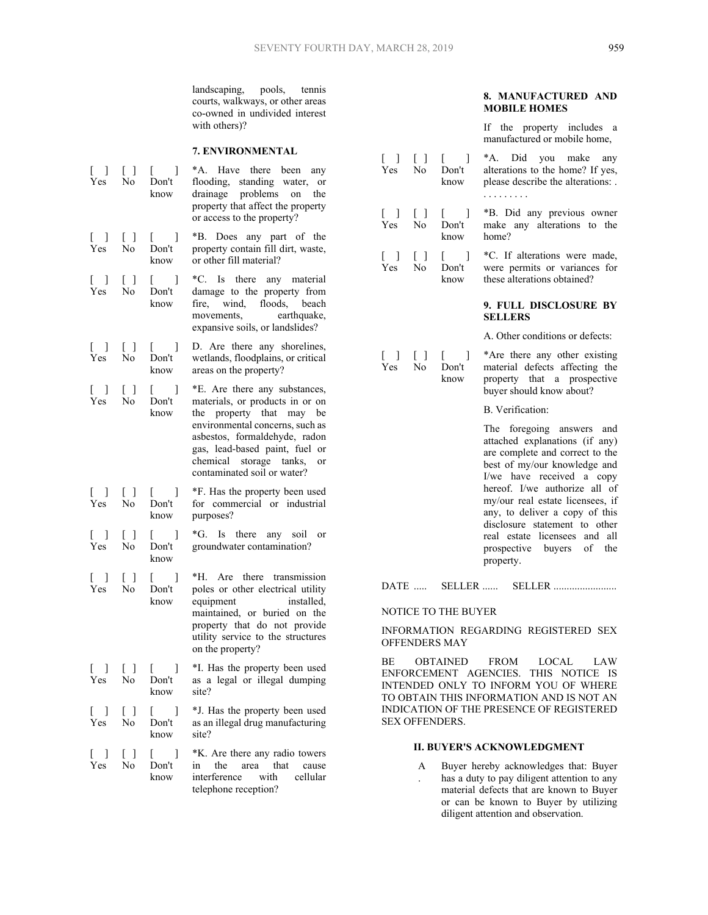landscaping, pools, tennis courts, walkways, or other areas co-owned in undivided interest with others)?

**7. ENVIRONMENTAL**

[ ] Yes [ ] No [ ] Don't know *A. Have there been any flooding, standing water, or drainage problems on the property that affect the property or access to the property?

[ ] Yes [ ] No [ ] Don't know *B. Does any part of the property contain fill dirt, waste, or other fill material?

[ ] Yes [ ] No [ ] Don't know *C. Is there any material damage to the property from fire, wind, floods, beach movements, earthquake, expansive soils, or landslides?

[ ] Yes [ ] No [ ] Don't know D. Are there any shorelines, wetlands, floodplains, or critical areas on the property?

[ ] Yes [ ] No [ ] Don't know *E. Are there any substances, materials, or products in or on the property that may be environmental concerns, such as asbestos, formaldehyde, radon gas, lead-based paint, fuel or chemical storage tanks, or contaminated soil or water?

[ ] Yes [ ] No [ ] Don't know *F. Has the property been used for commercial or industrial purposes?

[ ] Yes [ ] No [ ] Don't know *G. Is there any soil or groundwater contamination?

[ ] Yes [ ] No [ ] Don't know *H. Are there transmission poles or other electrical utility equipment installed, maintained, or buried on the property that do not provide utility service to the structures on the property?

[ ] Yes [ ] No [ ] Don't know *I. Has the property been used as a legal or illegal dumping site?

[ ] Yes [ ] No [ ] Don't know *J. Has the property been used as an illegal drug manufacturing site?

[ ] Yes [ ] No [ ] Don't know *K. Are there any radio towers in the area that cause interference with cellular telephone reception?

**8. MANUFACTURED AND MOBILE HOMES**

If the property includes a manufactured or mobile home,

[ ] Yes [ ] No [ ] Don't know *A. Did you make any alterations to the home? If yes, please describe the alterations: . . . . . . . . . .

[ ] Yes [ ] No [ ] Don't know *B. Did any previous owner make any alterations to the home?

[ ] Yes [ ] No [ ] Don't know *C. If alterations were made, were permits or variances for these alterations obtained?

**9. FULL DISCLOSURE BY SELLERS**

A. Other conditions or defects:

[ ] Yes [ ] No [ ] Don't know *Are there any other existing material defects affecting the property that a prospective buyer should know about?

B. Verification:

The foregoing answers and attached explanations (if any) are complete and correct to the best of my/our knowledge and I/we have received a copy hereof. I/we authorize all of my/our real estate licensees, if any, to deliver a copy of this disclosure statement to other real estate licensees and all prospective buyers of the property.

DATE ..... SELLER ...... SELLER ........................

NOTICE TO THE BUYER

INFORMATION REGARDING REGISTERED SEX OFFENDERS MAY

BE OBTAINED FROM LOCAL LAW ENFORCEMENT AGENCIES. THIS NOTICE IS INTENDED ONLY TO INFORM YOU OF WHERE TO OBTAIN THIS INFORMATION AND IS NOT AN INDICATION OF THE PRESENCE OF REGISTERED SEX OFFENDERS.

**II. BUYER'S ACKNOWLEDGMENT**

A. Buyer hereby acknowledges that: Buyer has a duty to pay diligent attention to any material defects that are known to Buyer or can be known to Buyer by utilizing diligent attention and observation.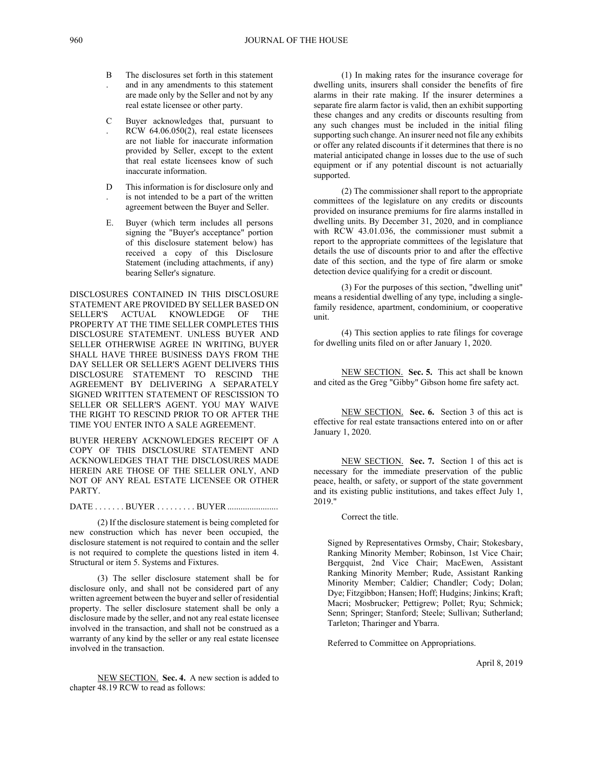B. The disclosures set forth in this statement and in any amendments to this statement are made only by the Seller and not by any real estate licensee or other party.

C. Buyer acknowledges that, pursuant to RCW 64.06.050(2), real estate licensees are not liable for inaccurate information provided by Seller, except to the extent that real estate licensees know of such inaccurate information.

D. This information is for disclosure only and is not intended to be a part of the written agreement between the Buyer and Seller.

E. Buyer (which term includes all persons signing the "Buyer's acceptance" portion of this disclosure statement below) has received a copy of this Disclosure Statement (including attachments, if any) bearing Seller's signature.

DISCLOSURES CONTAINED IN THIS DISCLOSURE STATEMENT ARE PROVIDED BY SELLER BASED ON SELLER'S ACTUAL KNOWLEDGE OF THE PROPERTY AT THE TIME SELLER COMPLETES THIS DISCLOSURE STATEMENT. UNLESS BUYER AND SELLER OTHERWISE AGREE IN WRITING, BUYER SHALL HAVE THREE BUSINESS DAYS FROM THE DAY SELLER OR SELLER'S AGENT DELIVERS THIS DISCLOSURE STATEMENT TO RESCIND THE AGREEMENT BY DELIVERING A SEPARATELY SIGNED WRITTEN STATEMENT OF RESCISSION TO SELLER OR SELLER'S AGENT. YOU MAY WAIVE THE RIGHT TO RESCIND PRIOR TO OR AFTER THE TIME YOU ENTER INTO A SALE AGREEMENT.

BUYER HEREBY ACKNOWLEDGES RECEIPT OF A COPY OF THIS DISCLOSURE STATEMENT AND ACKNOWLEDGES THAT THE DISCLOSURES MADE HEREIN ARE THOSE OF THE SELLER ONLY, AND NOT OF ANY REAL ESTATE LICENSEE OR OTHER PARTY.

DATE . . . . . . . BUYER . . . . . . . . . BUYER .......................

(2) If the disclosure statement is being completed for new construction which has never been occupied, the disclosure statement is not required to contain and the seller is not required to complete the questions listed in item 4. Structural or item 5. Systems and Fixtures.

(3) The seller disclosure statement shall be for disclosure only, and shall not be considered part of any written agreement between the buyer and seller of residential property. The seller disclosure statement shall be only a disclosure made by the seller, and not any real estate licensee involved in the transaction, and shall not be construed as a warranty of any kind by the seller or any real estate licensee involved in the transaction.

NEW SECTION. **Sec. 4.** A new section is added to chapter 48.19 RCW to read as follows:

(1) In making rates for the insurance coverage for dwelling units, insurers shall consider the benefits of fire alarms in their rate making. If the insurer determines a separate fire alarm factor is valid, then an exhibit supporting these changes and any credits or discounts resulting from any such changes must be included in the initial filing supporting such change. An insurer need not file any exhibits or offer any related discounts if it determines that there is no material anticipated change in losses due to the use of such equipment or if any potential discount is not actuarially supported.

(2) The commissioner shall report to the appropriate committees of the legislature on any credits or discounts provided on insurance premiums for fire alarms installed in dwelling units. By December 31, 2020, and in compliance with RCW 43.01.036, the commissioner must submit a report to the appropriate committees of the legislature that details the use of discounts prior to and after the effective date of this section, and the type of fire alarm or smoke detection device qualifying for a credit or discount.

(3) For the purposes of this section, "dwelling unit" means a residential dwelling of any type, including a single-family residence, apartment, condominium, or cooperative unit.

(4) This section applies to rate filings for coverage for dwelling units filed on or after January 1, 2020.

NEW SECTION. **Sec. 5.** This act shall be known and cited as the Greg "Gibby" Gibson home fire safety act.

NEW SECTION. **Sec. 6.** Section 3 of this act is effective for real estate transactions entered into on or after January 1, 2020.

NEW SECTION. **Sec. 7.** Section 1 of this act is necessary for the immediate preservation of the public peace, health, or safety, or support of the state government and its existing public institutions, and takes effect July 1, 2019."

Correct the title.

Signed by Representatives Ormsby, Chair; Stokesbary, Ranking Minority Member; Robinson, 1st Vice Chair; Bergquist, 2nd Vice Chair; MacEwen, Assistant Ranking Minority Member; Rude, Assistant Ranking Minority Member; Caldier; Chandler; Cody; Dolan; Dye; Fitzgibbon; Hansen; Hoff; Hudgins; Jinkins; Kraft; Macri; Mosbrucker; Pettigrew; Pollet; Ryu; Schmick; Senn; Springer; Stanford; Steele; Sullivan; Sutherland; Tarleton; Tharinger and Ybarra.

Referred to Committee on Appropriations.

April 8, 2019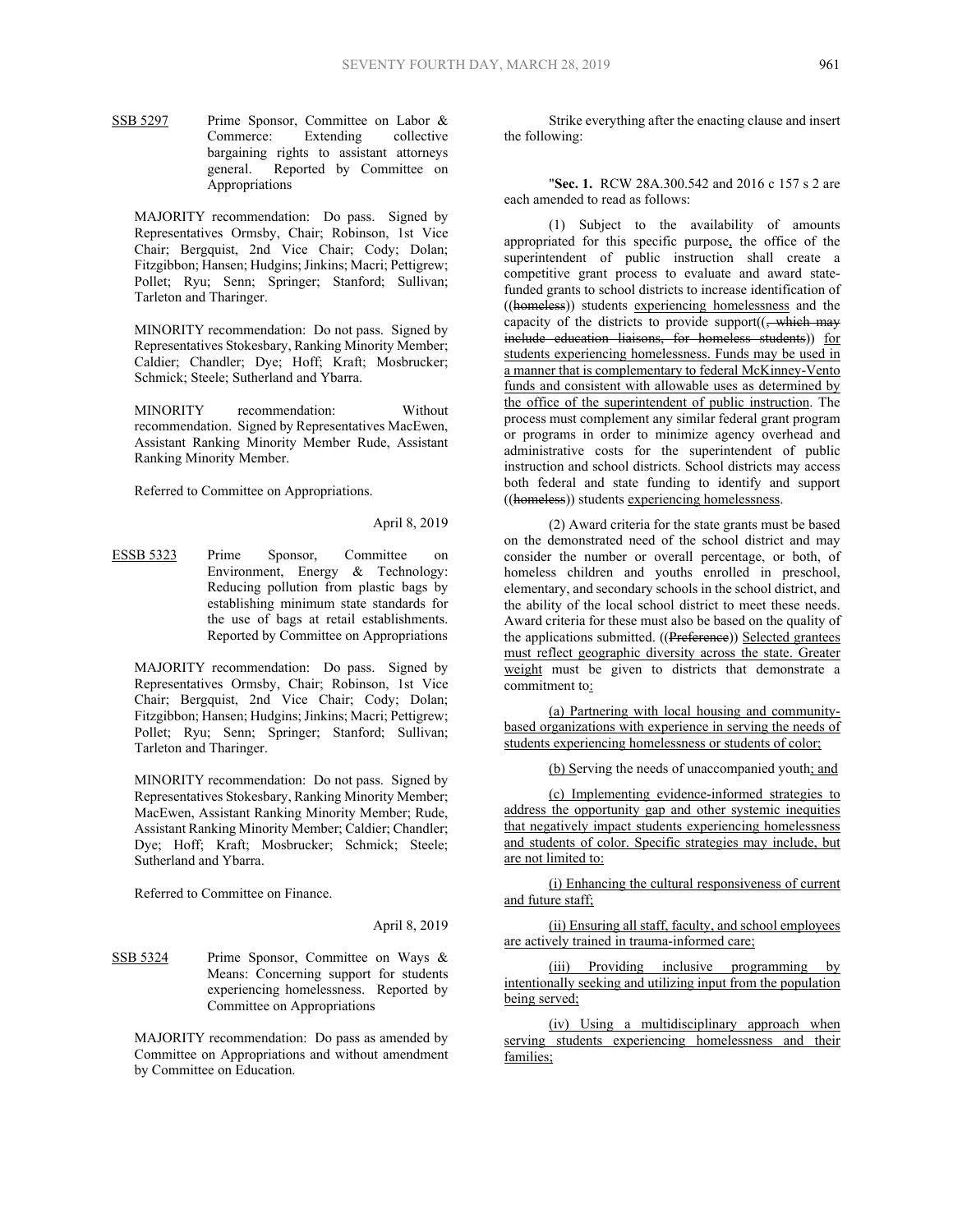SSB 5297 Prime Sponsor, Committee on Labor & Commerce: Extending collective bargaining rights to assistant attorneys general. Reported by Committee on Appropriations

MAJORITY recommendation: Do pass. Signed by Representatives Ormsby, Chair; Robinson, 1st Vice Chair; Bergquist, 2nd Vice Chair; Cody; Dolan; Fitzgibbon; Hansen; Hudgins; Jinkins; Macri; Pettigrew; Pollet; Ryu; Senn; Springer; Stanford; Sullivan; Tarleton and Tharinger.

MINORITY recommendation: Do not pass. Signed by Representatives Stokesbary, Ranking Minority Member; Caldier; Chandler; Dye; Hoff; Kraft; Mosbrucker; Schmick; Steele; Sutherland and Ybarra.

MINORITY recommendation: Without recommendation. Signed by Representatives MacEwen, Assistant Ranking Minority Member Rude, Assistant Ranking Minority Member.

Referred to Committee on Appropriations.

April 8, 2019

ESSB 5323 Prime Sponsor, Committee on Environment, Energy & Technology: Reducing pollution from plastic bags by establishing minimum state standards for the use of bags at retail establishments. Reported by Committee on Appropriations

MAJORITY recommendation: Do pass. Signed by Representatives Ormsby, Chair; Robinson, 1st Vice Chair; Bergquist, 2nd Vice Chair; Cody; Dolan; Fitzgibbon; Hansen; Hudgins; Jinkins; Macri; Pettigrew; Pollet; Ryu; Senn; Springer; Stanford; Sullivan; Tarleton and Tharinger.

MINORITY recommendation: Do not pass. Signed by Representatives Stokesbary, Ranking Minority Member; MacEwen, Assistant Ranking Minority Member; Rude, Assistant Ranking Minority Member; Caldier; Chandler; Dye; Hoff; Kraft; Mosbrucker; Schmick; Steele; Sutherland and Ybarra.

Referred to Committee on Finance.

April 8, 2019

SSB 5324 Prime Sponsor, Committee on Ways & Means: Concerning support for students experiencing homelessness. Reported by Committee on Appropriations

MAJORITY recommendation: Do pass as amended by Committee on Appropriations and without amendment by Committee on Education.

Strike everything after the enacting clause and insert the following:

"**Sec. 1.** RCW 28A.300.542 and 2016 c 157 s 2 are each amended to read as follows:

(1) Subject to the availability of amounts appropriated for this specific purpose, the office of the superintendent of public instruction shall create a competitive grant process to evaluate and award state-funded grants to school districts to increase identification of ((homeless)) students experiencing homelessness and the capacity of the districts to provide support((, which may include education liaisons, for homeless students)) for students experiencing homelessness. Funds may be used in a manner that is complementary to federal McKinney-Vento funds and consistent with allowable uses as determined by the office of the superintendent of public instruction. The process must complement any similar federal grant program or programs in order to minimize agency overhead and administrative costs for the superintendent of public instruction and school districts. School districts may access both federal and state funding to identify and support ((homeless)) students experiencing homelessness.

(2) Award criteria for the state grants must be based on the demonstrated need of the school district and may consider the number or overall percentage, or both, of homeless children and youths enrolled in preschool, elementary, and secondary schools in the school district, and the ability of the local school district to meet these needs. Award criteria for these must also be based on the quality of the applications submitted. ((Preference)) Selected grantees must reflect geographic diversity across the state. Greater weight must be given to districts that demonstrate a commitment to:

(a) Partnering with local housing and community-based organizations with experience in serving the needs of students experiencing homelessness or students of color;

(b) Serving the needs of unaccompanied youth; and

(c) Implementing evidence-informed strategies to address the opportunity gap and other systemic inequities that negatively impact students experiencing homelessness and students of color. Specific strategies may include, but are not limited to:

(i) Enhancing the cultural responsiveness of current and future staff;

(ii) Ensuring all staff, faculty, and school employees are actively trained in trauma-informed care;

(iii) Providing inclusive programming by intentionally seeking and utilizing input from the population being served;

(iv) Using a multidisciplinary approach when serving students experiencing homelessness and their families;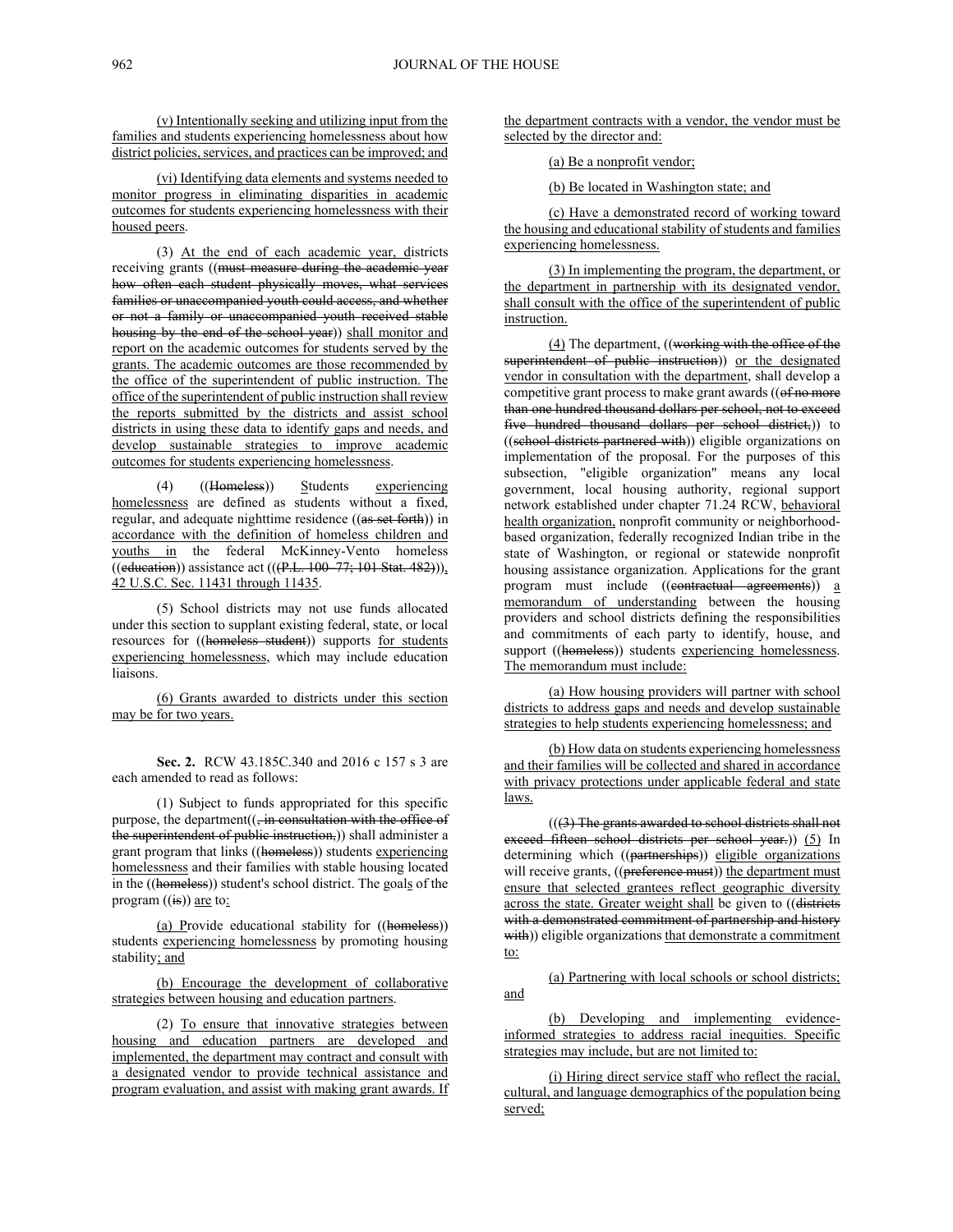(v) Intentionally seeking and utilizing input from the families and students experiencing homelessness about how district policies, services, and practices can be improved; and

(vi) Identifying data elements and systems needed to monitor progress in eliminating disparities in academic outcomes for students experiencing homelessness with their housed peers.

(3) At the end of each academic year, districts receiving grants ((must measure during the academic year how often each student physically moves, what services families or unaccompanied youth could access, and whether or not a family or unaccompanied youth received stable housing by the end of the school year)) shall monitor and report on the academic outcomes for students served by the grants. The academic outcomes are those recommended by the office of the superintendent of public instruction. The office of the superintendent of public instruction shall review the reports submitted by the districts and assist school districts in using these data to identify gaps and needs, and develop sustainable strategies to improve academic outcomes for students experiencing homelessness.

(4) ((Homeless)) Students experiencing homelessness are defined as students without a fixed, regular, and adequate nighttime residence ((as set forth)) in accordance with the definition of homeless children and youths in the federal McKinney-Vento homeless ((education)) assistance act (((P.L. 100-77; 101 Stat. 482))), 42 U.S.C. Sec. 11431 through 11435.

(5) School districts may not use funds allocated under this section to supplant existing federal, state, or local resources for ((homeless student)) supports for students experiencing homelessness, which may include education liaisons.

(6) Grants awarded to districts under this section may be for two years.

**Sec. 2.** RCW 43.185C.340 and 2016 c 157 s 3 are each amended to read as follows:

(1) Subject to funds appropriated for this specific purpose, the department((, in consultation with the office of the superintendent of public instruction,)) shall administer a grant program that links ((homeless)) students experiencing homelessness and their families with stable housing located in the ((homeless)) student's school district. The goals of the program ((is)) are to:

(a) Provide educational stability for ((homeless)) students experiencing homelessness by promoting housing stability; and

(b) Encourage the development of collaborative strategies between housing and education partners.

(2) To ensure that innovative strategies between housing and education partners are developed and implemented, the department may contract and consult with a designated vendor to provide technical assistance and program evaluation, and assist with making grant awards. If the department contracts with a vendor, the vendor must be selected by the director and:

(a) Be a nonprofit vendor;

(b) Be located in Washington state; and

(c) Have a demonstrated record of working toward the housing and educational stability of students and families experiencing homelessness.

(3) In implementing the program, the department, or the department in partnership with its designated vendor, shall consult with the office of the superintendent of public instruction.

(4) The department, ((working with the office of the superintendent of public instruction)) or the designated vendor in consultation with the department, shall develop a competitive grant process to make grant awards ((of no more than one hundred thousand dollars per school, not to exceed five hundred thousand dollars per school district,)) to ((school districts partnered with)) eligible organizations on implementation of the proposal. For the purposes of this subsection, "eligible organization" means any local government, local housing authority, regional support network established under chapter 71.24 RCW, behavioral health organization, nonprofit community or neighborhood-based organization, federally recognized Indian tribe in the state of Washington, or regional or statewide nonprofit housing assistance organization. Applications for the grant program must include ((contractual agreements)) a memorandum of understanding between the housing providers and school districts defining the responsibilities and commitments of each party to identify, house, and support ((homeless)) students experiencing homelessness. The memorandum must include:

(a) How housing providers will partner with school districts to address gaps and needs and develop sustainable strategies to help students experiencing homelessness; and

(b) How data on students experiencing homelessness and their families will be collected and shared in accordance with privacy protections under applicable federal and state laws.

(((3) The grants awarded to school districts shall not exceed fifteen school districts per school year.)) (5) In determining which ((partnerships)) eligible organizations will receive grants, ((preference must)) the department must ensure that selected grantees reflect geographic diversity across the state. Greater weight shall be given to ((districts with a demonstrated commitment of partnership and history with)) eligible organizations that demonstrate a commitment to:

(a) Partnering with local schools or school districts; and

(b) Developing and implementing evidence-informed strategies to address racial inequities. Specific strategies may include, but are not limited to:

(i) Hiring direct service staff who reflect the racial, cultural, and language demographics of the population being served;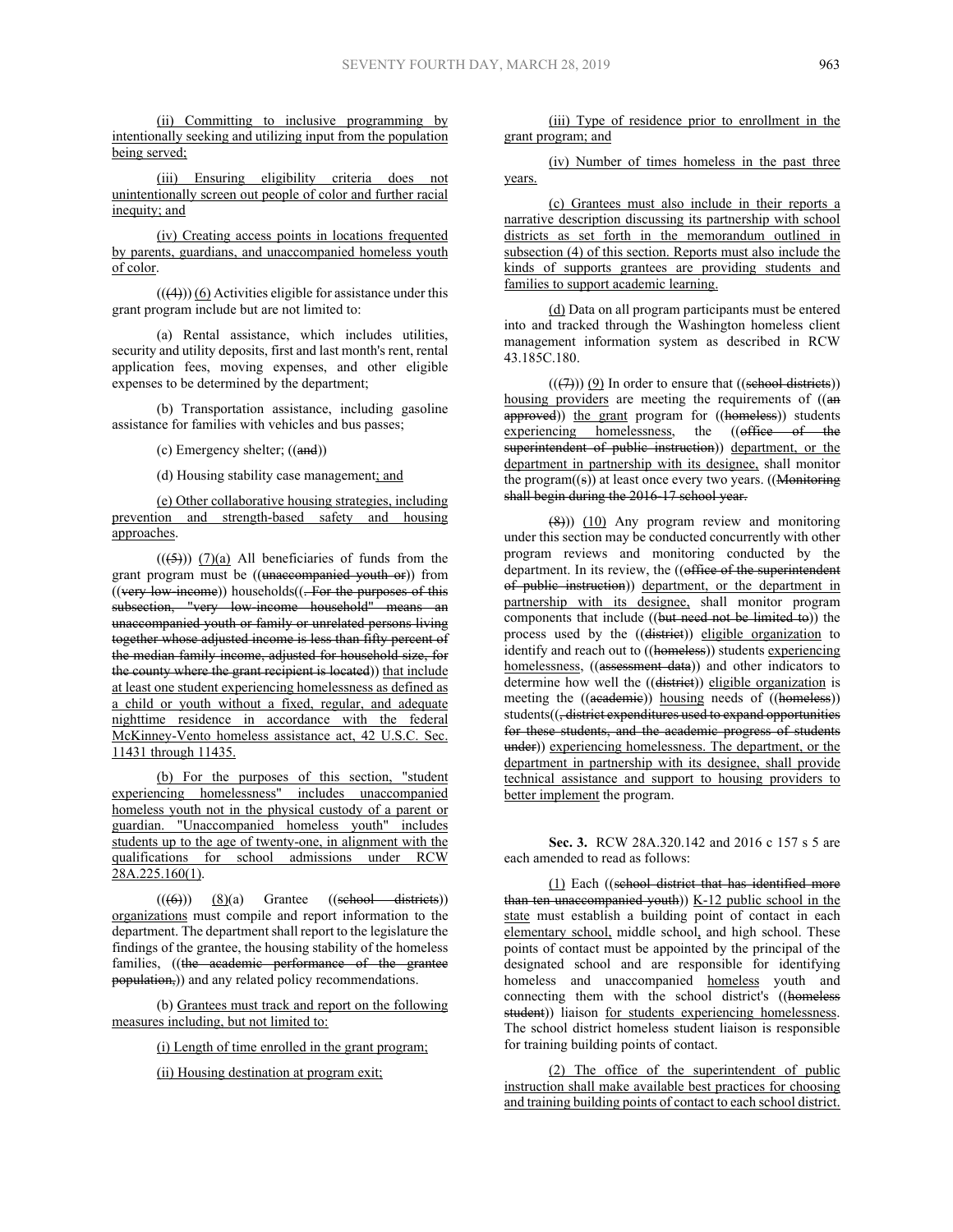(ii) Committing to inclusive programming by intentionally seeking and utilizing input from the population being served;

(iii) Ensuring eligibility criteria does not unintentionally screen out people of color and further racial inequity; and

(iv) Creating access points in locations frequented by parents, guardians, and unaccompanied homeless youth of color.

(((4))) (6) Activities eligible for assistance under this grant program include but are not limited to:

(a) Rental assistance, which includes utilities, security and utility deposits, first and last month's rent, rental application fees, moving expenses, and other eligible expenses to be determined by the department;

(b) Transportation assistance, including gasoline assistance for families with vehicles and bus passes;

(c) Emergency shelter; ((and))

(d) Housing stability case management; and

(e) Other collaborative housing strategies, including prevention and strength-based safety and housing approaches.

(((5))) (7)(a) All beneficiaries of funds from the grant program must be ((unaccompanied youth or)) from ((very low-income)) households((. For the purposes of this subsection, "very low-income household" means an unaccompanied youth or family or unrelated persons living together whose adjusted income is less than fifty percent of the median family income, adjusted for household size, for the county where the grant recipient is located)) that include at least one student experiencing homelessness as defined as a child or youth without a fixed, regular, and adequate nighttime residence in accordance with the federal McKinney-Vento homeless assistance act, 42 U.S.C. Sec. 11431 through 11435.

(b) For the purposes of this section, "student experiencing homelessness" includes unaccompanied homeless youth not in the physical custody of a parent or guardian. "Unaccompanied homeless youth" includes students up to the age of twenty-one, in alignment with the qualifications for school admissions under RCW 28A.225.160(1).

(((6))) (8)(a) Grantee ((school districts)) organizations must compile and report information to the department. The department shall report to the legislature the findings of the grantee, the housing stability of the homeless families, ((the academic performance of the grantee population,)) and any related policy recommendations.

(b) Grantees must track and report on the following measures including, but not limited to:

(i) Length of time enrolled in the grant program;

(ii) Housing destination at program exit;

(iii) Type of residence prior to enrollment in the grant program; and

(iv) Number of times homeless in the past three years.

(c) Grantees must also include in their reports a narrative description discussing its partnership with school districts as set forth in the memorandum outlined in subsection (4) of this section. Reports must also include the kinds of supports grantees are providing students and families to support academic learning.

(d) Data on all program participants must be entered into and tracked through the Washington homeless client management information system as described in RCW 43.185C.180.

(((7))) (9) In order to ensure that ((school districts)) housing providers are meeting the requirements of ((an approved)) the grant program for ((homeless)) students experiencing homelessness, the ((office of the superintendent of public instruction)) department, or the department in partnership with its designee, shall monitor the program((s)) at least once every two years. ((Monitoring shall begin during the 2016-17 school year.

(8))) (10) Any program review and monitoring under this section may be conducted concurrently with other program reviews and monitoring conducted by the department. In its review, the ((office of the superintendent of public instruction)) department, or the department in partnership with its designee, shall monitor program components that include ((but need not be limited to)) the process used by the ((district)) eligible organization to identify and reach out to ((homeless)) students experiencing homelessness, ((assessment data)) and other indicators to determine how well the ((district)) eligible organization is meeting the ((academic)) housing needs of ((homeless)) students((, district expenditures used to expand opportunities for these students, and the academic progress of students under)) experiencing homelessness. The department, or the department in partnership with its designee, shall provide technical assistance and support to housing providers to better implement the program.

**Sec. 3.** RCW 28A.320.142 and 2016 c 157 s 5 are each amended to read as follows:

(1) Each ((school district that has identified more than ten unaccompanied youth)) K-12 public school in the state must establish a building point of contact in each elementary school, middle school, and high school. These points of contact must be appointed by the principal of the designated school and are responsible for identifying homeless and unaccompanied homeless youth and connecting them with the school district's ((homeless student)) liaison for students experiencing homelessness. The school district homeless student liaison is responsible for training building points of contact.

(2) The office of the superintendent of public instruction shall make available best practices for choosing and training building points of contact to each school district.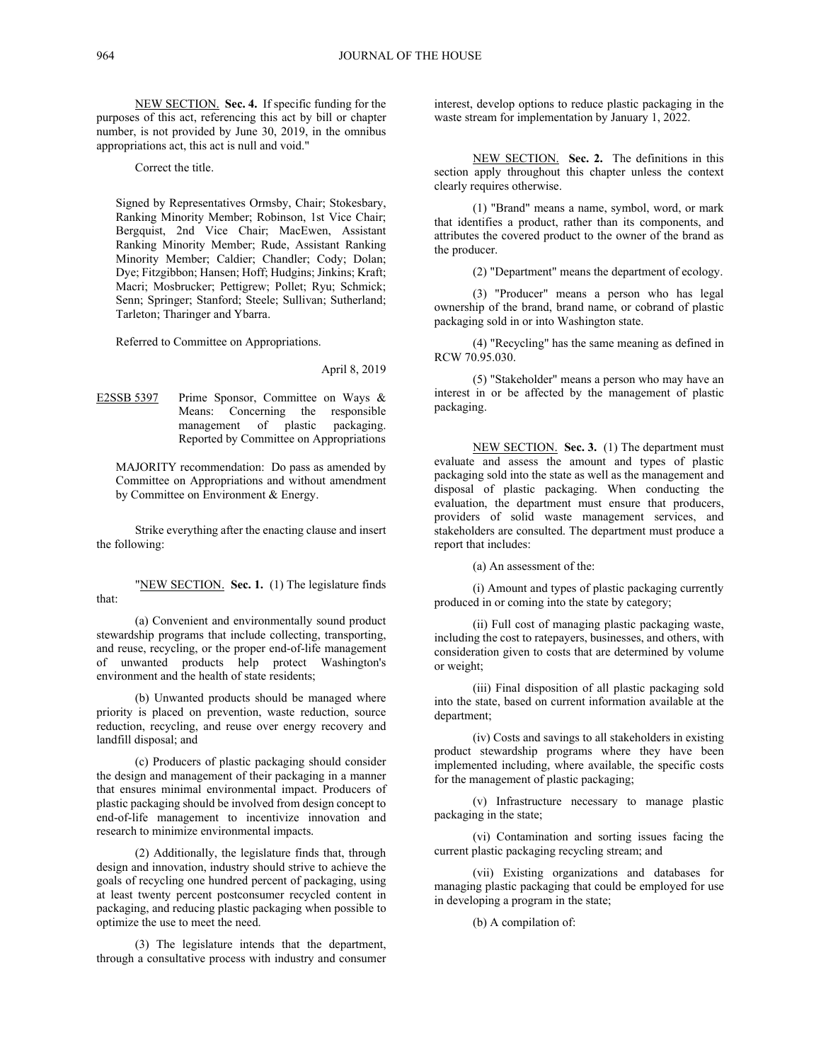NEW SECTION. **Sec. 4.** If specific funding for the purposes of this act, referencing this act by bill or chapter number, is not provided by June 30, 2019, in the omnibus appropriations act, this act is null and void."

Correct the title.

Signed by Representatives Ormsby, Chair; Stokesbary, Ranking Minority Member; Robinson, 1st Vice Chair; Bergquist, 2nd Vice Chair; MacEwen, Assistant Ranking Minority Member; Rude, Assistant Ranking Minority Member; Caldier; Chandler; Cody; Dolan; Dye; Fitzgibbon; Hansen; Hoff; Hudgins; Jinkins; Kraft; Macri; Mosbrucker; Pettigrew; Pollet; Ryu; Schmick; Senn; Springer; Stanford; Steele; Sullivan; Sutherland; Tarleton; Tharinger and Ybarra.

Referred to Committee on Appropriations.

April 8, 2019

E2SSB 5397 Prime Sponsor, Committee on Ways & Means: Concerning the responsible management of plastic packaging. Reported by Committee on Appropriations

MAJORITY recommendation: Do pass as amended by Committee on Appropriations and without amendment by Committee on Environment & Energy.

Strike everything after the enacting clause and insert the following:

"NEW SECTION. **Sec. 1.** (1) The legislature finds that:

(a) Convenient and environmentally sound product stewardship programs that include collecting, transporting, and reuse, recycling, or the proper end-of-life management of unwanted products help protect Washington's environment and the health of state residents;

(b) Unwanted products should be managed where priority is placed on prevention, waste reduction, source reduction, recycling, and reuse over energy recovery and landfill disposal; and

(c) Producers of plastic packaging should consider the design and management of their packaging in a manner that ensures minimal environmental impact. Producers of plastic packaging should be involved from design concept to end-of-life management to incentivize innovation and research to minimize environmental impacts.

(2) Additionally, the legislature finds that, through design and innovation, industry should strive to achieve the goals of recycling one hundred percent of packaging, using at least twenty percent postconsumer recycled content in packaging, and reducing plastic packaging when possible to optimize the use to meet the need.

(3) The legislature intends that the department, through a consultative process with industry and consumer interest, develop options to reduce plastic packaging in the waste stream for implementation by January 1, 2022.

NEW SECTION. **Sec. 2.** The definitions in this section apply throughout this chapter unless the context clearly requires otherwise.

(1) "Brand" means a name, symbol, word, or mark that identifies a product, rather than its components, and attributes the covered product to the owner of the brand as the producer.

(2) "Department" means the department of ecology.

(3) "Producer" means a person who has legal ownership of the brand, brand name, or cobrand of plastic packaging sold in or into Washington state.

(4) "Recycling" has the same meaning as defined in RCW 70.95.030.

(5) "Stakeholder" means a person who may have an interest in or be affected by the management of plastic packaging.

NEW SECTION. **Sec. 3.** (1) The department must evaluate and assess the amount and types of plastic packaging sold into the state as well as the management and disposal of plastic packaging. When conducting the evaluation, the department must ensure that producers, providers of solid waste management services, and stakeholders are consulted. The department must produce a report that includes:

(a) An assessment of the:

(i) Amount and types of plastic packaging currently produced in or coming into the state by category;

(ii) Full cost of managing plastic packaging waste, including the cost to ratepayers, businesses, and others, with consideration given to costs that are determined by volume or weight;

(iii) Final disposition of all plastic packaging sold into the state, based on current information available at the department;

(iv) Costs and savings to all stakeholders in existing product stewardship programs where they have been implemented including, where available, the specific costs for the management of plastic packaging;

(v) Infrastructure necessary to manage plastic packaging in the state;

(vi) Contamination and sorting issues facing the current plastic packaging recycling stream; and

(vii) Existing organizations and databases for managing plastic packaging that could be employed for use in developing a program in the state;

(b) A compilation of: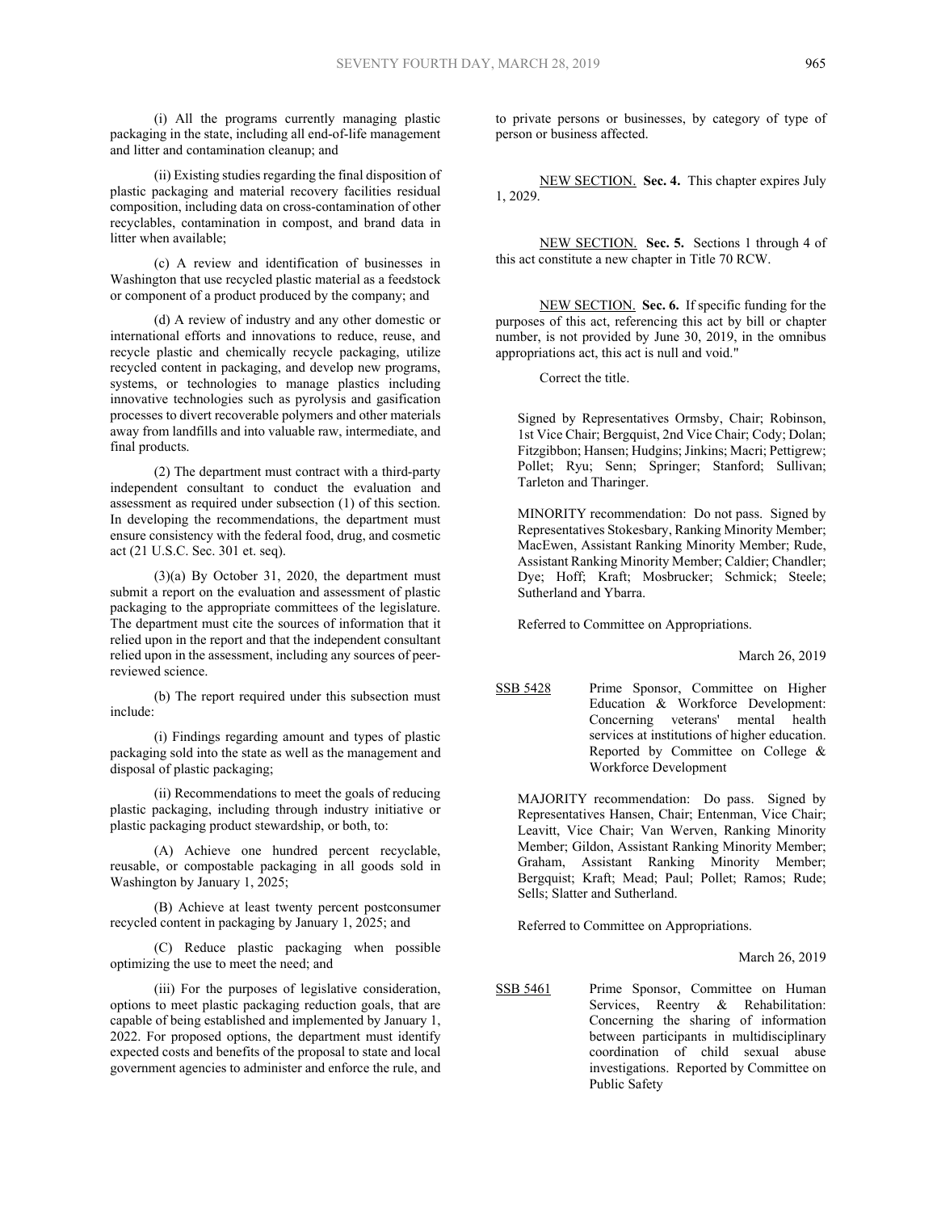(i) All the programs currently managing plastic packaging in the state, including all end-of-life management and litter and contamination cleanup; and

(ii) Existing studies regarding the final disposition of plastic packaging and material recovery facilities residual composition, including data on cross-contamination of other recyclables, contamination in compost, and brand data in litter when available;

(c) A review and identification of businesses in Washington that use recycled plastic material as a feedstock or component of a product produced by the company; and

(d) A review of industry and any other domestic or international efforts and innovations to reduce, reuse, and recycle plastic and chemically recycle packaging, utilize recycled content in packaging, and develop new programs, systems, or technologies to manage plastics including innovative technologies such as pyrolysis and gasification processes to divert recoverable polymers and other materials away from landfills and into valuable raw, intermediate, and final products.

(2) The department must contract with a third-party independent consultant to conduct the evaluation and assessment as required under subsection (1) of this section. In developing the recommendations, the department must ensure consistency with the federal food, drug, and cosmetic act (21 U.S.C. Sec. 301 et. seq).

(3)(a) By October 31, 2020, the department must submit a report on the evaluation and assessment of plastic packaging to the appropriate committees of the legislature. The department must cite the sources of information that it relied upon in the report and that the independent consultant relied upon in the assessment, including any sources of peer-reviewed science.

(b) The report required under this subsection must include:

(i) Findings regarding amount and types of plastic packaging sold into the state as well as the management and disposal of plastic packaging;

(ii) Recommendations to meet the goals of reducing plastic packaging, including through industry initiative or plastic packaging product stewardship, or both, to:

(A) Achieve one hundred percent recyclable, reusable, or compostable packaging in all goods sold in Washington by January 1, 2025;

(B) Achieve at least twenty percent postconsumer recycled content in packaging by January 1, 2025; and

(C) Reduce plastic packaging when possible optimizing the use to meet the need; and

(iii) For the purposes of legislative consideration, options to meet plastic packaging reduction goals, that are capable of being established and implemented by January 1, 2022. For proposed options, the department must identify expected costs and benefits of the proposal to state and local government agencies to administer and enforce the rule, and to private persons or businesses, by category of type of person or business affected.

NEW SECTION. **Sec. 4.** This chapter expires July 1, 2029.

NEW SECTION. **Sec. 5.** Sections 1 through 4 of this act constitute a new chapter in Title 70 RCW.

NEW SECTION. **Sec. 6.** If specific funding for the purposes of this act, referencing this act by bill or chapter number, is not provided by June 30, 2019, in the omnibus appropriations act, this act is null and void."

Correct the title.

Signed by Representatives Ormsby, Chair; Robinson, 1st Vice Chair; Bergquist, 2nd Vice Chair; Cody; Dolan; Fitzgibbon; Hansen; Hudgins; Jinkins; Macri; Pettigrew; Pollet; Ryu; Senn; Springer; Stanford; Sullivan; Tarleton and Tharinger.

MINORITY recommendation: Do not pass. Signed by Representatives Stokesbary, Ranking Minority Member; MacEwen, Assistant Ranking Minority Member; Rude, Assistant Ranking Minority Member; Caldier; Chandler; Dye; Hoff; Kraft; Mosbrucker; Schmick; Steele; Sutherland and Ybarra.

Referred to Committee on Appropriations.

March 26, 2019

SSB 5428 Prime Sponsor, Committee on Higher Education & Workforce Development: Concerning veterans' mental health services at institutions of higher education. Reported by Committee on College & Workforce Development

MAJORITY recommendation: Do pass. Signed by Representatives Hansen, Chair; Entenman, Vice Chair; Leavitt, Vice Chair; Van Werven, Ranking Minority Member; Gildon, Assistant Ranking Minority Member; Graham, Assistant Ranking Minority Member; Bergquist; Kraft; Mead; Paul; Pollet; Ramos; Rude; Sells; Slatter and Sutherland.

Referred to Committee on Appropriations.

March 26, 2019

SSB 5461 Prime Sponsor, Committee on Human Services, Reentry & Rehabilitation: Concerning the sharing of information between participants in multidisciplinary coordination of child sexual abuse investigations. Reported by Committee on Public Safety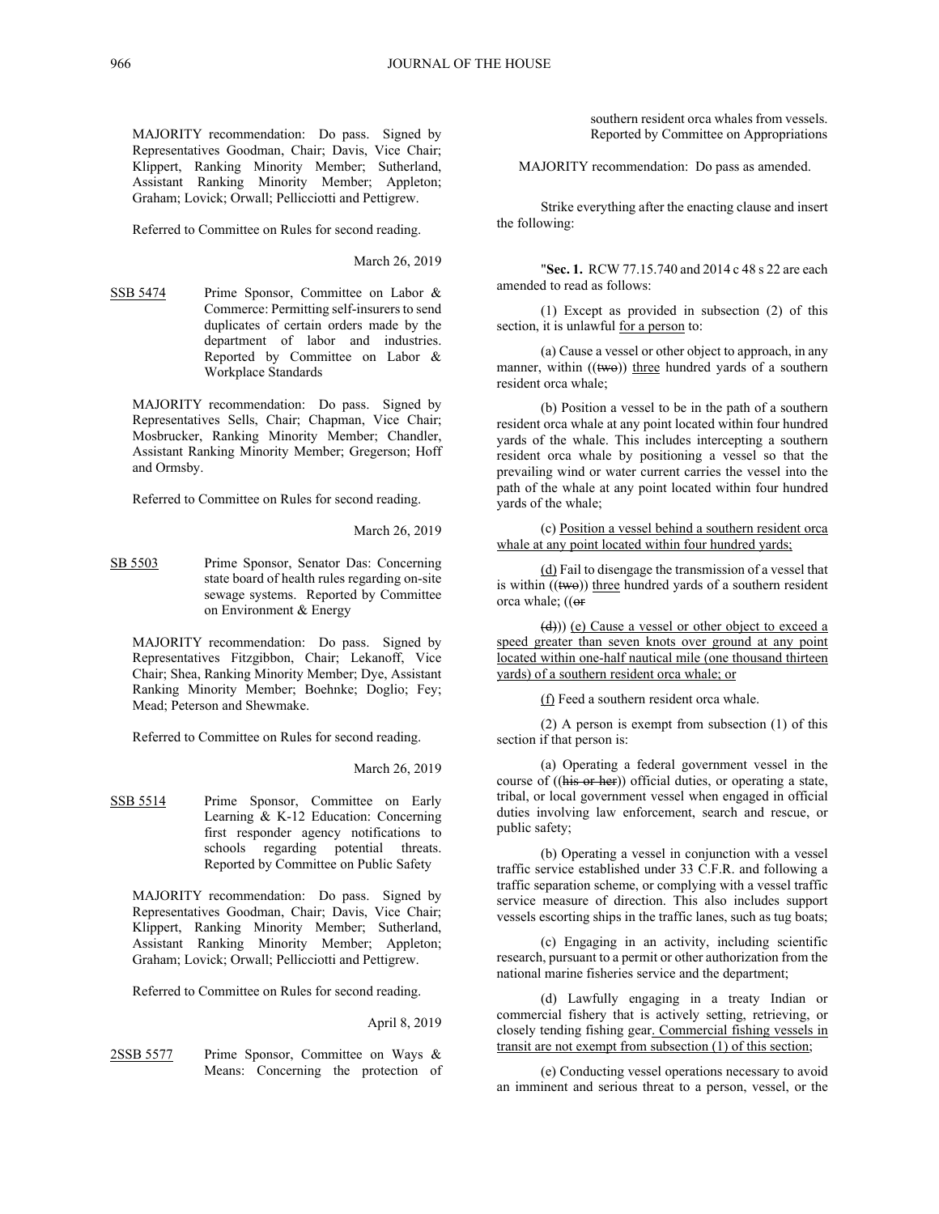MAJORITY recommendation: Do pass. Signed by Representatives Goodman, Chair; Davis, Vice Chair; Klippert, Ranking Minority Member; Sutherland, Assistant Ranking Minority Member; Appleton; Graham; Lovick; Orwall; Pellicciotti and Pettigrew.

Referred to Committee on Rules for second reading.

March 26, 2019

SSB 5474 Prime Sponsor, Committee on Labor & Commerce: Permitting self-insurers to send duplicates of certain orders made by the department of labor and industries. Reported by Committee on Labor & Workplace Standards

MAJORITY recommendation: Do pass. Signed by Representatives Sells, Chair; Chapman, Vice Chair; Mosbrucker, Ranking Minority Member; Chandler, Assistant Ranking Minority Member; Gregerson; Hoff and Ormsby.

Referred to Committee on Rules for second reading.

March 26, 2019

SB 5503 Prime Sponsor, Senator Das: Concerning state board of health rules regarding on-site sewage systems. Reported by Committee on Environment & Energy

MAJORITY recommendation: Do pass. Signed by Representatives Fitzgibbon, Chair; Lekanoff, Vice Chair; Shea, Ranking Minority Member; Dye, Assistant Ranking Minority Member; Boehnke; Doglio; Fey; Mead; Peterson and Shewmake.

Referred to Committee on Rules for second reading.

March 26, 2019

SSB 5514 Prime Sponsor, Committee on Early Learning & K-12 Education: Concerning first responder agency notifications to schools regarding potential threats. Reported by Committee on Public Safety

MAJORITY recommendation: Do pass. Signed by Representatives Goodman, Chair; Davis, Vice Chair; Klippert, Ranking Minority Member; Sutherland, Assistant Ranking Minority Member; Appleton; Graham; Lovick; Orwall; Pellicciotti and Pettigrew.

Referred to Committee on Rules for second reading.

April 8, 2019

2SSB 5577 Prime Sponsor, Committee on Ways & Means: Concerning the protection of southern resident orca whales from vessels. Reported by Committee on Appropriations

MAJORITY recommendation: Do pass as amended.

Strike everything after the enacting clause and insert the following:

"**Sec. 1.** RCW 77.15.740 and 2014 c 48 s 22 are each amended to read as follows:

(1) Except as provided in subsection (2) of this section, it is unlawful for a person to:

(a) Cause a vessel or other object to approach, in any manner, within ((~~two~~)) three hundred yards of a southern resident orca whale;

(b) Position a vessel to be in the path of a southern resident orca whale at any point located within four hundred yards of the whale. This includes intercepting a southern resident orca whale by positioning a vessel so that the prevailing wind or water current carries the vessel into the path of the whale at any point located within four hundred yards of the whale;

(c) Position a vessel behind a southern resident orca whale at any point located within four hundred yards;

(d) Fail to disengage the transmission of a vessel that is within ((~~two~~)) three hundred yards of a southern resident orca whale; ((~~or~~

~~(d)~~)) (e) Cause a vessel or other object to exceed a speed greater than seven knots over ground at any point located within one-half nautical mile (one thousand thirteen yards) of a southern resident orca whale; or

(f) Feed a southern resident orca whale.

(2) A person is exempt from subsection (1) of this section if that person is:

(a) Operating a federal government vessel in the course of ((~~his or her~~)) official duties, or operating a state, tribal, or local government vessel when engaged in official duties involving law enforcement, search and rescue, or public safety;

(b) Operating a vessel in conjunction with a vessel traffic service established under 33 C.F.R. and following a traffic separation scheme, or complying with a vessel traffic service measure of direction. This also includes support vessels escorting ships in the traffic lanes, such as tug boats;

(c) Engaging in an activity, including scientific research, pursuant to a permit or other authorization from the national marine fisheries service and the department;

(d) Lawfully engaging in a treaty Indian or commercial fishery that is actively setting, retrieving, or closely tending fishing gear. Commercial fishing vessels in transit are not exempt from subsection (1) of this section;

(e) Conducting vessel operations necessary to avoid an imminent and serious threat to a person, vessel, or the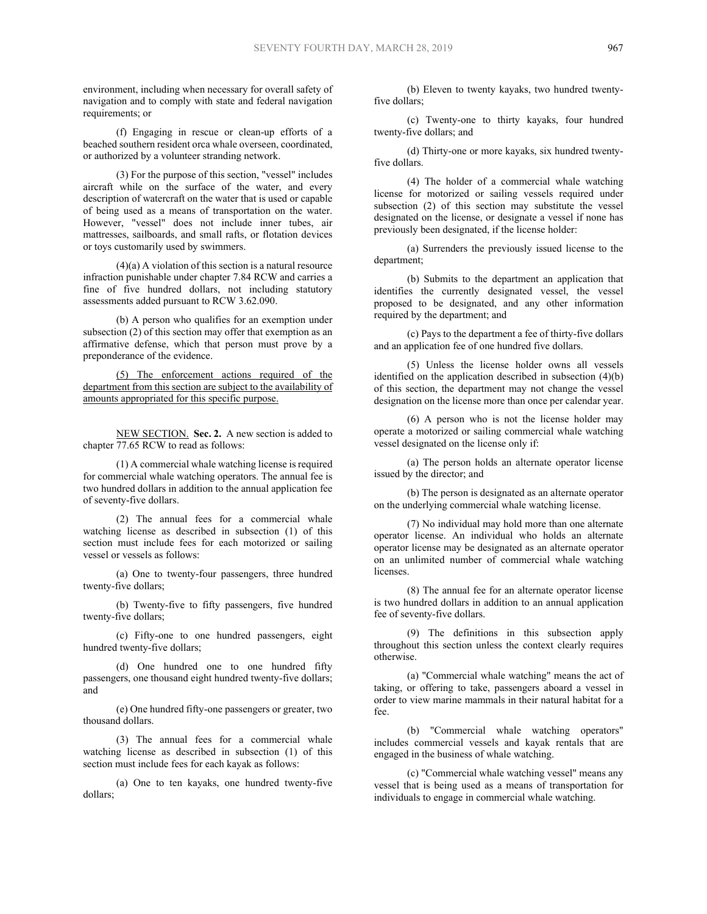environment, including when necessary for overall safety of navigation and to comply with state and federal navigation requirements; or

(f) Engaging in rescue or clean-up efforts of a beached southern resident orca whale overseen, coordinated, or authorized by a volunteer stranding network.

(3) For the purpose of this section, "vessel" includes aircraft while on the surface of the water, and every description of watercraft on the water that is used or capable of being used as a means of transportation on the water. However, "vessel" does not include inner tubes, air mattresses, sailboards, and small rafts, or flotation devices or toys customarily used by swimmers.

(4)(a) A violation of this section is a natural resource infraction punishable under chapter 7.84 RCW and carries a fine of five hundred dollars, not including statutory assessments added pursuant to RCW 3.62.090.

(b) A person who qualifies for an exemption under subsection (2) of this section may offer that exemption as an affirmative defense, which that person must prove by a preponderance of the evidence.

<u>(5) The enforcement actions required of the department from this section are subject to the availability of amounts appropriated for this specific purpose.</u>

<u>NEW SECTION.</u> **Sec. 2.** A new section is added to chapter 77.65 RCW to read as follows:

(1) A commercial whale watching license is required for commercial whale watching operators. The annual fee is two hundred dollars in addition to the annual application fee of seventy-five dollars.

(2) The annual fees for a commercial whale watching license as described in subsection (1) of this section must include fees for each motorized or sailing vessel or vessels as follows:

(a) One to twenty-four passengers, three hundred twenty-five dollars;

(b) Twenty-five to fifty passengers, five hundred twenty-five dollars;

(c) Fifty-one to one hundred passengers, eight hundred twenty-five dollars;

(d) One hundred one to one hundred fifty passengers, one thousand eight hundred twenty-five dollars; and

(e) One hundred fifty-one passengers or greater, two thousand dollars.

(3) The annual fees for a commercial whale watching license as described in subsection (1) of this section must include fees for each kayak as follows:

(a) One to ten kayaks, one hundred twenty-five dollars;

(b) Eleven to twenty kayaks, two hundred twenty-five dollars;

(c) Twenty-one to thirty kayaks, four hundred twenty-five dollars; and

(d) Thirty-one or more kayaks, six hundred twenty-five dollars.

(4) The holder of a commercial whale watching license for motorized or sailing vessels required under subsection (2) of this section may substitute the vessel designated on the license, or designate a vessel if none has previously been designated, if the license holder:

(a) Surrenders the previously issued license to the department;

(b) Submits to the department an application that identifies the currently designated vessel, the vessel proposed to be designated, and any other information required by the department; and

(c) Pays to the department a fee of thirty-five dollars and an application fee of one hundred five dollars.

(5) Unless the license holder owns all vessels identified on the application described in subsection (4)(b) of this section, the department may not change the vessel designation on the license more than once per calendar year.

(6) A person who is not the license holder may operate a motorized or sailing commercial whale watching vessel designated on the license only if:

(a) The person holds an alternate operator license issued by the director; and

(b) The person is designated as an alternate operator on the underlying commercial whale watching license.

(7) No individual may hold more than one alternate operator license. An individual who holds an alternate operator license may be designated as an alternate operator on an unlimited number of commercial whale watching licenses.

(8) The annual fee for an alternate operator license is two hundred dollars in addition to an annual application fee of seventy-five dollars.

(9) The definitions in this subsection apply throughout this section unless the context clearly requires otherwise.

(a) "Commercial whale watching" means the act of taking, or offering to take, passengers aboard a vessel in order to view marine mammals in their natural habitat for a fee.

(b) "Commercial whale watching operators" includes commercial vessels and kayak rentals that are engaged in the business of whale watching.

(c) "Commercial whale watching vessel" means any vessel that is being used as a means of transportation for individuals to engage in commercial whale watching.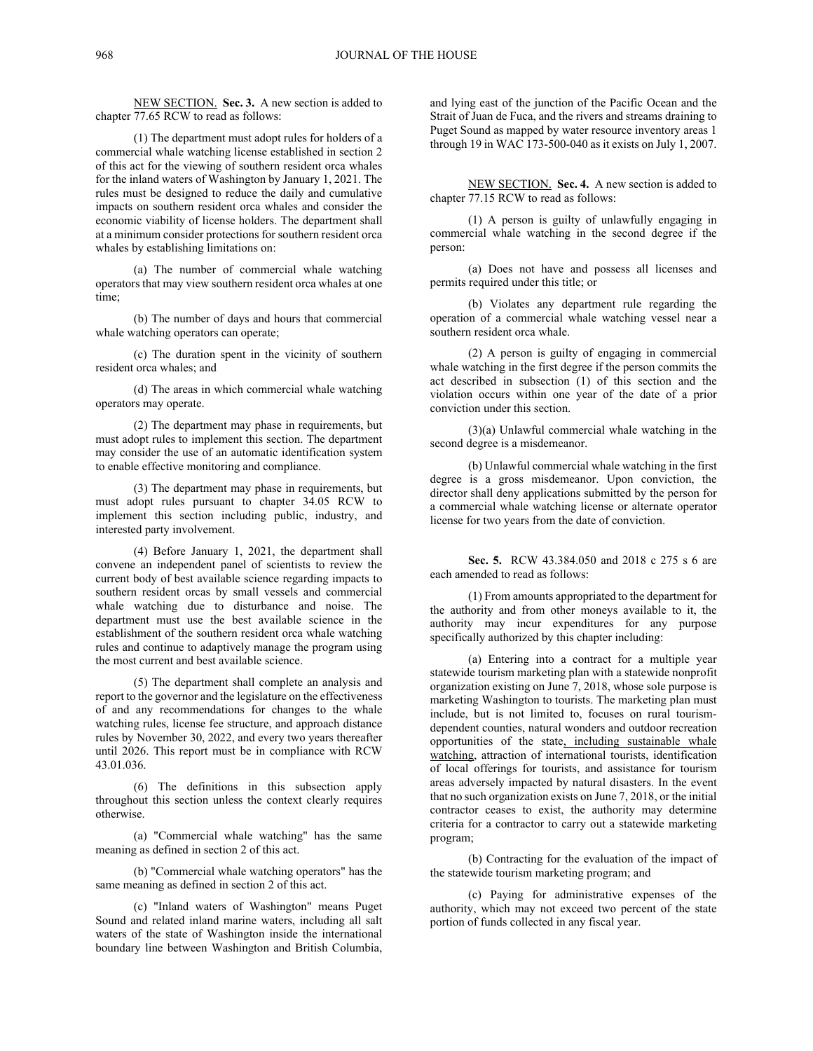NEW SECTION. **Sec. 3.** A new section is added to chapter 77.65 RCW to read as follows:

(1) The department must adopt rules for holders of a commercial whale watching license established in section 2 of this act for the viewing of southern resident orca whales for the inland waters of Washington by January 1, 2021. The rules must be designed to reduce the daily and cumulative impacts on southern resident orca whales and consider the economic viability of license holders. The department shall at a minimum consider protections for southern resident orca whales by establishing limitations on:

(a) The number of commercial whale watching operators that may view southern resident orca whales at one time;

(b) The number of days and hours that commercial whale watching operators can operate;

(c) The duration spent in the vicinity of southern resident orca whales; and

(d) The areas in which commercial whale watching operators may operate.

(2) The department may phase in requirements, but must adopt rules to implement this section. The department may consider the use of an automatic identification system to enable effective monitoring and compliance.

(3) The department may phase in requirements, but must adopt rules pursuant to chapter 34.05 RCW to implement this section including public, industry, and interested party involvement.

(4) Before January 1, 2021, the department shall convene an independent panel of scientists to review the current body of best available science regarding impacts to southern resident orcas by small vessels and commercial whale watching due to disturbance and noise. The department must use the best available science in the establishment of the southern resident orca whale watching rules and continue to adaptively manage the program using the most current and best available science.

(5) The department shall complete an analysis and report to the governor and the legislature on the effectiveness of and any recommendations for changes to the whale watching rules, license fee structure, and approach distance rules by November 30, 2022, and every two years thereafter until 2026. This report must be in compliance with RCW 43.01.036.

(6) The definitions in this subsection apply throughout this section unless the context clearly requires otherwise.

(a) "Commercial whale watching" has the same meaning as defined in section 2 of this act.

(b) "Commercial whale watching operators" has the same meaning as defined in section 2 of this act.

(c) "Inland waters of Washington" means Puget Sound and related inland marine waters, including all salt waters of the state of Washington inside the international boundary line between Washington and British Columbia, and lying east of the junction of the Pacific Ocean and the Strait of Juan de Fuca, and the rivers and streams draining to Puget Sound as mapped by water resource inventory areas 1 through 19 in WAC 173-500-040 as it exists on July 1, 2007.

NEW SECTION. **Sec. 4.** A new section is added to chapter 77.15 RCW to read as follows:

(1) A person is guilty of unlawfully engaging in commercial whale watching in the second degree if the person:

(a) Does not have and possess all licenses and permits required under this title; or

(b) Violates any department rule regarding the operation of a commercial whale watching vessel near a southern resident orca whale.

(2) A person is guilty of engaging in commercial whale watching in the first degree if the person commits the act described in subsection (1) of this section and the violation occurs within one year of the date of a prior conviction under this section.

(3)(a) Unlawful commercial whale watching in the second degree is a misdemeanor.

(b) Unlawful commercial whale watching in the first degree is a gross misdemeanor. Upon conviction, the director shall deny applications submitted by the person for a commercial whale watching license or alternate operator license for two years from the date of conviction.

**Sec. 5.** RCW 43.384.050 and 2018 c 275 s 6 are each amended to read as follows:

(1) From amounts appropriated to the department for the authority and from other moneys available to it, the authority may incur expenditures for any purpose specifically authorized by this chapter including:

(a) Entering into a contract for a multiple year statewide tourism marketing plan with a statewide nonprofit organization existing on June 7, 2018, whose sole purpose is marketing Washington to tourists. The marketing plan must include, but is not limited to, focuses on rural tourism-dependent counties, natural wonders and outdoor recreation opportunities of the state, including sustainable whale watching, attraction of international tourists, identification of local offerings for tourists, and assistance for tourism areas adversely impacted by natural disasters. In the event that no such organization exists on June 7, 2018, or the initial contractor ceases to exist, the authority may determine criteria for a contractor to carry out a statewide marketing program;

(b) Contracting for the evaluation of the impact of the statewide tourism marketing program; and

(c) Paying for administrative expenses of the authority, which may not exceed two percent of the state portion of funds collected in any fiscal year.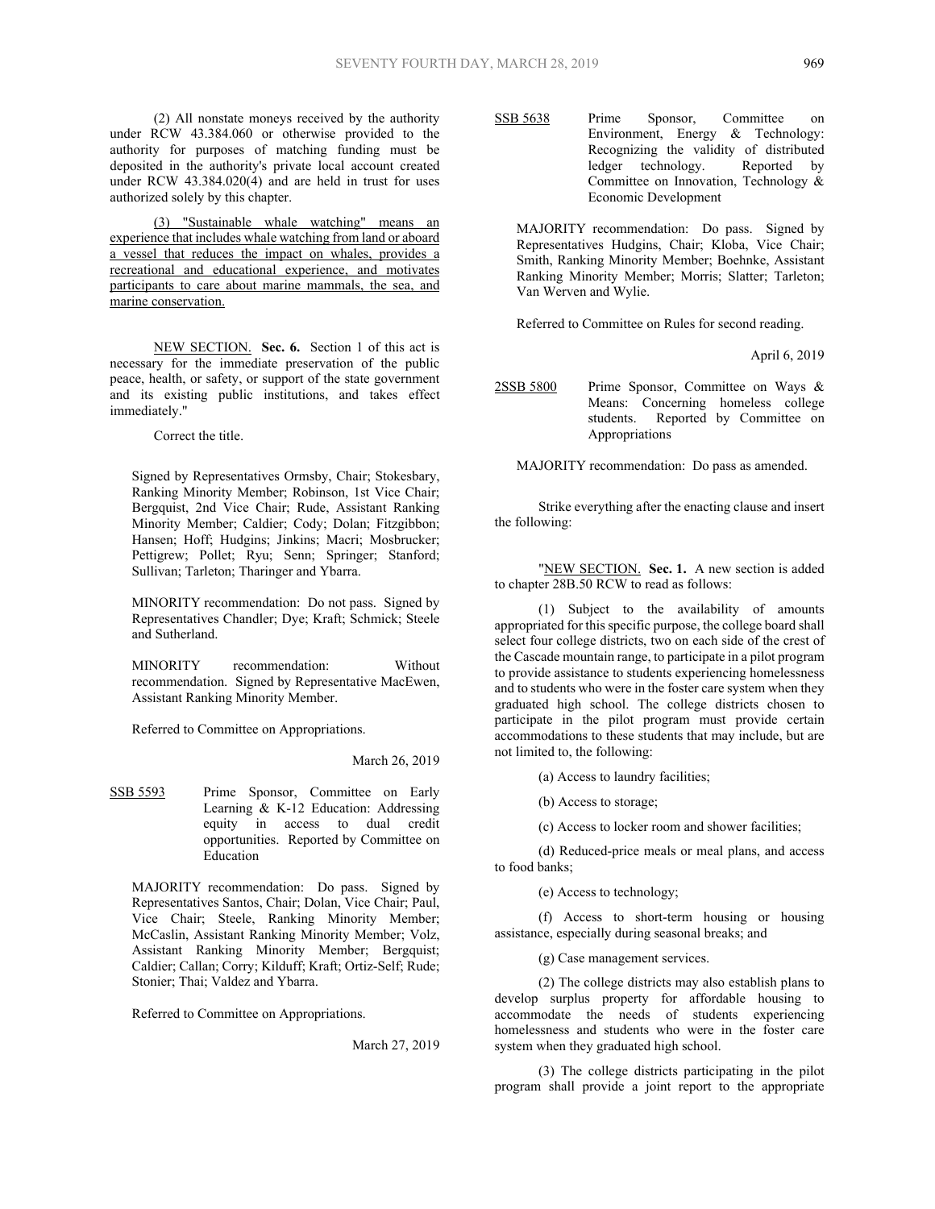(2) All nonstate moneys received by the authority under RCW 43.384.060 or otherwise provided to the authority for purposes of matching funding must be deposited in the authority's private local account created under RCW 43.384.020(4) and are held in trust for uses authorized solely by this chapter.

(3) "Sustainable whale watching" means an experience that includes whale watching from land or aboard a vessel that reduces the impact on whales, provides a recreational and educational experience, and motivates participants to care about marine mammals, the sea, and marine conservation.

NEW SECTION. **Sec. 6.** Section 1 of this act is necessary for the immediate preservation of the public peace, health, or safety, or support of the state government and its existing public institutions, and takes effect immediately."

Correct the title.

Signed by Representatives Ormsby, Chair; Stokesbary, Ranking Minority Member; Robinson, 1st Vice Chair; Bergquist, 2nd Vice Chair; Rude, Assistant Ranking Minority Member; Caldier; Cody; Dolan; Fitzgibbon; Hansen; Hoff; Hudgins; Jinkins; Macri; Mosbrucker; Pettigrew; Pollet; Ryu; Senn; Springer; Stanford; Sullivan; Tarleton; Tharinger and Ybarra.

MINORITY recommendation: Do not pass. Signed by Representatives Chandler; Dye; Kraft; Schmick; Steele and Sutherland.

MINORITY recommendation: Without recommendation. Signed by Representative MacEwen, Assistant Ranking Minority Member.

Referred to Committee on Appropriations.

March 26, 2019

SSB 5593 Prime Sponsor, Committee on Early Learning & K-12 Education: Addressing equity in access to dual credit opportunities. Reported by Committee on Education

MAJORITY recommendation: Do pass. Signed by Representatives Santos, Chair; Dolan, Vice Chair; Paul, Vice Chair; Steele, Ranking Minority Member; McCaslin, Assistant Ranking Minority Member; Volz, Assistant Ranking Minority Member; Bergquist; Caldier; Callan; Corry; Kilduff; Kraft; Ortiz-Self; Rude; Stonier; Thai; Valdez and Ybarra.

Referred to Committee on Appropriations.

March 27, 2019

SSB 5638 Prime Sponsor, Committee on Environment, Energy & Technology: Recognizing the validity of distributed ledger technology. Reported by Committee on Innovation, Technology & Economic Development

MAJORITY recommendation: Do pass. Signed by Representatives Hudgins, Chair; Kloba, Vice Chair; Smith, Ranking Minority Member; Boehnke, Assistant Ranking Minority Member; Morris; Slatter; Tarleton; Van Werven and Wylie.

Referred to Committee on Rules for second reading.

April 6, 2019

2SSB 5800 Prime Sponsor, Committee on Ways & Means: Concerning homeless college students. Reported by Committee on Appropriations

MAJORITY recommendation: Do pass as amended.

Strike everything after the enacting clause and insert the following:

"NEW SECTION. **Sec. 1.** A new section is added to chapter 28B.50 RCW to read as follows:

(1) Subject to the availability of amounts appropriated for this specific purpose, the college board shall select four college districts, two on each side of the crest of the Cascade mountain range, to participate in a pilot program to provide assistance to students experiencing homelessness and to students who were in the foster care system when they graduated high school. The college districts chosen to participate in the pilot program must provide certain accommodations to these students that may include, but are not limited to, the following:

(a) Access to laundry facilities;

(b) Access to storage;

(c) Access to locker room and shower facilities;

(d) Reduced-price meals or meal plans, and access to food banks;

(e) Access to technology;

(f) Access to short-term housing or housing assistance, especially during seasonal breaks; and

(g) Case management services.

(2) The college districts may also establish plans to develop surplus property for affordable housing to accommodate the needs of students experiencing homelessness and students who were in the foster care system when they graduated high school.

(3) The college districts participating in the pilot program shall provide a joint report to the appropriate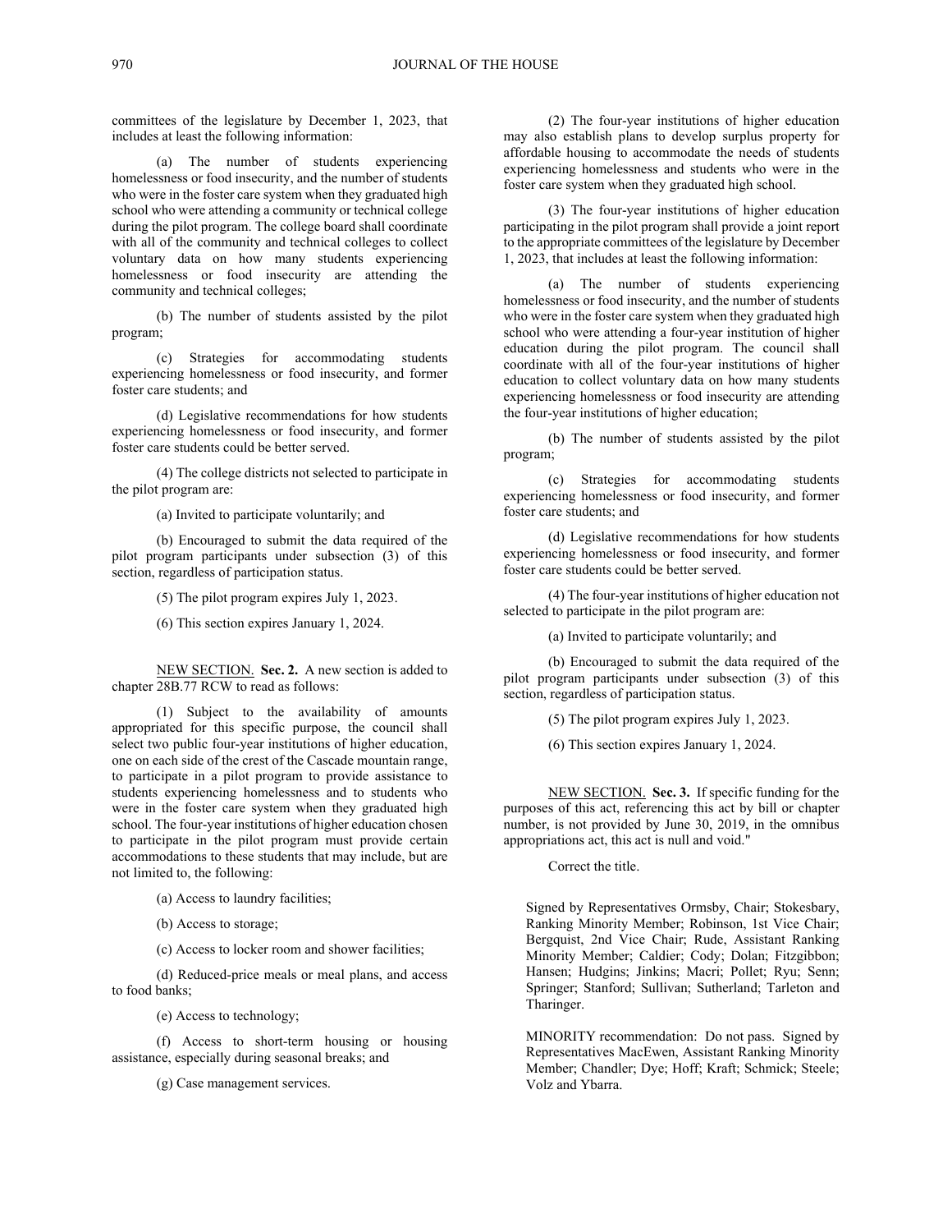committees of the legislature by December 1, 2023, that includes at least the following information:

(a) The number of students experiencing homelessness or food insecurity, and the number of students who were in the foster care system when they graduated high school who were attending a community or technical college during the pilot program. The college board shall coordinate with all of the community and technical colleges to collect voluntary data on how many students experiencing homelessness or food insecurity are attending the community and technical colleges;

(b) The number of students assisted by the pilot program;

(c) Strategies for accommodating students experiencing homelessness or food insecurity, and former foster care students; and

(d) Legislative recommendations for how students experiencing homelessness or food insecurity, and former foster care students could be better served.

(4) The college districts not selected to participate in the pilot program are:

(a) Invited to participate voluntarily; and

(b) Encouraged to submit the data required of the pilot program participants under subsection (3) of this section, regardless of participation status.

(5) The pilot program expires July 1, 2023.

(6) This section expires January 1, 2024.

NEW SECTION. **Sec. 2.** A new section is added to chapter 28B.77 RCW to read as follows:

(1) Subject to the availability of amounts appropriated for this specific purpose, the council shall select two public four-year institutions of higher education, one on each side of the crest of the Cascade mountain range, to participate in a pilot program to provide assistance to students experiencing homelessness and to students who were in the foster care system when they graduated high school. The four-year institutions of higher education chosen to participate in the pilot program must provide certain accommodations to these students that may include, but are not limited to, the following:

(a) Access to laundry facilities;

(b) Access to storage;

(c) Access to locker room and shower facilities;

(d) Reduced-price meals or meal plans, and access to food banks;

(e) Access to technology;

(f) Access to short-term housing or housing assistance, especially during seasonal breaks; and

(g) Case management services.

(2) The four-year institutions of higher education may also establish plans to develop surplus property for affordable housing to accommodate the needs of students experiencing homelessness and students who were in the foster care system when they graduated high school.

(3) The four-year institutions of higher education participating in the pilot program shall provide a joint report to the appropriate committees of the legislature by December 1, 2023, that includes at least the following information:

(a) The number of students experiencing homelessness or food insecurity, and the number of students who were in the foster care system when they graduated high school who were attending a four-year institution of higher education during the pilot program. The council shall coordinate with all of the four-year institutions of higher education to collect voluntary data on how many students experiencing homelessness or food insecurity are attending the four-year institutions of higher education;

(b) The number of students assisted by the pilot program;

(c) Strategies for accommodating students experiencing homelessness or food insecurity, and former foster care students; and

(d) Legislative recommendations for how students experiencing homelessness or food insecurity, and former foster care students could be better served.

(4) The four-year institutions of higher education not selected to participate in the pilot program are:

(a) Invited to participate voluntarily; and

(b) Encouraged to submit the data required of the pilot program participants under subsection (3) of this section, regardless of participation status.

(5) The pilot program expires July 1, 2023.

(6) This section expires January 1, 2024.

NEW SECTION. **Sec. 3.** If specific funding for the purposes of this act, referencing this act by bill or chapter number, is not provided by June 30, 2019, in the omnibus appropriations act, this act is null and void."

Correct the title.

Signed by Representatives Ormsby, Chair; Stokesbary, Ranking Minority Member; Robinson, 1st Vice Chair; Bergquist, 2nd Vice Chair; Rude, Assistant Ranking Minority Member; Caldier; Cody; Dolan; Fitzgibbon; Hansen; Hudgins; Jinkins; Macri; Pollet; Ryu; Senn; Springer; Stanford; Sullivan; Sutherland; Tarleton and Tharinger.

MINORITY recommendation: Do not pass. Signed by Representatives MacEwen, Assistant Ranking Minority Member; Chandler; Dye; Hoff; Kraft; Schmick; Steele; Volz and Ybarra.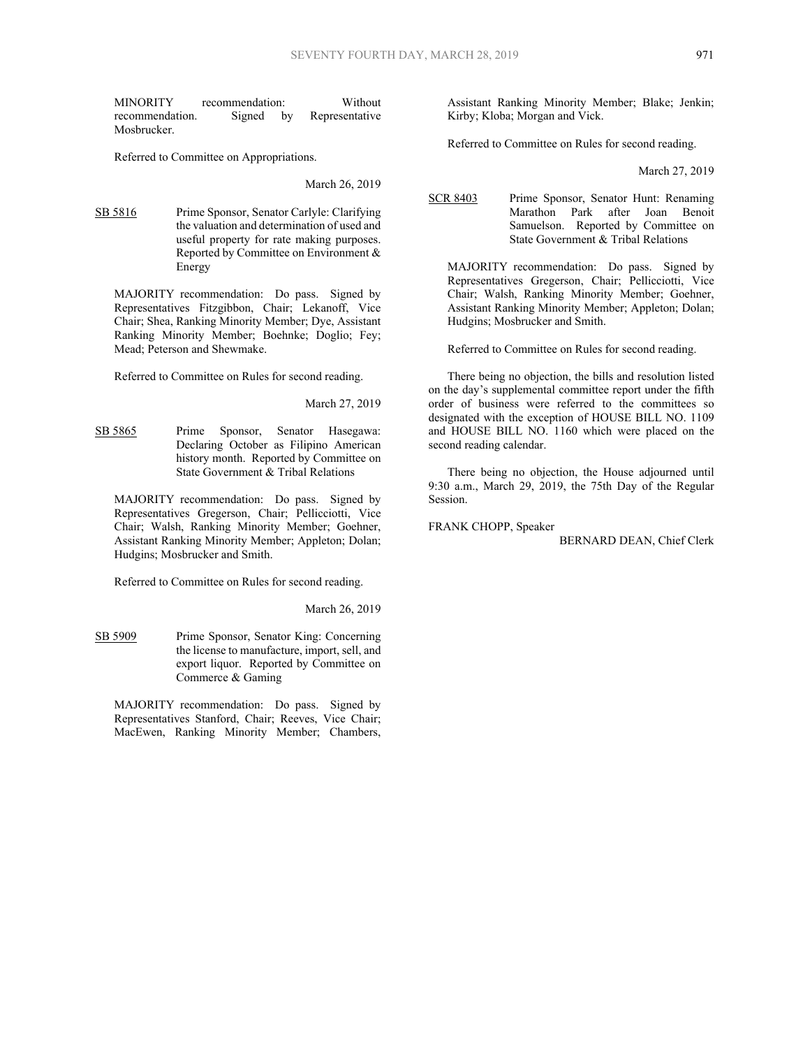MINORITY recommendation: Without recommendation. Signed by Representative Mosbrucker.

Referred to Committee on Appropriations.

March 26, 2019

SB 5816 Prime Sponsor, Senator Carlyle: Clarifying the valuation and determination of used and useful property for rate making purposes. Reported by Committee on Environment & Energy

MAJORITY recommendation: Do pass. Signed by Representatives Fitzgibbon, Chair; Lekanoff, Vice Chair; Shea, Ranking Minority Member; Dye, Assistant Ranking Minority Member; Boehnke; Doglio; Fey; Mead; Peterson and Shewmake.

Referred to Committee on Rules for second reading.

March 27, 2019

SB 5865 Prime Sponsor, Senator Hasegawa: Declaring October as Filipino American history month. Reported by Committee on State Government & Tribal Relations

MAJORITY recommendation: Do pass. Signed by Representatives Gregerson, Chair; Pellicciotti, Vice Chair; Walsh, Ranking Minority Member; Goehner, Assistant Ranking Minority Member; Appleton; Dolan; Hudgins; Mosbrucker and Smith.

Referred to Committee on Rules for second reading.

March 26, 2019

SB 5909 Prime Sponsor, Senator King: Concerning the license to manufacture, import, sell, and export liquor. Reported by Committee on Commerce & Gaming

MAJORITY recommendation: Do pass. Signed by Representatives Stanford, Chair; Reeves, Vice Chair; MacEwen, Ranking Minority Member; Chambers, Assistant Ranking Minority Member; Blake; Jenkin; Kirby; Kloba; Morgan and Vick.

Referred to Committee on Rules for second reading.

March 27, 2019

SCR 8403 Prime Sponsor, Senator Hunt: Renaming Marathon Park after Joan Benoit Samuelson. Reported by Committee on State Government & Tribal Relations

MAJORITY recommendation: Do pass. Signed by Representatives Gregerson, Chair; Pellicciotti, Vice Chair; Walsh, Ranking Minority Member; Goehner, Assistant Ranking Minority Member; Appleton; Dolan; Hudgins; Mosbrucker and Smith.

Referred to Committee on Rules for second reading.

There being no objection, the bills and resolution listed on the day's supplemental committee report under the fifth order of business were referred to the committees so designated with the exception of HOUSE BILL NO. 1109 and HOUSE BILL NO. 1160 which were placed on the second reading calendar.

There being no objection, the House adjourned until 9:30 a.m., March 29, 2019, the 75th Day of the Regular Session.

FRANK CHOPP, Speaker

BERNARD DEAN, Chief Clerk